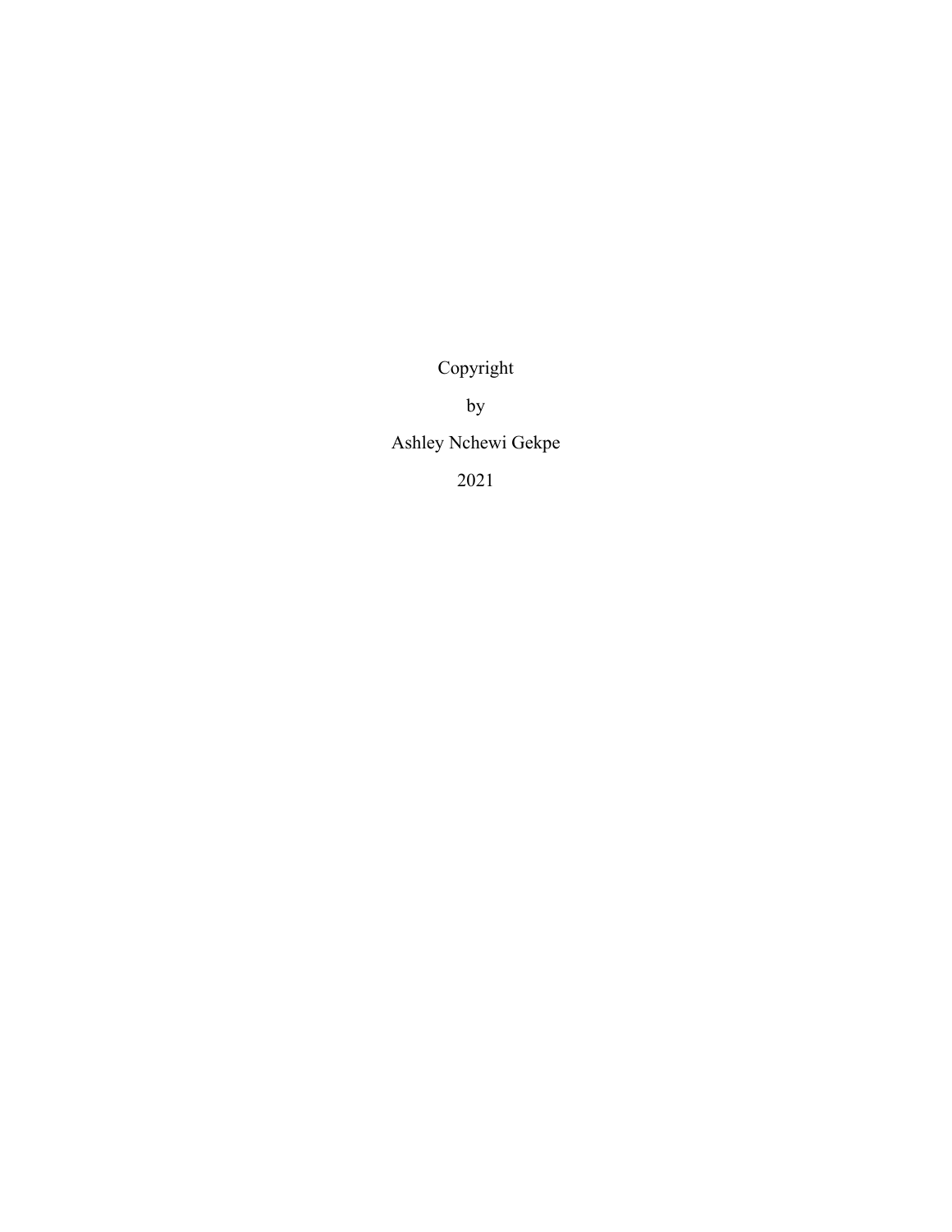Copyright

by

Ashley Nchewi Gekpe

2021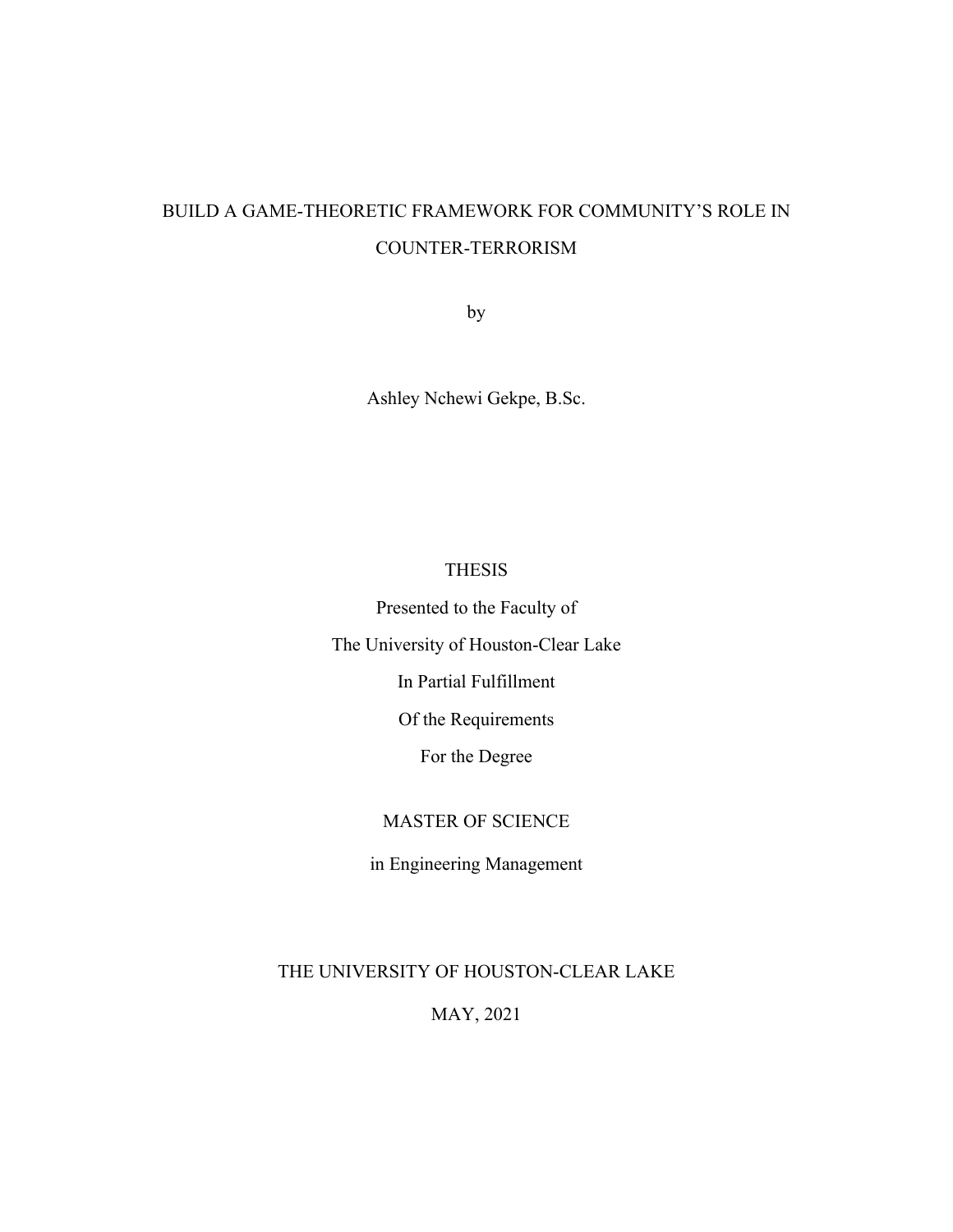BUILD A GAME-THEORETIC FRAMEWORK FOR COMMUNITY'S ROLE IN COUNTER-TERRORISM

by

Ashley Nchewi Gekpe, B.Sc.

THESIS

Presented to the Faculty of

The University of Houston-Clear Lake

In Partial Fulfillment

Of the Requirements

For the Degree

MASTER OF SCIENCE

in Engineering Management

THE UNIVERSITY OF HOUSTON-CLEAR LAKE

MAY, 2021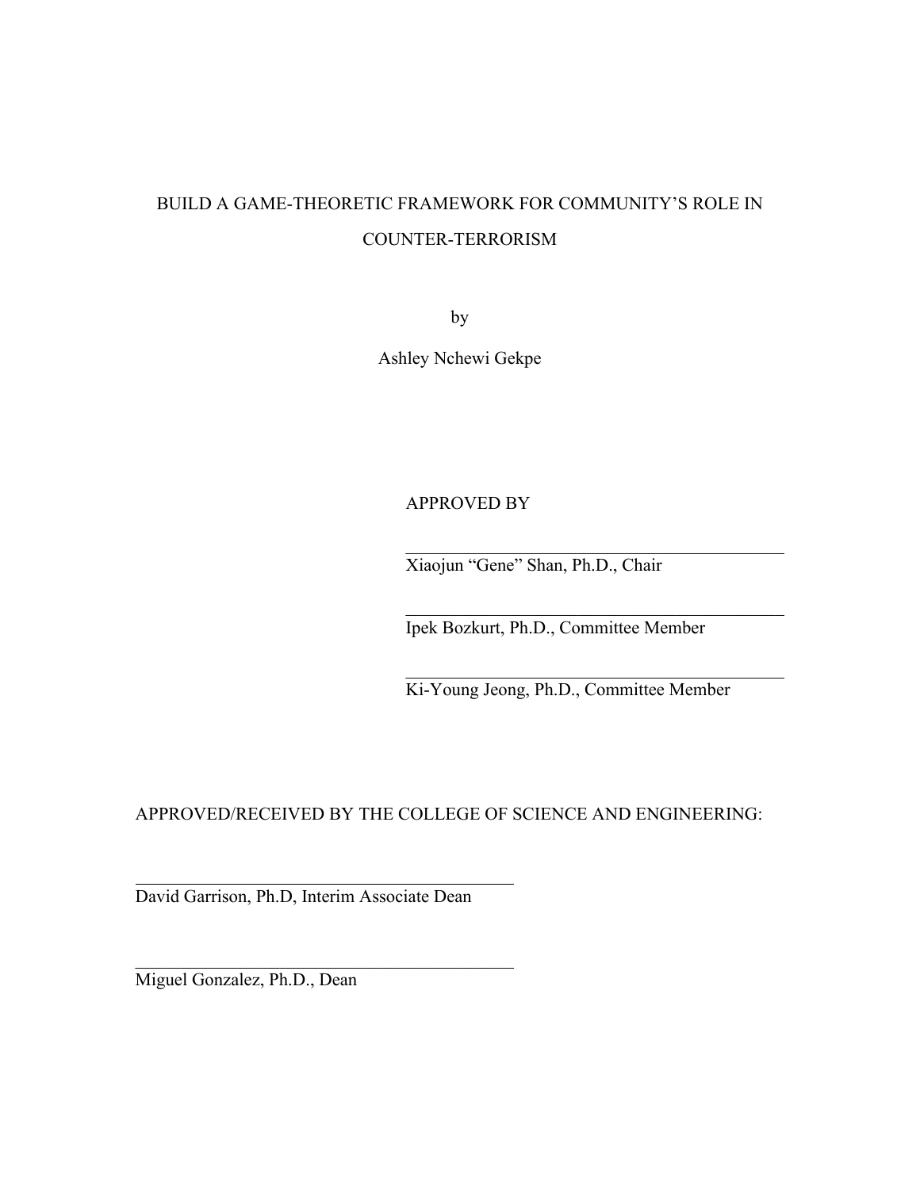BUILD A GAME-THEORETIC FRAMEWORK FOR COMMUNITY'S ROLE IN COUNTER-TERRORISM

by

Ashley Nchewi Gekpe

APPROVED BY

\_\_\_\_\_\_\_\_\_\_\_\_\_\_\_\_\_\_\_\_\_\_\_\_\_\_\_\_\_\_\_\_\_\_\_\_\_\_\_\_

Xiaojun "Gene" Shan, Ph.D., Chair

\_\_\_\_\_\_\_\_\_\_\_\_\_\_\_\_\_\_\_\_\_\_\_\_\_\_\_\_\_\_\_\_\_\_\_\_\_\_\_\_

Ipek Bozkurt, Ph.D., Committee Member

\_\_\_\_\_\_\_\_\_\_\_\_\_\_\_\_\_\_\_\_\_\_\_\_\_\_\_\_\_\_\_\_\_\_\_\_\_\_\_\_

Ki-Young Jeong, Ph.D., Committee Member

APPROVED/RECEIVED BY THE COLLEGE OF SCIENCE AND ENGINEERING:

\_\_\_\_\_\_\_\_\_\_\_\_\_\_\_\_\_\_\_\_\_\_\_\_\_\_\_\_\_\_\_\_\_\_\_\_\_\_\_\_

David Garrison, Ph.D, Interim Associate Dean

\_\_\_\_\_\_\_\_\_\_\_\_\_\_\_\_\_\_\_\_\_\_\_\_\_\_\_\_\_\_\_\_\_\_\_\_\_\_\_\_

Miguel Gonzalez, Ph.D., Dean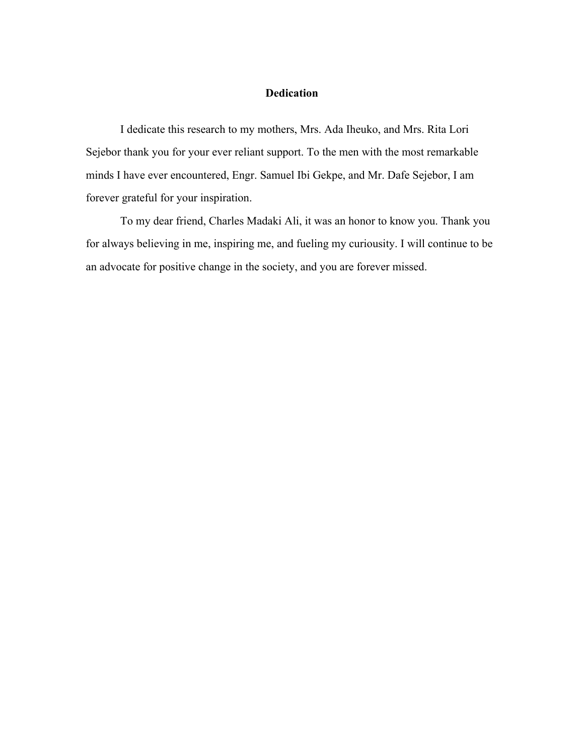## Dedication

I dedicate this research to my mothers, Mrs. Ada Iheuko, and Mrs. Rita Lori Sejebor thank you for your ever reliant support. To the men with the most remarkable minds I have ever encountered, Engr. Samuel Ibi Gekpe, and Mr. Dafe Sejebor, I am forever grateful for your inspiration.

To my dear friend, Charles Madaki Ali, it was an honor to know you. Thank you for always believing in me, inspiring me, and fueling my curiousity. I will continue to be an advocate for positive change in the society, and you are forever missed.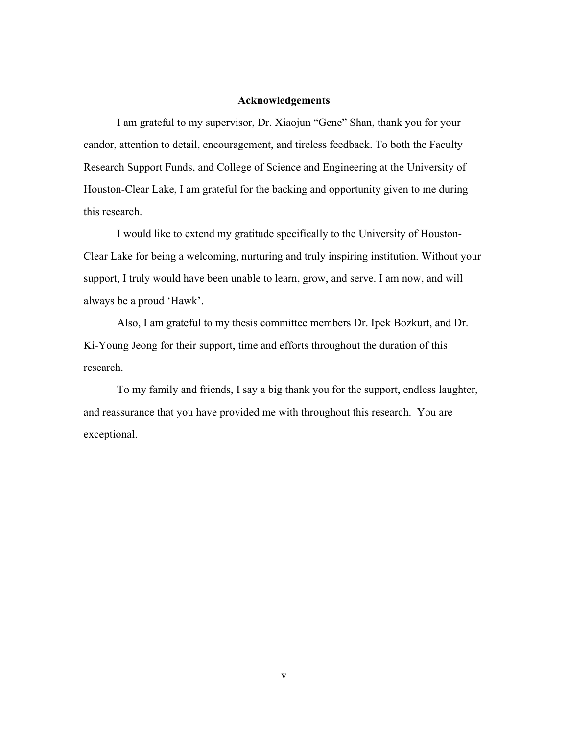# Acknowledgements

I am grateful to my supervisor, Dr. Xiaojun “Gene” Shan, thank you for your candor, attention to detail, encouragement, and tireless feedback. To both the Faculty Research Support Funds, and College of Science and Engineering at the University of Houston-Clear Lake, I am grateful for the backing and opportunity given to me during this research.

I would like to extend my gratitude specifically to the University of Houston-Clear Lake for being a welcoming, nurturing and truly inspiring institution. Without your support, I truly would have been unable to learn, grow, and serve. I am now, and will always be a proud ‘Hawk’.

Also, I am grateful to my thesis committee members Dr. Ipek Bozkurt, and Dr. Ki-Young Jeong for their support, time and efforts throughout the duration of this research.

To my family and friends, I say a big thank you for the support, endless laughter, and reassurance that you have provided me with throughout this research. You are exceptional.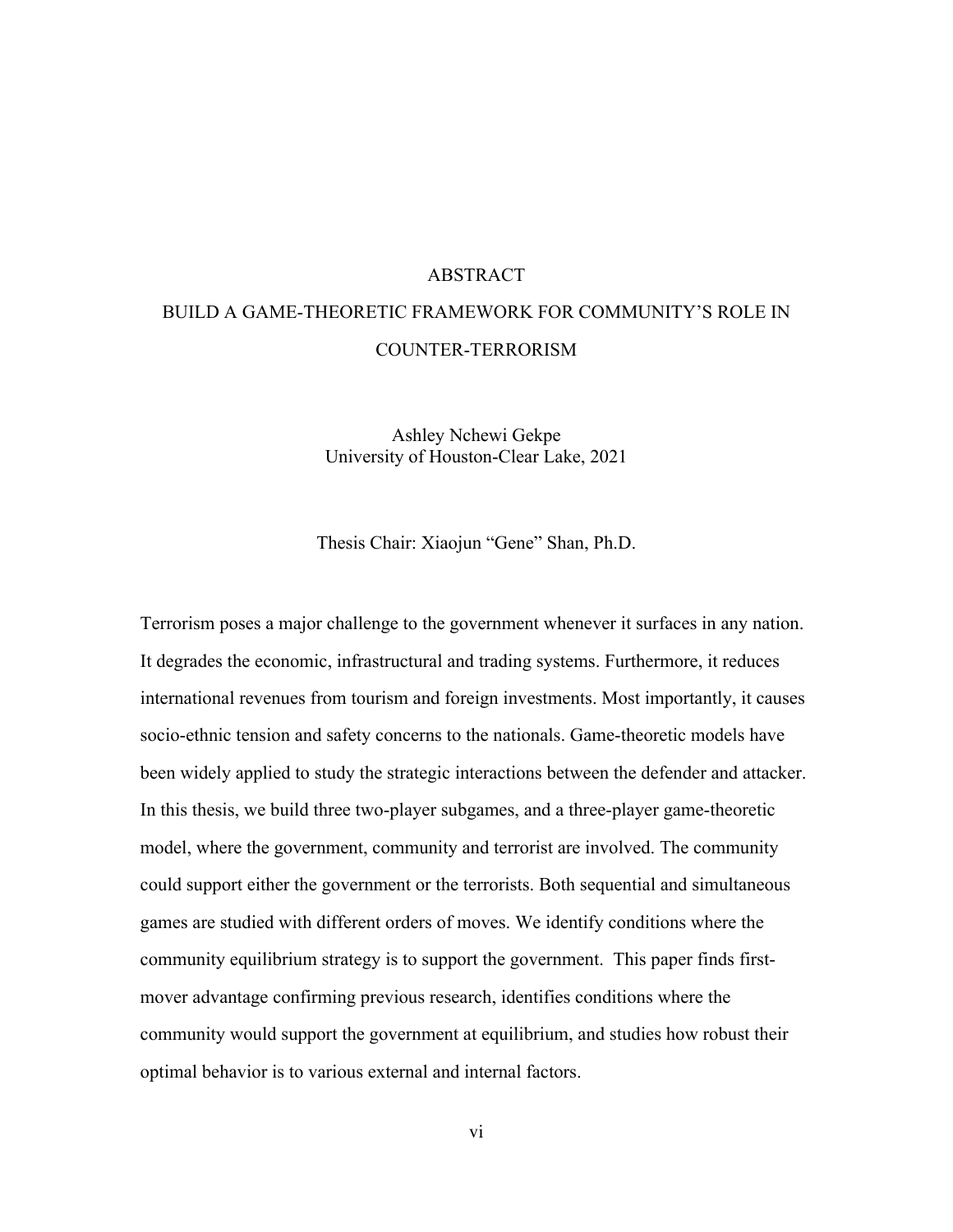# ABSTRACT

## BUILD A GAME-THEORETIC FRAMEWORK FOR COMMUNITY'S ROLE IN COUNTER-TERRORISM

Ashley Nchewi Gekpe
University of Houston-Clear Lake, 2021

Thesis Chair: Xiaojun "Gene" Shan, Ph.D.

Terrorism poses a major challenge to the government whenever it surfaces in any nation. It degrades the economic, infrastructural and trading systems. Furthermore, it reduces international revenues from tourism and foreign investments. Most importantly, it causes socio-ethnic tension and safety concerns to the nationals. Game-theoretic models have been widely applied to study the strategic interactions between the defender and attacker. In this thesis, we build three two-player subgames, and a three-player game-theoretic model, where the government, community and terrorist are involved. The community could support either the government or the terrorists. Both sequential and simultaneous games are studied with different orders of moves. We identify conditions where the community equilibrium strategy is to support the government. This paper finds first-mover advantage confirming previous research, identifies conditions where the community would support the government at equilibrium, and studies how robust their optimal behavior is to various external and internal factors.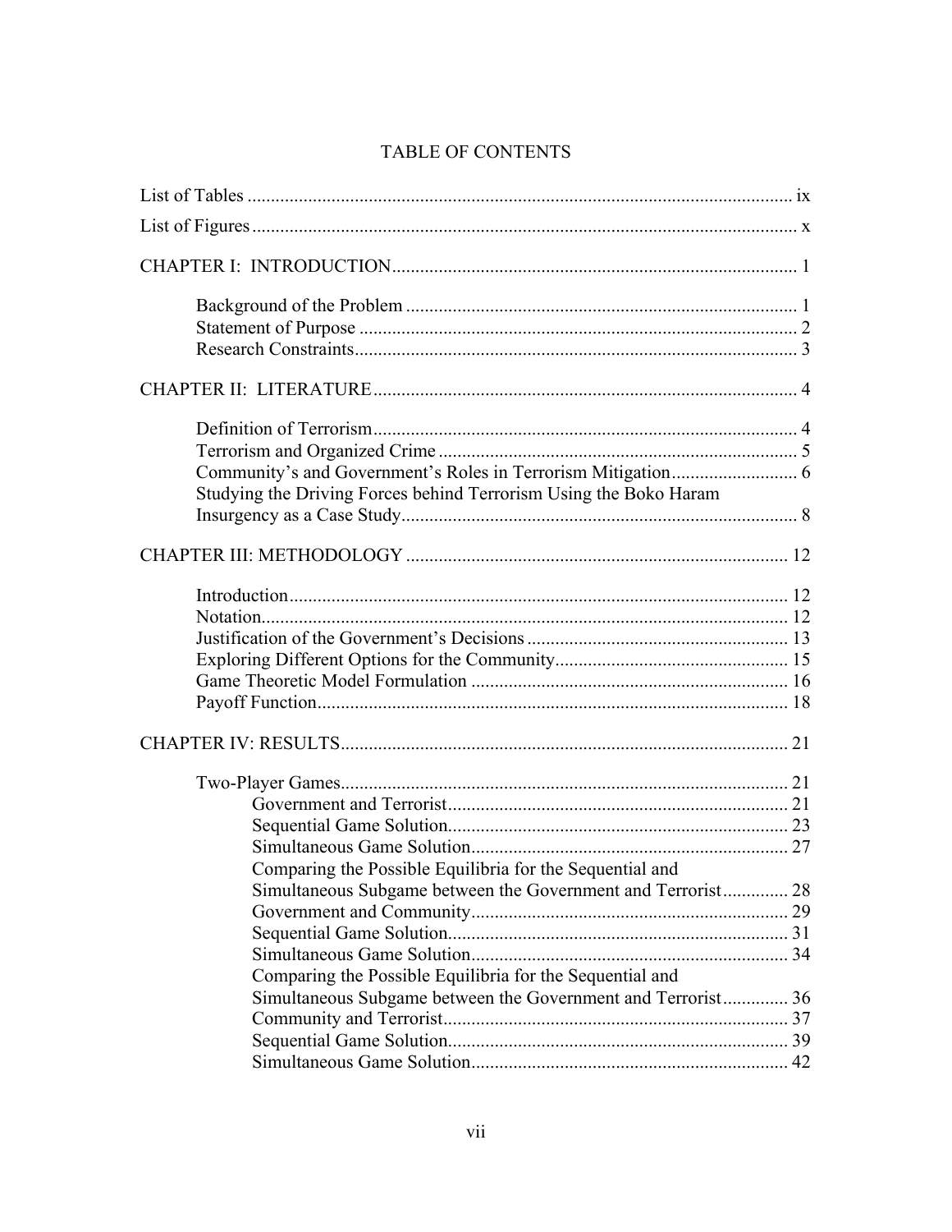# TABLE OF CONTENTS

List of Tables ..... ix

List of Figures ..... x

CHAPTER I: INTRODUCTION ..... 1

- Background of the Problem ..... 1
- Statement of Purpose ..... 2
- Research Constraints ..... 3

CHAPTER II: LITERATURE ..... 4

- Definition of Terrorism ..... 4
- Terrorism and Organized Crime ..... 5
- Community's and Government's Roles in Terrorism Mitigation ..... 6
- Studying the Driving Forces behind Terrorism Using the Boko Haram Insurgency as a Case Study ..... 8

CHAPTER III: METHODOLOGY ..... 12

- Introduction ..... 12
- Notation ..... 12
- Justification of the Government's Decisions ..... 13
- Exploring Different Options for the Community ..... 15
- Game Theoretic Model Formulation ..... 16
- Payoff Function ..... 18

CHAPTER IV: RESULTS ..... 21

- Two-Player Games ..... 21
  - Government and Terrorist ..... 21
  - Sequential Game Solution ..... 23
  - Simultaneous Game Solution ..... 27
  - Comparing the Possible Equilibria for the Sequential and Simultaneous Subgame between the Government and Terrorist ..... 28
  - Government and Community ..... 29
  - Sequential Game Solution ..... 31
  - Simultaneous Game Solution ..... 34
  - Comparing the Possible Equilibria for the Sequential and Simultaneous Subgame between the Government and Terrorist ..... 36
  - Community and Terrorist ..... 37
  - Sequential Game Solution ..... 39
  - Simultaneous Game Solution ..... 42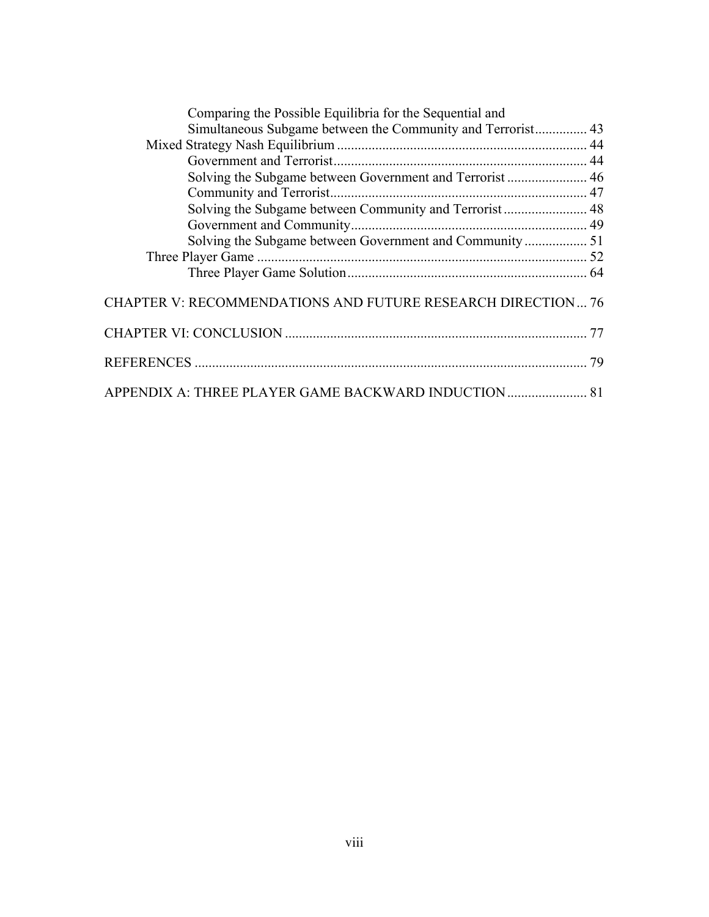Comparing the Possible Equilibria for the Sequential and Simultaneous Subgame between the Community and Terrorist ............... 43

Mixed Strategy Nash Equilibrium ........................................................................ 44

Government and Terrorist ......................................................................... 44

Solving the Subgame between Government and Terrorist ....................... 46

Community and Terrorist .......................................................................... 47

Solving the Subgame between Community and Terrorist ........................ 48

Government and Community .................................................................... 49

Solving the Subgame between Government and Community .................. 51

Three Player Game ............................................................................................... 52

Three Player Game Solution ..................................................................... 64

CHAPTER V: RECOMMENDATIONS AND FUTURE RESEARCH DIRECTION ... 76

CHAPTER VI: CONCLUSION ....................................................................................... 77

REFERENCES ................................................................................................................. 79

APPENDIX A: THREE PLAYER GAME BACKWARD INDUCTION ....................... 81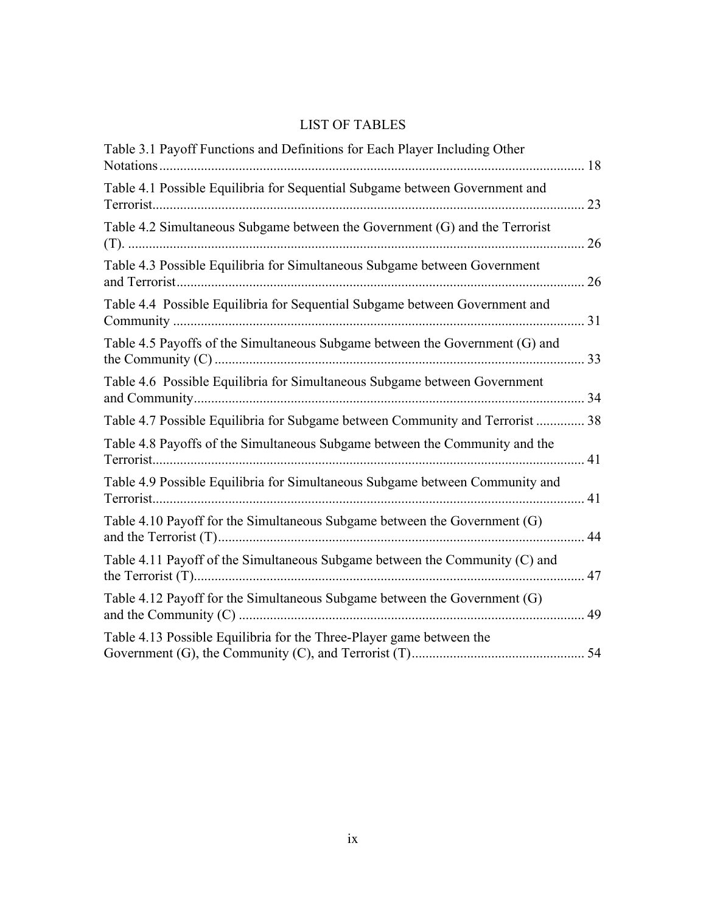# LIST OF TABLES

Table 3.1 Payoff Functions and Definitions for Each Player Including Other Notations ........................................................................................................................ 18

Table 4.1 Possible Equilibria for Sequential Subgame between Government and Terrorist.......................................................................................................................... 23

Table 4.2 Simultaneous Subgame between the Government (G) and the Terrorist (T). ................................................................................................................................. 26

Table 4.3 Possible Equilibria for Simultaneous Subgame between Government and Terrorist..................................................................................................................... 26

Table 4.4 Possible Equilibria for Sequential Subgame between Government and Community ...................................................................................................................... 31

Table 4.5 Payoffs of the Simultaneous Subgame between the Government (G) and the Community (C) .......................................................................................................... 33

Table 4.6 Possible Equilibria for Simultaneous Subgame between Government and Community................................................................................................................ 34

Table 4.7 Possible Equilibria for Subgame between Community and Terrorist .............. 38

Table 4.8 Payoffs of the Simultaneous Subgame between the Community and the Terrorist.......................................................................................................................... 41

Table 4.9 Possible Equilibria for Simultaneous Subgame between Community and Terrorist.......................................................................................................................... 41

Table 4.10 Payoff for the Simultaneous Subgame between the Government (G) and the Terrorist (T)......................................................................................................... 44

Table 4.11 Payoff of the Simultaneous Subgame between the Community (C) and the Terrorist (T)................................................................................................................ 47

Table 4.12 Payoff for the Simultaneous Subgame between the Government (G) and the Community (C) ................................................................................................... 49

Table 4.13 Possible Equilibria for the Three-Player game between the Government (G), the Community (C), and Terrorist (T).................................................. 54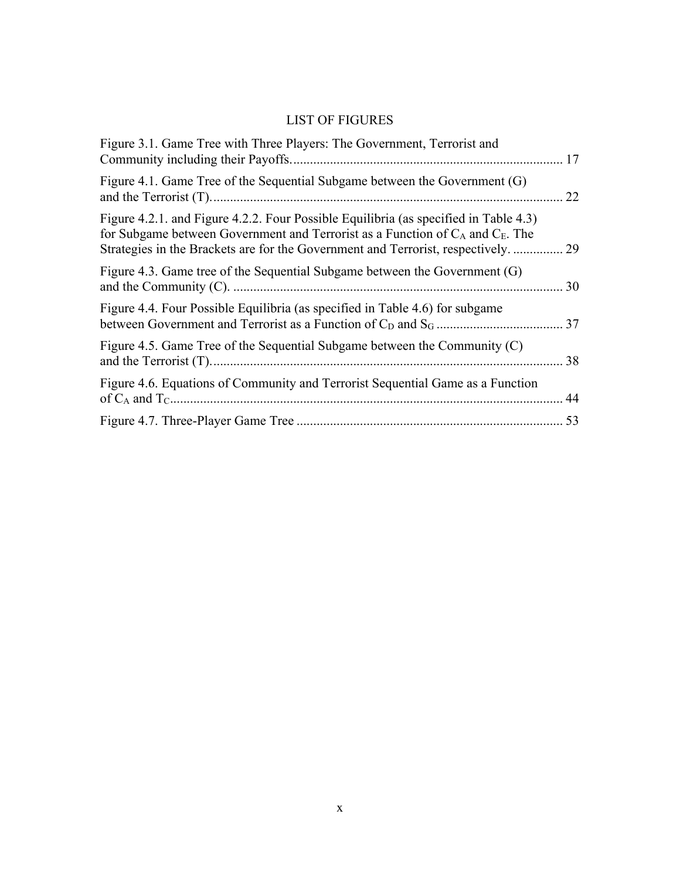# LIST OF FIGURES

Figure 3.1. Game Tree with Three Players: The Government, Terrorist and Community including their Payoffs.................................................................................. 17

Figure 4.1. Game Tree of the Sequential Subgame between the Government (G) and the Terrorist (T)........................................................................................................... 22

Figure 4.2.1. and Figure 4.2.2. Four Possible Equilibria (as specified in Table 4.3) for Subgame between Government and Terrorist as a Function of $C_A$ and $C_E$. The Strategies in the Brackets are for the Government and Terrorist, respectively. ............... 29

Figure 4.3. Game tree of the Sequential Subgame between the Government (G) and the Community (C). .................................................................................................. 30

Figure 4.4. Four Possible Equilibria (as specified in Table 4.6) for subgame between Government and Terrorist as a Function of $C_D$ and $S_G$ ...................................... 37

Figure 4.5. Game Tree of the Sequential Subgame between the Community (C) and the Terrorist (T)........................................................................................................... 38

Figure 4.6. Equations of Community and Terrorist Sequential Game as a Function of $C_A$ and $T_C$....................................................................................................................... 44

Figure 4.7. Three-Player Game Tree ................................................................................ 53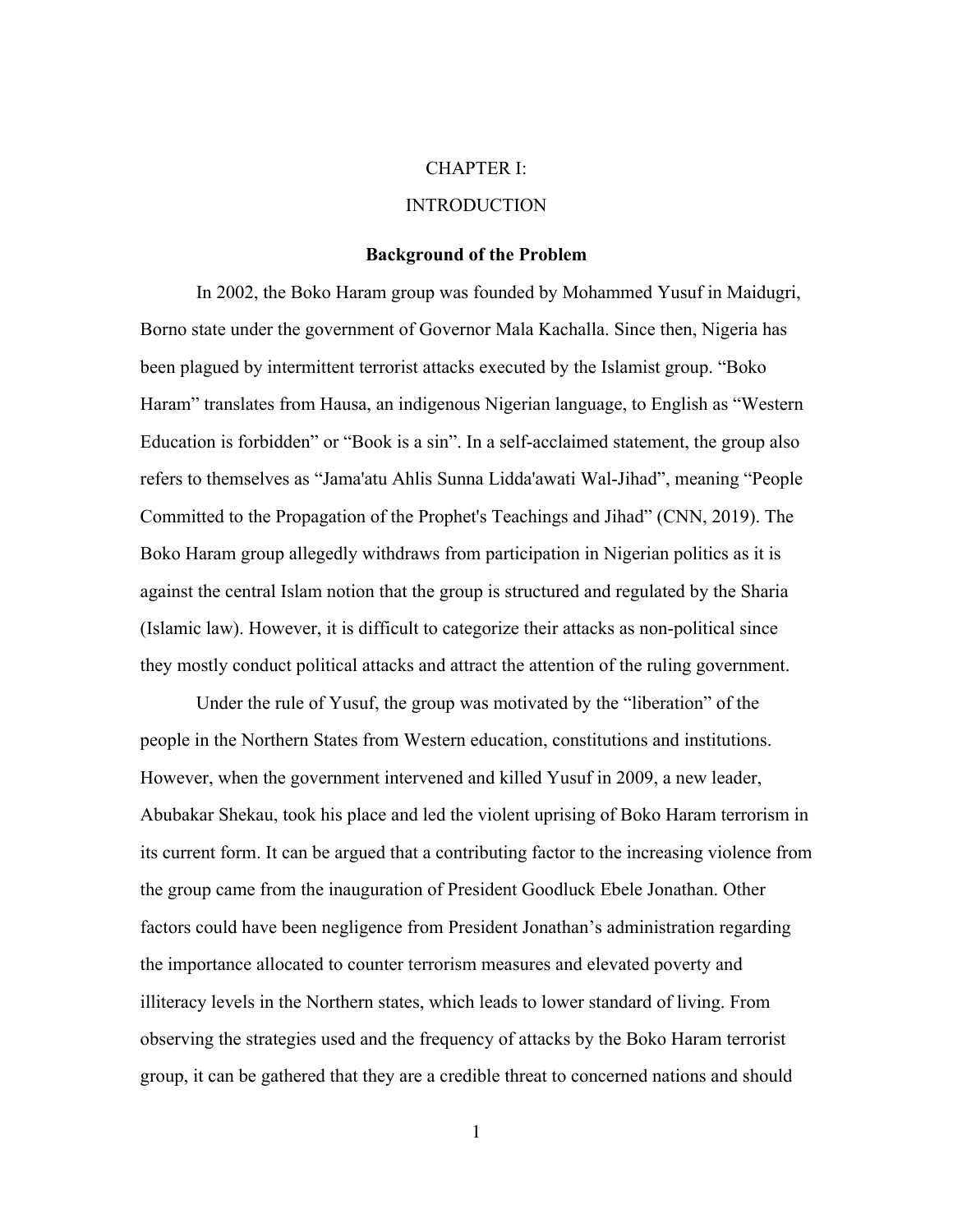# CHAPTER I:

# INTRODUCTION

## Background of the Problem

In 2002, the Boko Haram group was founded by Mohammed Yusuf in Maidugri, Borno state under the government of Governor Mala Kachalla. Since then, Nigeria has been plagued by intermittent terrorist attacks executed by the Islamist group. "Boko Haram" translates from Hausa, an indigenous Nigerian language, to English as "Western Education is forbidden" or "Book is a sin". In a self-acclaimed statement, the group also refers to themselves as "Jama'atu Ahlis Sunna Lidda'awati Wal-Jihad", meaning "People Committed to the Propagation of the Prophet's Teachings and Jihad" (CNN, 2019). The Boko Haram group allegedly withdraws from participation in Nigerian politics as it is against the central Islam notion that the group is structured and regulated by the Sharia (Islamic law). However, it is difficult to categorize their attacks as non-political since they mostly conduct political attacks and attract the attention of the ruling government.

Under the rule of Yusuf, the group was motivated by the "liberation" of the people in the Northern States from Western education, constitutions and institutions. However, when the government intervened and killed Yusuf in 2009, a new leader, Abubakar Shekau, took his place and led the violent uprising of Boko Haram terrorism in its current form. It can be argued that a contributing factor to the increasing violence from the group came from the inauguration of President Goodluck Ebele Jonathan. Other factors could have been negligence from President Jonathan's administration regarding the importance allocated to counter terrorism measures and elevated poverty and illiteracy levels in the Northern states, which leads to lower standard of living. From observing the strategies used and the frequency of attacks by the Boko Haram terrorist group, it can be gathered that they are a credible threat to concerned nations and should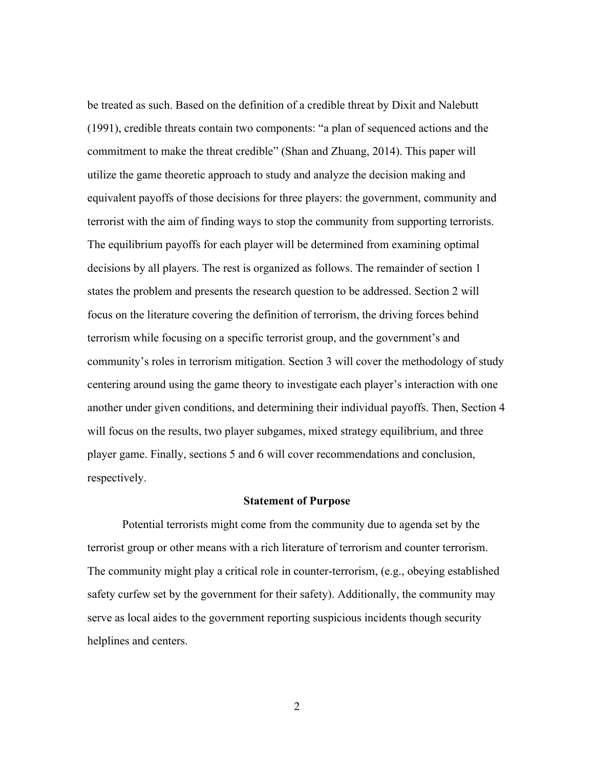be treated as such. Based on the definition of a credible threat by Dixit and Nalebutt (1991), credible threats contain two components: “a plan of sequenced actions and the commitment to make the threat credible” (Shan and Zhuang, 2014). This paper will utilize the game theoretic approach to study and analyze the decision making and equivalent payoffs of those decisions for three players: the government, community and terrorist with the aim of finding ways to stop the community from supporting terrorists. The equilibrium payoffs for each player will be determined from examining optimal decisions by all players. The rest is organized as follows. The remainder of section 1 states the problem and presents the research question to be addressed. Section 2 will focus on the literature covering the definition of terrorism, the driving forces behind terrorism while focusing on a specific terrorist group, and the government’s and community’s roles in terrorism mitigation. Section 3 will cover the methodology of study centering around using the game theory to investigate each player’s interaction with one another under given conditions, and determining their individual payoffs. Then, Section 4 will focus on the results, two player subgames, mixed strategy equilibrium, and three player game. Finally, sections 5 and 6 will cover recommendations and conclusion, respectively.

### Statement of Purpose

Potential terrorists might come from the community due to agenda set by the terrorist group or other means with a rich literature of terrorism and counter terrorism. The community might play a critical role in counter-terrorism, (e.g., obeying established safety curfew set by the government for their safety). Additionally, the community may serve as local aides to the government reporting suspicious incidents though security helplines and centers.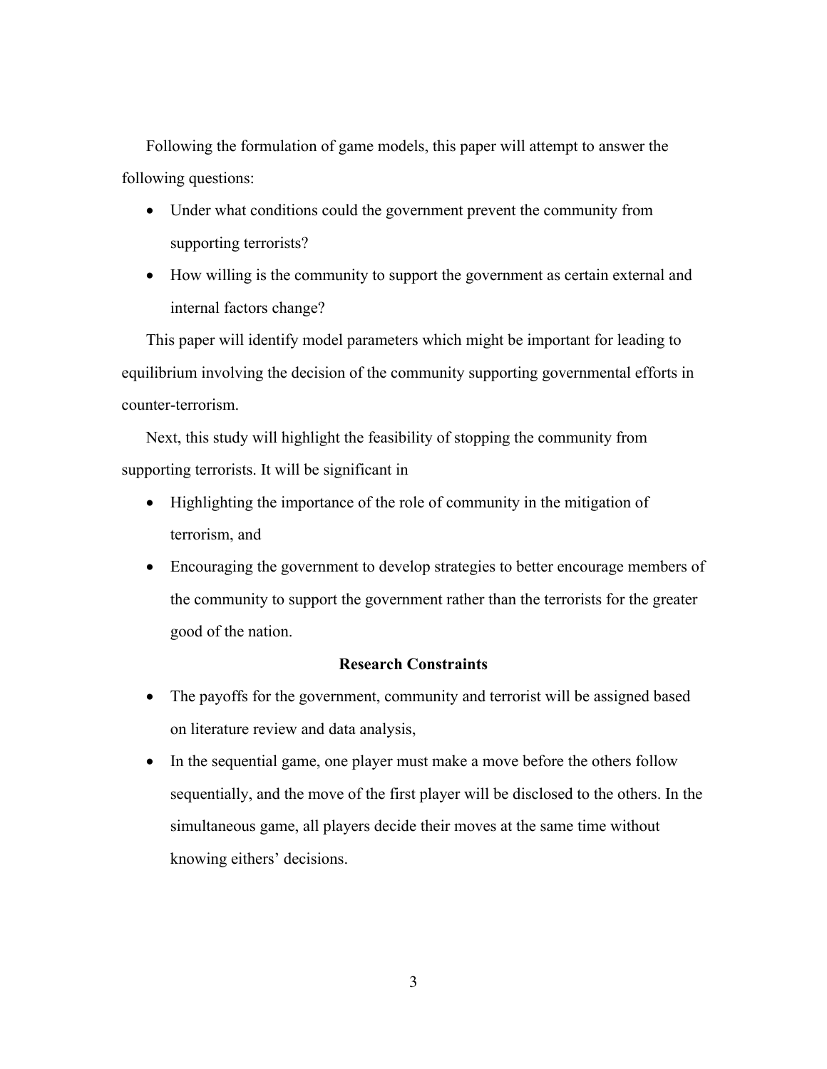Following the formulation of game models, this paper will attempt to answer the following questions:

- Under what conditions could the government prevent the community from supporting terrorists?
- How willing is the community to support the government as certain external and internal factors change?

This paper will identify model parameters which might be important for leading to equilibrium involving the decision of the community supporting governmental efforts in counter-terrorism.

Next, this study will highlight the feasibility of stopping the community from supporting terrorists. It will be significant in

- Highlighting the importance of the role of community in the mitigation of terrorism, and
- Encouraging the government to develop strategies to better encourage members of the community to support the government rather than the terrorists for the greater good of the nation.

**Research Constraints**

- The payoffs for the government, community and terrorist will be assigned based on literature review and data analysis,
- In the sequential game, one player must make a move before the others follow sequentially, and the move of the first player will be disclosed to the others. In the simultaneous game, all players decide their moves at the same time without knowing eithers' decisions.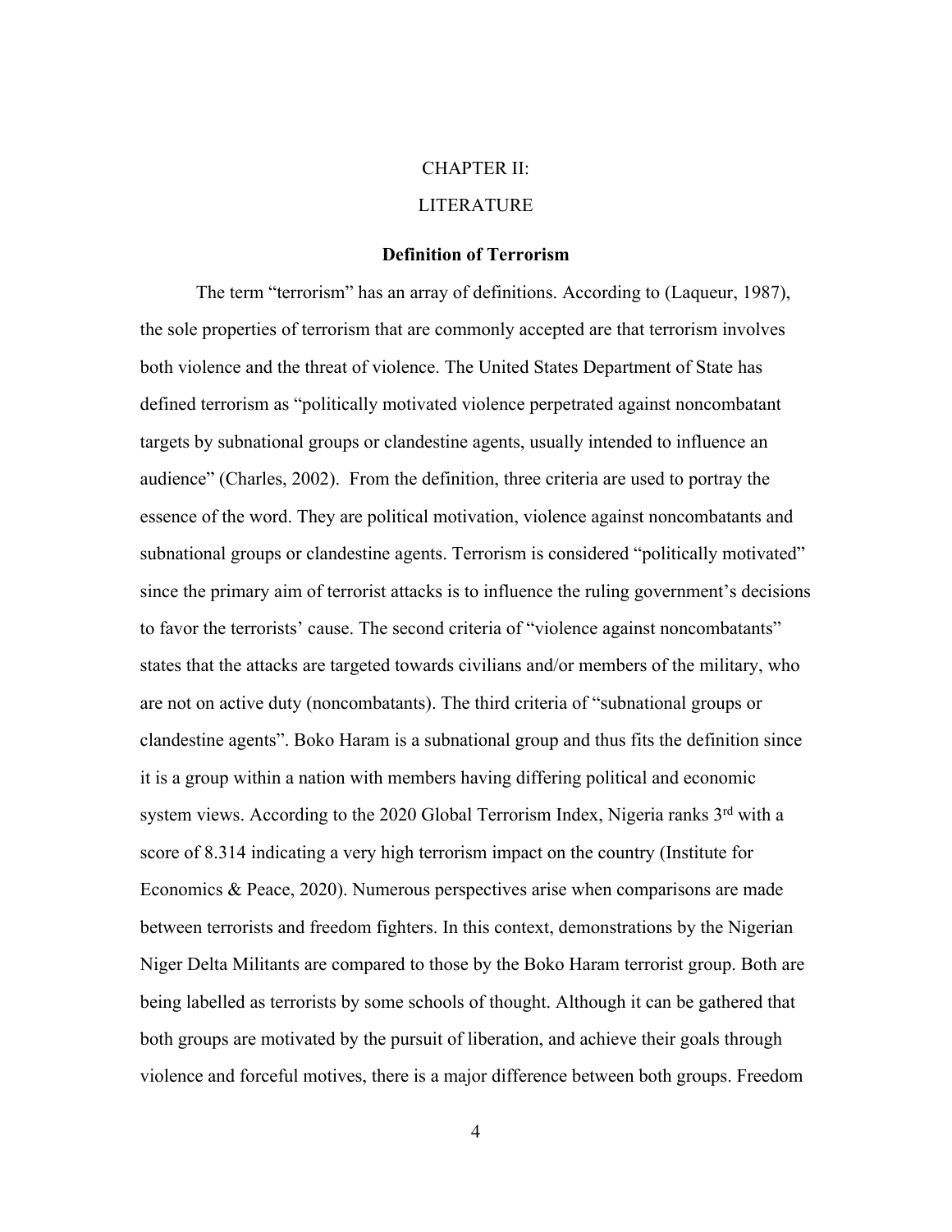# CHAPTER II:

# LITERATURE

## Definition of Terrorism

The term “terrorism” has an array of definitions. According to (Laqueur, 1987), the sole properties of terrorism that are commonly accepted are that terrorism involves both violence and the threat of violence. The United States Department of State has defined terrorism as “politically motivated violence perpetrated against noncombatant targets by subnational groups or clandestine agents, usually intended to influence an audience” (Charles, 2002). From the definition, three criteria are used to portray the essence of the word. They are political motivation, violence against noncombatants and subnational groups or clandestine agents. Terrorism is considered “politically motivated” since the primary aim of terrorist attacks is to influence the ruling government’s decisions to favor the terrorists’ cause. The second criteria of “violence against noncombatants” states that the attacks are targeted towards civilians and/or members of the military, who are not on active duty (noncombatants). The third criteria of “subnational groups or clandestine agents”. Boko Haram is a subnational group and thus fits the definition since it is a group within a nation with members having differing political and economic system views. According to the 2020 Global Terrorism Index, Nigeria ranks 3rd with a score of 8.314 indicating a very high terrorism impact on the country (Institute for Economics & Peace, 2020). Numerous perspectives arise when comparisons are made between terrorists and freedom fighters. In this context, demonstrations by the Nigerian Niger Delta Militants are compared to those by the Boko Haram terrorist group. Both are being labelled as terrorists by some schools of thought. Although it can be gathered that both groups are motivated by the pursuit of liberation, and achieve their goals through violence and forceful motives, there is a major difference between both groups. Freedom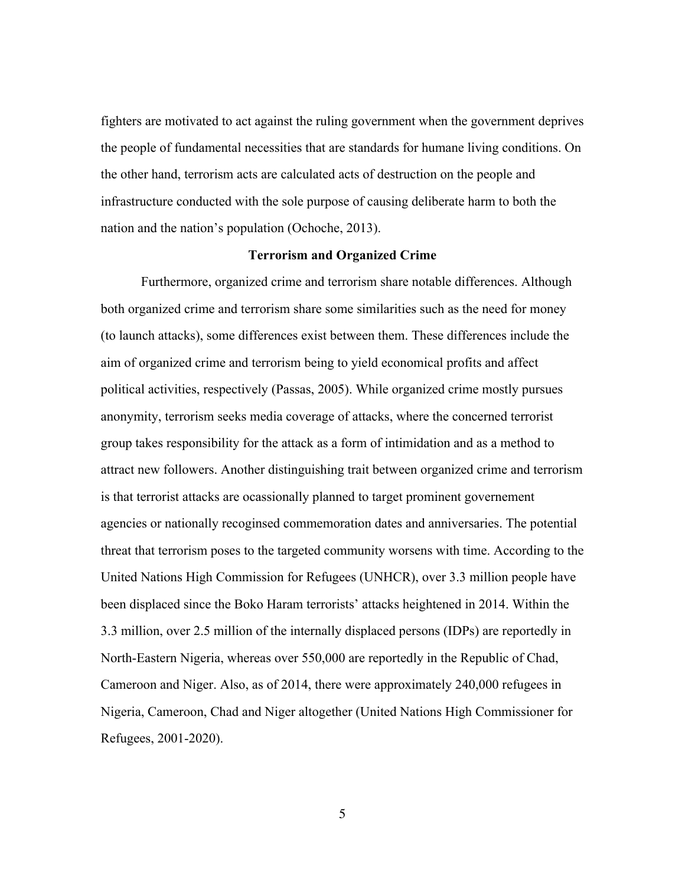fighters are motivated to act against the ruling government when the government deprives the people of fundamental necessities that are standards for humane living conditions. On the other hand, terrorism acts are calculated acts of destruction on the people and infrastructure conducted with the sole purpose of causing deliberate harm to both the nation and the nation's population (Ochoche, 2013).

## Terrorism and Organized Crime

Furthermore, organized crime and terrorism share notable differences. Although both organized crime and terrorism share some similarities such as the need for money (to launch attacks), some differences exist between them. These differences include the aim of organized crime and terrorism being to yield economical profits and affect political activities, respectively (Passas, 2005). While organized crime mostly pursues anonymity, terrorism seeks media coverage of attacks, where the concerned terrorist group takes responsibility for the attack as a form of intimidation and as a method to attract new followers. Another distinguishing trait between organized crime and terrorism is that terrorist attacks are ocassionally planned to target prominent governement agencies or nationally recoginsed commemoration dates and anniversaries. The potential threat that terrorism poses to the targeted community worsens with time. According to the United Nations High Commission for Refugees (UNHCR), over 3.3 million people have been displaced since the Boko Haram terrorists' attacks heightened in 2014. Within the 3.3 million, over 2.5 million of the internally displaced persons (IDPs) are reportedly in North-Eastern Nigeria, whereas over 550,000 are reportedly in the Republic of Chad, Cameroon and Niger. Also, as of 2014, there were approximately 240,000 refugees in Nigeria, Cameroon, Chad and Niger altogether (United Nations High Commissioner for Refugees, 2001-2020).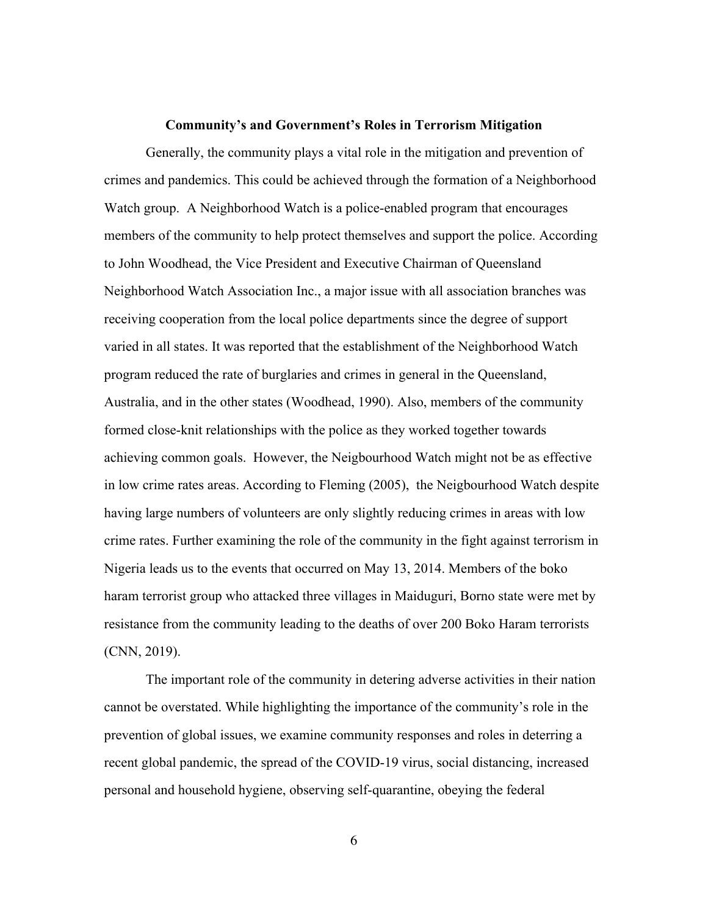**Community's and Government's Roles in Terrorism Mitigation**

Generally, the community plays a vital role in the mitigation and prevention of crimes and pandemics. This could be achieved through the formation of a Neighborhood Watch group. A Neighborhood Watch is a police-enabled program that encourages members of the community to help protect themselves and support the police. According to John Woodhead, the Vice President and Executive Chairman of Queensland Neighborhood Watch Association Inc., a major issue with all association branches was receiving cooperation from the local police departments since the degree of support varied in all states. It was reported that the establishment of the Neighborhood Watch program reduced the rate of burglaries and crimes in general in the Queensland, Australia, and in the other states (Woodhead, 1990). Also, members of the community formed close-knit relationships with the police as they worked together towards achieving common goals. However, the Neigbourhood Watch might not be as effective in low crime rates areas. According to Fleming (2005), the Neigbourhood Watch despite having large numbers of volunteers are only slightly reducing crimes in areas with low crime rates. Further examining the role of the community in the fight against terrorism in Nigeria leads us to the events that occurred on May 13, 2014. Members of the boko haram terrorist group who attacked three villages in Maiduguri, Borno state were met by resistance from the community leading to the deaths of over 200 Boko Haram terrorists (CNN, 2019).

The important role of the community in detering adverse activities in their nation cannot be overstated. While highlighting the importance of the community's role in the prevention of global issues, we examine community responses and roles in deterring a recent global pandemic, the spread of the COVID-19 virus, social distancing, increased personal and household hygiene, observing self-quarantine, obeying the federal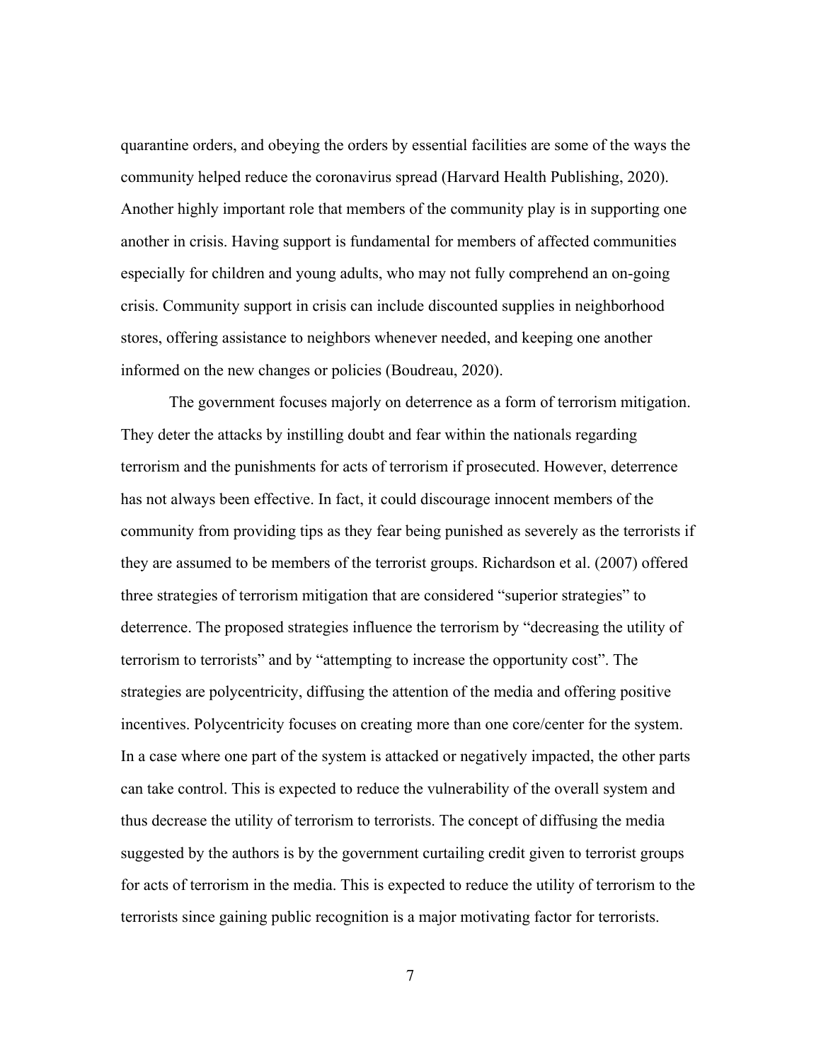quarantine orders, and obeying the orders by essential facilities are some of the ways the community helped reduce the coronavirus spread (Harvard Health Publishing, 2020). Another highly important role that members of the community play is in supporting one another in crisis. Having support is fundamental for members of affected communities especially for children and young adults, who may not fully comprehend an on-going crisis. Community support in crisis can include discounted supplies in neighborhood stores, offering assistance to neighbors whenever needed, and keeping one another informed on the new changes or policies (Boudreau, 2020).

The government focuses majorly on deterrence as a form of terrorism mitigation. They deter the attacks by instilling doubt and fear within the nationals regarding terrorism and the punishments for acts of terrorism if prosecuted. However, deterrence has not always been effective. In fact, it could discourage innocent members of the community from providing tips as they fear being punished as severely as the terrorists if they are assumed to be members of the terrorist groups. Richardson et al. (2007) offered three strategies of terrorism mitigation that are considered "superior strategies" to deterrence. The proposed strategies influence the terrorism by "decreasing the utility of terrorism to terrorists" and by "attempting to increase the opportunity cost". The strategies are polycentricity, diffusing the attention of the media and offering positive incentives. Polycentricity focuses on creating more than one core/center for the system. In a case where one part of the system is attacked or negatively impacted, the other parts can take control. This is expected to reduce the vulnerability of the overall system and thus decrease the utility of terrorism to terrorists. The concept of diffusing the media suggested by the authors is by the government curtailing credit given to terrorist groups for acts of terrorism in the media. This is expected to reduce the utility of terrorism to the terrorists since gaining public recognition is a major motivating factor for terrorists.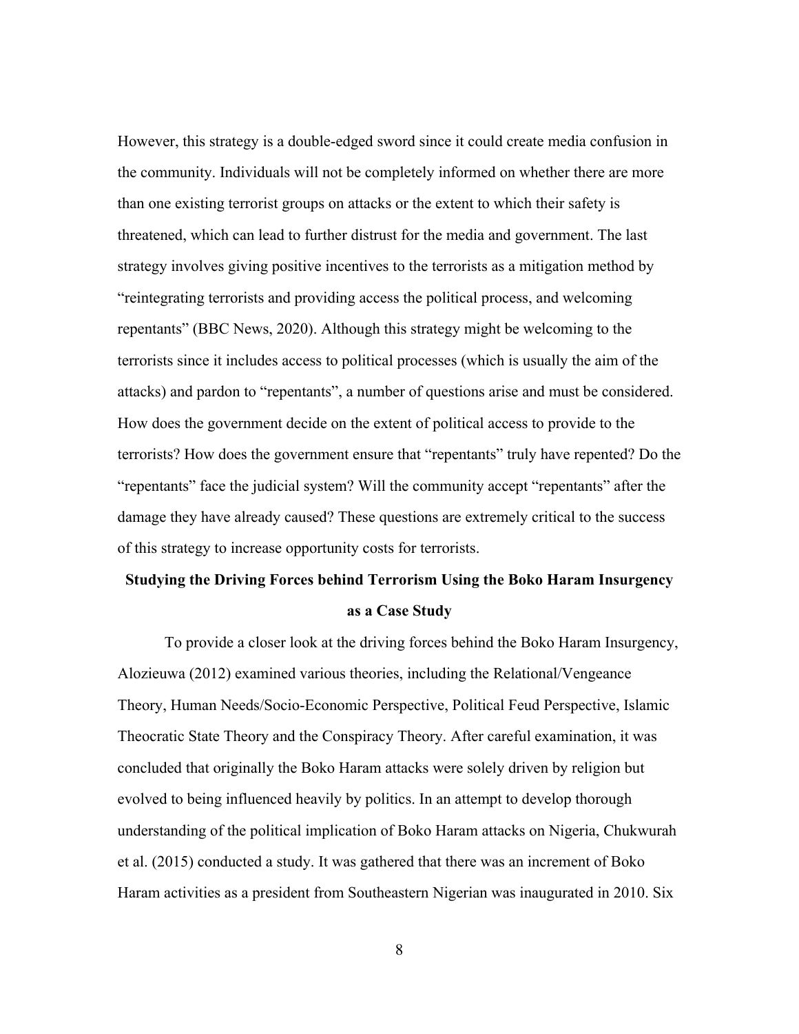However, this strategy is a double-edged sword since it could create media confusion in the community. Individuals will not be completely informed on whether there are more than one existing terrorist groups on attacks or the extent to which their safety is threatened, which can lead to further distrust for the media and government. The last strategy involves giving positive incentives to the terrorists as a mitigation method by "reintegrating terrorists and providing access the political process, and welcoming repentants" (BBC News, 2020). Although this strategy might be welcoming to the terrorists since it includes access to political processes (which is usually the aim of the attacks) and pardon to "repentants", a number of questions arise and must be considered. How does the government decide on the extent of political access to provide to the terrorists? How does the government ensure that "repentants" truly have repented? Do the "repentants" face the judicial system? Will the community accept "repentants" after the damage they have already caused? These questions are extremely critical to the success of this strategy to increase opportunity costs for terrorists.

## Studying the Driving Forces behind Terrorism Using the Boko Haram Insurgency as a Case Study

To provide a closer look at the driving forces behind the Boko Haram Insurgency, Alozieuwa (2012) examined various theories, including the Relational/Vengeance Theory, Human Needs/Socio-Economic Perspective, Political Feud Perspective, Islamic Theocratic State Theory and the Conspiracy Theory. After careful examination, it was concluded that originally the Boko Haram attacks were solely driven by religion but evolved to being influenced heavily by politics. In an attempt to develop thorough understanding of the political implication of Boko Haram attacks on Nigeria, Chukwurah et al. (2015) conducted a study. It was gathered that there was an increment of Boko Haram activities as a president from Southeastern Nigerian was inaugurated in 2010. Six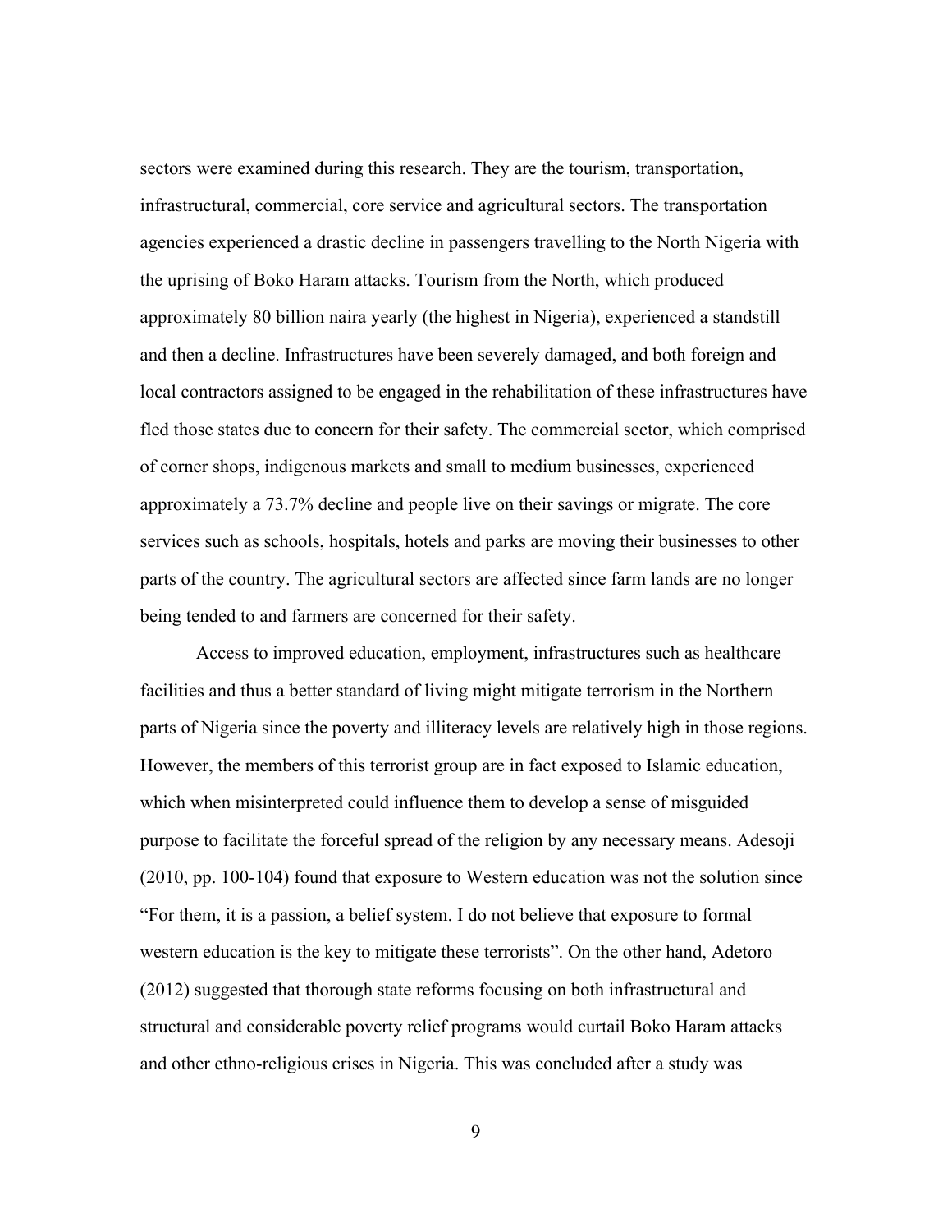sectors were examined during this research. They are the tourism, transportation, infrastructural, commercial, core service and agricultural sectors. The transportation agencies experienced a drastic decline in passengers travelling to the North Nigeria with the uprising of Boko Haram attacks. Tourism from the North, which produced approximately 80 billion naira yearly (the highest in Nigeria), experienced a standstill and then a decline. Infrastructures have been severely damaged, and both foreign and local contractors assigned to be engaged in the rehabilitation of these infrastructures have fled those states due to concern for their safety. The commercial sector, which comprised of corner shops, indigenous markets and small to medium businesses, experienced approximately a 73.7% decline and people live on their savings or migrate. The core services such as schools, hospitals, hotels and parks are moving their businesses to other parts of the country. The agricultural sectors are affected since farm lands are no longer being tended to and farmers are concerned for their safety.

Access to improved education, employment, infrastructures such as healthcare facilities and thus a better standard of living might mitigate terrorism in the Northern parts of Nigeria since the poverty and illiteracy levels are relatively high in those regions. However, the members of this terrorist group are in fact exposed to Islamic education, which when misinterpreted could influence them to develop a sense of misguided purpose to facilitate the forceful spread of the religion by any necessary means. Adesoji (2010, pp. 100-104) found that exposure to Western education was not the solution since "For them, it is a passion, a belief system. I do not believe that exposure to formal western education is the key to mitigate these terrorists". On the other hand, Adetoro (2012) suggested that thorough state reforms focusing on both infrastructural and structural and considerable poverty relief programs would curtail Boko Haram attacks and other ethno-religious crises in Nigeria. This was concluded after a study was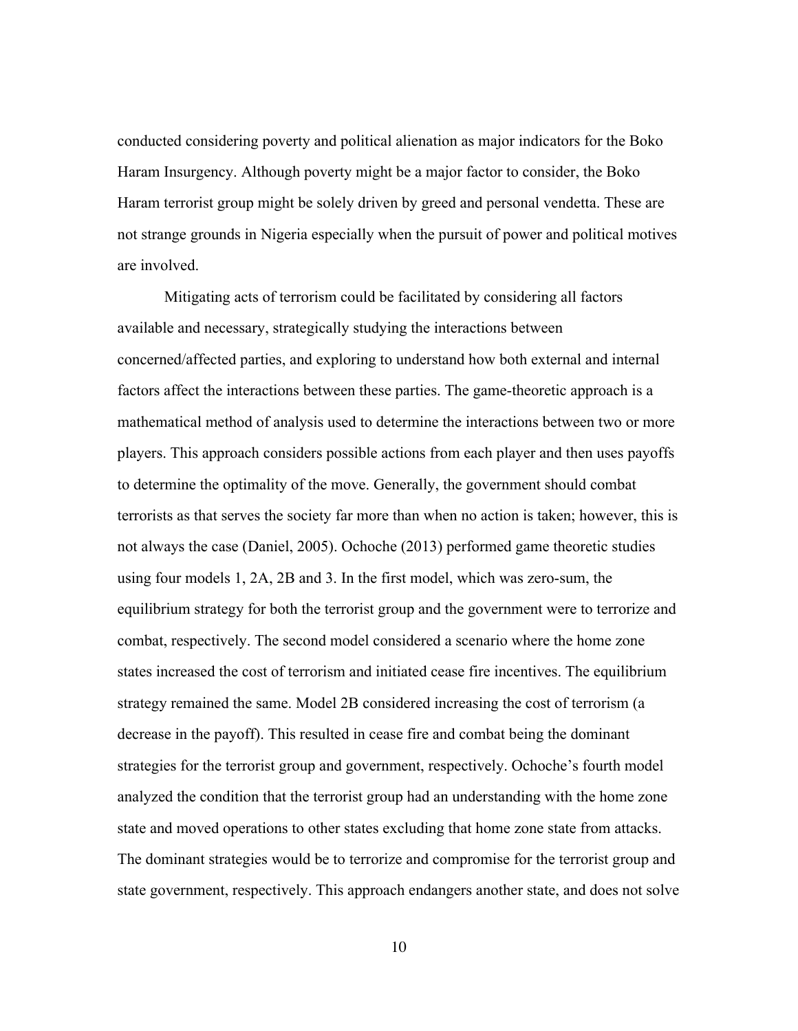conducted considering poverty and political alienation as major indicators for the Boko Haram Insurgency. Although poverty might be a major factor to consider, the Boko Haram terrorist group might be solely driven by greed and personal vendetta. These are not strange grounds in Nigeria especially when the pursuit of power and political motives are involved.

Mitigating acts of terrorism could be facilitated by considering all factors available and necessary, strategically studying the interactions between concerned/affected parties, and exploring to understand how both external and internal factors affect the interactions between these parties. The game-theoretic approach is a mathematical method of analysis used to determine the interactions between two or more players. This approach considers possible actions from each player and then uses payoffs to determine the optimality of the move. Generally, the government should combat terrorists as that serves the society far more than when no action is taken; however, this is not always the case (Daniel, 2005). Ochoche (2013) performed game theoretic studies using four models 1, 2A, 2B and 3. In the first model, which was zero-sum, the equilibrium strategy for both the terrorist group and the government were to terrorize and combat, respectively. The second model considered a scenario where the home zone states increased the cost of terrorism and initiated cease fire incentives. The equilibrium strategy remained the same. Model 2B considered increasing the cost of terrorism (a decrease in the payoff). This resulted in cease fire and combat being the dominant strategies for the terrorist group and government, respectively. Ochoche's fourth model analyzed the condition that the terrorist group had an understanding with the home zone state and moved operations to other states excluding that home zone state from attacks. The dominant strategies would be to terrorize and compromise for the terrorist group and state government, respectively. This approach endangers another state, and does not solve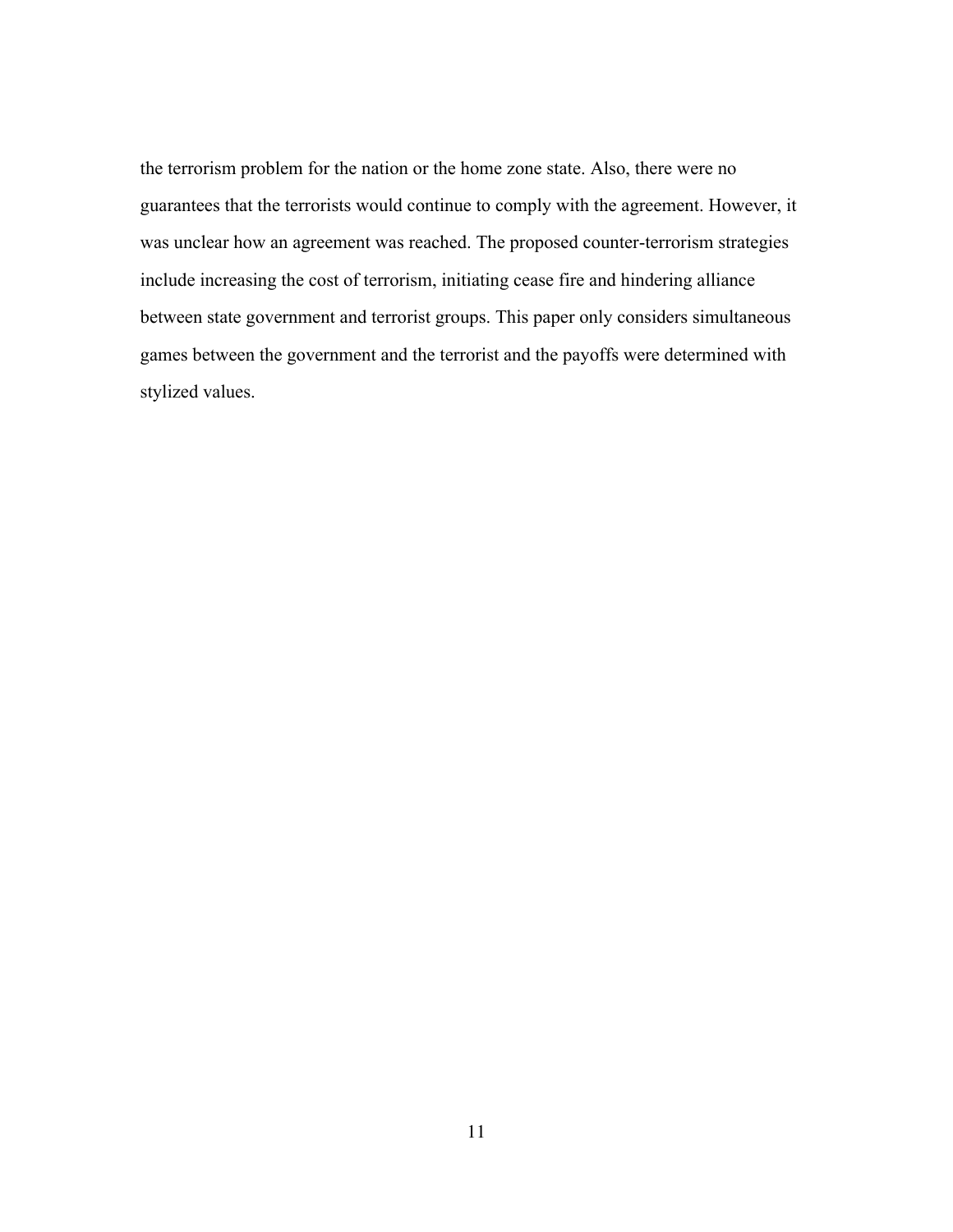the terrorism problem for the nation or the home zone state. Also, there were no guarantees that the terrorists would continue to comply with the agreement. However, it was unclear how an agreement was reached. The proposed counter-terrorism strategies include increasing the cost of terrorism, initiating cease fire and hindering alliance between state government and terrorist groups. This paper only considers simultaneous games between the government and the terrorist and the payoffs were determined with stylized values.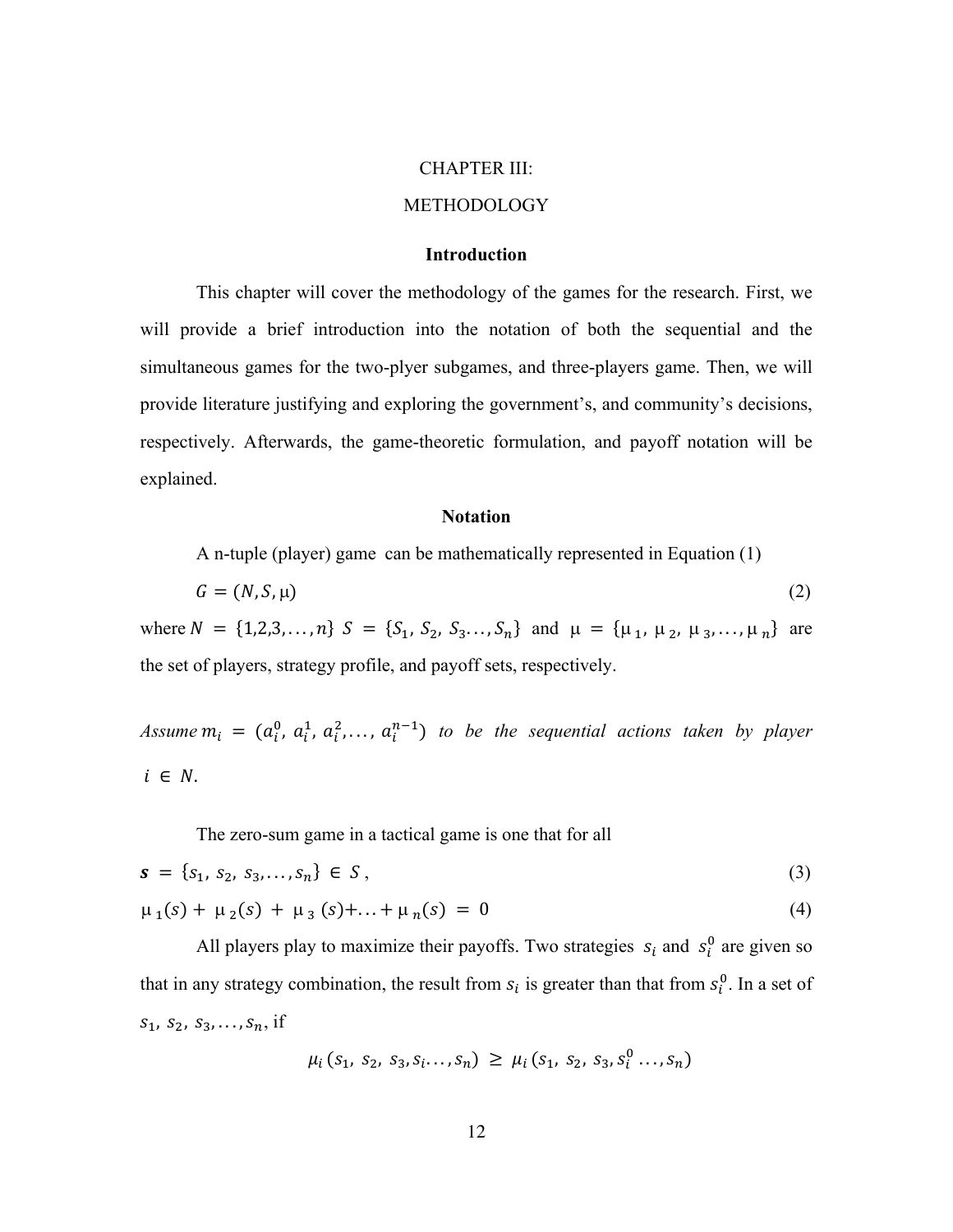# CHAPTER III:

# METHODOLOGY

## Introduction

This chapter will cover the methodology of the games for the research. First, we will provide a brief introduction into the notation of both the sequential and the simultaneous games for the two-plyer subgames, and three-players game. Then, we will provide literature justifying and exploring the government's, and community's decisions, respectively. Afterwards, the game-theoretic formulation, and payoff notation will be explained.

## Notation

A n-tuple (player) game can be mathematically represented in Equation (1)

$$G = (N, S, \mu) \tag{2}$$

where $N = \{1,2,3,\ldots,n\}$ $S = \{S_1, S_2, S_3\ldots, S_n\}$ and $\mu = \{\mu_1, \mu_2, \mu_3, \ldots, \mu_n\}$ are the set of players, strategy profile, and payoff sets, respectively.

*Assume* $m_i = (a_i^0, a_i^1, a_i^2, \ldots, a_i^{n-1})$ *to be the sequential actions taken by player* $i \in N$.

The zero-sum game in a tactical game is one that for all

$$\boldsymbol{s} = \{s_1, s_2, s_3, \ldots, s_n\} \in S, \tag{3}$$

$$\mu_1(s) + \mu_2(s) + \mu_3(s) + \ldots + \mu_n(s) = 0 \tag{4}$$

All players play to maximize their payoffs. Two strategies $s_i$ and $s_i^0$ are given so that in any strategy combination, the result from $s_i$ is greater than that from $s_i^0$. In a set of $s_1, s_2, s_3, \ldots, s_n$, if

$$\mu_i(s_1, s_2, s_3, s_i \ldots, s_n) \geq \mu_i(s_1, s_2, s_3, s_i^0 \ldots, s_n)$$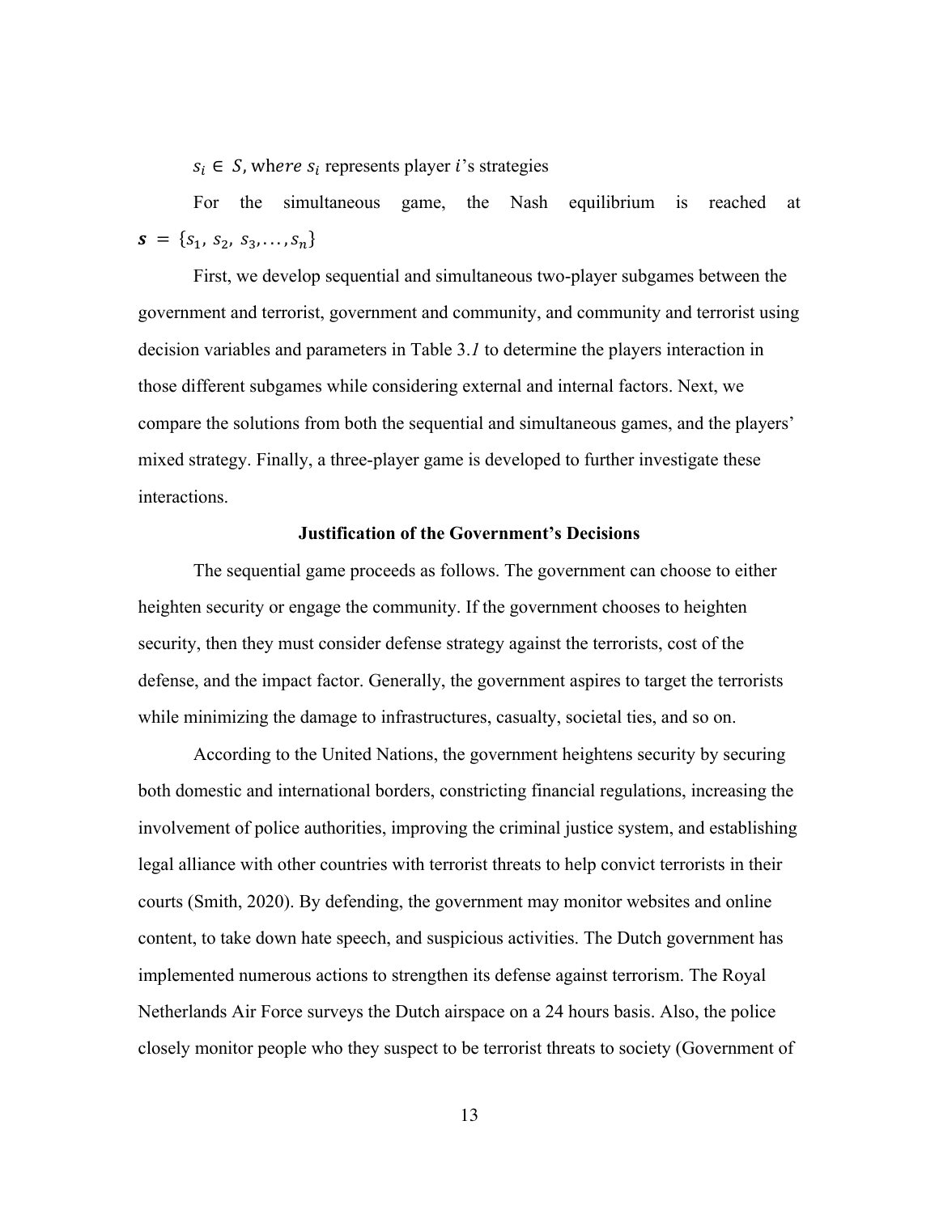$s_i \in S$, where $s_i$ represents player $i$'s strategies

For the simultaneous game, the Nash equilibrium is reached at $\boldsymbol{s} = \{s_1, s_2, s_3, \ldots, s_n\}$

First, we develop sequential and simultaneous two-player subgames between the government and terrorist, government and community, and community and terrorist using decision variables and parameters in Table 3.*1* to determine the players interaction in those different subgames while considering external and internal factors. Next, we compare the solutions from both the sequential and simultaneous games, and the players' mixed strategy. Finally, a three-player game is developed to further investigate these interactions.

### Justification of the Government's Decisions

The sequential game proceeds as follows. The government can choose to either heighten security or engage the community. If the government chooses to heighten security, then they must consider defense strategy against the terrorists, cost of the defense, and the impact factor. Generally, the government aspires to target the terrorists while minimizing the damage to infrastructures, casualty, societal ties, and so on.

According to the United Nations, the government heightens security by securing both domestic and international borders, constricting financial regulations, increasing the involvement of police authorities, improving the criminal justice system, and establishing legal alliance with other countries with terrorist threats to help convict terrorists in their courts (Smith, 2020). By defending, the government may monitor websites and online content, to take down hate speech, and suspicious activities. The Dutch government has implemented numerous actions to strengthen its defense against terrorism. The Royal Netherlands Air Force surveys the Dutch airspace on a 24 hours basis. Also, the police closely monitor people who they suspect to be terrorist threats to society (Government of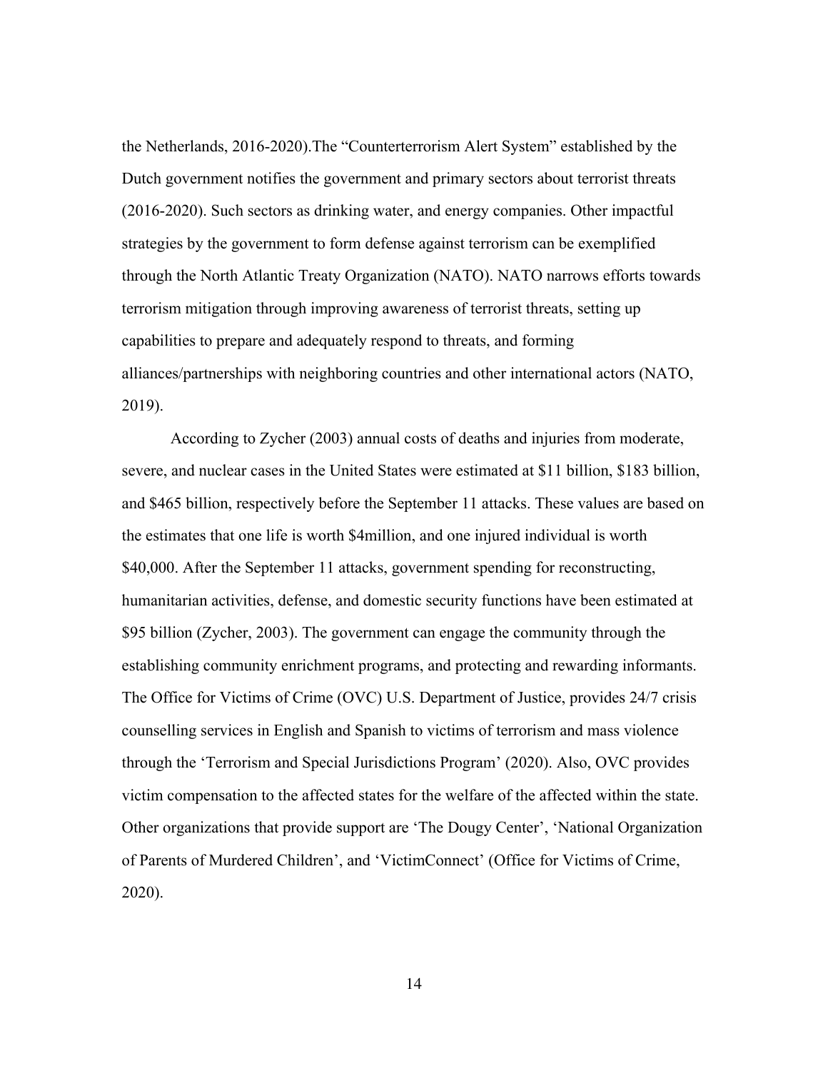the Netherlands, 2016-2020).The “Counterterrorism Alert System” established by the Dutch government notifies the government and primary sectors about terrorist threats (2016-2020). Such sectors as drinking water, and energy companies. Other impactful strategies by the government to form defense against terrorism can be exemplified through the North Atlantic Treaty Organization (NATO). NATO narrows efforts towards terrorism mitigation through improving awareness of terrorist threats, setting up capabilities to prepare and adequately respond to threats, and forming alliances/partnerships with neighboring countries and other international actors (NATO, 2019).

According to Zycher (2003) annual costs of deaths and injuries from moderate, severe, and nuclear cases in the United States were estimated at $11 billion, $183 billion, and $465 billion, respectively before the September 11 attacks. These values are based on the estimates that one life is worth $4million, and one injured individual is worth $40,000. After the September 11 attacks, government spending for reconstructing, humanitarian activities, defense, and domestic security functions have been estimated at $95 billion (Zycher, 2003). The government can engage the community through the establishing community enrichment programs, and protecting and rewarding informants. The Office for Victims of Crime (OVC) U.S. Department of Justice, provides 24/7 crisis counselling services in English and Spanish to victims of terrorism and mass violence through the ‘Terrorism and Special Jurisdictions Program’ (2020). Also, OVC provides victim compensation to the affected states for the welfare of the affected within the state. Other organizations that provide support are ‘The Dougy Center’, ‘National Organization of Parents of Murdered Children’, and ‘VictimConnect’ (Office for Victims of Crime, 2020).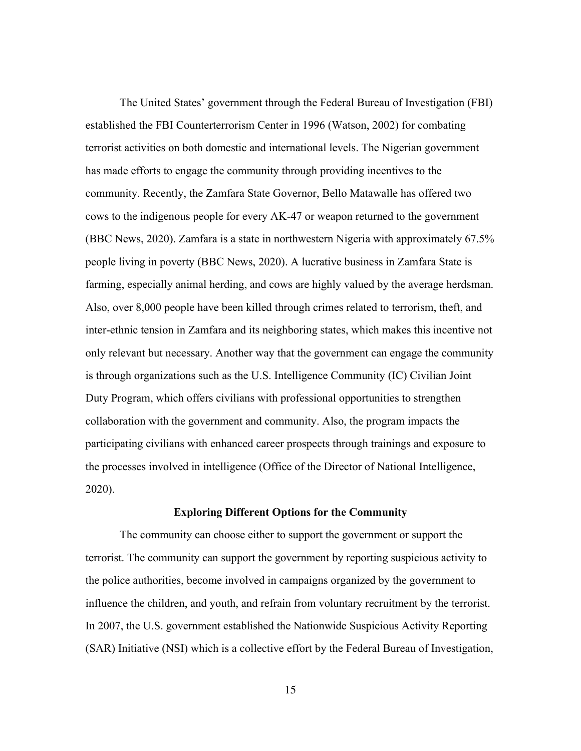The United States' government through the Federal Bureau of Investigation (FBI) established the FBI Counterterrorism Center in 1996 (Watson, 2002) for combating terrorist activities on both domestic and international levels. The Nigerian government has made efforts to engage the community through providing incentives to the community. Recently, the Zamfara State Governor, Bello Matawalle has offered two cows to the indigenous people for every AK-47 or weapon returned to the government (BBC News, 2020). Zamfara is a state in northwestern Nigeria with approximately 67.5% people living in poverty (BBC News, 2020). A lucrative business in Zamfara State is farming, especially animal herding, and cows are highly valued by the average herdsman. Also, over 8,000 people have been killed through crimes related to terrorism, theft, and inter-ethnic tension in Zamfara and its neighboring states, which makes this incentive not only relevant but necessary. Another way that the government can engage the community is through organizations such as the U.S. Intelligence Community (IC) Civilian Joint Duty Program, which offers civilians with professional opportunities to strengthen collaboration with the government and community. Also, the program impacts the participating civilians with enhanced career prospects through trainings and exposure to the processes involved in intelligence (Office of the Director of National Intelligence, 2020).

## Exploring Different Options for the Community

The community can choose either to support the government or support the terrorist. The community can support the government by reporting suspicious activity to the police authorities, become involved in campaigns organized by the government to influence the children, and youth, and refrain from voluntary recruitment by the terrorist. In 2007, the U.S. government established the Nationwide Suspicious Activity Reporting (SAR) Initiative (NSI) which is a collective effort by the Federal Bureau of Investigation,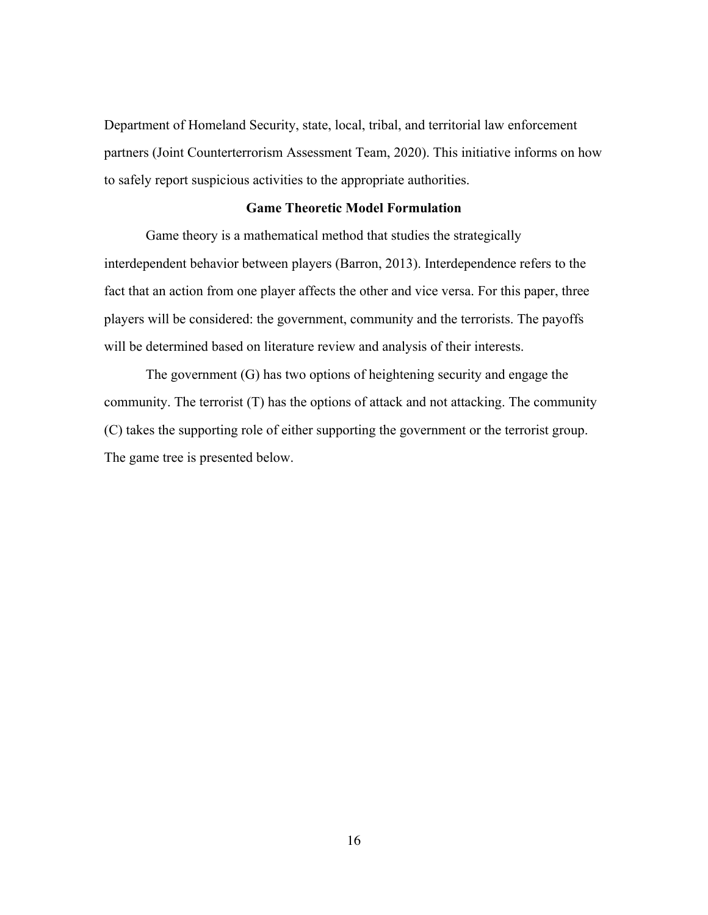Department of Homeland Security, state, local, tribal, and territorial law enforcement partners (Joint Counterterrorism Assessment Team, 2020). This initiative informs on how to safely report suspicious activities to the appropriate authorities.

## Game Theoretic Model Formulation

Game theory is a mathematical method that studies the strategically interdependent behavior between players (Barron, 2013). Interdependence refers to the fact that an action from one player affects the other and vice versa. For this paper, three players will be considered: the government, community and the terrorists. The payoffs will be determined based on literature review and analysis of their interests.

The government (G) has two options of heightening security and engage the community. The terrorist (T) has the options of attack and not attacking. The community (C) takes the supporting role of either supporting the government or the terrorist group. The game tree is presented below.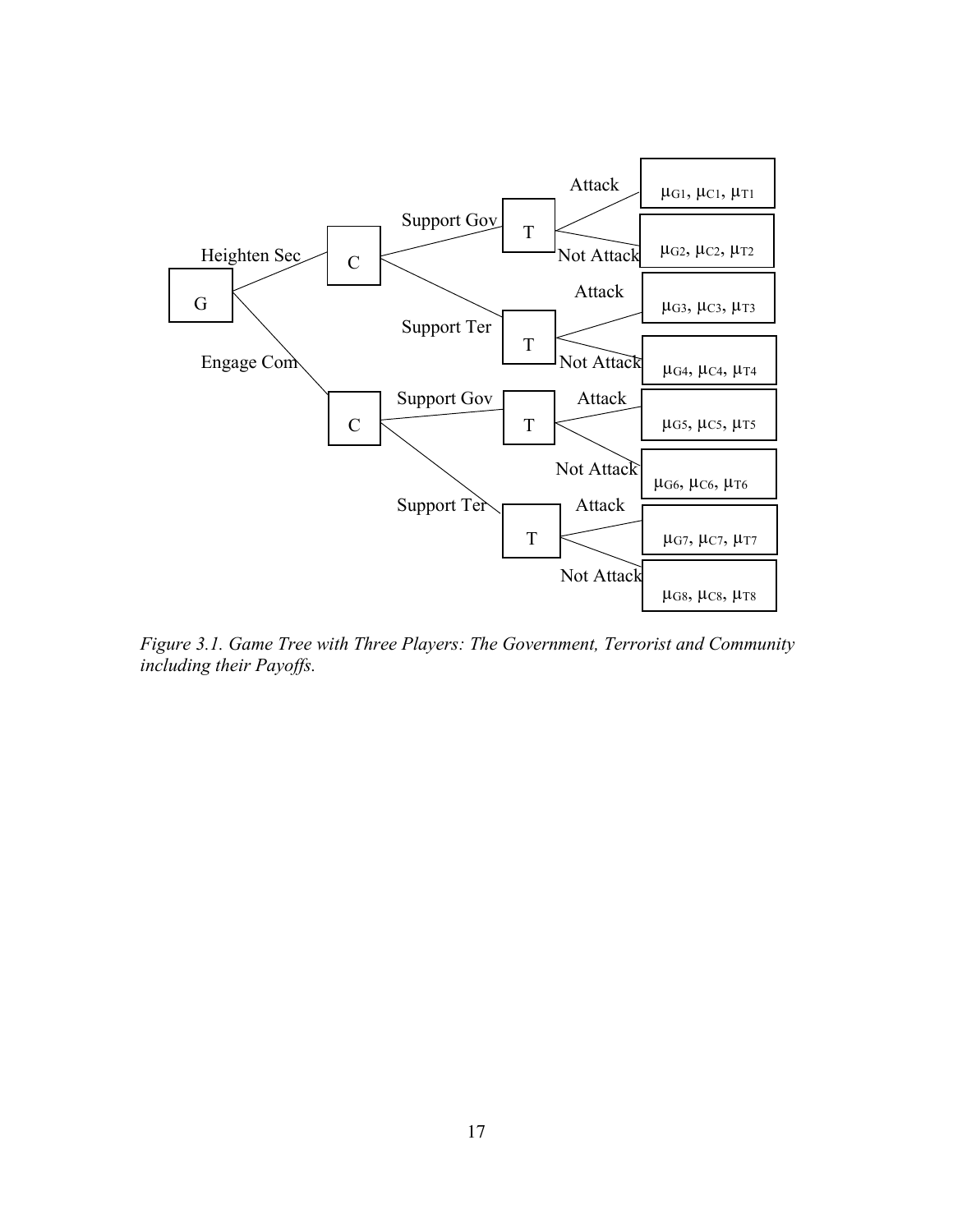- G
  - Heighten Sec → C
    - Support Gov → T
      - Attack: $\mu_{G1}, \mu_{C1}, \mu_{T1}$
      - Not Attack: $\mu_{G2}, \mu_{C2}, \mu_{T2}$
    - Support Ter → T
      - Attack: $\mu_{G3}, \mu_{C3}, \mu_{T3}$
      - Not Attack: $\mu_{G4}, \mu_{C4}, \mu_{T4}$
  - Engage Com → C
    - Support Gov → T
      - Attack: $\mu_{G5}, \mu_{C5}, \mu_{T5}$
      - Not Attack: $\mu_{G6}, \mu_{C6}, \mu_{T6}$
    - Support Ter → T
      - Attack: $\mu_{G7}, \mu_{C7}, \mu_{T7}$
      - Not Attack: $\mu_{G8}, \mu_{C8}, \mu_{T8}$

*Figure 3.1. Game Tree with Three Players: The Government, Terrorist and Community including their Payoffs.*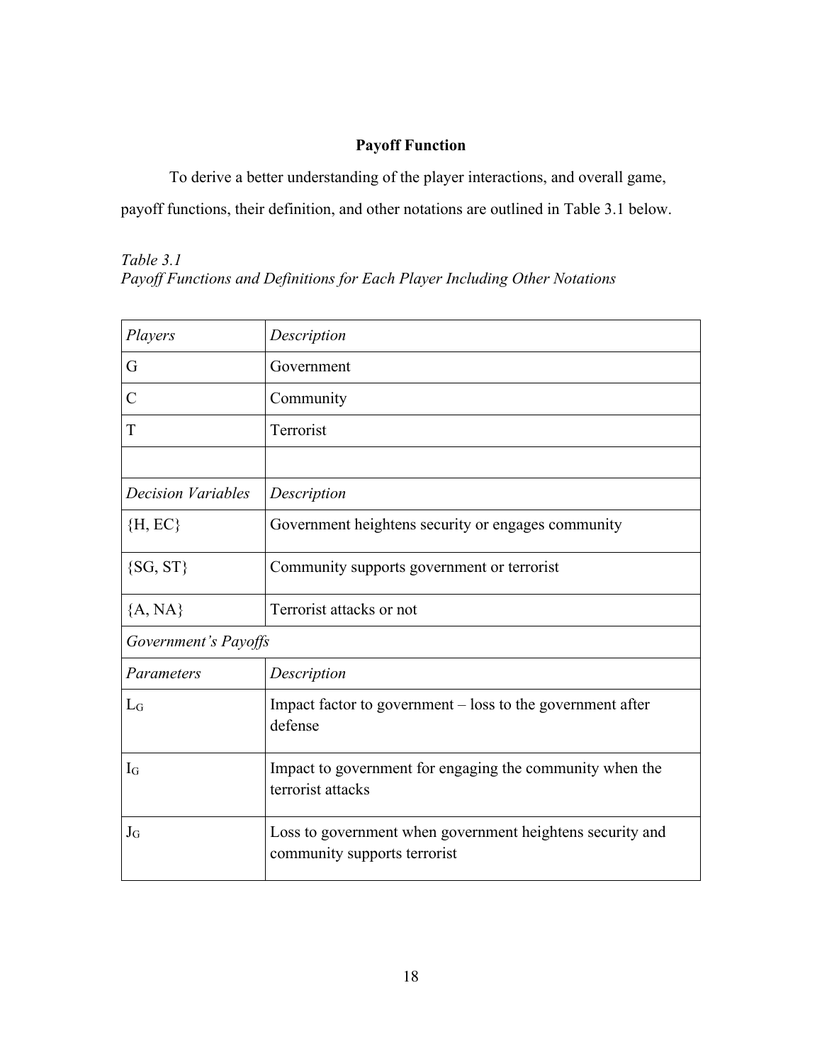**Payoff Function**

To derive a better understanding of the player interactions, and overall game, payoff functions, their definition, and other notations are outlined in Table 3.1 below.

*Table 3.1*
*Payoff Functions and Definitions for Each Player Including Other Notations*

| *Players* | *Description* |
|---|---|
| G | Government |
| C | Community |
| T | Terrorist |
| | |
| *Decision Variables* | *Description* |
| {H, EC} | Government heightens security or engages community |
| {SG, ST} | Community supports government or terrorist |
| {A, NA} | Terrorist attacks or not |
| *Government's Payoffs* | |
| *Parameters* | *Description* |
| $L_G$ | Impact factor to government – loss to the government after defense |
| $I_G$ | Impact to government for engaging the community when the terrorist attacks |
| $J_G$ | Loss to government when government heightens security and community supports terrorist |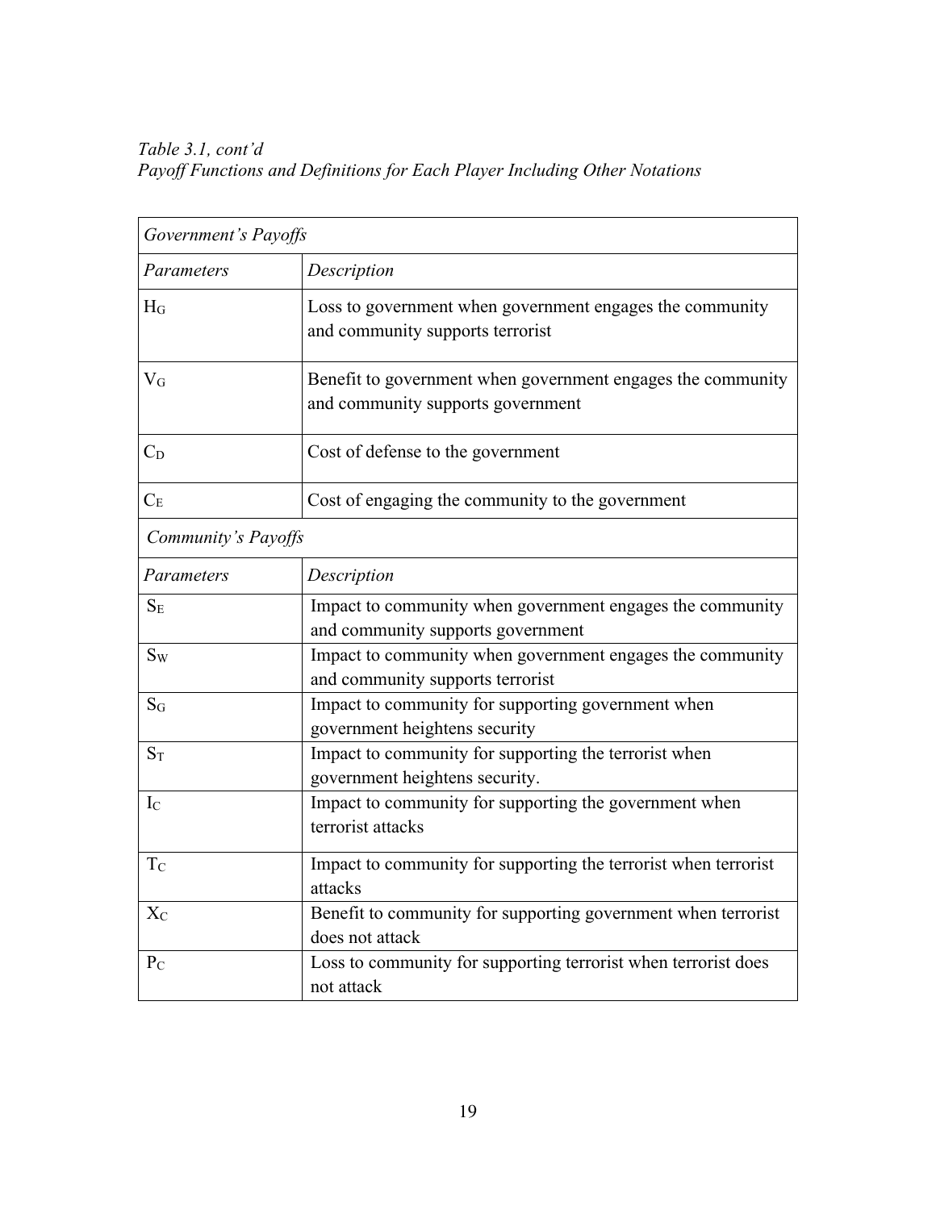*Table 3.1, cont'd*
*Payoff Functions and Definitions for Each Player Including Other Notations*

| *Government's Payoffs* | |
|---|---|
| *Parameters* | *Description* |
| $H_G$ | Loss to government when government engages the community and community supports terrorist |
| $V_G$ | Benefit to government when government engages the community and community supports government |
| $C_D$ | Cost of defense to the government |
| $C_E$ | Cost of engaging the community to the government |
| *Community's Payoffs* | |
| *Parameters* | *Description* |
| $S_E$ | Impact to community when government engages the community and community supports government |
| $S_W$ | Impact to community when government engages the community and community supports terrorist |
| $S_G$ | Impact to community for supporting government when government heightens security |
| $S_T$ | Impact to community for supporting the terrorist when government heightens security. |
| $I_C$ | Impact to community for supporting the government when terrorist attacks |
| $T_C$ | Impact to community for supporting the terrorist when terrorist attacks |
| $X_C$ | Benefit to community for supporting government when terrorist does not attack |
| $P_C$ | Loss to community for supporting terrorist when terrorist does not attack |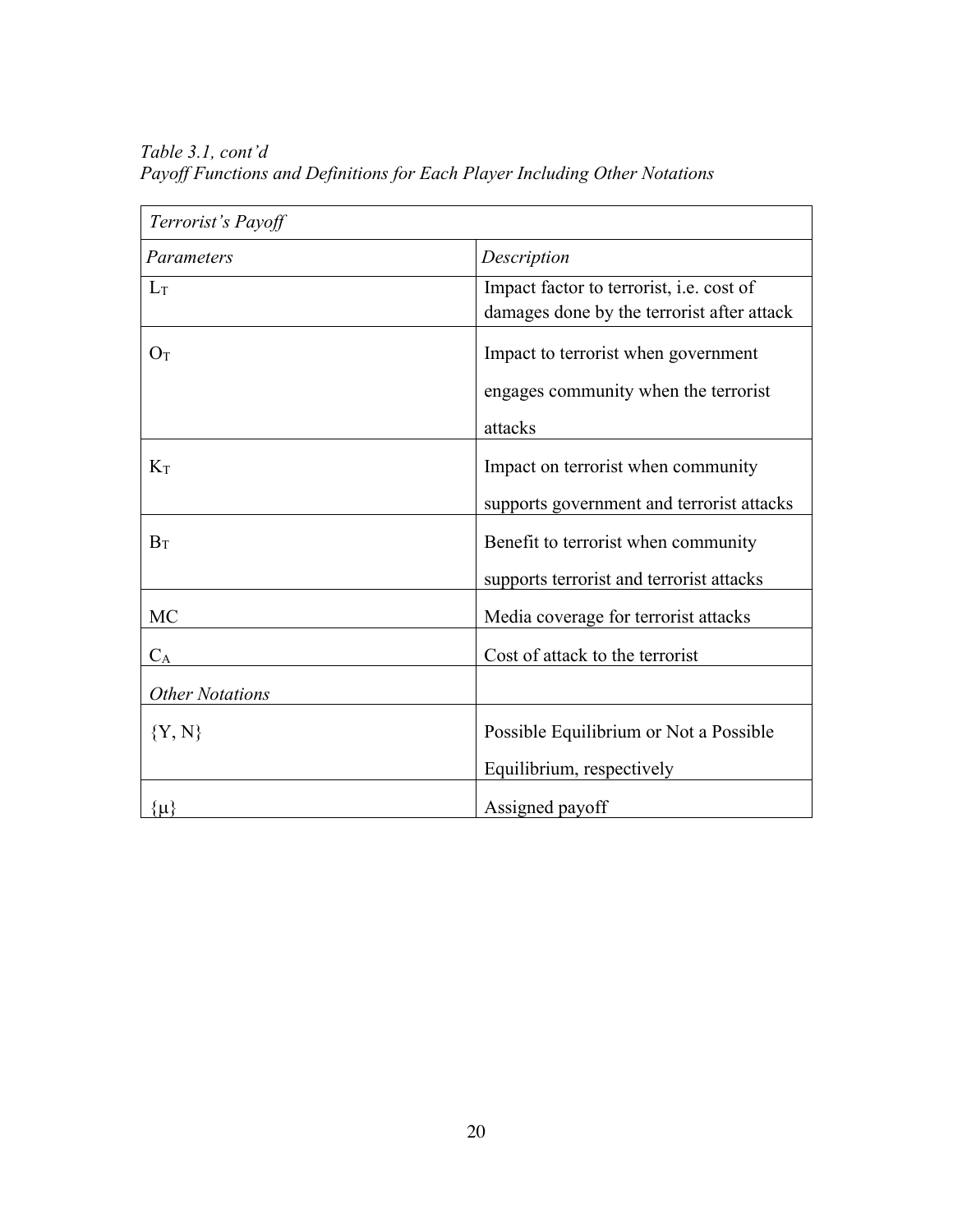*Table 3.1, cont'd*
*Payoff Functions and Definitions for Each Player Including Other Notations*

| *Terrorist's Payoff* | |
|---|---|
| *Parameters* | *Description* |
| $L_T$ | Impact factor to terrorist, i.e. cost of damages done by the terrorist after attack |
| $O_T$ | Impact to terrorist when government engages community when the terrorist attacks |
| $K_T$ | Impact on terrorist when community supports government and terrorist attacks |
| $B_T$ | Benefit to terrorist when community supports terrorist and terrorist attacks |
| MC | Media coverage for terrorist attacks |
| $C_A$ | Cost of attack to the terrorist |
| *Other Notations* | |
| {Y, N} | Possible Equilibrium or Not a Possible Equilibrium, respectively |
| {μ} | Assigned payoff |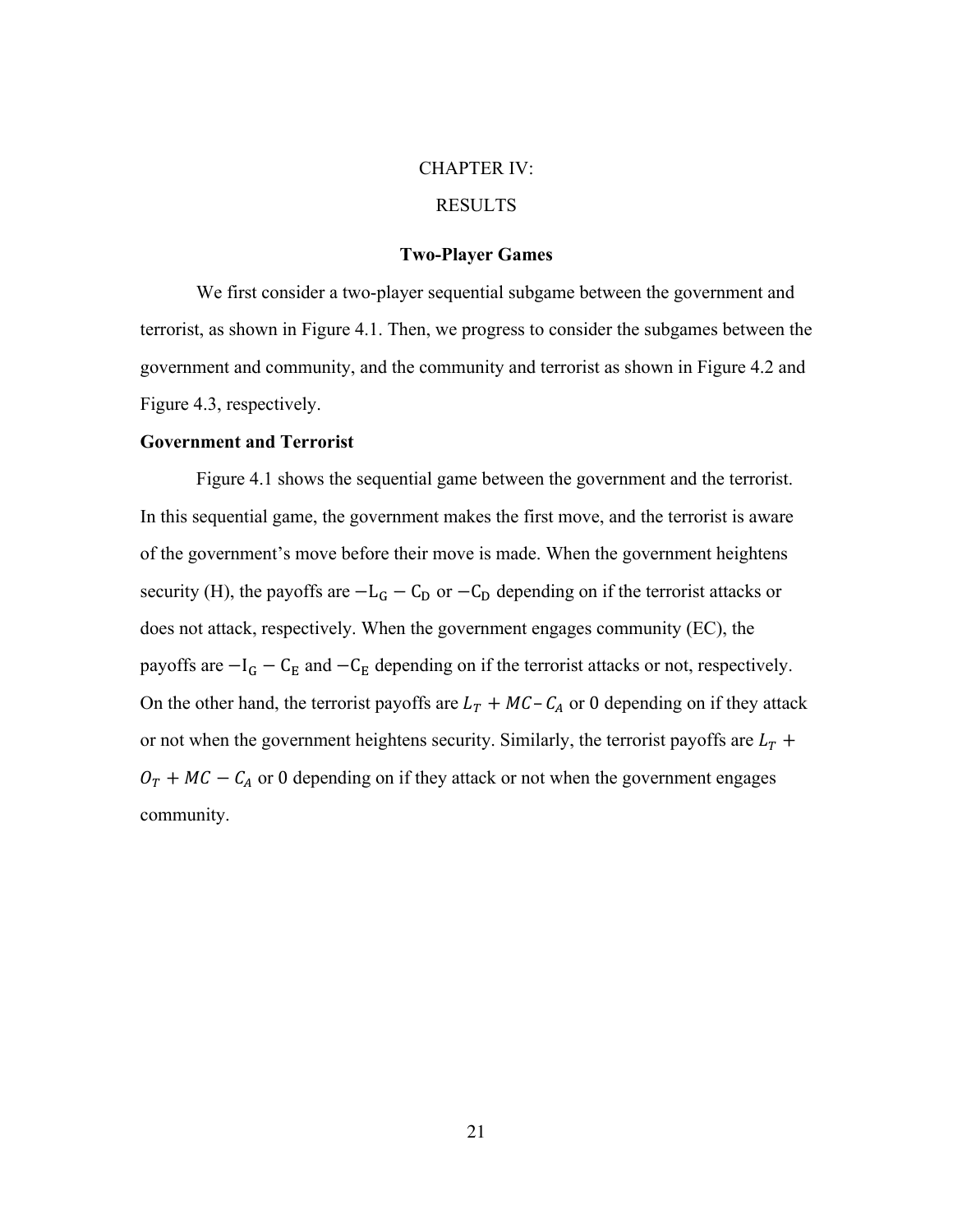# CHAPTER IV:

# RESULTS

## Two-Player Games

We first consider a two-player sequential subgame between the government and terrorist, as shown in Figure 4.1. Then, we progress to consider the subgames between the government and community, and the community and terrorist as shown in Figure 4.2 and Figure 4.3, respectively.

### Government and Terrorist

Figure 4.1 shows the sequential game between the government and the terrorist. In this sequential game, the government makes the first move, and the terrorist is aware of the government's move before their move is made. When the government heightens security (H), the payoffs are $-\mathrm{L_G} - \mathrm{C_D}$ or $-\mathrm{C_D}$ depending on if the terrorist attacks or does not attack, respectively. When the government engages community (EC), the payoffs are $-\mathrm{I_G} - \mathrm{C_E}$ and $-\mathrm{C_E}$ depending on if the terrorist attacks or not, respectively. On the other hand, the terrorist payoffs are $L_T + MC – C_A$ or 0 depending on if they attack or not when the government heightens security. Similarly, the terrorist payoffs are $L_T + O_T + MC - C_A$ or 0 depending on if they attack or not when the government engages community.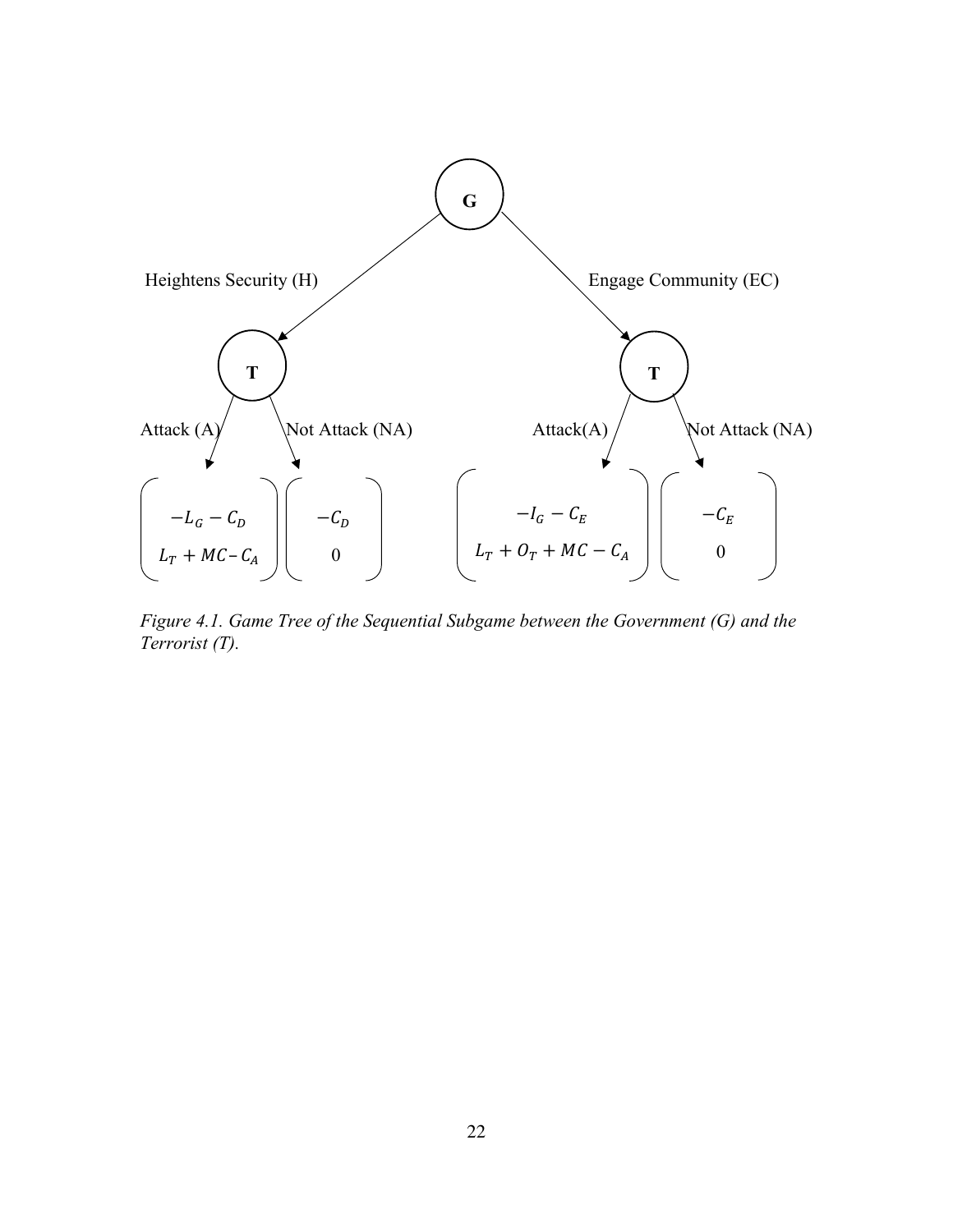G

Heightens Security (H) | Engage Community (EC)

T (after H): Attack (A) | Not Attack (NA)

T (after EC): Attack(A) | Not Attack (NA)

$$\begin{pmatrix} -L_G - C_D \\ L_T + MC - C_A \end{pmatrix} \begin{pmatrix} -C_D \\ 0 \end{pmatrix} \qquad \begin{pmatrix} -I_G - C_E \\ L_T + O_T + MC - C_A \end{pmatrix} \begin{pmatrix} -C_E \\ 0 \end{pmatrix}$$

*Figure 4.1. Game Tree of the Sequential Subgame between the Government (G) and the Terrorist (T).*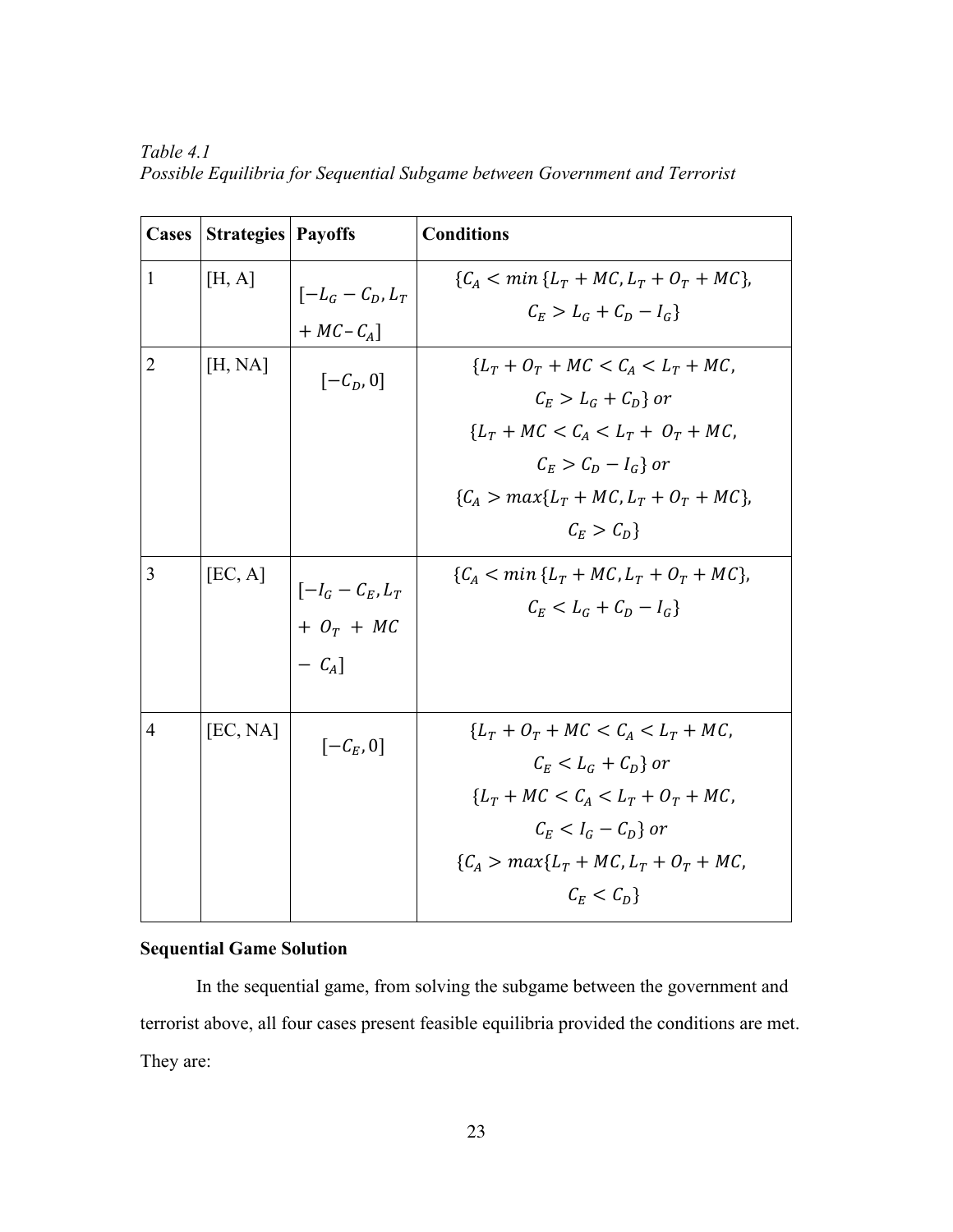*Table 4.1*
*Possible Equilibria for Sequential Subgame between Government and Terrorist*

| Cases | Strategies | Payoffs | Conditions |
|---|---|---|---|
| 1 | [H, A] | $[-L_G - C_D, L_T + MC - C_A]$ | $\{C_A < min\{L_T + MC, L_T + O_T + MC\},$ $C_E > L_G + C_D - I_G\}$ |
| 2 | [H, NA] | $[-C_D, 0]$ | $\{L_T + O_T + MC < C_A < L_T + MC,$ $C_E > L_G + C_D\}$ or $\{L_T + MC < C_A < L_T + O_T + MC,$ $C_E > C_D - I_G\}$ or $\{C_A > max\{L_T + MC, L_T + O_T + MC\},$ $C_E > C_D\}$ |
| 3 | [EC, A] | $[-I_G - C_E, L_T + O_T + MC - C_A]$ | $\{C_A < min\{L_T + MC, L_T + O_T + MC\},$ $C_E < L_G + C_D - I_G\}$ |
| 4 | [EC, NA] | $[-C_E, 0]$ | $\{L_T + O_T + MC < C_A < L_T + MC,$ $C_E < L_G + C_D\}$ or $\{L_T + MC < C_A < L_T + O_T + MC,$ $C_E < I_G - C_D\}$ or $\{C_A > max\{L_T + MC, L_T + O_T + MC,$ $C_E < C_D\}$ |

**Sequential Game Solution**

In the sequential game, from solving the subgame between the government and terrorist above, all four cases present feasible equilibria provided the conditions are met. They are: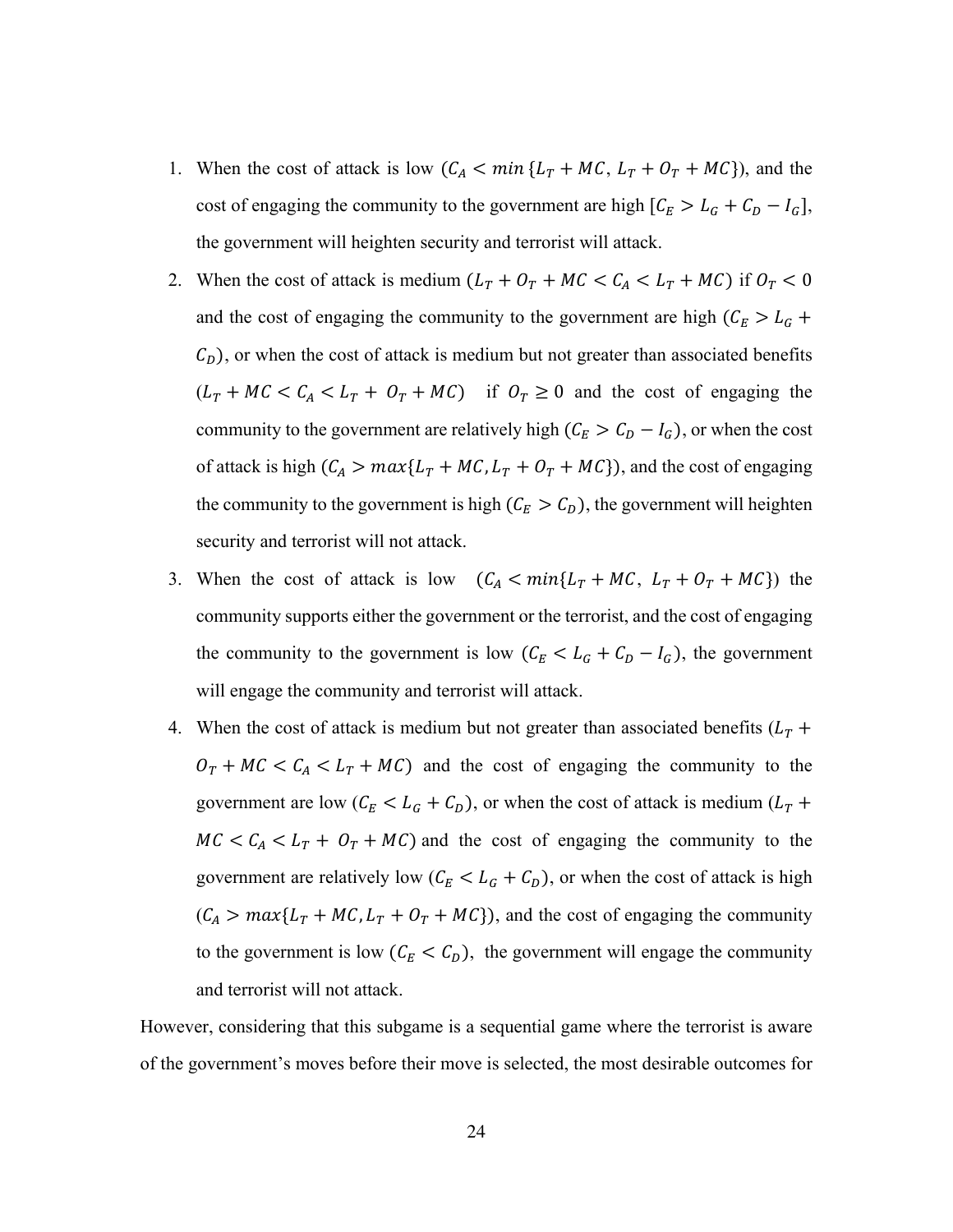1. When the cost of attack is low ($C_A < min\{L_T + MC,\ L_T + O_T + MC\}$), and the cost of engaging the community to the government are high [$C_E > L_G + C_D - I_G$], the government will heighten security and terrorist will attack.
2. When the cost of attack is medium ($L_T + O_T + MC < C_A < L_T + MC$) if $O_T < 0$ and the cost of engaging the community to the government are high ($C_E > L_G + C_D$), or when the cost of attack is medium but not greater than associated benefits ($L_T + MC < C_A < L_T +\ O_T + MC$) if $O_T \geq 0$ and the cost of engaging the community to the government are relatively high ($C_E > C_D - I_G$), or when the cost of attack is high ($C_A > max\{L_T + MC, L_T + O_T + MC\}$), and the cost of engaging the community to the government is high ($C_E > C_D$), the government will heighten security and terrorist will not attack.
3. When the cost of attack is low ($C_A < min\{L_T + MC,\ L_T + O_T + MC\}$) the community supports either the government or the terrorist, and the cost of engaging the community to the government is low ($C_E < L_G + C_D - I_G$), the government will engage the community and terrorist will attack.
4. When the cost of attack is medium but not greater than associated benefits ($L_T + O_T + MC < C_A < L_T + MC$) and the cost of engaging the community to the government are low ($C_E < L_G + C_D$), or when the cost of attack is medium ($L_T + MC < C_A < L_T +\ O_T + MC$) and the cost of engaging the community to the government are relatively low ($C_E < L_G + C_D$), or when the cost of attack is high ($C_A > max\{L_T + MC, L_T + O_T + MC\}$), and the cost of engaging the community to the government is low ($C_E < C_D$), the government will engage the community and terrorist will not attack.

However, considering that this subgame is a sequential game where the terrorist is aware of the government's moves before their move is selected, the most desirable outcomes for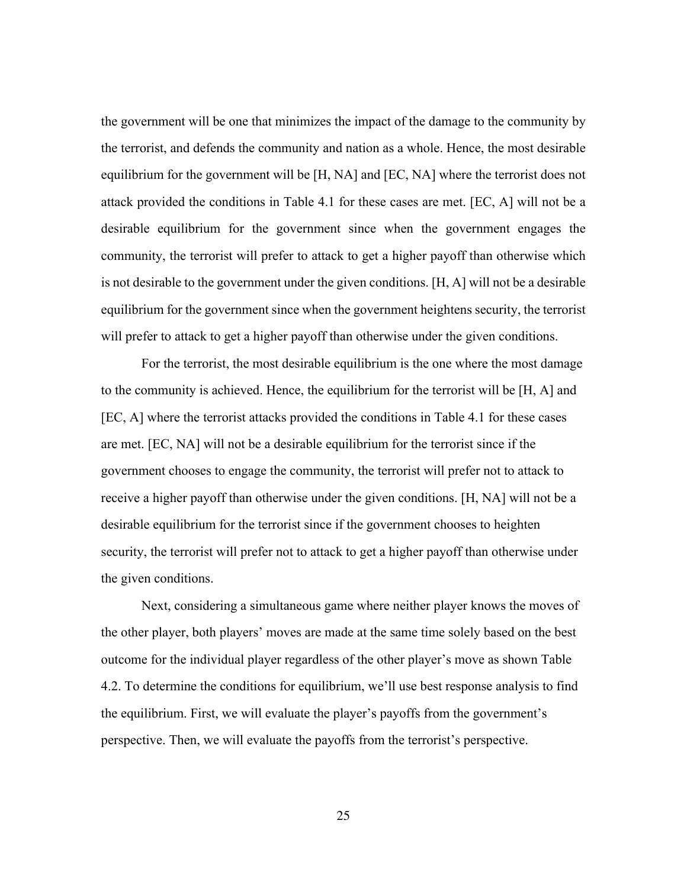the government will be one that minimizes the impact of the damage to the community by the terrorist, and defends the community and nation as a whole. Hence, the most desirable equilibrium for the government will be [H, NA] and [EC, NA] where the terrorist does not attack provided the conditions in Table 4.1 for these cases are met. [EC, A] will not be a desirable equilibrium for the government since when the government engages the community, the terrorist will prefer to attack to get a higher payoff than otherwise which is not desirable to the government under the given conditions. [H, A] will not be a desirable equilibrium for the government since when the government heightens security, the terrorist will prefer to attack to get a higher payoff than otherwise under the given conditions.

For the terrorist, the most desirable equilibrium is the one where the most damage to the community is achieved. Hence, the equilibrium for the terrorist will be [H, A] and [EC, A] where the terrorist attacks provided the conditions in Table 4.1 for these cases are met. [EC, NA] will not be a desirable equilibrium for the terrorist since if the government chooses to engage the community, the terrorist will prefer not to attack to receive a higher payoff than otherwise under the given conditions. [H, NA] will not be a desirable equilibrium for the terrorist since if the government chooses to heighten security, the terrorist will prefer not to attack to get a higher payoff than otherwise under the given conditions.

Next, considering a simultaneous game where neither player knows the moves of the other player, both players' moves are made at the same time solely based on the best outcome for the individual player regardless of the other player's move as shown Table 4.2. To determine the conditions for equilibrium, we'll use best response analysis to find the equilibrium. First, we will evaluate the player's payoffs from the government's perspective. Then, we will evaluate the payoffs from the terrorist's perspective.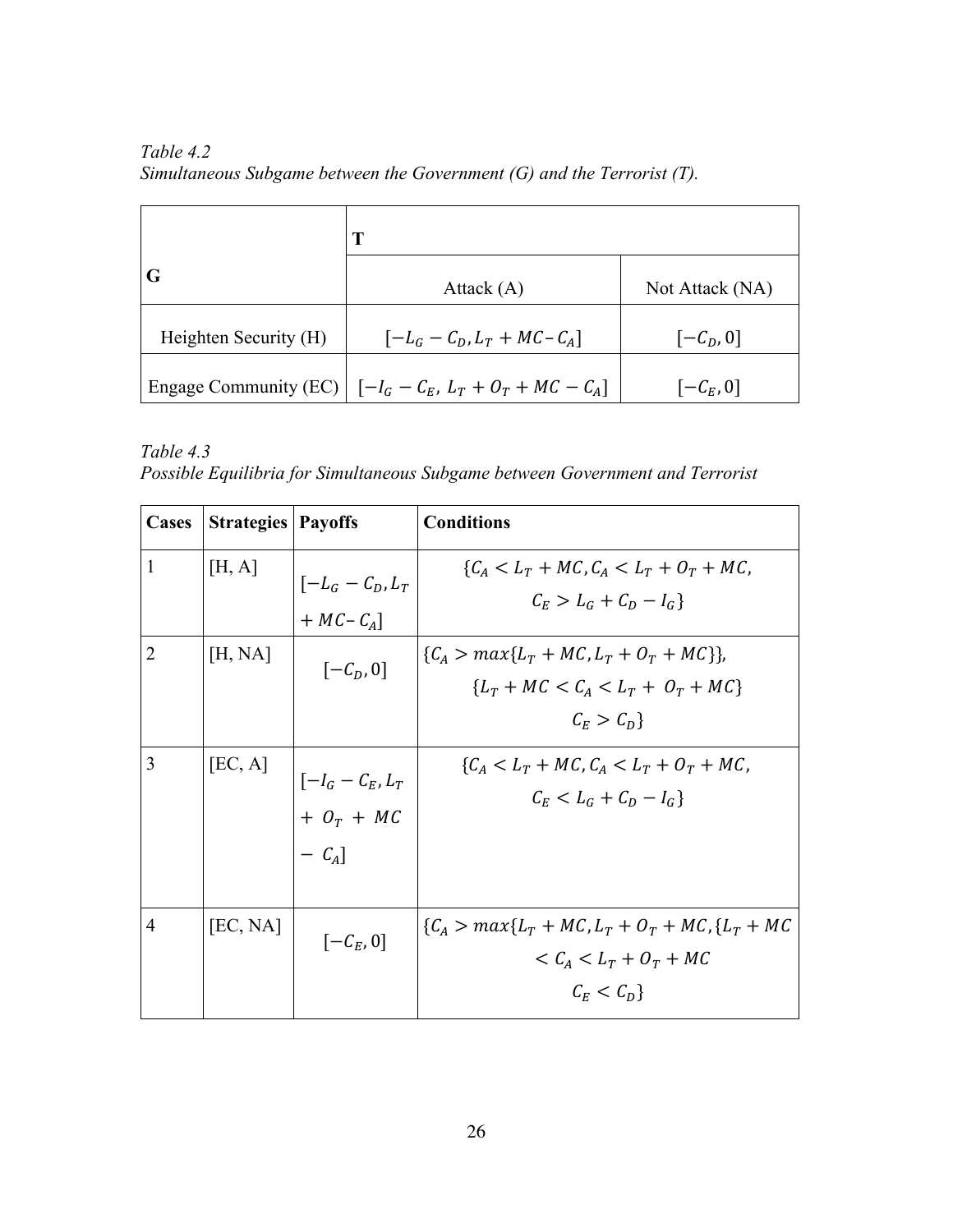*Table 4.2*
*Simultaneous Subgame between the Government (G) and the Terrorist (T).*

| G | T | |
|---|---|---|
| | Attack (A) | Not Attack (NA) |
| Heighten Security (H) | $[-L_G - C_D, L_T + MC - C_A]$ | $[-C_D, 0]$ |
| Engage Community (EC) | $[-I_G - C_E,\ L_T + O_T + MC - C_A]$ | $[-C_E, 0]$ |

*Table 4.3*
*Possible Equilibria for Simultaneous Subgame between Government and Terrorist*

| Cases | Strategies | Payoffs | Conditions |
|---|---|---|---|
| 1 | [H, A] | $[-L_G - C_D, L_T + MC - C_A]$ | $\{C_A < L_T + MC, C_A < L_T + O_T + MC,$ $C_E > L_G + C_D - I_G\}$ |
| 2 | [H, NA] | $[-C_D, 0]$ | $\{C_A > max\{L_T + MC, L_T + O_T + MC\}\},$ $\{L_T + MC < C_A < L_T + O_T + MC\}$ $C_E > C_D\}$ |
| 3 | [EC, A] | $[-I_G - C_E, L_T + O_T + MC - C_A]$ | $\{C_A < L_T + MC, C_A < L_T + O_T + MC,$ $C_E < L_G + C_D - I_G\}$ |
| 4 | [EC, NA] | $[-C_E, 0]$ | $\{C_A > max\{L_T + MC, L_T + O_T + MC, \{L_T + MC$ $< C_A < L_T + O_T + MC$ $C_E < C_D\}$ |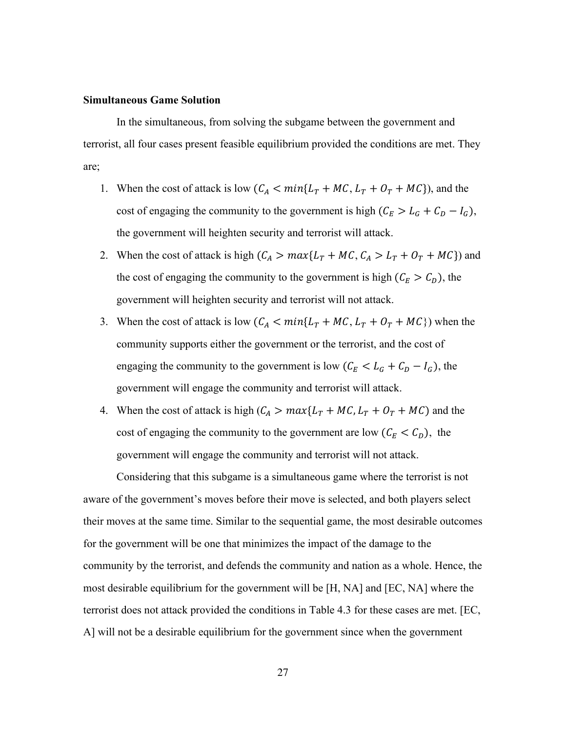**Simultaneous Game Solution**

In the simultaneous, from solving the subgame between the government and terrorist, all four cases present feasible equilibrium provided the conditions are met. They are;

1. When the cost of attack is low ($C_A < min\{L_T + MC, L_T + O_T + MC\}$), and the cost of engaging the community to the government is high ($C_E > L_G + C_D - I_G$), the government will heighten security and terrorist will attack.
2. When the cost of attack is high ($C_A > max\{L_T + MC, C_A > L_T + O_T + MC\}$) and the cost of engaging the community to the government is high ($C_E > C_D$), the government will heighten security and terrorist will not attack.
3. When the cost of attack is low ($C_A < min\{L_T + MC, L_T + O_T + MC\}$) when the community supports either the government or the terrorist, and the cost of engaging the community to the government is low ($C_E < L_G + C_D - I_G$), the government will engage the community and terrorist will attack.
4. When the cost of attack is high ($C_A > max\{L_T + MC, L_T + O_T + MC$) and the cost of engaging the community to the government are low ($C_E < C_D$), the government will engage the community and terrorist will not attack.

Considering that this subgame is a simultaneous game where the terrorist is not aware of the government's moves before their move is selected, and both players select their moves at the same time. Similar to the sequential game, the most desirable outcomes for the government will be one that minimizes the impact of the damage to the community by the terrorist, and defends the community and nation as a whole. Hence, the most desirable equilibrium for the government will be [H, NA] and [EC, NA] where the terrorist does not attack provided the conditions in Table 4.3 for these cases are met. [EC, A] will not be a desirable equilibrium for the government since when the government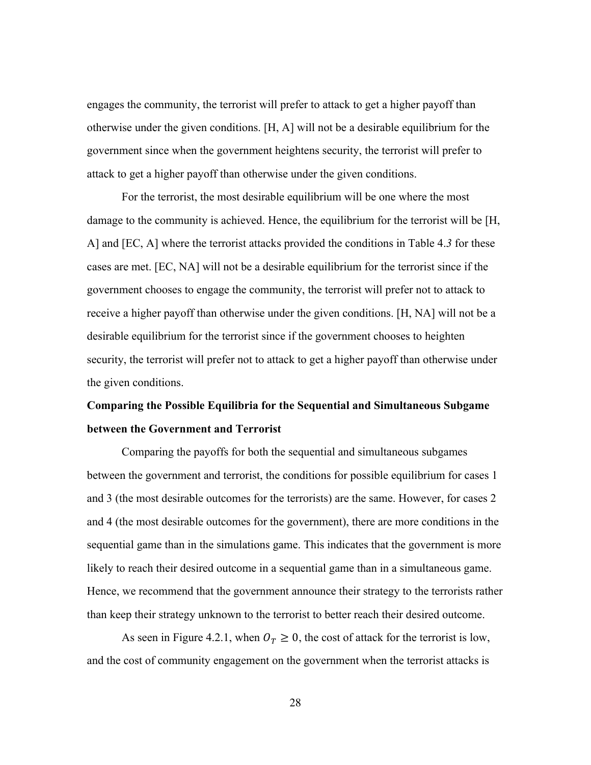engages the community, the terrorist will prefer to attack to get a higher payoff than otherwise under the given conditions. [H, A] will not be a desirable equilibrium for the government since when the government heightens security, the terrorist will prefer to attack to get a higher payoff than otherwise under the given conditions.

For the terrorist, the most desirable equilibrium will be one where the most damage to the community is achieved. Hence, the equilibrium for the terrorist will be [H, A] and [EC, A] where the terrorist attacks provided the conditions in Table 4.*3* for these cases are met. [EC, NA] will not be a desirable equilibrium for the terrorist since if the government chooses to engage the community, the terrorist will prefer not to attack to receive a higher payoff than otherwise under the given conditions. [H, NA] will not be a desirable equilibrium for the terrorist since if the government chooses to heighten security, the terrorist will prefer not to attack to get a higher payoff than otherwise under the given conditions.

**Comparing the Possible Equilibria for the Sequential and Simultaneous Subgame between the Government and Terrorist**

Comparing the payoffs for both the sequential and simultaneous subgames between the government and terrorist, the conditions for possible equilibrium for cases 1 and 3 (the most desirable outcomes for the terrorists) are the same. However, for cases 2 and 4 (the most desirable outcomes for the government), there are more conditions in the sequential game than in the simulations game. This indicates that the government is more likely to reach their desired outcome in a sequential game than in a simultaneous game. Hence, we recommend that the government announce their strategy to the terrorists rather than keep their strategy unknown to the terrorist to better reach their desired outcome.

As seen in Figure 4.2.1, when $O_T \geq 0$, the cost of attack for the terrorist is low, and the cost of community engagement on the government when the terrorist attacks is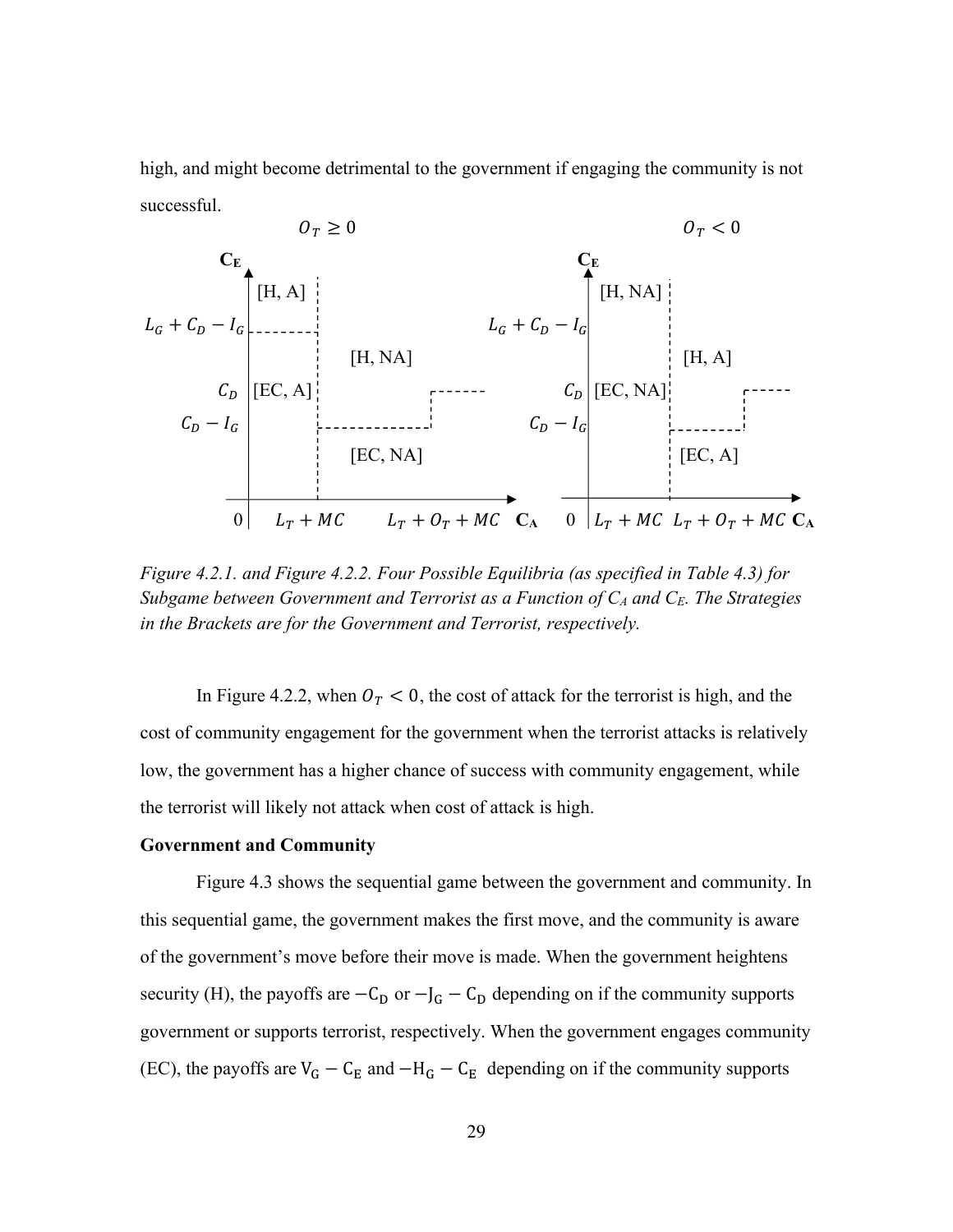high, and might become detrimental to the government if engaging the community is not successful.

Figure 4.2.1. and Figure 4.2.2. Four Possible Equilibria (as specified in Table 4.3) for Subgame between Government and Terrorist as a Function of $C_A$ and $C_E$. The Strategies in the Brackets are for the Government and Terrorist, respectively.

In Figure 4.2.2, when $O_T < 0$, the cost of attack for the terrorist is high, and the cost of community engagement for the government when the terrorist attacks is relatively low, the government has a higher chance of success with community engagement, while the terrorist will likely not attack when cost of attack is high.

**Government and Community**

Figure 4.3 shows the sequential game between the government and community. In this sequential game, the government makes the first move, and the community is aware of the government's move before their move is made. When the government heightens security (H), the payoffs are $-\mathrm{C_D}$ or $-\mathrm{J_G} - \mathrm{C_D}$ depending on if the community supports government or supports terrorist, respectively. When the government engages community (EC), the payoffs are $\mathrm{V_G} - \mathrm{C_E}$ and $-\mathrm{H_G} - \mathrm{C_E}$ depending on if the community supports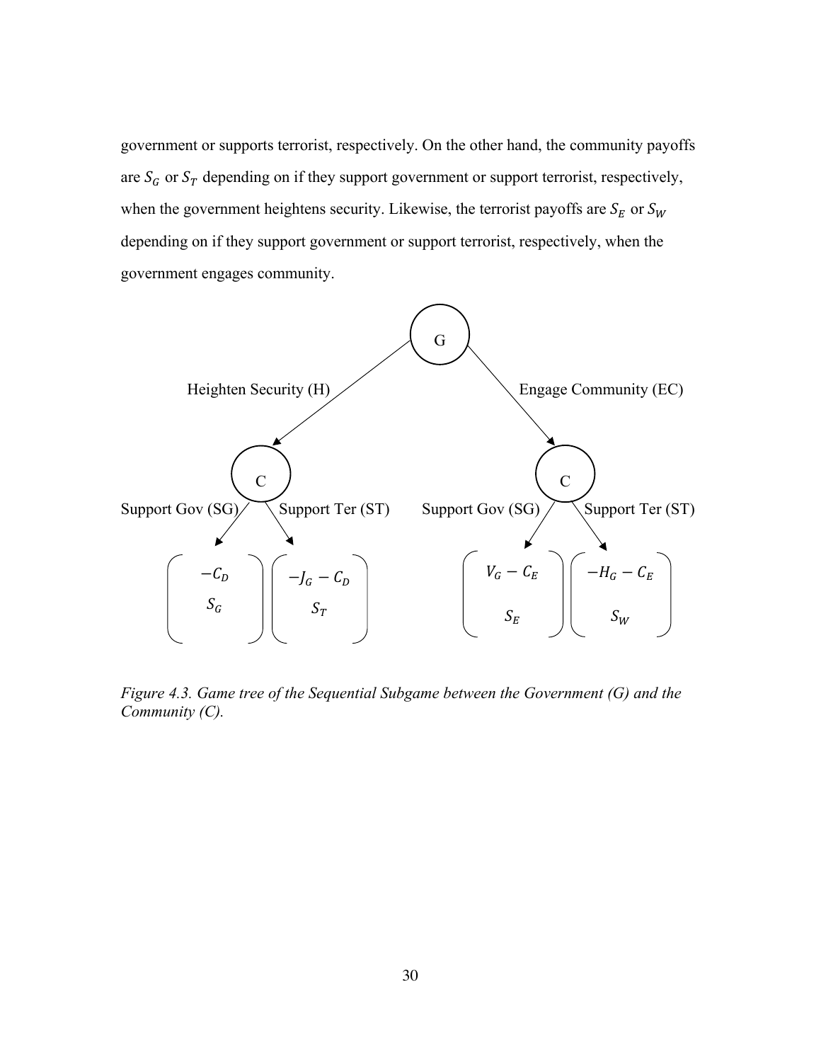government or supports terrorist, respectively. On the other hand, the community payoffs are $S_G$ or $S_T$ depending on if they support government or support terrorist, respectively, when the government heightens security. Likewise, the terrorist payoffs are $S_E$ or $S_W$ depending on if they support government or support terrorist, respectively, when the government engages community.

*Figure 4.3. Game tree of the Sequential Subgame between the Government (G) and the Community (C).*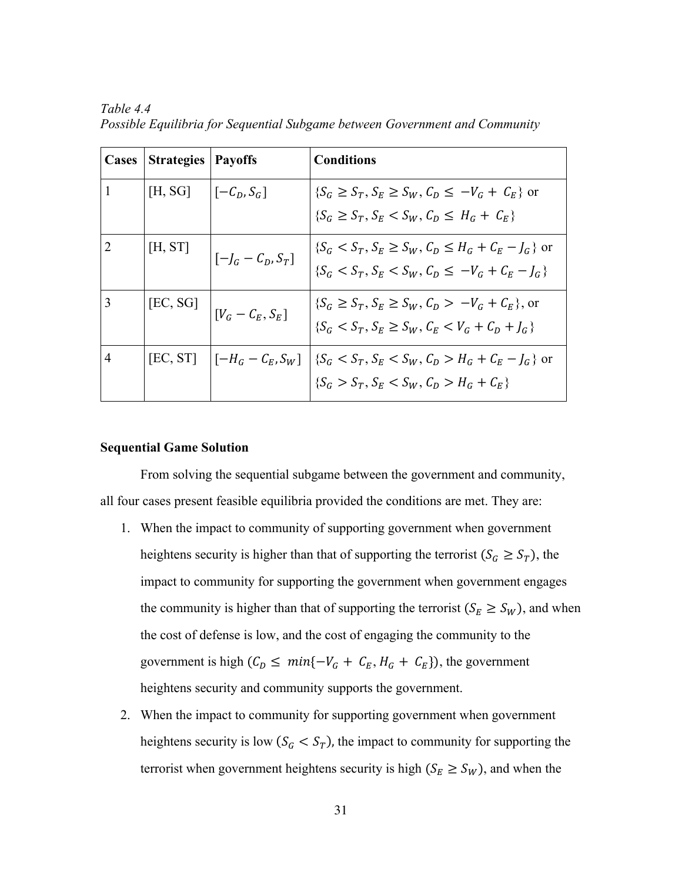*Table 4.4*
*Possible Equilibria for Sequential Subgame between Government and Community*

| Cases | Strategies | Payoffs | Conditions |
|---|---|---|---|
| 1 | [H, SG] | $[-C_D, S_G]$ | $\{S_G \geq S_T, S_E \geq S_W, C_D \leq -V_G + C_E\}$ or $\{S_G \geq S_T, S_E < S_W, C_D \leq H_G + C_E\}$ |
| 2 | [H, ST] | $[-J_G - C_D, S_T]$ | $\{S_G < S_T, S_E \geq S_W, C_D \leq H_G + C_E - J_G\}$ or $\{S_G < S_T, S_E < S_W, C_D \leq -V_G + C_E - J_G\}$ |
| 3 | [EC, SG] | $[V_G - C_E, S_E]$ | $\{S_G \geq S_T, S_E \geq S_W, C_D > -V_G + C_E\}$, or $\{S_G < S_T, S_E \geq S_W, C_E < V_G + C_D + J_G\}$ |
| 4 | [EC, ST] | $[-H_G - C_E, S_W]$ | $\{S_G < S_T, S_E < S_W, C_D > H_G + C_E - J_G\}$ or $\{S_G > S_T, S_E < S_W, C_D > H_G + C_E\}$ |

**Sequential Game Solution**

From solving the sequential subgame between the government and community, all four cases present feasible equilibria provided the conditions are met. They are:

1. When the impact to community of supporting government when government heightens security is higher than that of supporting the terrorist ($S_G \geq S_T$), the impact to community for supporting the government when government engages the community is higher than that of supporting the terrorist ($S_E \geq S_W$), and when the cost of defense is low, and the cost of engaging the community to the government is high ($C_D \leq min\{-V_G + C_E, H_G + C_E\}$), the government heightens security and community supports the government.
2. When the impact to community for supporting government when government heightens security is low ($S_G < S_T$), the impact to community for supporting the terrorist when government heightens security is high ($S_E \geq S_W$), and when the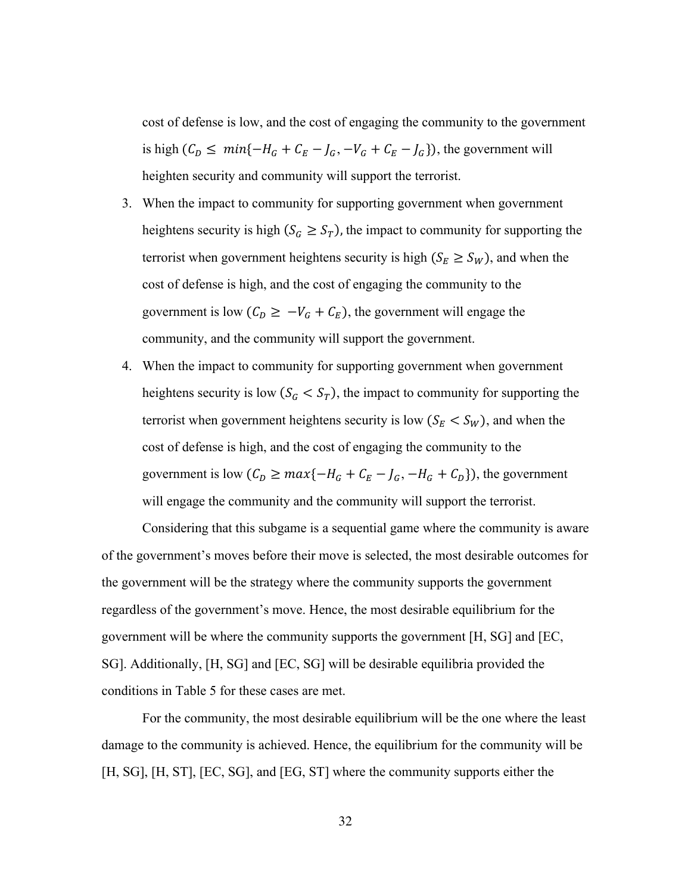cost of defense is low, and the cost of engaging the community to the government is high ($C_D \leq min\{-H_G + C_E - J_G, -V_G + C_E - J_G\}$), the government will heighten security and community will support the terrorist.

3. When the impact to community for supporting government when government heightens security is high ($S_G \geq S_T$), the impact to community for supporting the terrorist when government heightens security is high ($S_E \geq S_W$), and when the cost of defense is high, and the cost of engaging the community to the government is low ($C_D \geq -V_G + C_E$), the government will engage the community, and the community will support the government.
4. When the impact to community for supporting government when government heightens security is low ($S_G < S_T$), the impact to community for supporting the terrorist when government heightens security is low ($S_E < S_W$), and when the cost of defense is high, and the cost of engaging the community to the government is low ($C_D \geq max\{-H_G + C_E - J_G, -H_G + C_D\}$), the government will engage the community and the community will support the terrorist.

Considering that this subgame is a sequential game where the community is aware of the government's moves before their move is selected, the most desirable outcomes for the government will be the strategy where the community supports the government regardless of the government's move. Hence, the most desirable equilibrium for the government will be where the community supports the government [H, SG] and [EC, SG]. Additionally, [H, SG] and [EC, SG] will be desirable equilibria provided the conditions in Table 5 for these cases are met.

For the community, the most desirable equilibrium will be the one where the least damage to the community is achieved. Hence, the equilibrium for the community will be [H, SG], [H, ST], [EC, SG], and [EG, ST] where the community supports either the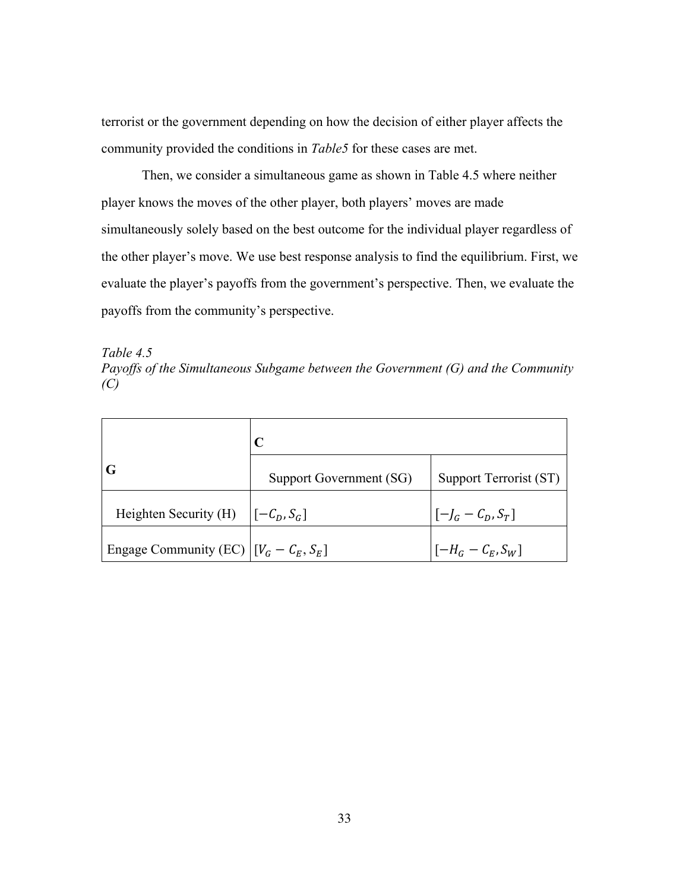terrorist or the government depending on how the decision of either player affects the community provided the conditions in *Table5* for these cases are met.

Then, we consider a simultaneous game as shown in Table 4.5 where neither player knows the moves of the other player, both players' moves are made simultaneously solely based on the best outcome for the individual player regardless of the other player's move. We use best response analysis to find the equilibrium. First, we evaluate the player's payoffs from the government's perspective. Then, we evaluate the payoffs from the community's perspective.

*Table 4.5*
*Payoffs of the Simultaneous Subgame between the Government (G) and the Community (C)*

| **G** | **C** | |
|---|---|---|
| | Support Government (SG) | Support Terrorist (ST) |
| Heighten Security (H) | $[-C_D, S_G]$ | $[-J_G - C_D, S_T]$ |
| Engage Community (EC) | $[V_G - C_E, S_E]$ | $[-H_G - C_E, S_W]$ |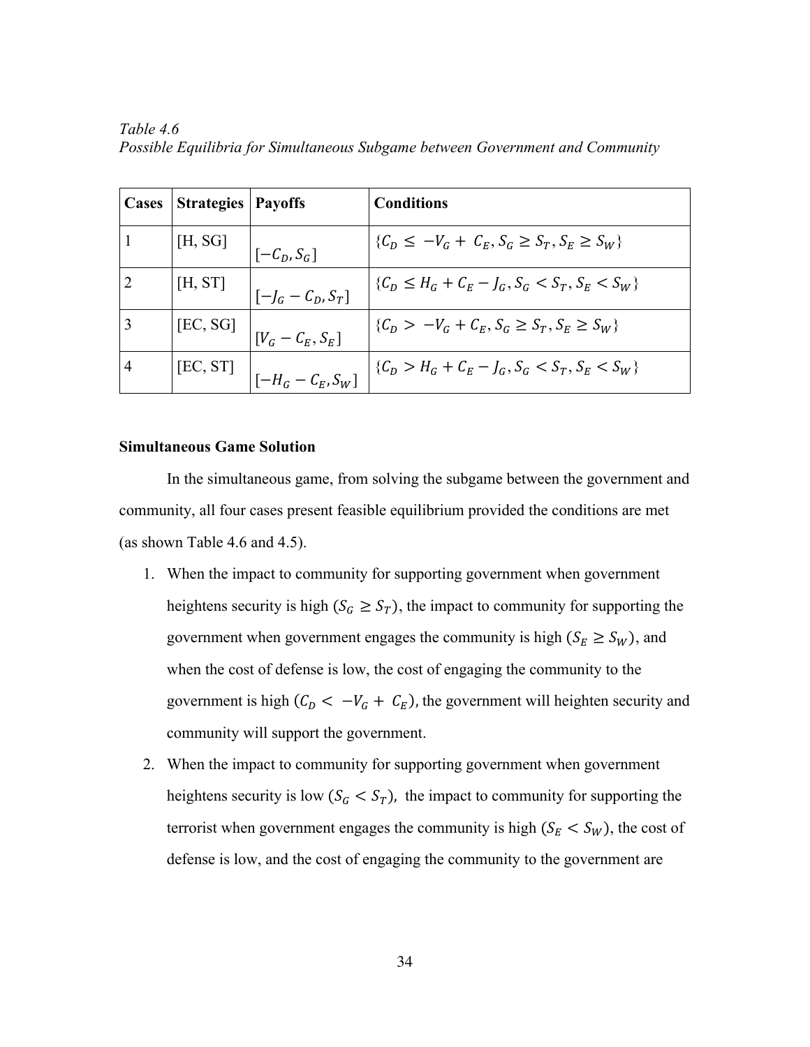*Table 4.6*
*Possible Equilibria for Simultaneous Subgame between Government and Community*

| Cases | Strategies | Payoffs | Conditions |
|---|---|---|---|
| 1 | [H, SG] | $[-C_D, S_G]$ | $\{C_D \leq -V_G + C_E, S_G \geq S_T, S_E \geq S_W\}$ |
| 2 | [H, ST] | $[-J_G - C_D, S_T]$ | $\{C_D \leq H_G + C_E - J_G, S_G < S_T, S_E < S_W\}$ |
| 3 | [EC, SG] | $[V_G - C_E, S_E]$ | $\{C_D > -V_G + C_E, S_G \geq S_T, S_E \geq S_W\}$ |
| 4 | [EC, ST] | $[-H_G - C_E, S_W]$ | $\{C_D > H_G + C_E - J_G, S_G < S_T, S_E < S_W\}$ |

**Simultaneous Game Solution**

In the simultaneous game, from solving the subgame between the government and community, all four cases present feasible equilibrium provided the conditions are met (as shown Table 4.6 and 4.5).

1. When the impact to community for supporting government when government heightens security is high ($S_G \geq S_T$), the impact to community for supporting the government when government engages the community is high ($S_E \geq S_W$), and when the cost of defense is low, the cost of engaging the community to the government is high ($C_D < -V_G + C_E$), the government will heighten security and community will support the government.
2. When the impact to community for supporting government when government heightens security is low ($S_G < S_T$), the impact to community for supporting the terrorist when government engages the community is high ($S_E < S_W$), the cost of defense is low, and the cost of engaging the community to the government are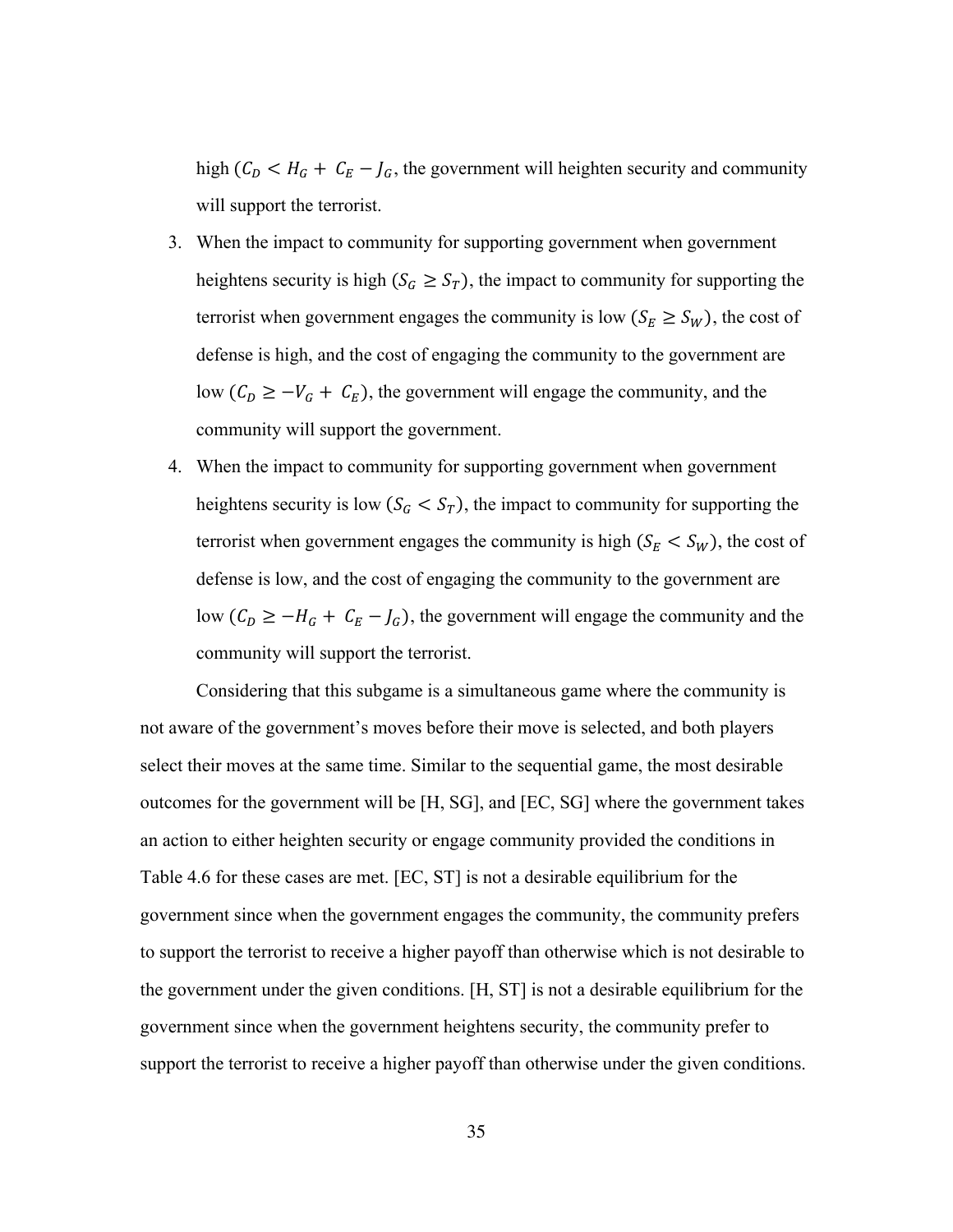high ($C_D < H_G + C_E - J_G$, the government will heighten security and community will support the terrorist.

3. When the impact to community for supporting government when government heightens security is high ($S_G \geq S_T$), the impact to community for supporting the terrorist when government engages the community is low ($S_E \geq S_W$), the cost of defense is high, and the cost of engaging the community to the government are low ($C_D \geq -V_G + C_E$), the government will engage the community, and the community will support the government.
4. When the impact to community for supporting government when government heightens security is low ($S_G < S_T$), the impact to community for supporting the terrorist when government engages the community is high ($S_E < S_W$), the cost of defense is low, and the cost of engaging the community to the government are low ($C_D \geq -H_G + C_E - J_G$), the government will engage the community and the community will support the terrorist.

Considering that this subgame is a simultaneous game where the community is not aware of the government's moves before their move is selected, and both players select their moves at the same time. Similar to the sequential game, the most desirable outcomes for the government will be [H, SG], and [EC, SG] where the government takes an action to either heighten security or engage community provided the conditions in Table 4.6 for these cases are met. [EC, ST] is not a desirable equilibrium for the government since when the government engages the community, the community prefers to support the terrorist to receive a higher payoff than otherwise which is not desirable to the government under the given conditions. [H, ST] is not a desirable equilibrium for the government since when the government heightens security, the community prefer to support the terrorist to receive a higher payoff than otherwise under the given conditions.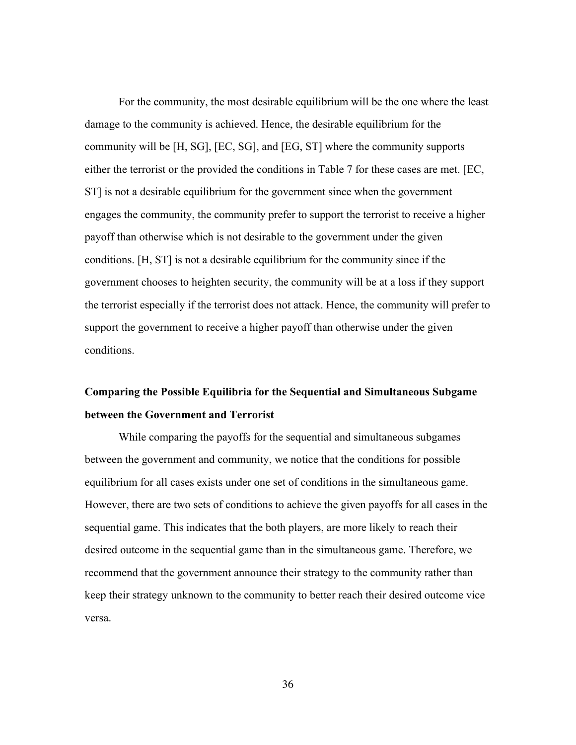For the community, the most desirable equilibrium will be the one where the least damage to the community is achieved. Hence, the desirable equilibrium for the community will be [H, SG], [EC, SG], and [EG, ST] where the community supports either the terrorist or the provided the conditions in Table 7 for these cases are met. [EC, ST] is not a desirable equilibrium for the government since when the government engages the community, the community prefer to support the terrorist to receive a higher payoff than otherwise which is not desirable to the government under the given conditions. [H, ST] is not a desirable equilibrium for the community since if the government chooses to heighten security, the community will be at a loss if they support the terrorist especially if the terrorist does not attack. Hence, the community will prefer to support the government to receive a higher payoff than otherwise under the given conditions.

### Comparing the Possible Equilibria for the Sequential and Simultaneous Subgame between the Government and Terrorist

While comparing the payoffs for the sequential and simultaneous subgames between the government and community, we notice that the conditions for possible equilibrium for all cases exists under one set of conditions in the simultaneous game. However, there are two sets of conditions to achieve the given payoffs for all cases in the sequential game. This indicates that the both players, are more likely to reach their desired outcome in the sequential game than in the simultaneous game. Therefore, we recommend that the government announce their strategy to the community rather than keep their strategy unknown to the community to better reach their desired outcome vice versa.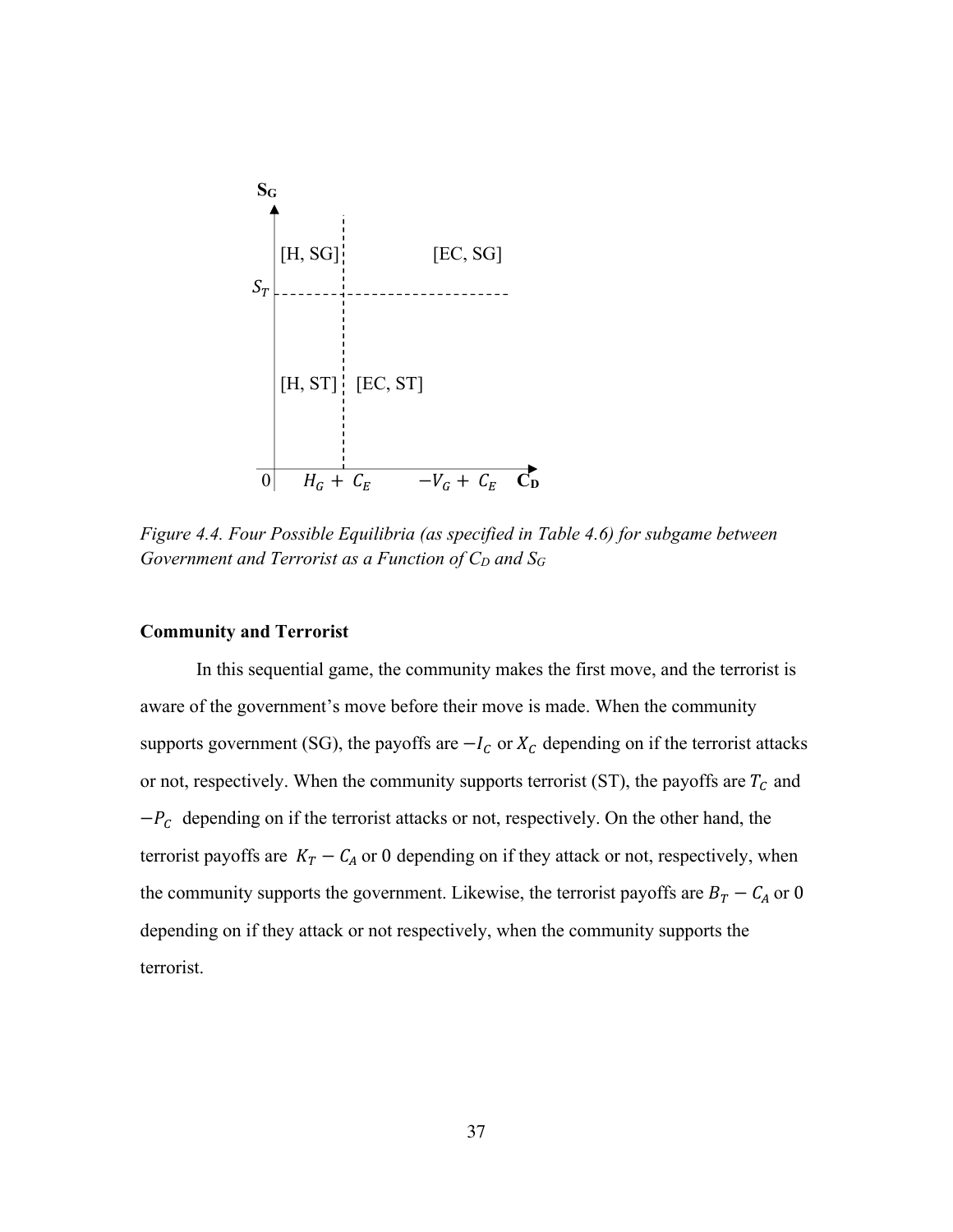Figure 4.4. Four Possible Equilibria (as specified in Table 4.6) for subgame between Government and Terrorist as a Function of $C_D$ and $S_G$

### Community and Terrorist

In this sequential game, the community makes the first move, and the terrorist is aware of the government's move before their move is made. When the community supports government (SG), the payoffs are $-I_C$ or $X_C$ depending on if the terrorist attacks or not, respectively. When the community supports terrorist (ST), the payoffs are $T_C$ and $-P_C$ depending on if the terrorist attacks or not, respectively. On the other hand, the terrorist payoffs are $K_T - C_A$ or 0 depending on if they attack or not, respectively, when the community supports the government. Likewise, the terrorist payoffs are $B_T - C_A$ or 0 depending on if they attack or not respectively, when the community supports the terrorist.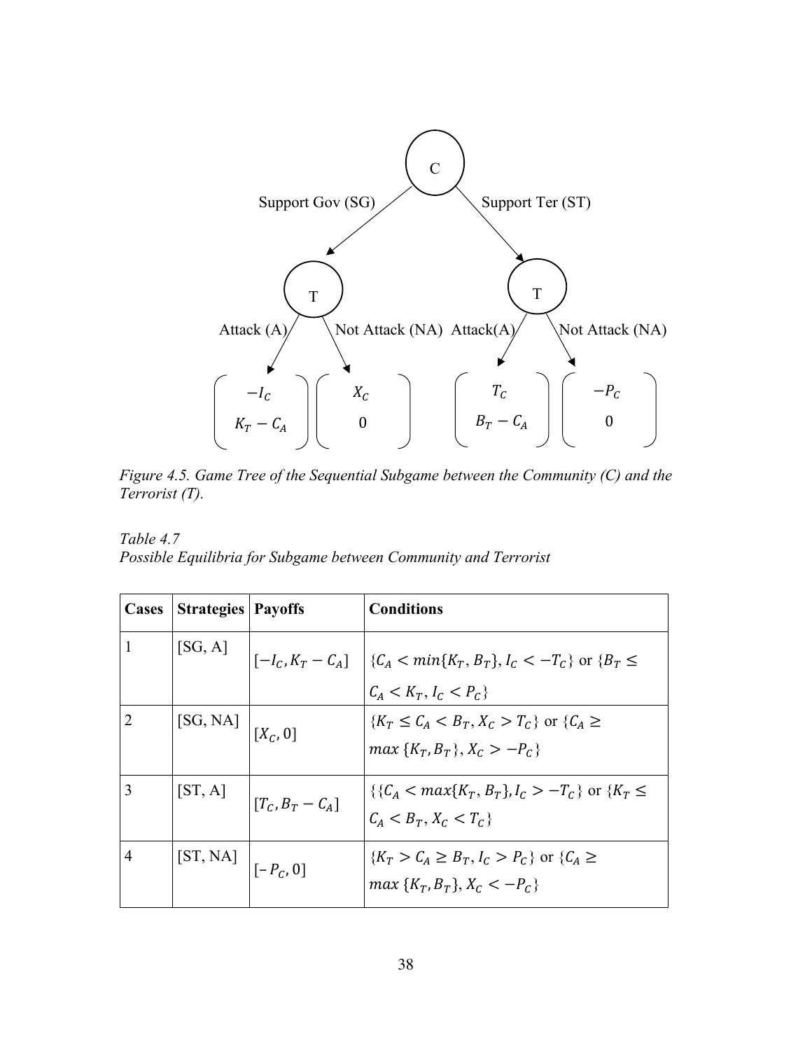*Figure 4.5. Game Tree of the Sequential Subgame between the Community (C) and the Terrorist (T).*

*Table 4.7*
*Possible Equilibria for Subgame between Community and Terrorist*

| Cases | Strategies | Payoffs | Conditions |
|---|---|---|---|
| 1 | [SG, A] | $[-I_C, K_T - C_A]$ | $\{C_A < min\{K_T, B_T\}, I_C < -T_C\}$ or $\{B_T \leq C_A < K_T, I_C < P_C\}$ |
| 2 | [SG, NA] | $[X_C, 0]$ | $\{K_T \leq C_A < B_T, X_C > T_C\}$ or $\{C_A \geq max\,\{K_T, B_T\}, X_C > -P_C\}$ |
| 3 | [ST, A] | $[T_C, B_T - C_A]$ | $\{\{C_A < max\{K_T, B_T\}, I_C > -T_C\}$ or $\{K_T \leq C_A < B_T, X_C < T_C\}$ |
| 4 | [ST, NA] | $[-P_C, 0]$ | $\{K_T > C_A \geq B_T, I_C > P_C\}$ or $\{C_A \geq max\,\{K_T, B_T\}, X_C < -P_C\}$ |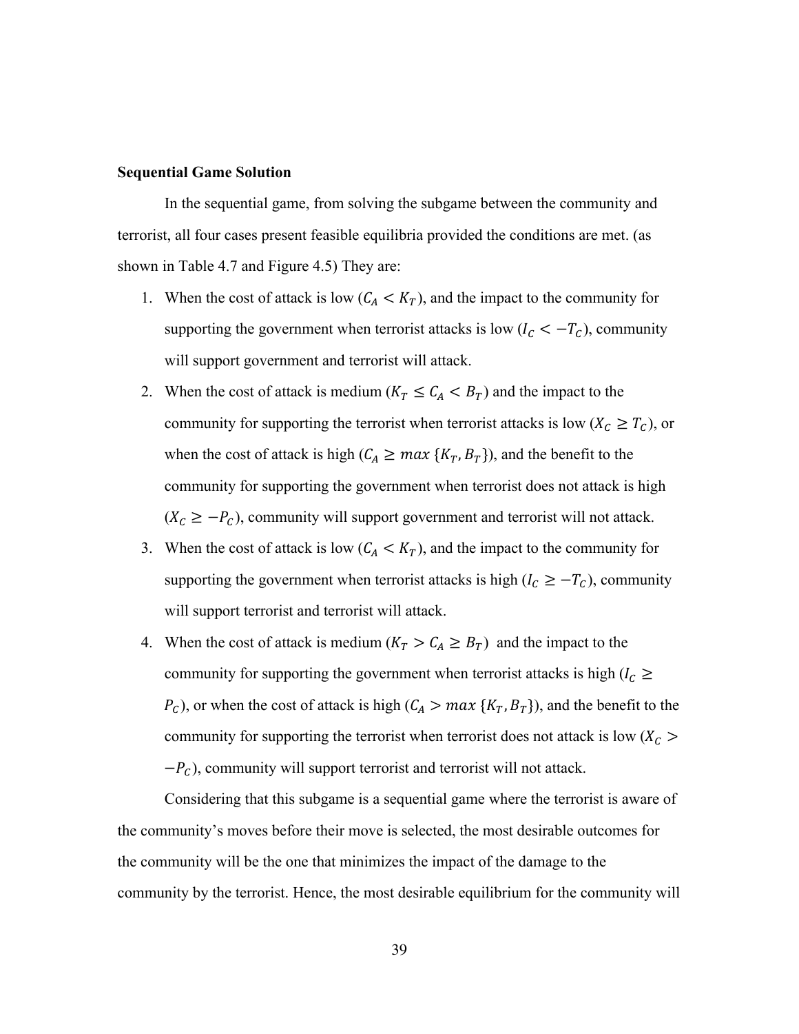**Sequential Game Solution**

In the sequential game, from solving the subgame between the community and terrorist, all four cases present feasible equilibria provided the conditions are met. (as shown in Table 4.7 and Figure 4.5) They are:

1. When the cost of attack is low ($C_A < K_T$), and the impact to the community for supporting the government when terrorist attacks is low ($I_C < -T_C$), community will support government and terrorist will attack.
2. When the cost of attack is medium ($K_T \leq C_A < B_T$) and the impact to the community for supporting the terrorist when terrorist attacks is low ($X_C \geq T_C$), or when the cost of attack is high ($C_A \geq max\ \{K_T, B_T\}$), and the benefit to the community for supporting the government when terrorist does not attack is high ($X_C \geq -P_C$), community will support government and terrorist will not attack.
3. When the cost of attack is low ($C_A < K_T$), and the impact to the community for supporting the government when terrorist attacks is high ($I_C \geq -T_C$), community will support terrorist and terrorist will attack.
4. When the cost of attack is medium ($K_T > C_A \geq B_T$) and the impact to the community for supporting the government when terrorist attacks is high ($I_C \geq P_C$), or when the cost of attack is high ($C_A > max\ \{K_T, B_T\}$), and the benefit to the community for supporting the terrorist when terrorist does not attack is low ($X_C > -P_C$), community will support terrorist and terrorist will not attack.

Considering that this subgame is a sequential game where the terrorist is aware of the community's moves before their move is selected, the most desirable outcomes for the community will be the one that minimizes the impact of the damage to the community by the terrorist. Hence, the most desirable equilibrium for the community will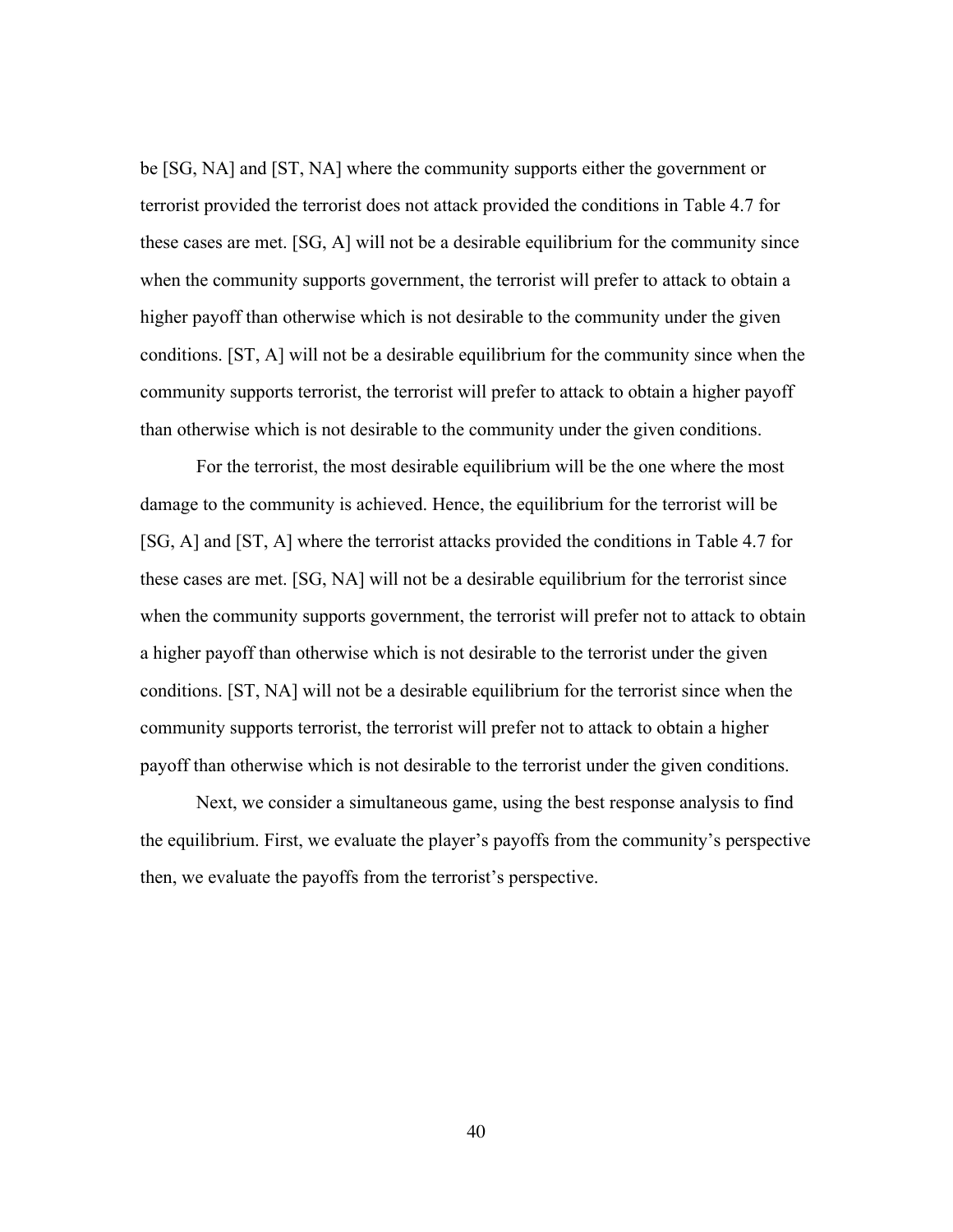be [SG, NA] and [ST, NA] where the community supports either the government or terrorist provided the terrorist does not attack provided the conditions in Table 4.7 for these cases are met. [SG, A] will not be a desirable equilibrium for the community since when the community supports government, the terrorist will prefer to attack to obtain a higher payoff than otherwise which is not desirable to the community under the given conditions. [ST, A] will not be a desirable equilibrium for the community since when the community supports terrorist, the terrorist will prefer to attack to obtain a higher payoff than otherwise which is not desirable to the community under the given conditions.

For the terrorist, the most desirable equilibrium will be the one where the most damage to the community is achieved. Hence, the equilibrium for the terrorist will be [SG, A] and [ST, A] where the terrorist attacks provided the conditions in Table 4.7 for these cases are met. [SG, NA] will not be a desirable equilibrium for the terrorist since when the community supports government, the terrorist will prefer not to attack to obtain a higher payoff than otherwise which is not desirable to the terrorist under the given conditions. [ST, NA] will not be a desirable equilibrium for the terrorist since when the community supports terrorist, the terrorist will prefer not to attack to obtain a higher payoff than otherwise which is not desirable to the terrorist under the given conditions.

Next, we consider a simultaneous game, using the best response analysis to find the equilibrium. First, we evaluate the player's payoffs from the community's perspective then, we evaluate the payoffs from the terrorist's perspective.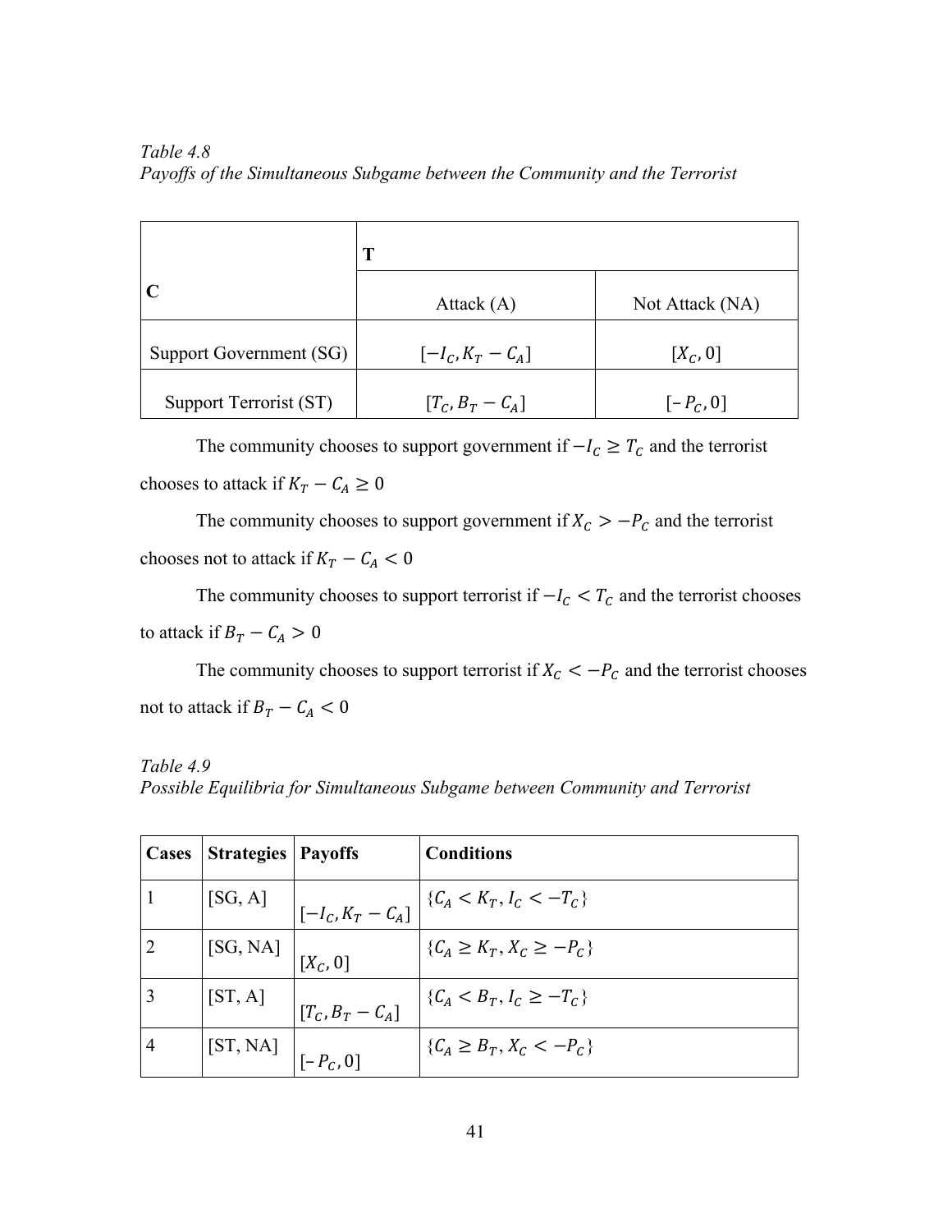*Table 4.8*
*Payoffs of the Simultaneous Subgame between the Community and the Terrorist*

| C | T | |
|---|---|---|
| | Attack (A) | Not Attack (NA) |
| Support Government (SG) | $[-I_C, K_T - C_A]$ | $[X_C, 0]$ |
| Support Terrorist (ST) | $[T_C, B_T - C_A]$ | $[-P_C, 0]$ |

The community chooses to support government if $-I_C \geq T_C$ and the terrorist chooses to attack if $K_T - C_A \geq 0$

The community chooses to support government if $X_C > -P_C$ and the terrorist chooses not to attack if $K_T - C_A < 0$

The community chooses to support terrorist if $-I_C < T_C$ and the terrorist chooses to attack if $B_T - C_A > 0$

The community chooses to support terrorist if $X_C < -P_C$ and the terrorist chooses not to attack if $B_T - C_A < 0$

*Table 4.9*
*Possible Equilibria for Simultaneous Subgame between Community and Terrorist*

| Cases | Strategies | Payoffs | Conditions |
|---|---|---|---|
| 1 | [SG, A] | $[-I_C, K_T - C_A]$ | $\{C_A < K_T, I_C < -T_C\}$ |
| 2 | [SG, NA] | $[X_C, 0]$ | $\{C_A \geq K_T, X_C \geq -P_C\}$ |
| 3 | [ST, A] | $[T_C, B_T - C_A]$ | $\{C_A < B_T, I_C \geq -T_C\}$ |
| 4 | [ST, NA] | $[-P_C, 0]$ | $\{C_A \geq B_T, X_C < -P_C\}$ |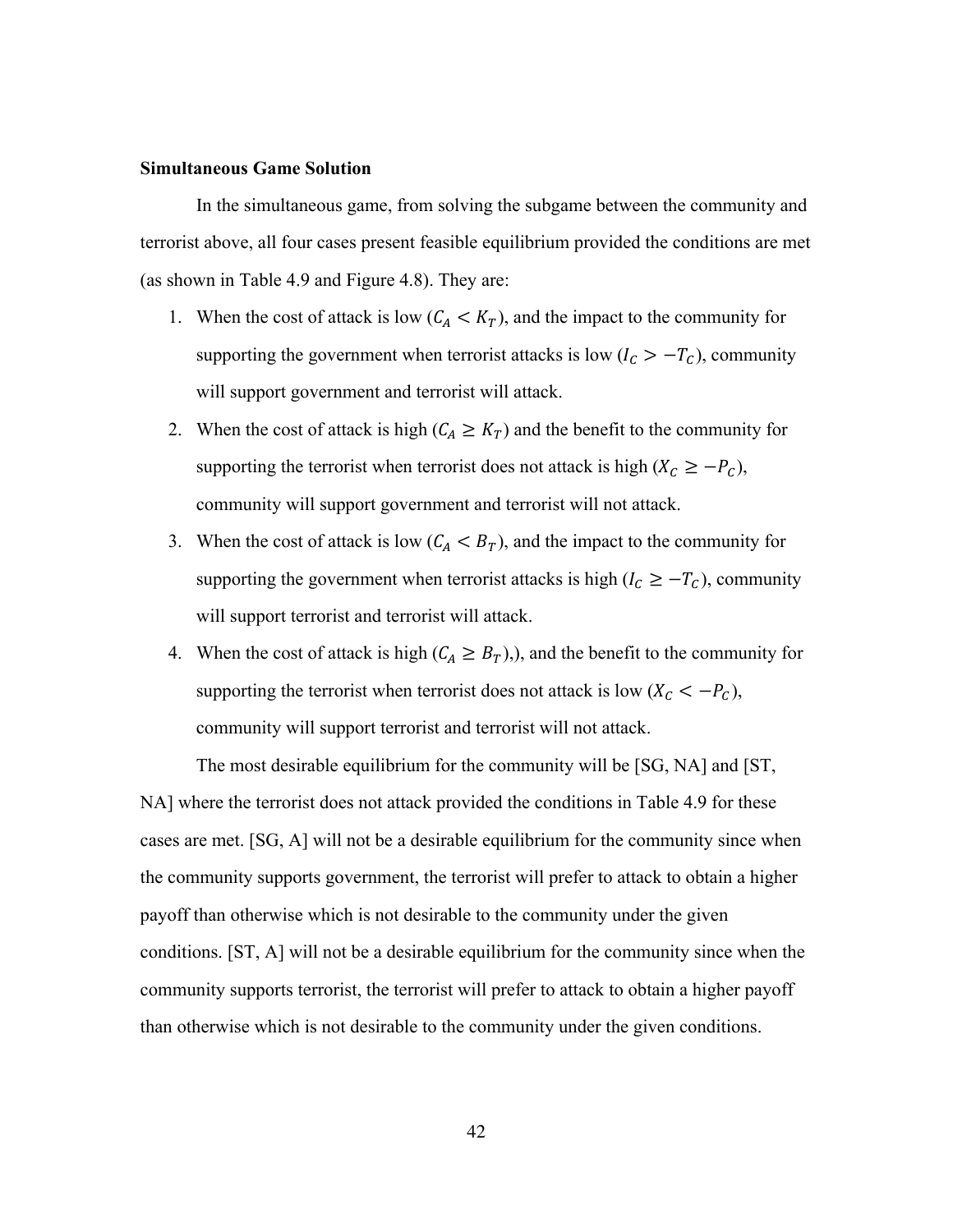**Simultaneous Game Solution**

In the simultaneous game, from solving the subgame between the community and terrorist above, all four cases present feasible equilibrium provided the conditions are met (as shown in Table 4.9 and Figure 4.8). They are:

1. When the cost of attack is low ($C_A < K_T$), and the impact to the community for supporting the government when terrorist attacks is low ($I_C > -T_C$), community will support government and terrorist will attack.
2. When the cost of attack is high ($C_A \geq K_T$) and the benefit to the community for supporting the terrorist when terrorist does not attack is high ($X_C \geq -P_C$), community will support government and terrorist will not attack.
3. When the cost of attack is low ($C_A < B_T$), and the impact to the community for supporting the government when terrorist attacks is high ($I_C \geq -T_C$), community will support terrorist and terrorist will attack.
4. When the cost of attack is high ($C_A \geq B_T$),), and the benefit to the community for supporting the terrorist when terrorist does not attack is low ($X_C < -P_C$), community will support terrorist and terrorist will not attack.

The most desirable equilibrium for the community will be [SG, NA] and [ST, NA] where the terrorist does not attack provided the conditions in Table 4.9 for these cases are met. [SG, A] will not be a desirable equilibrium for the community since when the community supports government, the terrorist will prefer to attack to obtain a higher payoff than otherwise which is not desirable to the community under the given conditions. [ST, A] will not be a desirable equilibrium for the community since when the community supports terrorist, the terrorist will prefer to attack to obtain a higher payoff than otherwise which is not desirable to the community under the given conditions.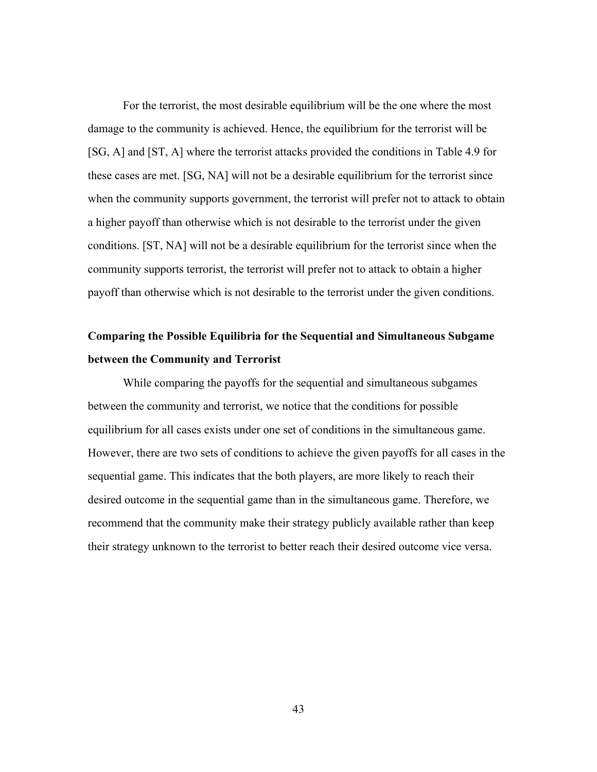For the terrorist, the most desirable equilibrium will be the one where the most damage to the community is achieved. Hence, the equilibrium for the terrorist will be [SG, A] and [ST, A] where the terrorist attacks provided the conditions in Table 4.9 for these cases are met. [SG, NA] will not be a desirable equilibrium for the terrorist since when the community supports government, the terrorist will prefer not to attack to obtain a higher payoff than otherwise which is not desirable to the terrorist under the given conditions. [ST, NA] will not be a desirable equilibrium for the terrorist since when the community supports terrorist, the terrorist will prefer not to attack to obtain a higher payoff than otherwise which is not desirable to the terrorist under the given conditions.

### Comparing the Possible Equilibria for the Sequential and Simultaneous Subgame between the Community and Terrorist

While comparing the payoffs for the sequential and simultaneous subgames between the community and terrorist, we notice that the conditions for possible equilibrium for all cases exists under one set of conditions in the simultaneous game. However, there are two sets of conditions to achieve the given payoffs for all cases in the sequential game. This indicates that the both players, are more likely to reach their desired outcome in the sequential game than in the simultaneous game. Therefore, we recommend that the community make their strategy publicly available rather than keep their strategy unknown to the terrorist to better reach their desired outcome vice versa.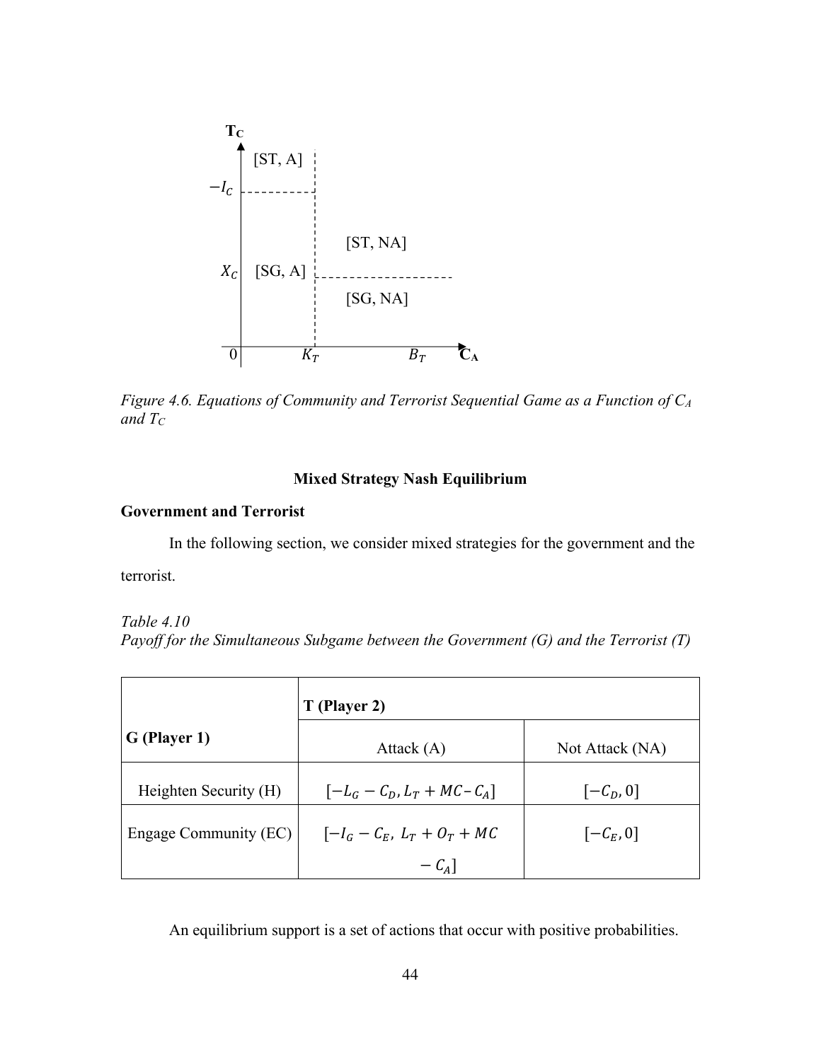Figure 4.6. Equations of Community and Terrorist Sequential Game as a Function of $C_A$ and $T_C$

## Mixed Strategy Nash Equilibrium

### Government and Terrorist

In the following section, we consider mixed strategies for the government and the terrorist.

*Table 4.10*
*Payoff for the Simultaneous Subgame between the Government (G) and the Terrorist (T)*

| G (Player 1) | T (Player 2) | |
|---|---|---|
| | Attack (A) | Not Attack (NA) |
| Heighten Security (H) | $[-L_G - C_D, L_T + MC - C_A]$ | $[-C_D, 0]$ |
| Engage Community (EC) | $[-I_G - C_E,\ L_T + O_T + MC - C_A]$ | $[-C_E, 0]$ |

An equilibrium support is a set of actions that occur with positive probabilities.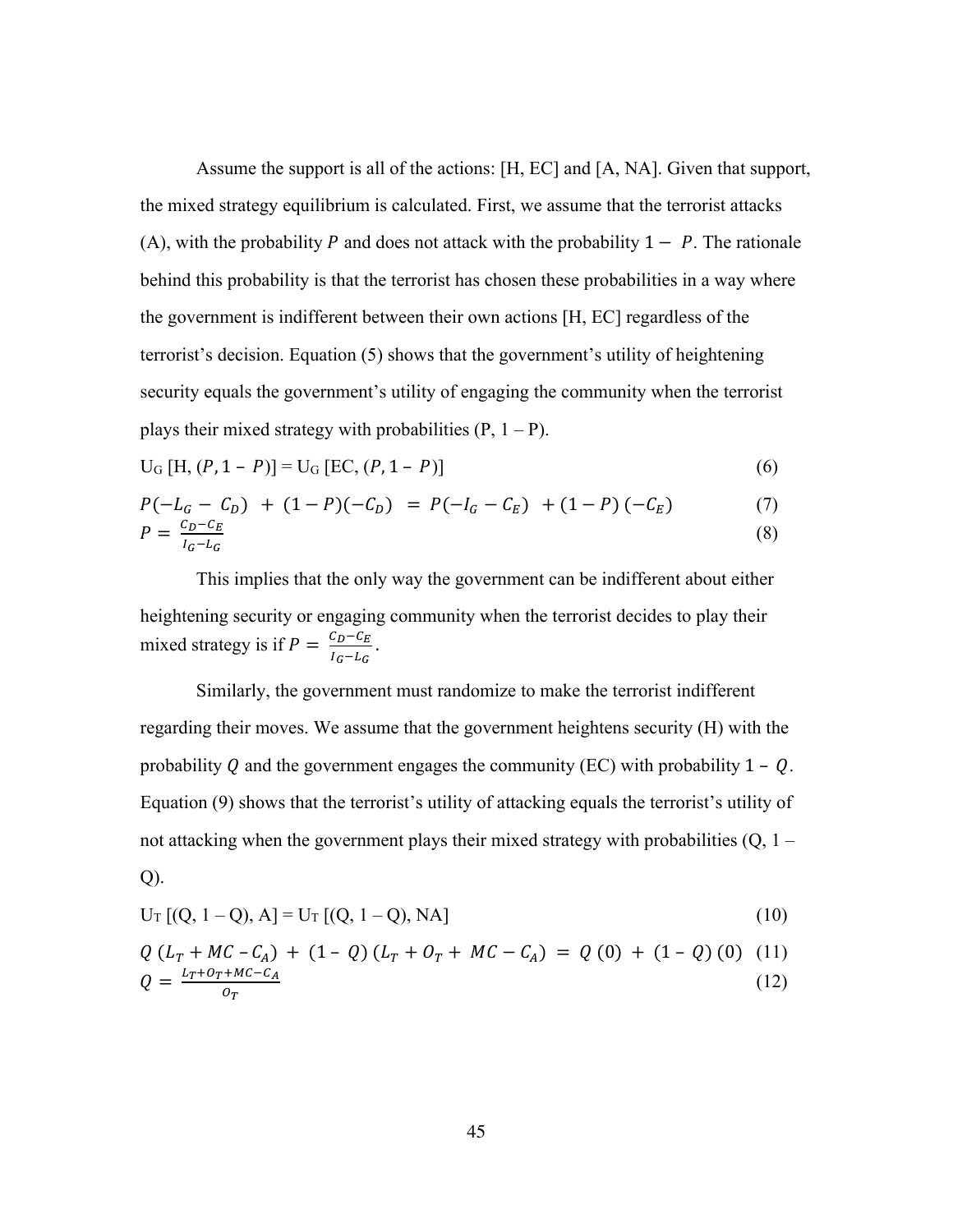Assume the support is all of the actions: [H, EC] and [A, NA]. Given that support, the mixed strategy equilibrium is calculated. First, we assume that the terrorist attacks (A), with the probability $P$ and does not attack with the probability $1 - P$. The rationale behind this probability is that the terrorist has chosen these probabilities in a way where the government is indifferent between their own actions [H, EC] regardless of the terrorist's decision. Equation (5) shows that the government's utility of heightening security equals the government's utility of engaging the community when the terrorist plays their mixed strategy with probabilities (P, 1 – P).

$$U_G\,[H, (P, 1 - P)] = U_G\,[EC, (P, 1 - P)] \tag{6}$$

$$P(-L_G - C_D) + (1 - P)(-C_D) = P(-I_G - C_E) + (1 - P)(-C_E) \tag{7}$$

$$P = \frac{C_D - C_E}{I_G - L_G} \tag{8}$$

This implies that the only way the government can be indifferent about either heightening security or engaging community when the terrorist decides to play their mixed strategy is if $P = \frac{C_D - C_E}{I_G - L_G}$.

Similarly, the government must randomize to make the terrorist indifferent regarding their moves. We assume that the government heightens security (H) with the probability $Q$ and the government engages the community (EC) with probability $1 - Q$. Equation (9) shows that the terrorist's utility of attacking equals the terrorist's utility of not attacking when the government plays their mixed strategy with probabilities (Q, 1 – Q).

$$U_T\,[(Q, 1 - Q), A] = U_T\,[(Q, 1 - Q), NA] \tag{10}$$

$$Q\,(L_T + MC - C_A) + (1 - Q)\,(L_T + O_T + MC - C_A) = Q\,(0) + (1 - Q)\,(0) \tag{11}$$

$$Q = \frac{L_T + O_T + MC - C_A}{O_T} \tag{12}$$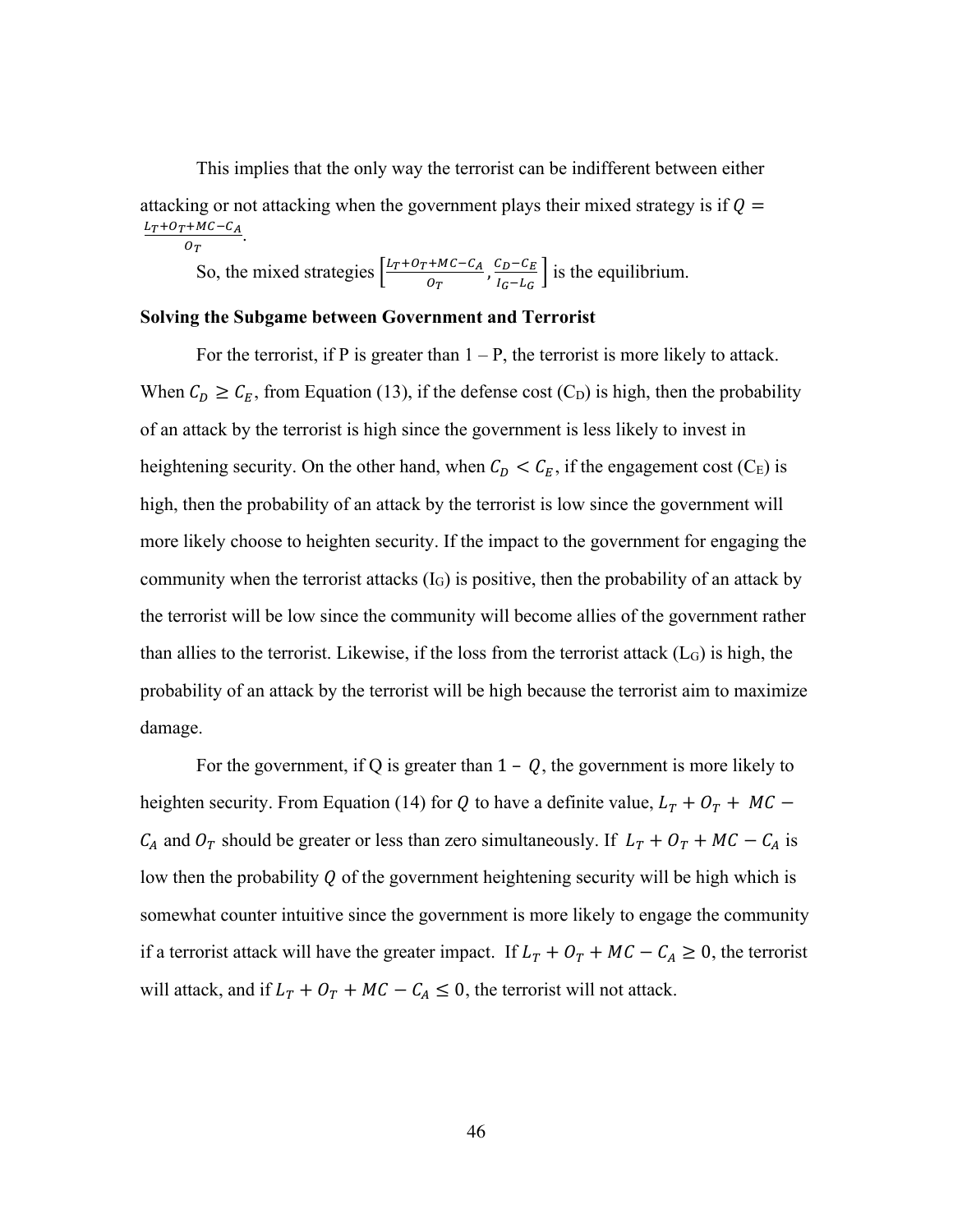This implies that the only way the terrorist can be indifferent between either attacking or not attacking when the government plays their mixed strategy is if $Q = \frac{L_T + O_T + MC - C_A}{O_T}$.

So, the mixed strategies $\left[\frac{L_T + O_T + MC - C_A}{O_T}, \frac{C_D - C_E}{I_G - L_G}\right]$ is the equilibrium.

**Solving the Subgame between Government and Terrorist**

For the terrorist, if P is greater than 1 – P, the terrorist is more likely to attack. When $C_D \geq C_E$, from Equation (13), if the defense cost ($C_D$) is high, then the probability of an attack by the terrorist is high since the government is less likely to invest in heightening security. On the other hand, when $C_D < C_E$, if the engagement cost ($C_E$) is high, then the probability of an attack by the terrorist is low since the government will more likely choose to heighten security. If the impact to the government for engaging the community when the terrorist attacks ($I_G$) is positive, then the probability of an attack by the terrorist will be low since the community will become allies of the government rather than allies to the terrorist. Likewise, if the loss from the terrorist attack ($L_G$) is high, the probability of an attack by the terrorist will be high because the terrorist aim to maximize damage.

For the government, if Q is greater than $1 - Q$, the government is more likely to heighten security. From Equation (14) for $Q$ to have a definite value, $L_T + O_T + MC - C_A$ and $O_T$ should be greater or less than zero simultaneously. If $L_T + O_T + MC - C_A$ is low then the probability $Q$ of the government heightening security will be high which is somewhat counter intuitive since the government is more likely to engage the community if a terrorist attack will have the greater impact. If $L_T + O_T + MC - C_A \geq 0$, the terrorist will attack, and if $L_T + O_T + MC - C_A \leq 0$, the terrorist will not attack.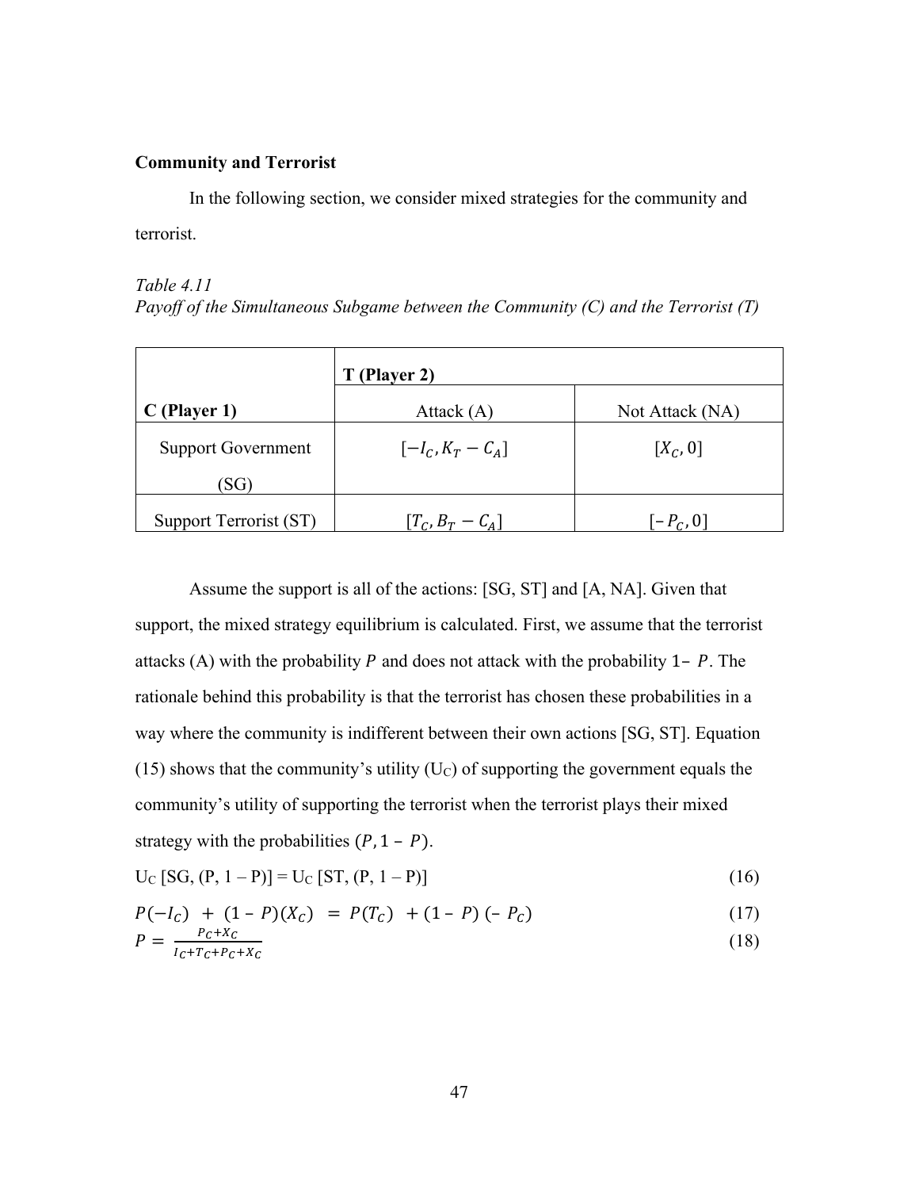**Community and Terrorist**

In the following section, we consider mixed strategies for the community and terrorist.

*Table 4.11*
*Payoff of the Simultaneous Subgame between the Community (C) and the Terrorist (T)*

| | **T (Player 2)** | |
|---|---|---|
| **C (Player 1)** | Attack (A) | Not Attack (NA) |
| Support Government (SG) | $[-I_C, K_T - C_A]$ | $[X_C, 0]$ |
| Support Terrorist (ST) | $[T_C, B_T - C_A]$ | $[-P_C, 0]$ |

Assume the support is all of the actions: [SG, ST] and [A, NA]. Given that support, the mixed strategy equilibrium is calculated. First, we assume that the terrorist attacks (A) with the probability $P$ and does not attack with the probability $1- P$. The rationale behind this probability is that the terrorist has chosen these probabilities in a way where the community is indifferent between their own actions [SG, ST]. Equation (15) shows that the community's utility ($U_C$) of supporting the government equals the community's utility of supporting the terrorist when the terrorist plays their mixed strategy with the probabilities $(P, 1 - P)$.

$$U_C [SG, (P, 1 - P)] = U_C [ST, (P, 1 - P)] \tag{16}$$

$$P(-I_C) + (1 - P)(X_C) = P(T_C) + (1 - P)(-P_C) \tag{17}$$

$$P = \frac{P_C + X_C}{I_C + T_C + P_C + X_C} \tag{18}$$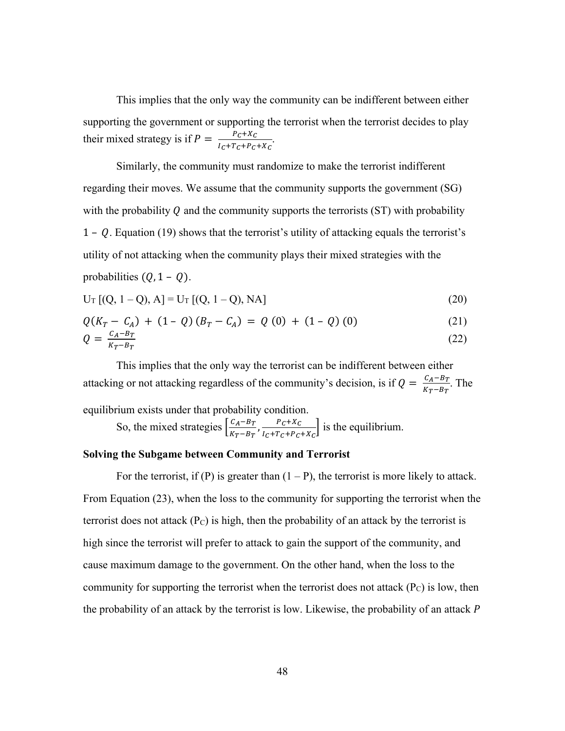This implies that the only way the community can be indifferent between either supporting the government or supporting the terrorist when the terrorist decides to play their mixed strategy is if $P = \frac{P_C + X_C}{I_C + T_C + P_C + X_C}$.

Similarly, the community must randomize to make the terrorist indifferent regarding their moves. We assume that the community supports the government (SG) with the probability $Q$ and the community supports the terrorists (ST) with probability $1 - Q$. Equation (19) shows that the terrorist's utility of attacking equals the terrorist's utility of not attacking when the community plays their mixed strategies with the probabilities $(Q, 1 - Q)$.

$$U_T\,[(Q, 1 - Q), A] = U_T\,[(Q, 1 - Q), NA] \tag{20}$$

$$Q(K_T - C_A) + (1 - Q)(B_T - C_A) = Q\,(0) + (1 - Q)\,(0) \tag{21}$$

$$Q = \frac{C_A - B_T}{K_T - B_T} \tag{22}$$

This implies that the only way the terrorist can be indifferent between either attacking or not attacking regardless of the community's decision, is if $Q = \frac{C_A - B_T}{K_T - B_T}$. The equilibrium exists under that probability condition.

So, the mixed strategies $\left[\frac{C_A - B_T}{K_T - B_T}, \frac{P_C + X_C}{I_C + T_C + P_C + X_C}\right]$ is the equilibrium.

**Solving the Subgame between Community and Terrorist**

For the terrorist, if (P) is greater than (1 – P), the terrorist is more likely to attack. From Equation (23), when the loss to the community for supporting the terrorist when the terrorist does not attack ($P_C$) is high, then the probability of an attack by the terrorist is high since the terrorist will prefer to attack to gain the support of the community, and cause maximum damage to the government. On the other hand, when the loss to the community for supporting the terrorist when the terrorist does not attack ($P_C$) is low, then the probability of an attack by the terrorist is low. Likewise, the probability of an attack $P$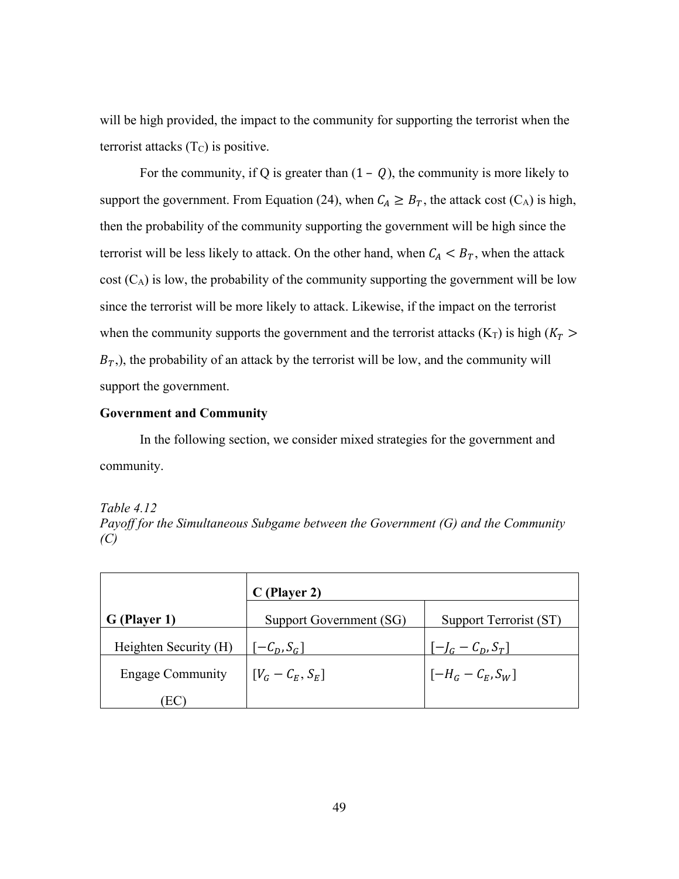will be high provided, the impact to the community for supporting the terrorist when the terrorist attacks ($T_C$) is positive.

For the community, if Q is greater than $(1 - Q)$, the community is more likely to support the government. From Equation (24), when $C_A \geq B_T$, the attack cost ($C_A$) is high, then the probability of the community supporting the government will be high since the terrorist will be less likely to attack. On the other hand, when $C_A < B_T$, when the attack cost ($C_A$) is low, the probability of the community supporting the government will be low since the terrorist will be more likely to attack. Likewise, if the impact on the terrorist when the community supports the government and the terrorist attacks ($K_T$) is high ($K_T > B_T$,), the probability of an attack by the terrorist will be low, and the community will support the government.

**Government and Community**

In the following section, we consider mixed strategies for the government and community.

*Table 4.12*
*Payoff for the Simultaneous Subgame between the Government (G) and the Community (C)*

| | **C (Player 2)** | |
|---|---|---|
| **G (Player 1)** | Support Government (SG) | Support Terrorist (ST) |
| Heighten Security (H) | $[-C_D, S_G]$ | $[-J_G - C_D, S_T]$ |
| Engage Community (EC) | $[V_G - C_E, S_E]$ | $[-H_G - C_E, S_W]$ |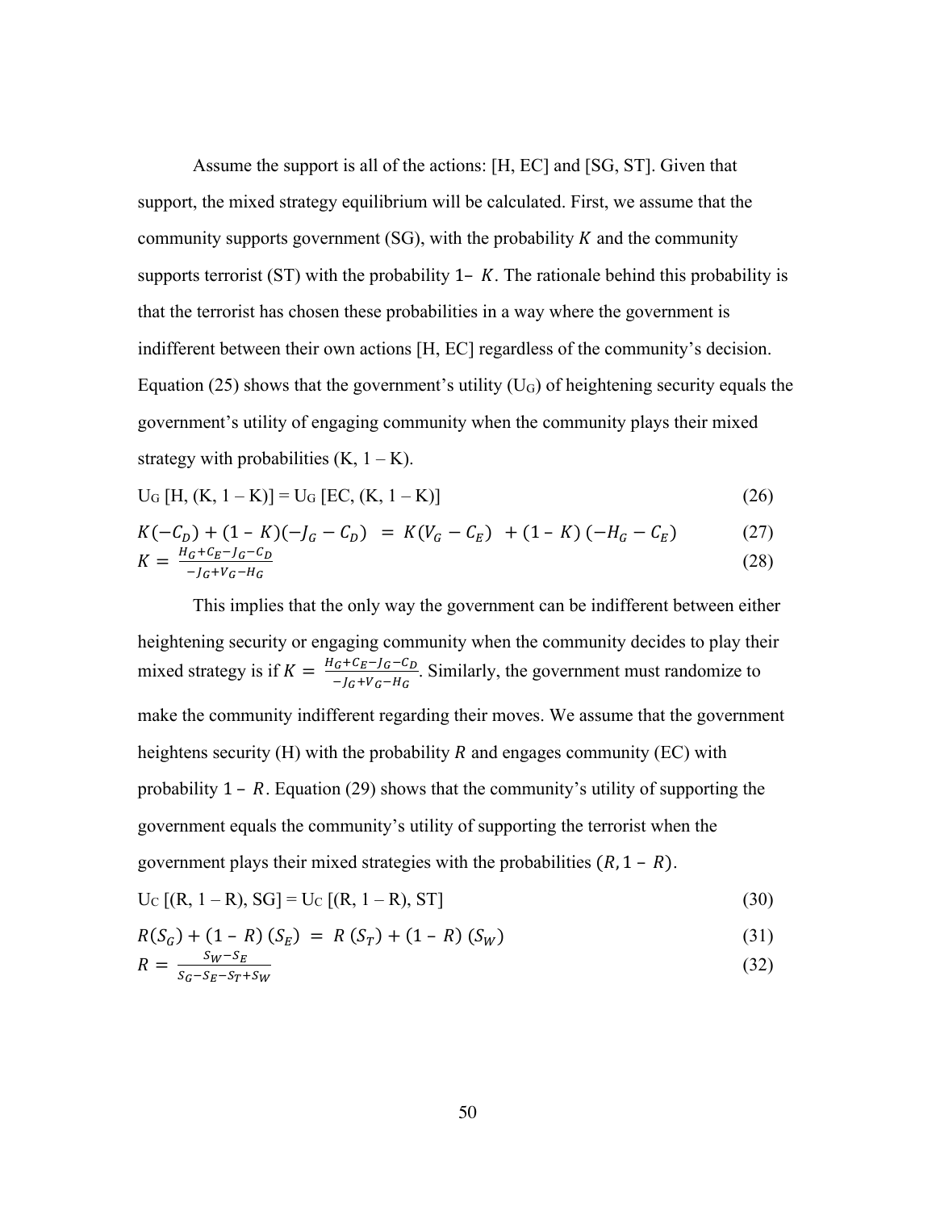Assume the support is all of the actions: [H, EC] and [SG, ST]. Given that support, the mixed strategy equilibrium will be calculated. First, we assume that the community supports government (SG), with the probability $K$ and the community supports terrorist (ST) with the probability $1 - K$. The rationale behind this probability is that the terrorist has chosen these probabilities in a way where the government is indifferent between their own actions [H, EC] regardless of the community's decision. Equation (25) shows that the government's utility ($U_G$) of heightening security equals the government's utility of engaging community when the community plays their mixed strategy with probabilities (K, 1 – K).

$$U_G\,[H, (K, 1 - K)] = U_G\,[EC, (K, 1 - K)] \tag{26}$$

$$K(-C_D) + (1 - K)(-J_G - C_D) = K(V_G - C_E) + (1 - K)(-H_G - C_E) \tag{27}$$

$$K = \frac{H_G + C_E - J_G - C_D}{-J_G + V_G - H_G} \tag{28}$$

This implies that the only way the government can be indifferent between either heightening security or engaging community when the community decides to play their mixed strategy is if $K = \frac{H_G + C_E - J_G - C_D}{-J_G + V_G - H_G}$. Similarly, the government must randomize to make the community indifferent regarding their moves. We assume that the government heightens security (H) with the probability $R$ and engages community (EC) with probability $1 - R$. Equation (29) shows that the community's utility of supporting the government equals the community's utility of supporting the terrorist when the government plays their mixed strategies with the probabilities $(R, 1 - R)$.

$$U_C\,[(R, 1 - R), SG] = U_C\,[(R, 1 - R), ST] \tag{30}$$

$$R(S_G) + (1 - R)(S_E) = R(S_T) + (1 - R)(S_W) \tag{31}$$

$$R = \frac{S_W - S_E}{S_G - S_E - S_T + S_W} \tag{32}$$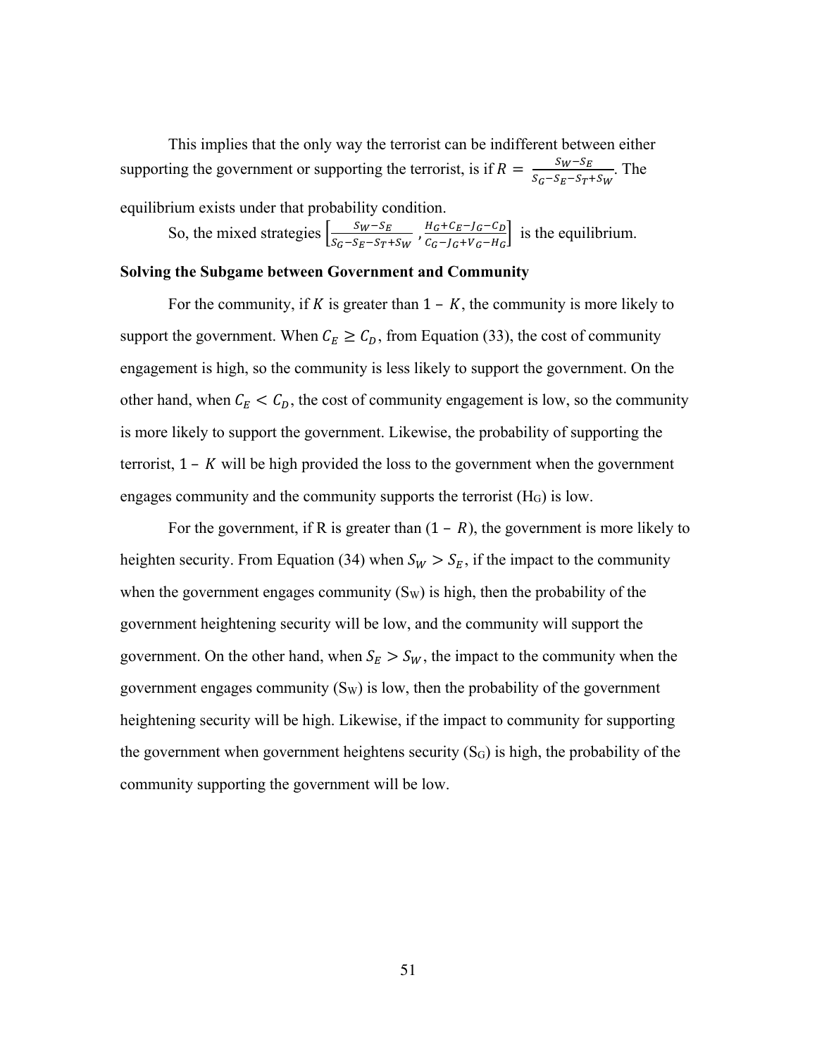This implies that the only way the terrorist can be indifferent between either supporting the government or supporting the terrorist, is if $R = \frac{S_W - S_E}{S_G - S_E - S_T + S_W}$. The equilibrium exists under that probability condition.

So, the mixed strategies $\left[\frac{S_W - S_E}{S_G - S_E - S_T + S_W}, \frac{H_G + C_E - J_G - C_D}{C_G - J_G + V_G - H_G}\right]$ is the equilibrium.

**Solving the Subgame between Government and Community**

For the community, if $K$ is greater than $1 - K$, the community is more likely to support the government. When $C_E \geq C_D$, from Equation (33), the cost of community engagement is high, so the community is less likely to support the government. On the other hand, when $C_E < C_D$, the cost of community engagement is low, so the community is more likely to support the government. Likewise, the probability of supporting the terrorist, $1 - K$ will be high provided the loss to the government when the government engages community and the community supports the terrorist ($H_G$) is low.

For the government, if R is greater than $(1 - R)$, the government is more likely to heighten security. From Equation (34) when $S_W > S_E$, if the impact to the community when the government engages community ($S_W$) is high, then the probability of the government heightening security will be low, and the community will support the government. On the other hand, when $S_E > S_W$, the impact to the community when the government engages community ($S_W$) is low, then the probability of the government heightening security will be high. Likewise, if the impact to community for supporting the government when government heightens security ($S_G$) is high, the probability of the community supporting the government will be low.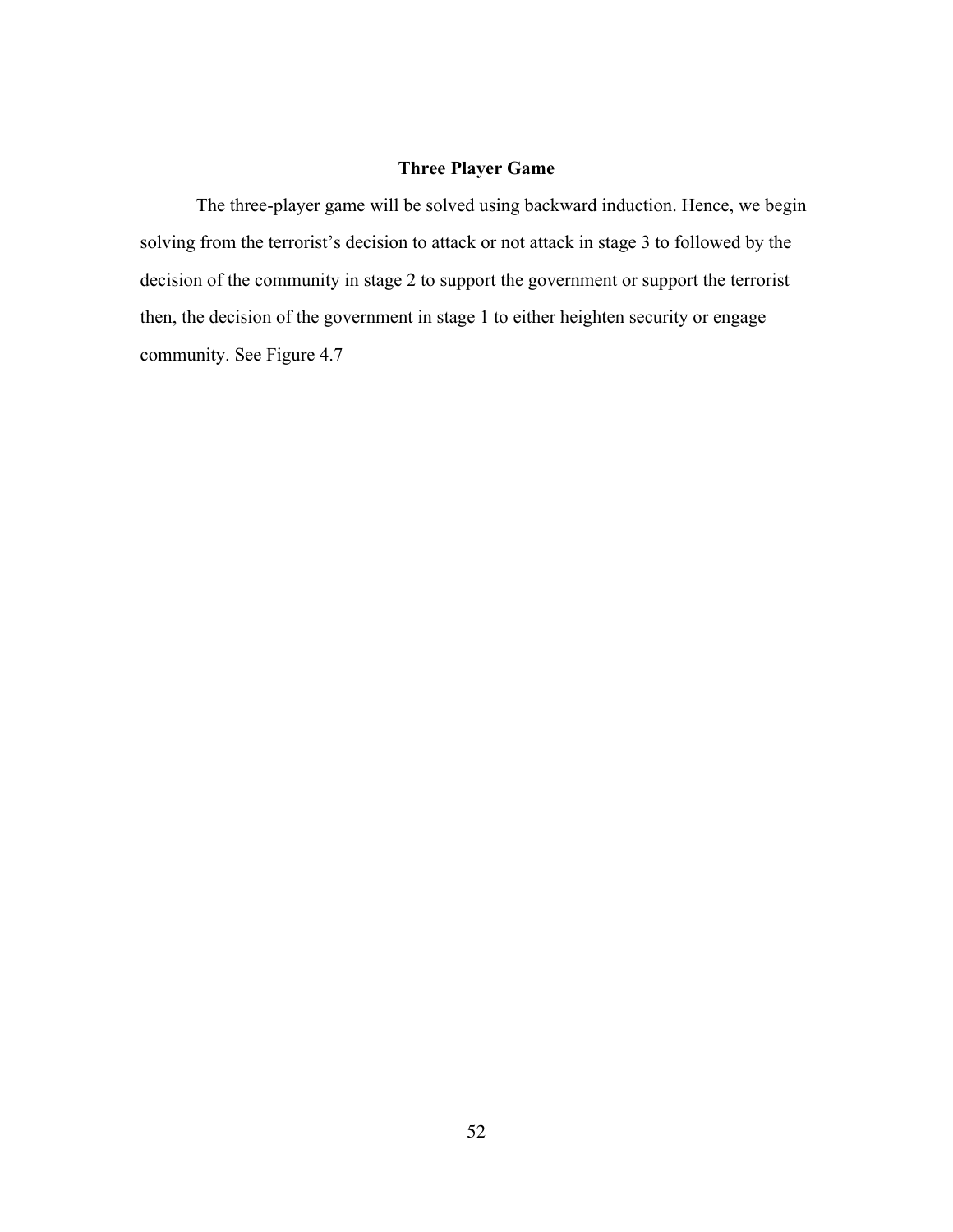### Three Player Game

The three-player game will be solved using backward induction. Hence, we begin solving from the terrorist's decision to attack or not attack in stage 3 to followed by the decision of the community in stage 2 to support the government or support the terrorist then, the decision of the government in stage 1 to either heighten security or engage community. See Figure 4.7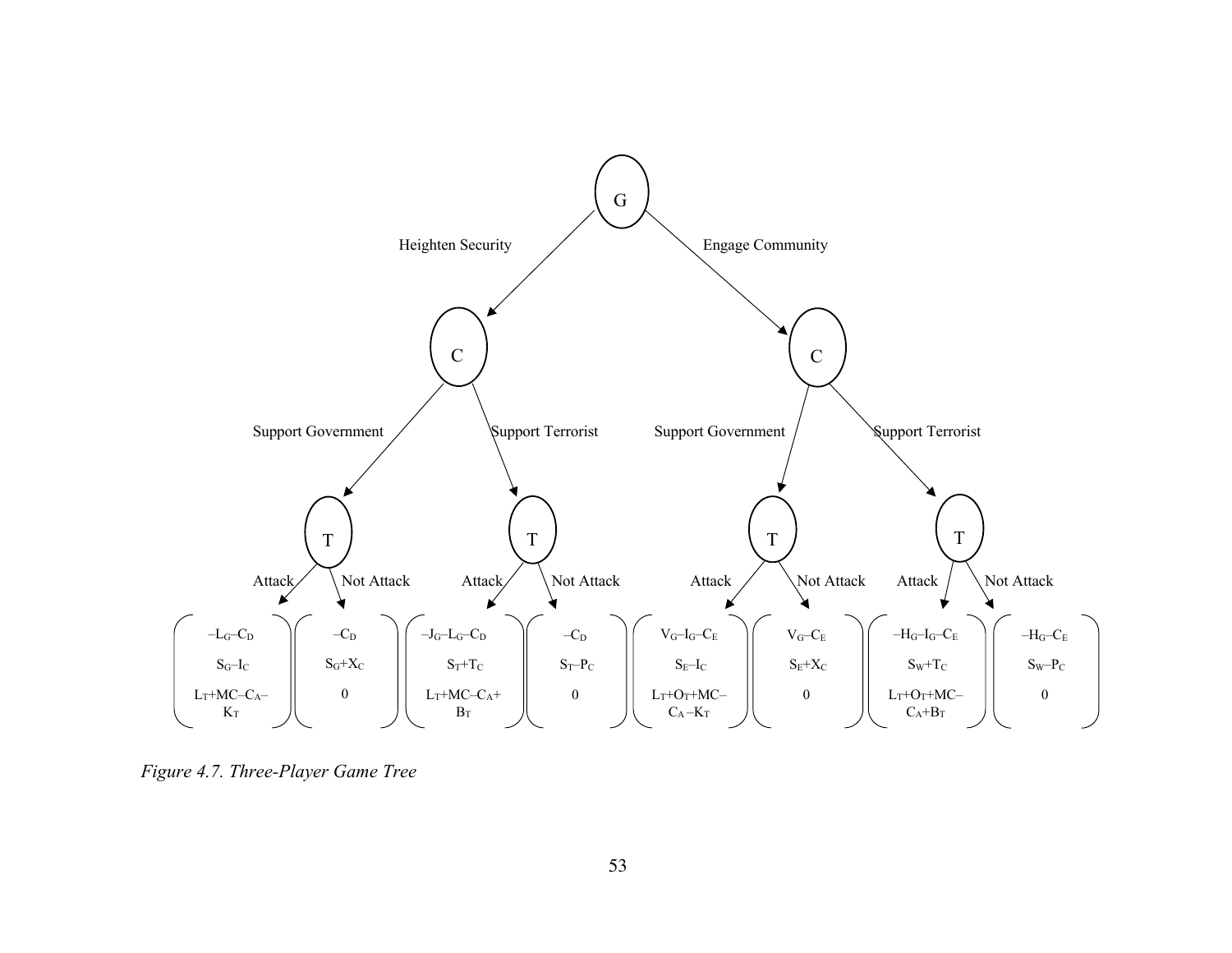| G | C | T | Payoff 1 | Payoff 2 | Payoff 3 |
|---|---|---|---|---|---|
| Heighten Security | Support Government | Attack | $-L_G-C_D$ | $S_G-I_C$ | $L_T+MC-C_A-K_T$ |
| Heighten Security | Support Government | Not Attack | $-C_D$ | $S_G+X_C$ | 0 |
| Heighten Security | Support Terrorist | Attack | $-J_G-L_G-C_D$ | $S_T+T_C$ | $L_T+MC-C_A+B_T$ |
| Heighten Security | Support Terrorist | Not Attack | $-C_D$ | $S_T-P_C$ | 0 |
| Engage Community | Support Government | Attack | $V_G-I_G-C_E$ | $S_E-I_C$ | $L_T+O_T+MC-C_A-K_T$ |
| Engage Community | Support Government | Not Attack | $V_G-C_E$ | $S_E+X_C$ | 0 |
| Engage Community | Support Terrorist | Attack | $-H_G-I_G-C_E$ | $S_W+T_C$ | $L_T+O_T+MC-C_A+B_T$ |
| Engage Community | Support Terrorist | Not Attack | $-H_G-C_E$ | $S_W-P_C$ | 0 |

*Figure 4.7. Three-Player Game Tree*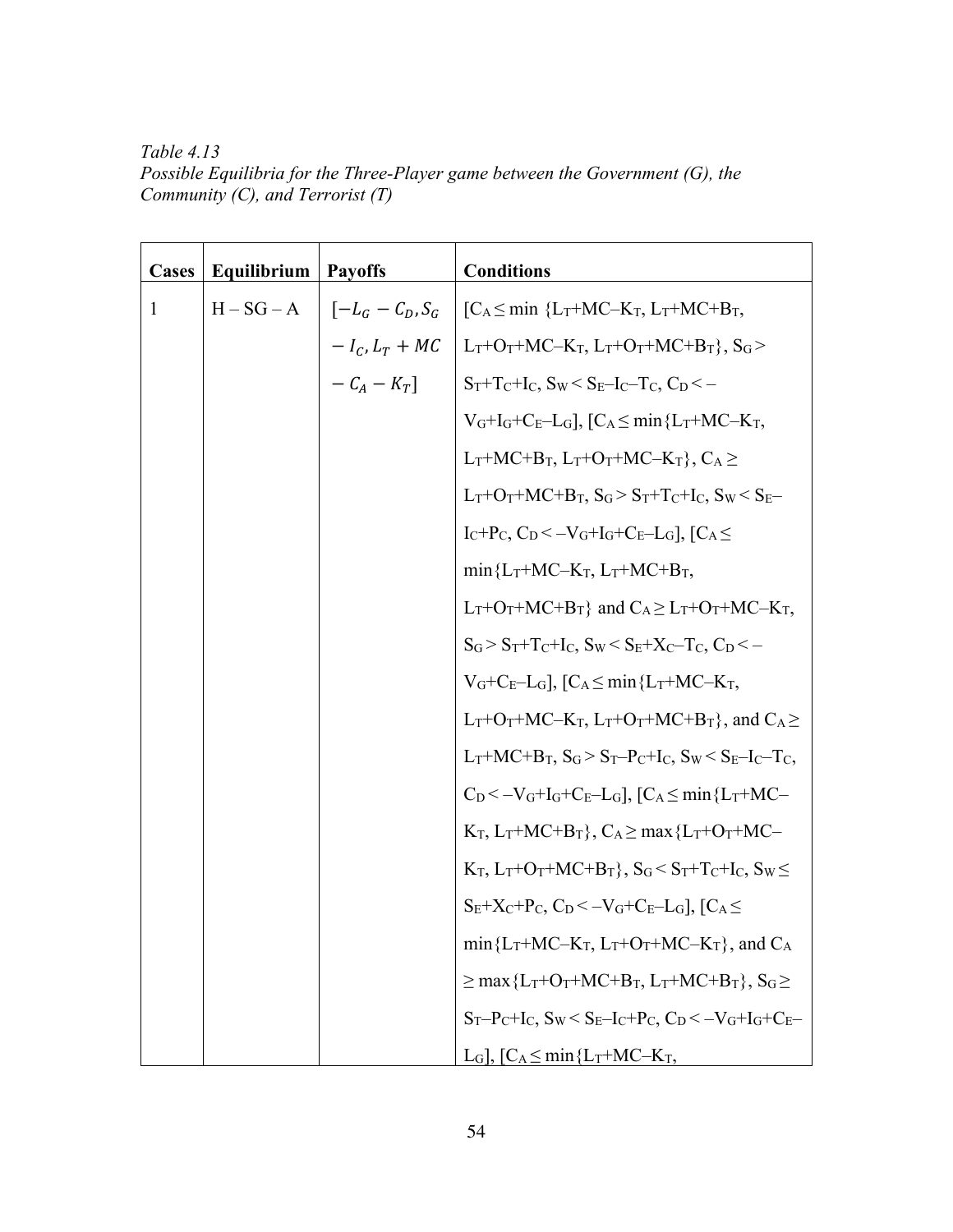*Table 4.13*
*Possible Equilibria for the Three-Player game between the Government (G), the Community (C), and Terrorist (T)*

| **Cases** | **Equilibrium** | **Payoffs** | **Conditions** |
|---|---|---|---|
| 1 | H – SG – A | $[-L_G - C_D, S_G - I_C, L_T + MC - C_A - K_T]$ | [$C_A \leq \min\{L_T+MC-K_T, L_T+MC+B_T, L_T+O_T+MC-K_T, L_T+O_T+MC+B_T\}$, $S_G > S_T+T_C+I_C$, $S_W < S_E-I_C-T_C$, $C_D < -V_G+I_G+C_E-L_G$], [$C_A \leq \min\{L_T+MC-K_T, L_T+MC+B_T, L_T+O_T+MC-K_T\}$, $C_A \geq L_T+O_T+MC+B_T$, $S_G > S_T+T_C+I_C$, $S_W < S_E-I_C+P_C$, $C_D < -V_G+I_G+C_E-L_G$], [$C_A \leq \min\{L_T+MC-K_T, L_T+MC+B_T, L_T+O_T+MC+B_T\}$ and $C_A \geq L_T+O_T+MC-K_T$, $S_G > S_T+T_C+I_C$, $S_W < S_E+X_C-T_C$, $C_D < -V_G+C_E-L_G$], [$C_A \leq \min\{L_T+MC-K_T, L_T+O_T+MC-K_T, L_T+O_T+MC+B_T\}$, and $C_A \geq L_T+MC+B_T$, $S_G > S_T-P_C+I_C$, $S_W < S_E-I_C-T_C$, $C_D < -V_G+I_G+C_E-L_G$], [$C_A \leq \min\{L_T+MC-K_T, L_T+MC+B_T\}$, $C_A \geq \max\{L_T+O_T+MC-K_T, L_T+O_T+MC+B_T\}$, $S_G < S_T+T_C+I_C$, $S_W \leq S_E+X_C+P_C$, $C_D < -V_G+C_E-L_G$], [$C_A \leq \min\{L_T+MC-K_T, L_T+O_T+MC-K_T\}$, and $C_A \geq \max\{L_T+O_T+MC+B_T, L_T+MC+B_T\}$, $S_G \geq S_T-P_C+I_C$, $S_W < S_E-I_C+P_C$, $C_D < -V_G+I_G+C_E-L_G$], [$C_A \leq \min\{L_T+MC-K_T,$ |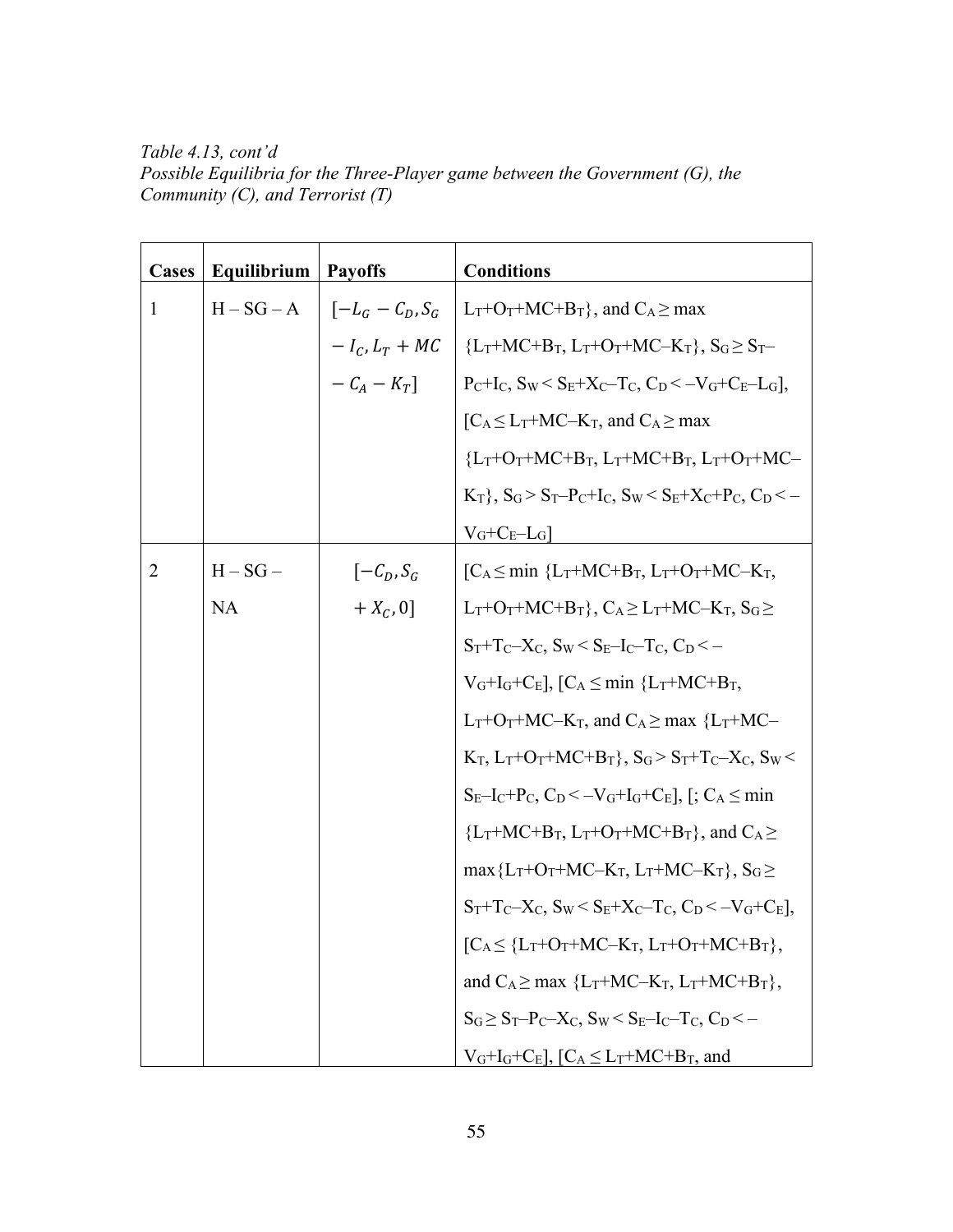*Table 4.13, cont'd*
*Possible Equilibria for the Three-Player game between the Government (G), the Community (C), and Terrorist (T)*

| Cases | Equilibrium | Payoffs | Conditions |
|---|---|---|---|
| 1 | H – SG – A | $[-L_G - C_D, S_G - I_C, L_T + MC - C_A - K_T]$ | $L_T$+$O_T$+MC+$B_T$}, and $C_A \geq$ max {$L_T$+MC+$B_T$, $L_T$+$O_T$+MC–$K_T$}, $S_G \geq S_T$–$P_C$+$I_C$, $S_W < S_E$+$X_C$–$T_C$, $C_D <$ –$V_G$+$C_E$–$L_G$], [$C_A \leq L_T$+MC–$K_T$, and $C_A \geq$ max {$L_T$+$O_T$+MC+$B_T$, $L_T$+MC+$B_T$, $L_T$+$O_T$+MC–$K_T$}, $S_G > S_T$–$P_C$+$I_C$, $S_W < S_E$+$X_C$+$P_C$, $C_D <$ –$V_G$+$C_E$–$L_G$] |
| 2 | H – SG – NA | $[-C_D, S_G + X_C, 0]$ | [$C_A \leq$ min {$L_T$+MC+$B_T$, $L_T$+$O_T$+MC–$K_T$, $L_T$+$O_T$+MC+$B_T$}, $C_A \geq L_T$+MC–$K_T$, $S_G \geq S_T$+$T_C$–$X_C$, $S_W < S_E$–$I_C$–$T_C$, $C_D <$ –$V_G$+$I_G$+$C_E$], [$C_A \leq$ min {$L_T$+MC+$B_T$, $L_T$+$O_T$+MC–$K_T$, and $C_A \geq$ max {$L_T$+MC–$K_T$, $L_T$+$O_T$+MC+$B_T$}, $S_G > S_T$+$T_C$–$X_C$, $S_W < S_E$–$I_C$+$P_C$, $C_D <$ –$V_G$+$I_G$+$C_E$], [; $C_A \leq$ min {$L_T$+MC+$B_T$, $L_T$+$O_T$+MC+$B_T$}, and $C_A \geq$ max{$L_T$+$O_T$+MC–$K_T$, $L_T$+MC–$K_T$}, $S_G \geq S_T$+$T_C$–$X_C$, $S_W < S_E$+$X_C$–$T_C$, $C_D <$ –$V_G$+$C_E$], [$C_A \leq$ {$L_T$+$O_T$+MC–$K_T$, $L_T$+$O_T$+MC+$B_T$}, and $C_A \geq$ max {$L_T$+MC–$K_T$, $L_T$+MC+$B_T$}, $S_G \geq S_T$–$P_C$–$X_C$, $S_W < S_E$–$I_C$–$T_C$, $C_D <$ –$V_G$+$I_G$+$C_E$], [$C_A \leq L_T$+MC+$B_T$, and |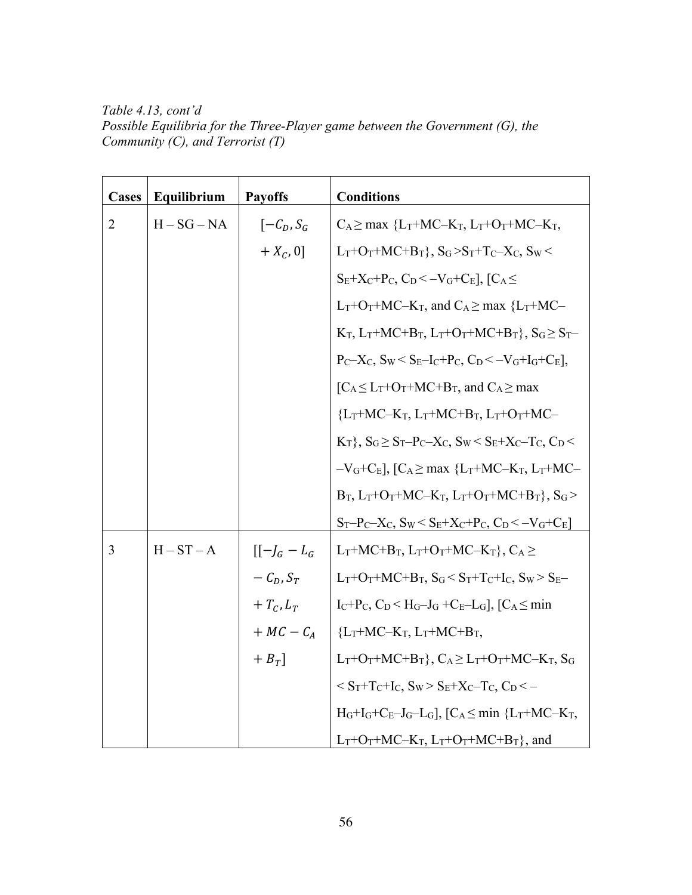*Table 4.13, cont'd*
*Possible Equilibria for the Three-Player game between the Government (G), the Community (C), and Terrorist (T)*

| Cases | Equilibrium | Payoffs | Conditions |
|---|---|---|---|
| 2 | H – SG – NA | $[-C_D, S_G + X_C, 0]$ | $C_A \geq \max\{L_T+MC-K_T, L_T+O_T+MC-K_T, L_T+O_T+MC+B_T\}$, $S_G > S_T+T_C-X_C$, $S_W < S_E+X_C+P_C$, $C_D < -V_G+C_E]$, $[C_A \leq L_T+O_T+MC-K_T$, and $C_A \geq \max\{L_T+MC-K_T, L_T+MC+B_T, L_T+O_T+MC+B_T\}$, $S_G \geq S_T-P_C-X_C$, $S_W < S_E-I_C+P_C$, $C_D < -V_G+I_G+C_E]$, $[C_A \leq L_T+O_T+MC+B_T$, and $C_A \geq \max\{L_T+MC-K_T, L_T+MC+B_T, L_T+O_T+MC-K_T\}$, $S_G \geq S_T-P_C-X_C$, $S_W < S_E+X_C-T_C$, $C_D < -V_G+C_E]$, $[C_A \geq \max\{L_T+MC-K_T, L_T+MC-B_T, L_T+O_T+MC-K_T, L_T+O_T+MC+B_T\}$, $S_G > S_T-P_C-X_C$, $S_W < S_E+X_C+P_C$, $C_D < -V_G+C_E]$ |
| 3 | H – ST – A | $[[-J_G - L_G - C_D, S_T + T_C, L_T + MC - C_A + B_T]$ | $L_T+MC+B_T, L_T+O_T+MC-K_T\}$, $C_A \geq L_T+O_T+MC+B_T$, $S_G < S_T+T_C+I_C$, $S_W > S_E-I_C+P_C$, $C_D < H_G-J_G+C_E-L_G]$, $[C_A \leq \min\{L_T+MC-K_T, L_T+MC+B_T, L_T+O_T+MC+B_T\}$, $C_A \geq L_T+O_T+MC-K_T$, $S_G < S_T+T_C+I_C$, $S_W > S_E+X_C-T_C$, $C_D < -H_G+I_G+C_E-J_G-L_G]$, $[C_A \leq \min\{L_T+MC-K_T, L_T+O_T+MC-K_T, L_T+O_T+MC+B_T\}$, and |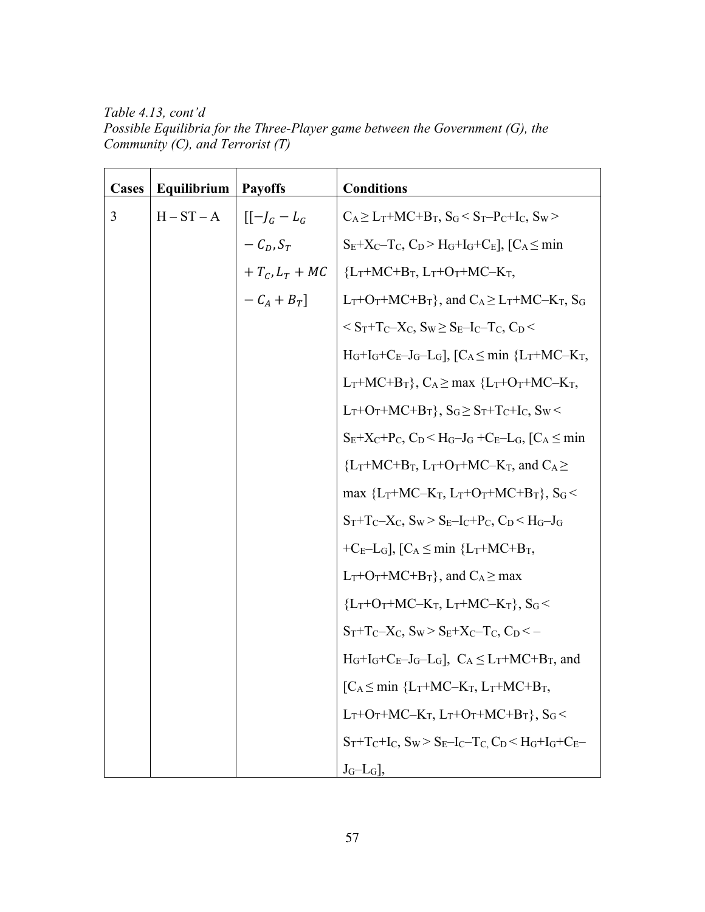*Table 4.13, cont'd*
*Possible Equilibria for the Three-Player game between the Government (G), the Community (C), and Terrorist (T)*

| Cases | Equilibrium | Payoffs | Conditions |
|---|---|---|---|
| 3 | H – ST – A | $[[-J_G - L_G - C_D, S_T + T_C, L_T + MC - C_A + B_T]$ | $C_A \geq L_T+MC+B_T$, $S_G < S_T-P_C+I_C$, $S_W > S_E+X_C-T_C$, $C_D > H_G+I_G+C_E]$, $[C_A \leq \min \{L_T+MC+B_T, L_T+O_T+MC-K_T, L_T+O_T+MC+B_T\}$, and $C_A \geq L_T+MC-K_T$, $S_G < S_T+T_C-X_C$, $S_W \geq S_E-I_C-T_C$, $C_D < H_G+I_G+C_E-J_G-L_G]$, $[C_A \leq \min \{L_T+MC-K_T, L_T+MC+B_T\}$, $C_A \geq \max \{L_T+O_T+MC-K_T, L_T+O_T+MC+B_T\}$, $S_G \geq S_T+T_C+I_C$, $S_W < S_E+X_C+P_C$, $C_D < H_G-J_G+C_E-L_G$, $[C_A \leq \min \{L_T+MC+B_T, L_T+O_T+MC-K_T$, and $C_A \geq \max \{L_T+MC-K_T, L_T+O_T+MC+B_T\}$, $S_G < S_T+T_C-X_C$, $S_W > S_E-I_C+P_C$, $C_D < H_G-J_G+C_E-L_G]$, $[C_A \leq \min \{L_T+MC+B_T, L_T+O_T+MC+B_T\}$, and $C_A \geq \max \{L_T+O_T+MC-K_T, L_T+MC-K_T\}$, $S_G < S_T+T_C-X_C$, $S_W > S_E+X_C-T_C$, $C_D < -H_G+I_G+C_E-J_G-L_G]$, $C_A \leq L_T+MC+B_T$, and $[C_A \leq \min \{L_T+MC-K_T, L_T+MC+B_T, L_T+O_T+MC-K_T, L_T+O_T+MC+B_T\}$, $S_G < S_T+T_C+I_C$, $S_W > S_E-I_C-T_C$, $C_D < H_G+I_G+C_E-J_G-L_G]$, |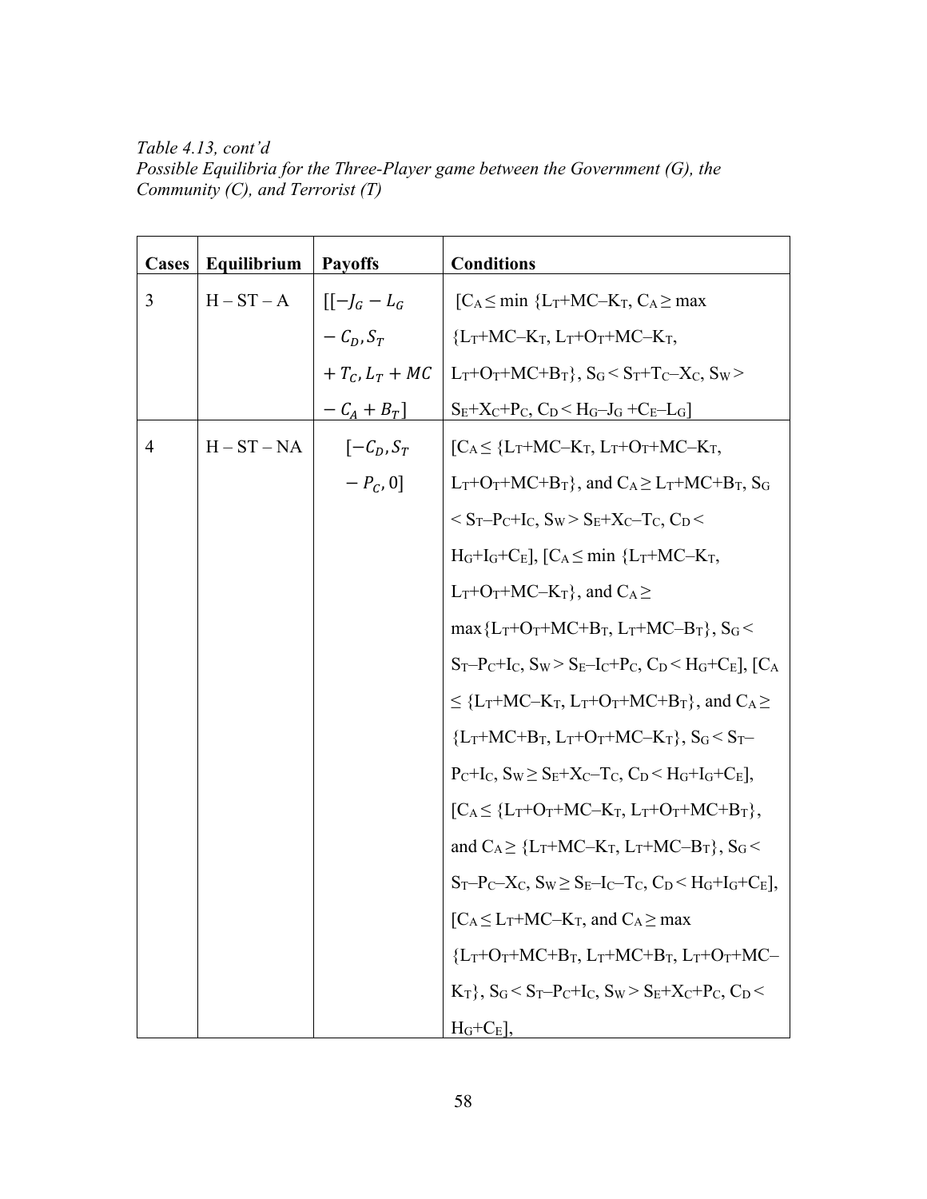*Table 4.13, cont'd*
*Possible Equilibria for the Three-Player game between the Government (G), the Community (C), and Terrorist (T)*

| Cases | Equilibrium | Payoffs | Conditions |
|---|---|---|---|
| 3 | H – ST – A | $[[-J_G - L_G - C_D, S_T + T_C, L_T + MC - C_A + B_T]$ | [$C_A \leq \min\{L_T+MC-K_T$, $C_A \geq \max\{L_T+MC-K_T, L_T+O_T+MC-K_T, L_T+O_T+MC+B_T\}$, $S_G < S_T+T_C-X_C$, $S_W > S_E+X_C+P_C$, $C_D < H_G-J_G+C_E-L_G$] |
| 4 | H – ST – NA | $[-C_D, S_T - P_C, 0]$ | [$C_A \leq \{L_T+MC-K_T, L_T+O_T+MC-K_T, L_T+O_T+MC+B_T\}$, and $C_A \geq L_T+MC+B_T$, $S_G < S_T-P_C+I_C$, $S_W > S_E+X_C-T_C$, $C_D < H_G+I_G+C_E$], [$C_A \leq \min\{L_T+MC-K_T, L_T+O_T+MC-K_T\}$, and $C_A \geq \max\{L_T+O_T+MC+B_T, L_T+MC-B_T\}$, $S_G < S_T-P_C+I_C$, $S_W > S_E-I_C+P_C$, $C_D < H_G+C_E$], [$C_A \leq \{L_T+MC-K_T, L_T+O_T+MC+B_T\}$, and $C_A \geq \{L_T+MC+B_T, L_T+O_T+MC-K_T\}$, $S_G < S_T-P_C+I_C$, $S_W \geq S_E+X_C-T_C$, $C_D < H_G+I_G+C_E$], [$C_A \leq \{L_T+O_T+MC-K_T, L_T+O_T+MC+B_T\}$, and $C_A \geq \{L_T+MC-K_T, L_T+MC-B_T\}$, $S_G < S_T-P_C-X_C$, $S_W \geq S_E-I_C-T_C$, $C_D < H_G+I_G+C_E$], [$C_A \leq L_T+MC-K_T$, and $C_A \geq \max\{L_T+O_T+MC+B_T, L_T+MC+B_T, L_T+O_T+MC-K_T\}$, $S_G < S_T-P_C+I_C$, $S_W > S_E+X_C+P_C$, $C_D < H_G+C_E$], |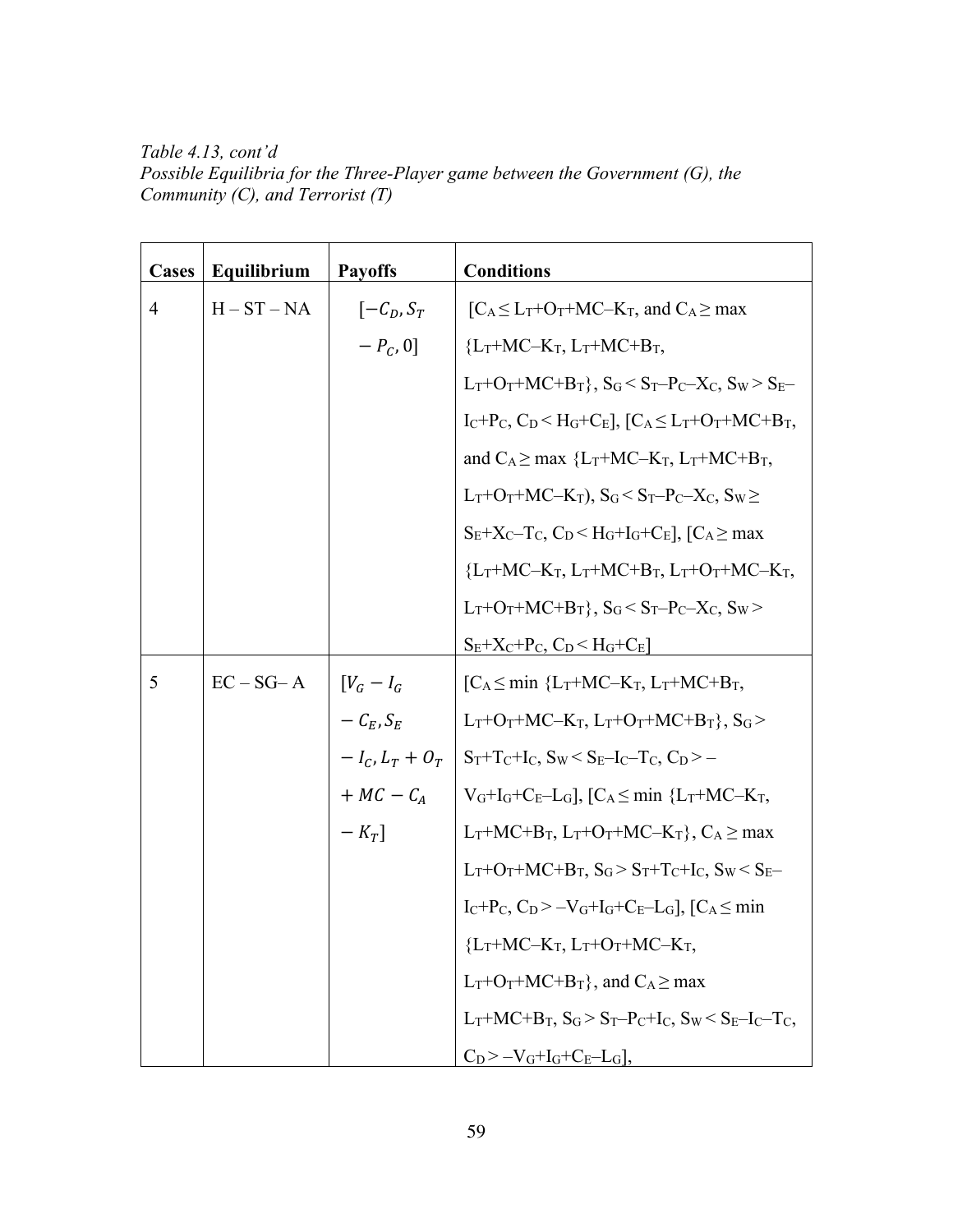*Table 4.13, cont'd*
*Possible Equilibria for the Three-Player game between the Government (G), the Community (C), and Terrorist (T)*

| Cases | Equilibrium | Payoffs | Conditions |
|---|---|---|---|
| 4 | H – ST – NA | $[-C_D, S_T - P_C, 0]$ | [$C_A \leq L_T+O_T+MC-K_T$, and $C_A \geq$ max {$L_T+MC-K_T$, $L_T+MC+B_T$, $L_T+O_T+MC+B_T$}, $S_G < S_T-P_C-X_C$, $S_W > S_E-I_C+P_C$, $C_D < H_G+C_E$], [$C_A \leq L_T+O_T+MC+B_T$, and $C_A \geq$ max {$L_T+MC-K_T$, $L_T+MC+B_T$, $L_T+O_T+MC-K_T$), $S_G < S_T-P_C-X_C$, $S_W \geq S_E+X_C-T_C$, $C_D < H_G+I_G+C_E$], [$C_A \geq$ max {$L_T+MC-K_T$, $L_T+MC+B_T$, $L_T+O_T+MC-K_T$, $L_T+O_T+MC+B_T$}, $S_G < S_T-P_C-X_C$, $S_W > S_E+X_C+P_C$, $C_D < H_G+C_E$] |
| 5 | EC – SG– A | $[V_G - I_G - C_E, S_E - I_C, L_T + O_T + MC - C_A - K_T]$ | [$C_A \leq$ min {$L_T+MC-K_T$, $L_T+MC+B_T$, $L_T+O_T+MC-K_T$, $L_T+O_T+MC+B_T$}, $S_G > S_T+T_C+I_C$, $S_W < S_E-I_C-T_C$, $C_D > -V_G+I_G+C_E-L_G$], [$C_A \leq$ min {$L_T+MC-K_T$, $L_T+MC+B_T$, $L_T+O_T+MC-K_T$}, $C_A \geq$ max $L_T+O_T+MC+B_T$, $S_G > S_T+T_C+I_C$, $S_W < S_E-I_C+P_C$, $C_D > -V_G+I_G+C_E-L_G$], [$C_A \leq$ min {$L_T+MC-K_T$, $L_T+O_T+MC-K_T$, $L_T+O_T+MC+B_T$}, and $C_A \geq$ max $L_T+MC+B_T$, $S_G > S_T-P_C+I_C$, $S_W < S_E-I_C-T_C$, $C_D > -V_G+I_G+C_E-L_G$], |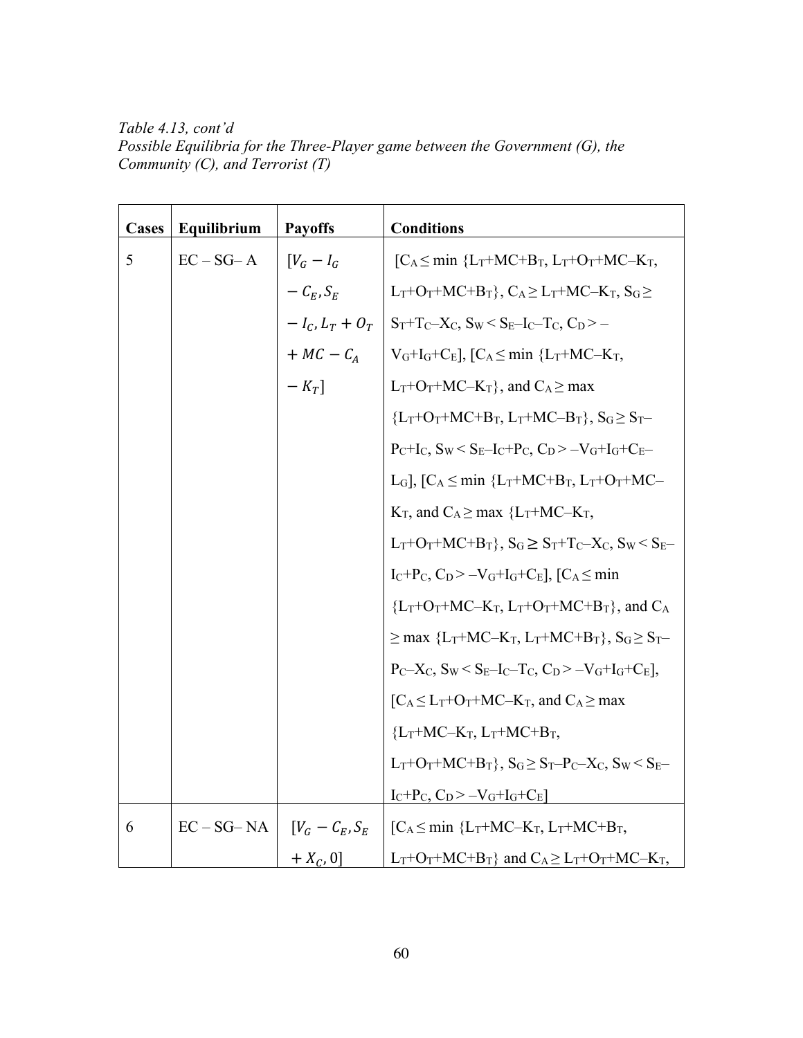*Table 4.13, cont'd*
*Possible Equilibria for the Three-Player game between the Government (G), the Community (C), and Terrorist (T)*

| Cases | Equilibrium | Payoffs | Conditions |
|---|---|---|---|
| 5 | EC – SG– A | $[V_G - I_G - C_E, S_E - I_C, L_T + O_T + MC - C_A - K_T]$ | [$C_A \leq$ min {$L_T$+MC+$B_T$, $L_T$+$O_T$+MC–$K_T$, $L_T$+$O_T$+MC+$B_T$}, $C_A \geq L_T$+MC–$K_T$, $S_G \geq S_T$+$T_C$–$X_C$, $S_W < S_E$–$I_C$–$T_C$, $C_D > -V_G$+$I_G$+$C_E$], [$C_A \leq$ min {$L_T$+MC–$K_T$, $L_T$+$O_T$+MC–$K_T$}, and $C_A \geq$ max {$L_T$+$O_T$+MC+$B_T$, $L_T$+MC–$B_T$}, $S_G \geq S_T$–$P_C$+$I_C$, $S_W < S_E$–$I_C$+$P_C$, $C_D > -V_G$+$I_G$+$C_E$–$L_G$], [$C_A \leq$ min {$L_T$+MC+$B_T$, $L_T$+$O_T$+MC–$K_T$, and $C_A \geq$ max {$L_T$+MC–$K_T$, $L_T$+$O_T$+MC+$B_T$}, $S_G \geq S_T$+$T_C$–$X_C$, $S_W < S_E$–$I_C$+$P_C$, $C_D > -V_G$+$I_G$+$C_E$], [$C_A \leq$ min {$L_T$+$O_T$+MC–$K_T$, $L_T$+$O_T$+MC+$B_T$}, and $C_A \geq$ max {$L_T$+MC–$K_T$, $L_T$+MC+$B_T$}, $S_G \geq S_T$–$P_C$–$X_C$, $S_W < S_E$–$I_C$–$T_C$, $C_D > -V_G$+$I_G$+$C_E$], [$C_A \leq L_T$+$O_T$+MC–$K_T$, and $C_A \geq$ max {$L_T$+MC–$K_T$, $L_T$+MC+$B_T$, $L_T$+$O_T$+MC+$B_T$}, $S_G \geq S_T$–$P_C$–$X_C$, $S_W < S_E$–$I_C$+$P_C$, $C_D > -V_G$+$I_G$+$C_E$] |
| 6 | EC – SG– NA | $[V_G - C_E, S_E + X_C, 0]$ | [$C_A \leq$ min {$L_T$+MC–$K_T$, $L_T$+MC+$B_T$, $L_T$+$O_T$+MC+$B_T$} and $C_A \geq L_T$+$O_T$+MC–$K_T$, |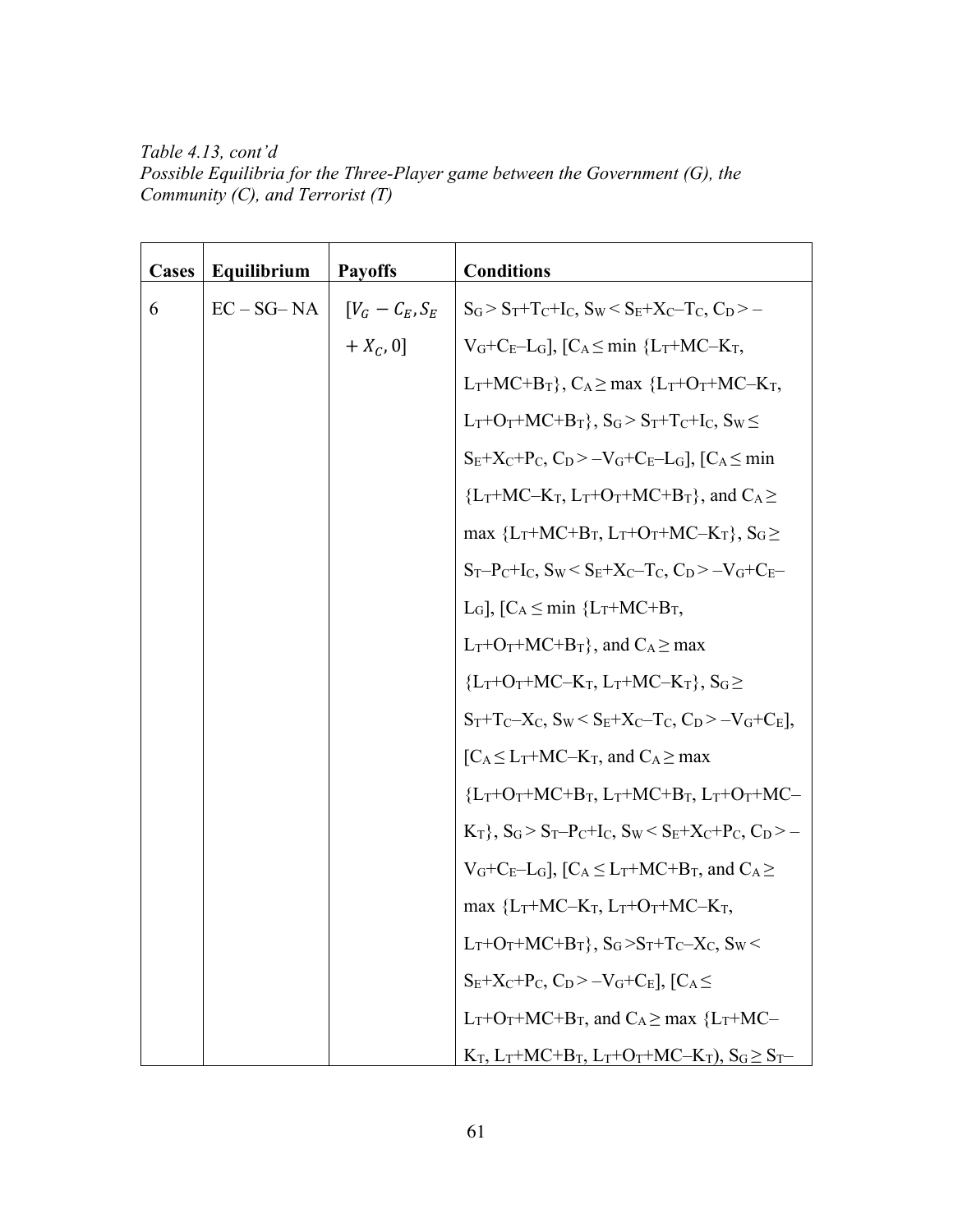*Table 4.13, cont'd*
*Possible Equilibria for the Three-Player game between the Government (G), the Community (C), and Terrorist (T)*

| Cases | Equilibrium | Payoffs | Conditions |
|---|---|---|---|
| 6 | EC – SG– NA | $[V_G - C_E, S_E + X_C, 0]$ | $S_G > S_T+T_C+I_C$, $S_W < S_E+X_C-T_C$, $C_D > -V_G+C_E-L_G$], [$C_A \leq \min \{L_T+MC-K_T, L_T+MC+B_T\}$, $C_A \geq \max \{L_T+O_T+MC-K_T, L_T+O_T+MC+B_T\}$, $S_G > S_T+T_C+I_C$, $S_W \leq S_E+X_C+P_C$, $C_D > -V_G+C_E-L_G$], [$C_A \leq \min \{L_T+MC-K_T, L_T+O_T+MC+B_T\}$, and $C_A \geq \max \{L_T+MC+B_T, L_T+O_T+MC-K_T\}$, $S_G \geq S_T-P_C+I_C$, $S_W < S_E+X_C-T_C$, $C_D > -V_G+C_E-L_G$], [$C_A \leq \min \{L_T+MC+B_T, L_T+O_T+MC+B_T\}$, and $C_A \geq \max \{L_T+O_T+MC-K_T, L_T+MC-K_T\}$, $S_G \geq S_T+T_C-X_C$, $S_W < S_E+X_C-T_C$, $C_D > -V_G+C_E$], [$C_A \leq L_T+MC-K_T$, and $C_A \geq \max \{L_T+O_T+MC+B_T, L_T+MC+B_T, L_T+O_T+MC-K_T\}$, $S_G > S_T-P_C+I_C$, $S_W < S_E+X_C+P_C$, $C_D > -V_G+C_E-L_G$], [$C_A \leq L_T+MC+B_T$, and $C_A \geq \max \{L_T+MC-K_T, L_T+O_T+MC-K_T, L_T+O_T+MC+B_T\}$, $S_G > S_T+T_C-X_C$, $S_W < S_E+X_C+P_C$, $C_D > -V_G+C_E$], [$C_A \leq L_T+O_T+MC+B_T$, and $C_A \geq \max \{L_T+MC-K_T, L_T+MC+B_T, L_T+O_T+MC-K_T$), $S_G \geq S_T-$ |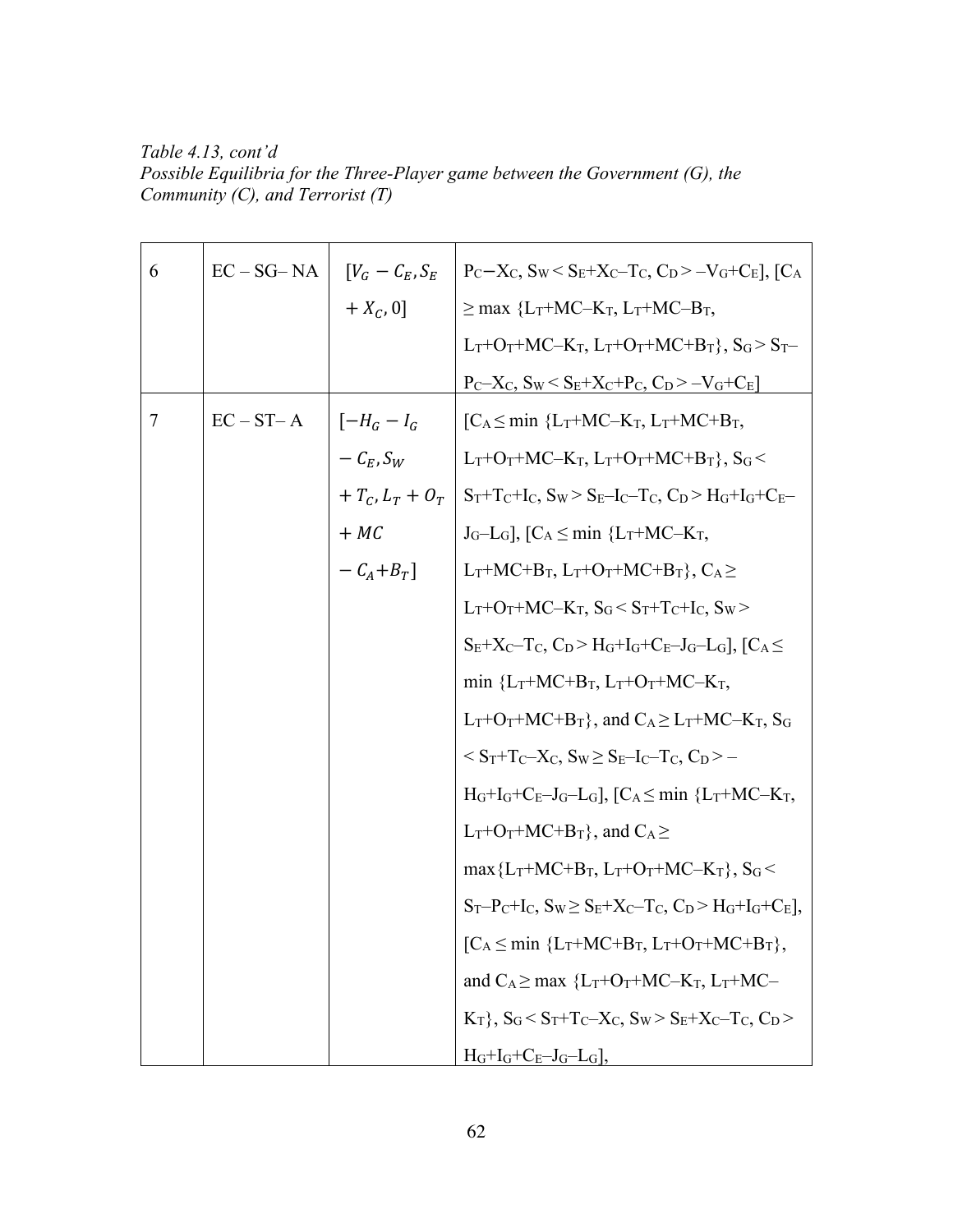*Table 4.13, cont'd*
*Possible Equilibria for the Three-Player game between the Government (G), the Community (C), and Terrorist (T)*

| | | | |
|---|---|---|---|
| 6 | EC – SG– NA | $[V_G - C_E, S_E + X_C, 0]$ | $P_C - X_C$, $S_W < S_E + X_C - T_C$, $C_D > -V_G + C_E$], [$C_A \geq \max \{L_T + MC - K_T, L_T + MC - B_T, L_T + O_T + MC - K_T, L_T + O_T + MC + B_T\}$, $S_G > S_T - P_C - X_C$, $S_W < S_E + X_C + P_C$, $C_D > -V_G + C_E$] |
| 7 | EC – ST– A | $[-H_G - I_G - C_E, S_W + T_C, L_T + O_T + MC - C_A + B_T]$ | [$C_A \leq \min \{L_T + MC - K_T, L_T + MC + B_T, L_T + O_T + MC - K_T, L_T + O_T + MC + B_T\}$, $S_G < S_T + T_C + I_C$, $S_W > S_E - I_C - T_C$, $C_D > H_G + I_G + C_E - J_G - L_G$], [$C_A \leq \min \{L_T + MC - K_T, L_T + MC + B_T, L_T + O_T + MC + B_T\}$, $C_A \geq L_T + O_T + MC - K_T$, $S_G < S_T + T_C + I_C$, $S_W > S_E + X_C - T_C$, $C_D > H_G + I_G + C_E - J_G - L_G$], [$C_A \leq \min \{L_T + MC + B_T, L_T + O_T + MC - K_T, L_T + O_T + MC + B_T\}$, and $C_A \geq L_T + MC - K_T$, $S_G < S_T + T_C - X_C$, $S_W \geq S_E - I_C - T_C$, $C_D > -H_G + I_G + C_E - J_G - L_G$], [$C_A \leq \min \{L_T + MC - K_T, L_T + O_T + MC + B_T\}$, and $C_A \geq \max\{L_T + MC + B_T, L_T + O_T + MC - K_T\}$, $S_G < S_T - P_C + I_C$, $S_W \geq S_E + X_C - T_C$, $C_D > H_G + I_G + C_E$], [$C_A \leq \min \{L_T + MC + B_T, L_T + O_T + MC + B_T\}$, and $C_A \geq \max \{L_T + O_T + MC - K_T, L_T + MC - K_T\}$, $S_G < S_T + T_C - X_C$, $S_W > S_E + X_C - T_C$, $C_D > H_G + I_G + C_E - J_G - L_G$], |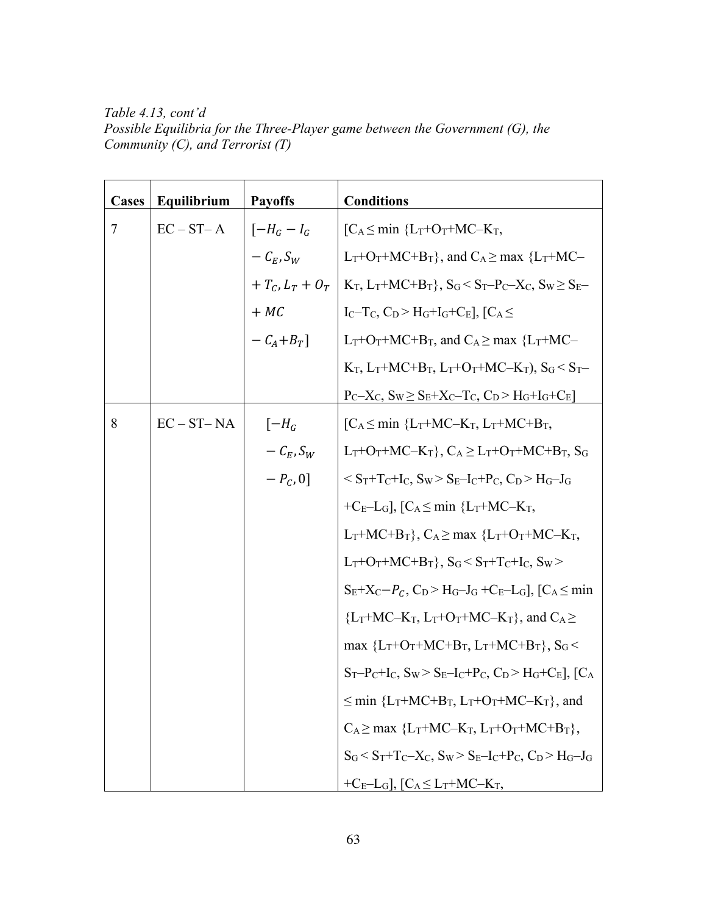*Table 4.13, cont'd*
*Possible Equilibria for the Three-Player game between the Government (G), the Community (C), and Terrorist (T)*

| Cases | Equilibrium | Payoffs | Conditions |
|---|---|---|---|
| 7 | EC – ST– A | $[-H_G - I_G - C_E, S_W + T_C, L_T + O_T + MC - C_A + B_T]$ | [$C_A \leq \min\{L_T+O_T+MC-K_T, L_T+O_T+MC+B_T\}$, and $C_A \geq \max\{L_T+MC-K_T, L_T+MC+B_T\}$, $S_G < S_T-P_C-X_C$, $S_W \geq S_E-I_C-T_C$, $C_D > H_G+I_G+C_E$], [$C_A \leq L_T+O_T+MC+B_T$, and $C_A \geq \max\{L_T+MC-K_T, L_T+MC+B_T, L_T+O_T+MC-K_T)$, $S_G < S_T-P_C-X_C$, $S_W \geq S_E+X_C-T_C$, $C_D > H_G+I_G+C_E$] |
| 8 | EC – ST– NA | $[-H_G - C_E, S_W - P_C, 0]$ | [$C_A \leq \min\{L_T+MC-K_T, L_T+MC+B_T, L_T+O_T+MC-K_T\}$, $C_A \geq L_T+O_T+MC+B_T$, $S_G < S_T+T_C+I_C$, $S_W > S_E-I_C+P_C$, $C_D > H_G-J_G+C_E-L_G$], [$C_A \leq \min\{L_T+MC-K_T, L_T+MC+B_T\}$, $C_A \geq \max\{L_T+O_T+MC-K_T, L_T+O_T+MC+B_T\}$, $S_G < S_T+T_C+I_C$, $S_W > S_E+X_C-P_C$, $C_D > H_G-J_G+C_E-L_G$], [$C_A \leq \min\{L_T+MC-K_T, L_T+O_T+MC-K_T\}$, and $C_A \geq \max\{L_T+O_T+MC+B_T, L_T+MC+B_T\}$, $S_G < S_T-P_C+I_C$, $S_W > S_E-I_C+P_C$, $C_D > H_G+C_E$], [$C_A \leq \min\{L_T+MC+B_T, L_T+O_T+MC-K_T\}$, and $C_A \geq \max\{L_T+MC-K_T, L_T+O_T+MC+B_T\}$, $S_G < S_T+T_C-X_C$, $S_W > S_E-I_C+P_C$, $C_D > H_G-J_G+C_E-L_G$], [$C_A \leq L_T+MC-K_T$, |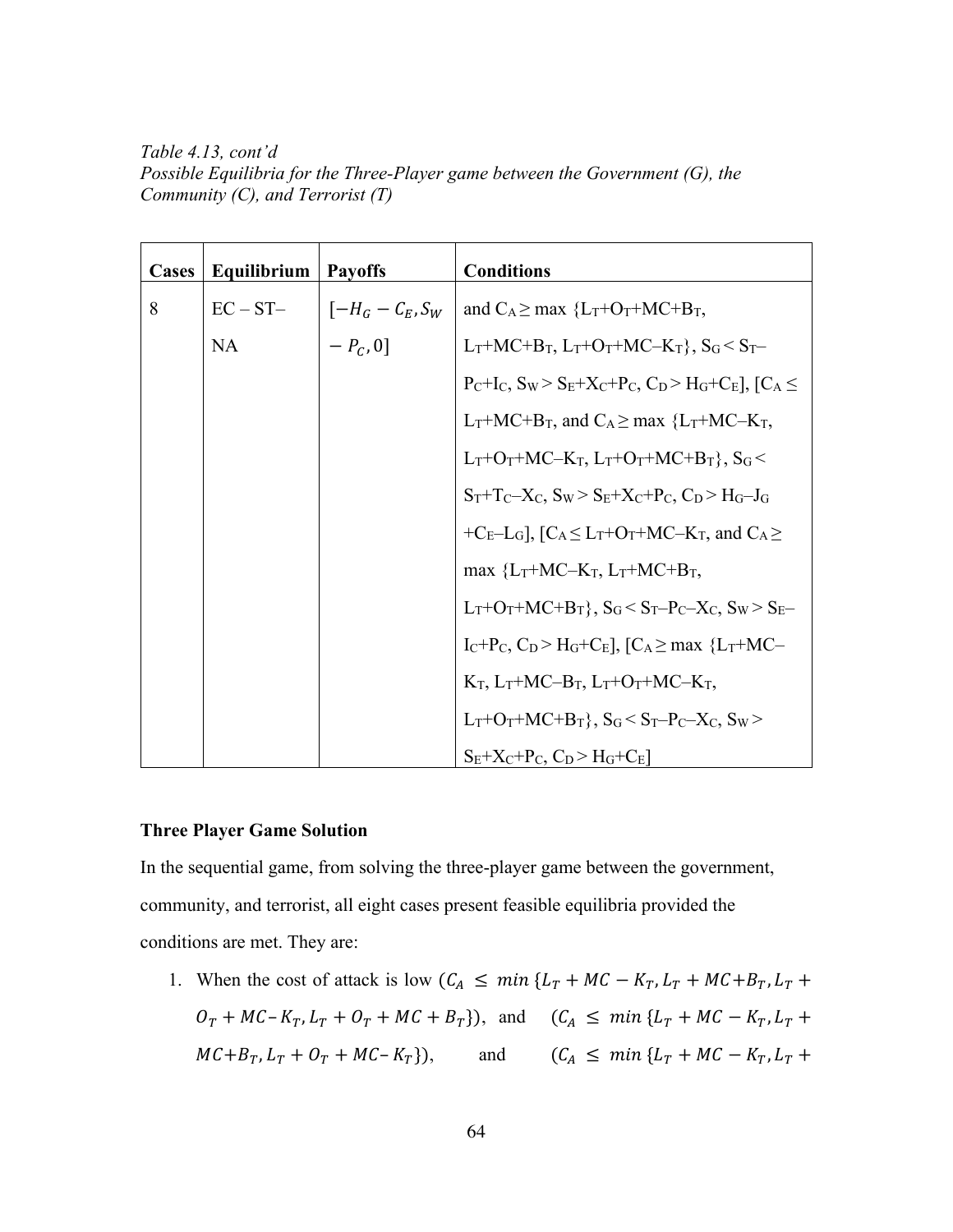*Table 4.13, cont'd*
*Possible Equilibria for the Three-Player game between the Government (G), the Community (C), and Terrorist (T)*

| Cases | Equilibrium | Payoffs | Conditions |
|---|---|---|---|
| 8 | EC – ST– NA | $[-H_G - C_E, S_W - P_C, 0]$ | and $C_A \geq \max\ \{L_T+O_T+MC+B_T, L_T+MC+B_T, L_T+O_T+MC-K_T\}$, $S_G < S_T-P_C+I_C$, $S_W > S_E+X_C+P_C$, $C_D > H_G+C_E$], [$C_A \leq L_T+MC+B_T$, and $C_A \geq \max\ \{L_T+MC-K_T, L_T+O_T+MC-K_T, L_T+O_T+MC+B_T\}$, $S_G < S_T+T_C-X_C$, $S_W > S_E+X_C+P_C$, $C_D > H_G-J_G+C_E-L_G$], [$C_A \leq L_T+O_T+MC-K_T$, and $C_A \geq \max\ \{L_T+MC-K_T, L_T+MC+B_T, L_T+O_T+MC+B_T\}$, $S_G < S_T-P_C-X_C$, $S_W > S_E-I_C+P_C$, $C_D > H_G+C_E$], [$C_A \geq \max\ \{L_T+MC-K_T, L_T+MC-B_T, L_T+O_T+MC-K_T, L_T+O_T+MC+B_T\}$, $S_G < S_T-P_C-X_C$, $S_W > S_E+X_C+P_C$, $C_D > H_G+C_E$] |

**Three Player Game Solution**

In the sequential game, from solving the three-player game between the government, community, and terrorist, all eight cases present feasible equilibria provided the conditions are met. They are:

1. When the cost of attack is low $(C_A \leq min\,\{L_T + MC - K_T, L_T + MC + B_T, L_T + O_T + MC - K_T, L_T + O_T + MC + B_T\})$, and $(C_A \leq min\,\{L_T + MC - K_T, L_T + MC + B_T, L_T + O_T + MC - K_T\})$, and $(C_A \leq min\,\{L_T + MC - K_T, L_T +$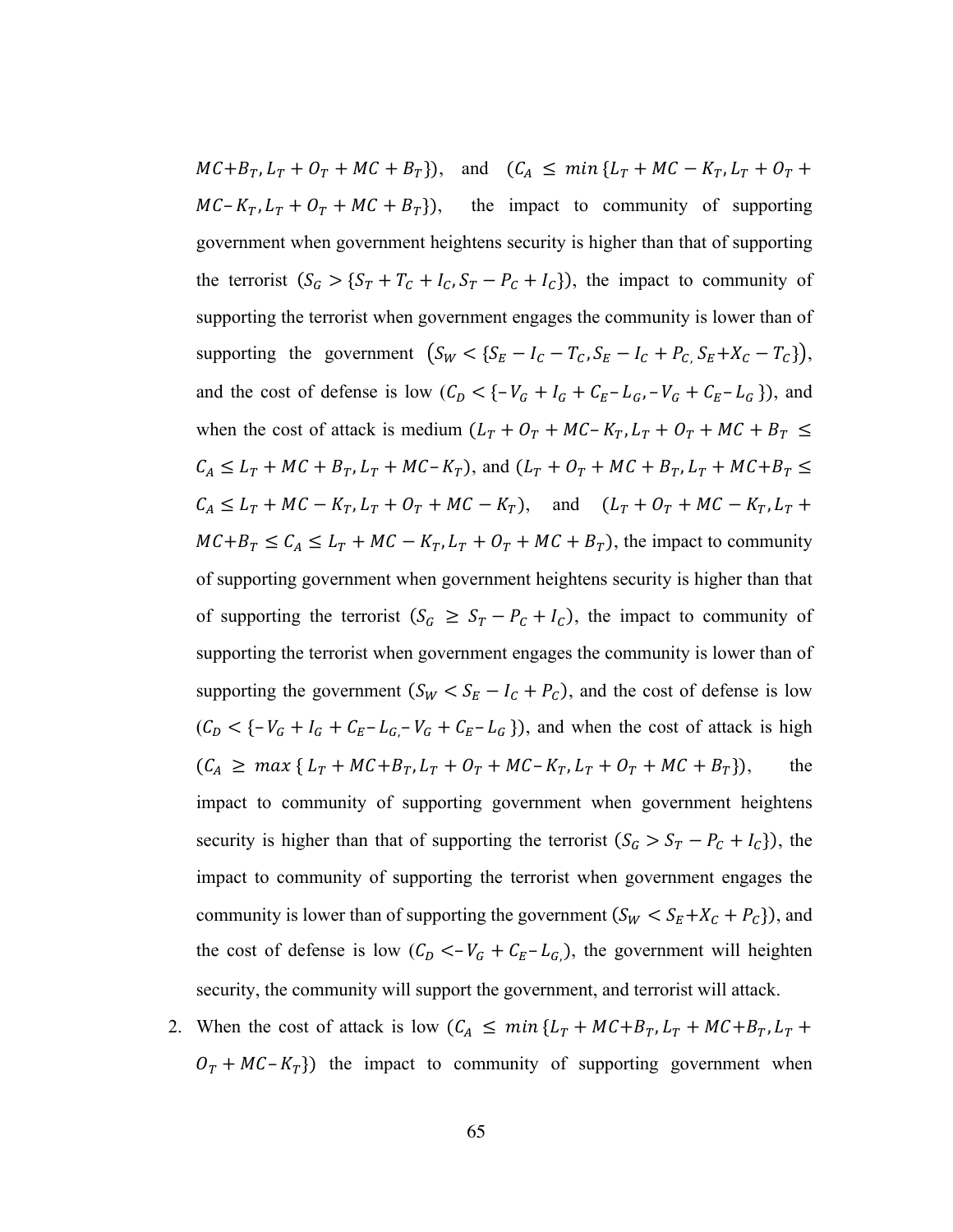$MC{+}B_T, L_T + O_T + MC + B_T\}$), and ($C_A \leq min\,\{L_T + MC - K_T, L_T + O_T + MC{-}K_T, L_T + O_T + MC + B_T\}$), the impact to community of supporting government when government heightens security is higher than that of supporting the terrorist ($S_G > \{S_T + T_C + I_C, S_T - P_C + I_C\}$), the impact to community of supporting the terrorist when government engages the community is lower than of supporting the government $\left(S_W < \{S_E - I_C - T_C, S_E - I_C + P_{C,}\, S_E{+}X_C - T_C\}\right)$, and the cost of defense is low ($C_D < \{-V_G + I_G + C_E{-}L_G, -V_G + C_E{-}L_G\}$), and when the cost of attack is medium ($L_T + O_T + MC{-}K_T, L_T + O_T + MC + B_T \leq C_A \leq L_T + MC + B_T, L_T + MC{-}K_T$), and ($L_T + O_T + MC + B_T, L_T + MC{+}B_T \leq C_A \leq L_T + MC - K_T, L_T + O_T + MC - K_T$), and ($L_T + O_T + MC - K_T, L_T + MC{+}B_T \leq C_A \leq L_T + MC - K_T, L_T + O_T + MC + B_T$), the impact to community of supporting government when government heightens security is higher than that of supporting the terrorist ($S_G \geq S_T - P_C + I_C$), the impact to community of supporting the terrorist when government engages the community is lower than of supporting the government ($S_W < S_E - I_C + P_C$), and the cost of defense is low ($C_D < \{-V_G + I_G + C_E{-}L_{G,}{-}V_G + C_E{-}L_G\}$), and when the cost of attack is high ($C_A \geq max\,\{L_T + MC{+}B_T, L_T + O_T + MC{-}K_T, L_T + O_T + MC + B_T\}$), the impact to community of supporting government when government heightens security is higher than that of supporting the terrorist ($S_G > S_T - P_C + I_C\}$), the impact to community of supporting the terrorist when government engages the community is lower than of supporting the government ($S_W < S_E{+}X_C + P_C\}$), and the cost of defense is low ($C_D <{-}V_G + C_E{-}L_{G,}$), the government will heighten security, the community will support the government, and terrorist will attack.

2. When the cost of attack is low ($C_A \leq min\,\{L_T + MC{+}B_T, L_T + MC{+}B_T, L_T + O_T + MC{-}K_T\}$) the impact to community of supporting government when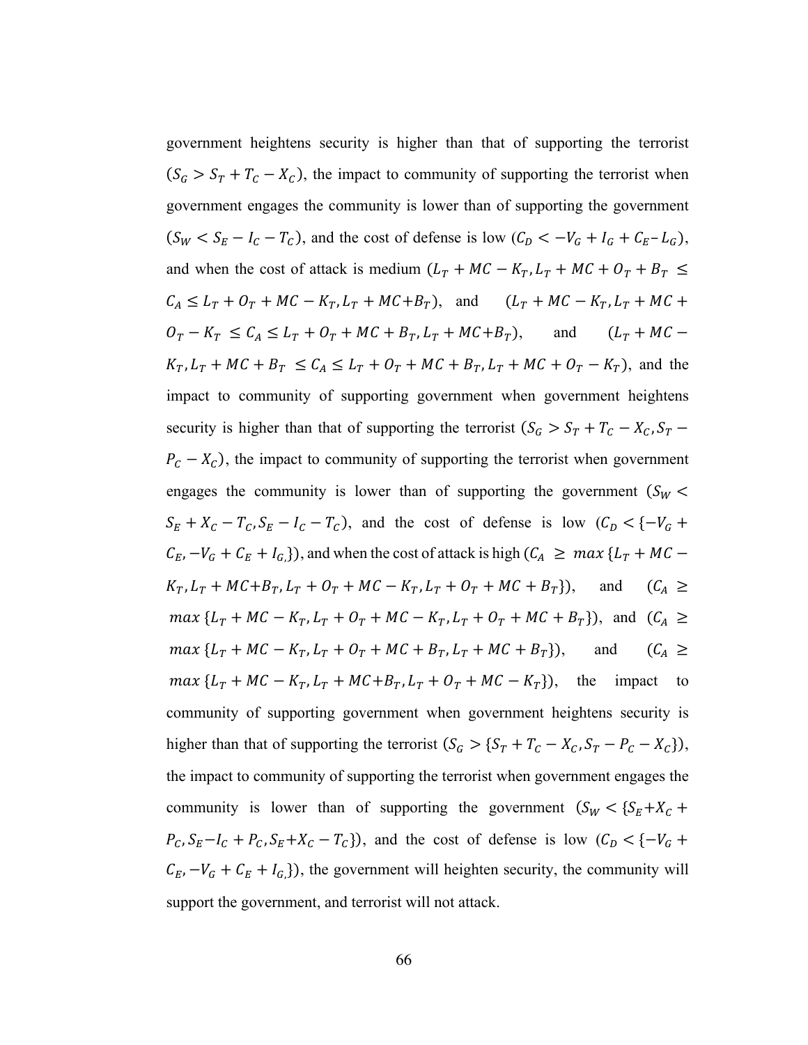government heightens security is higher than that of supporting the terrorist ($S_G > S_T + T_C - X_C$), the impact to community of supporting the terrorist when government engages the community is lower than of supporting the government ($S_W < S_E - I_C - T_C$), and the cost of defense is low ($C_D < -V_G + I_G + C_E - L_G$), and when the cost of attack is medium ($L_T + MC - K_T, L_T + MC + O_T + B_T \leq C_A \leq L_T + O_T + MC - K_T, L_T + MC + B_T$), and ($L_T + MC - K_T, L_T + MC + O_T - K_T \leq C_A \leq L_T + O_T + MC + B_T, L_T + MC + B_T$), and ($L_T + MC - K_T, L_T + MC + B_T \leq C_A \leq L_T + O_T + MC + B_T, L_T + MC + O_T - K_T$), and the impact to community of supporting government when government heightens security is higher than that of supporting the terrorist ($S_G > S_T + T_C - X_C, S_T - P_C - X_C$), the impact to community of supporting the terrorist when government engages the community is lower than of supporting the government ($S_W < S_E + X_C - T_C, S_E - I_C - T_C$), and the cost of defense is low ($C_D < \{-V_G + C_E, -V_G + C_E + I_G\}$), and when the cost of attack is high ($C_A \geq max\{L_T + MC - K_T, L_T + MC + B_T, L_T + O_T + MC - K_T, L_T + O_T + MC + B_T\}$), and ($C_A \geq max\{L_T + MC - K_T, L_T + O_T + MC - K_T, L_T + O_T + MC + B_T\}$), and ($C_A \geq max\{L_T + MC - K_T, L_T + O_T + MC + B_T, L_T + MC + B_T\}$), and ($C_A \geq max\{L_T + MC - K_T, L_T + MC + B_T, L_T + O_T + MC - K_T\}$), the impact to community of supporting government when government heightens security is higher than that of supporting the terrorist ($S_G > \{S_T + T_C - X_C, S_T - P_C - X_C\}$), the impact to community of supporting the terrorist when government engages the community is lower than of supporting the government ($S_W < \{S_E + X_C + P_C, S_E - I_C + P_C, S_E + X_C - T_C\}$), and the cost of defense is low ($C_D < \{-V_G + C_E, -V_G + C_E + I_G\}$), the government will heighten security, the community will support the government, and terrorist will not attack.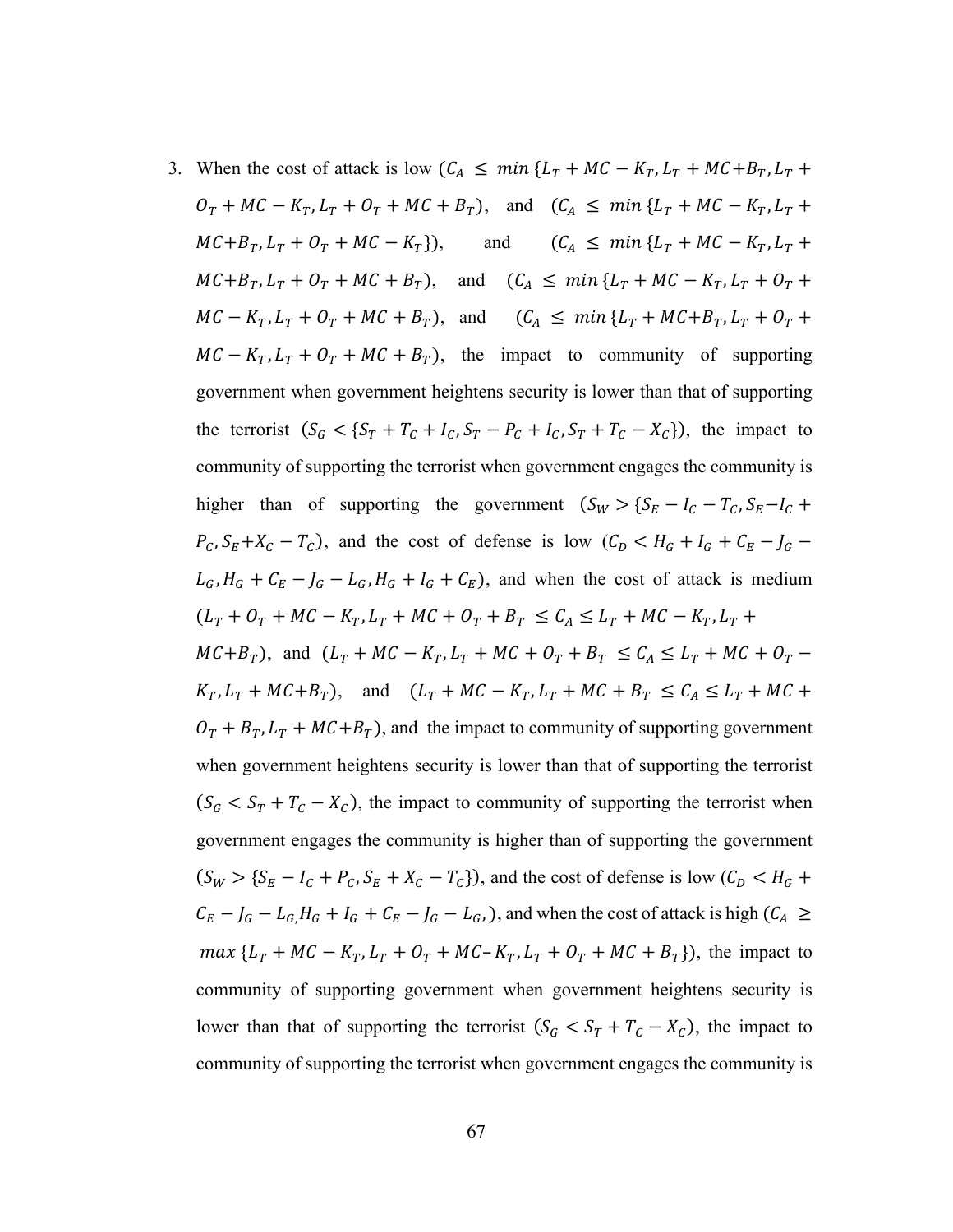3. When the cost of attack is low ($C_A \leq min\{L_T + MC - K_T, L_T + MC + B_T, L_T + O_T + MC - K_T, L_T + O_T + MC + B_T$), and ($C_A \leq min\{L_T + MC - K_T, L_T + MC + B_T, L_T + O_T + MC - K_T\}$), and ($C_A \leq min\{L_T + MC - K_T, L_T + MC + B_T, L_T + O_T + MC + B_T$), and ($C_A \leq min\{L_T + MC - K_T, L_T + O_T + MC - K_T, L_T + O_T + MC + B_T$), and ($C_A \leq min\{L_T + MC + B_T, L_T + O_T + MC - K_T, L_T + O_T + MC + B_T$), the impact to community of supporting government when government heightens security is lower than that of supporting the terrorist ($S_G < \{S_T + T_C + I_C, S_T - P_C + I_C, S_T + T_C - X_C\}$), the impact to community of supporting the terrorist when government engages the community is higher than of supporting the government ($S_W > \{S_E - I_C - T_C, S_E - I_C + P_C, S_E + X_C - T_C$), and the cost of defense is low ($C_D < H_G + I_G + C_E - J_G - L_G, H_G + C_E - J_G - L_G, H_G + I_G + C_E$), and when the cost of attack is medium ($L_T + O_T + MC - K_T, L_T + MC + O_T + B_T \leq C_A \leq L_T + MC - K_T, L_T + MC + B_T$), and ($L_T + MC - K_T, L_T + MC + O_T + B_T \leq C_A \leq L_T + MC + O_T - K_T, L_T + MC + B_T$), and ($L_T + MC - K_T, L_T + MC + B_T \leq C_A \leq L_T + MC + O_T + B_T, L_T + MC + B_T$), and the impact to community of supporting government when government heightens security is lower than that of supporting the terrorist ($S_G < S_T + T_C - X_C$), the impact to community of supporting the terrorist when government engages the community is higher than of supporting the government ($S_W > \{S_E - I_C + P_C, S_E + X_C - T_C\}$), and the cost of defense is low ($C_D < H_G + C_E - J_G - L_G, H_G + I_G + C_E - J_G - L_G,$), and when the cost of attack is high ($C_A \geq max\{L_T + MC - K_T, L_T + O_T + MC - K_T, L_T + O_T + MC + B_T\}$), the impact to community of supporting government when government heightens security is lower than that of supporting the terrorist ($S_G < S_T + T_C - X_C$), the impact to community of supporting the terrorist when government engages the community is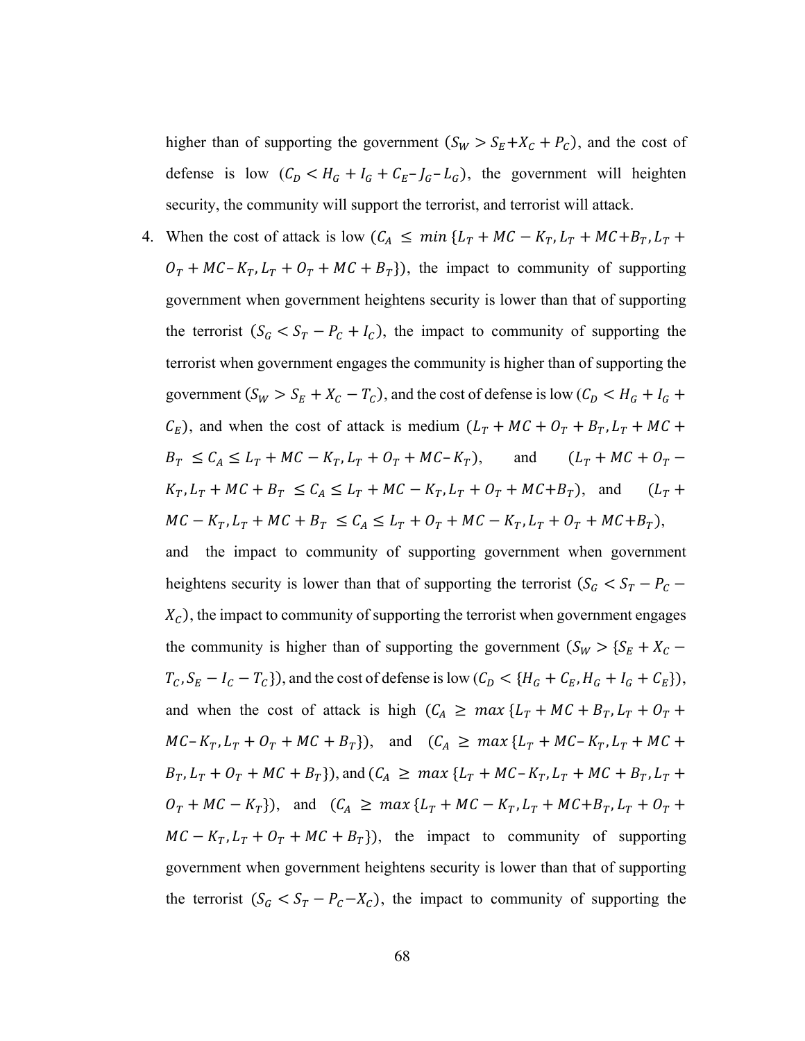higher than of supporting the government ($S_W > S_E + X_C + P_C$), and the cost of defense is low ($C_D < H_G + I_G + C_E – J_G – L_G$), the government will heighten security, the community will support the terrorist, and terrorist will attack.

4. When the cost of attack is low ($C_A \leq min\,\{L_T + MC - K_T, L_T + MC + B_T, L_T + O_T + MC – K_T, L_T + O_T + MC + B_T\}$), the impact to community of supporting government when government heightens security is lower than that of supporting the terrorist ($S_G < S_T - P_C + I_C$), the impact to community of supporting the terrorist when government engages the community is higher than of supporting the government ($S_W > S_E + X_C - T_C$), and the cost of defense is low ($C_D < H_G + I_G + C_E$), and when the cost of attack is medium ($L_T + MC + O_T + B_T, L_T + MC + B_T \leq C_A \leq L_T + MC - K_T, L_T + O_T + MC – K_T$), and ($L_T + MC + O_T - K_T, L_T + MC + B_T \leq C_A \leq L_T + MC - K_T, L_T + O_T + MC + B_T$), and ($L_T + MC - K_T, L_T + MC + B_T \leq C_A \leq L_T + O_T + MC - K_T, L_T + O_T + MC + B_T$), and the impact to community of supporting government when government heightens security is lower than that of supporting the terrorist ($S_G < S_T - P_C - X_C$), the impact to community of supporting the terrorist when government engages the community is higher than of supporting the government ($S_W > \{S_E + X_C - T_C, S_E - I_C - T_C\}$), and the cost of defense is low ($C_D < \{H_G + C_E, H_G + I_G + C_E\}$), and when the cost of attack is high ($C_A \geq max\,\{L_T + MC + B_T, L_T + O_T + MC – K_T, L_T + O_T + MC + B_T\}$), and ($C_A \geq max\,\{L_T + MC – K_T, L_T + MC + B_T, L_T + O_T + MC + B_T\}$), and ($C_A \geq max\,\{L_T + MC – K_T, L_T + MC + B_T, L_T + O_T + MC - K_T\}$), and ($C_A \geq max\,\{L_T + MC - K_T, L_T + MC + B_T, L_T + O_T + MC - K_T, L_T + O_T + MC + B_T\}$), the impact to community of supporting government when government heightens security is lower than that of supporting the terrorist ($S_G < S_T - P_C - X_C$), the impact to community of supporting the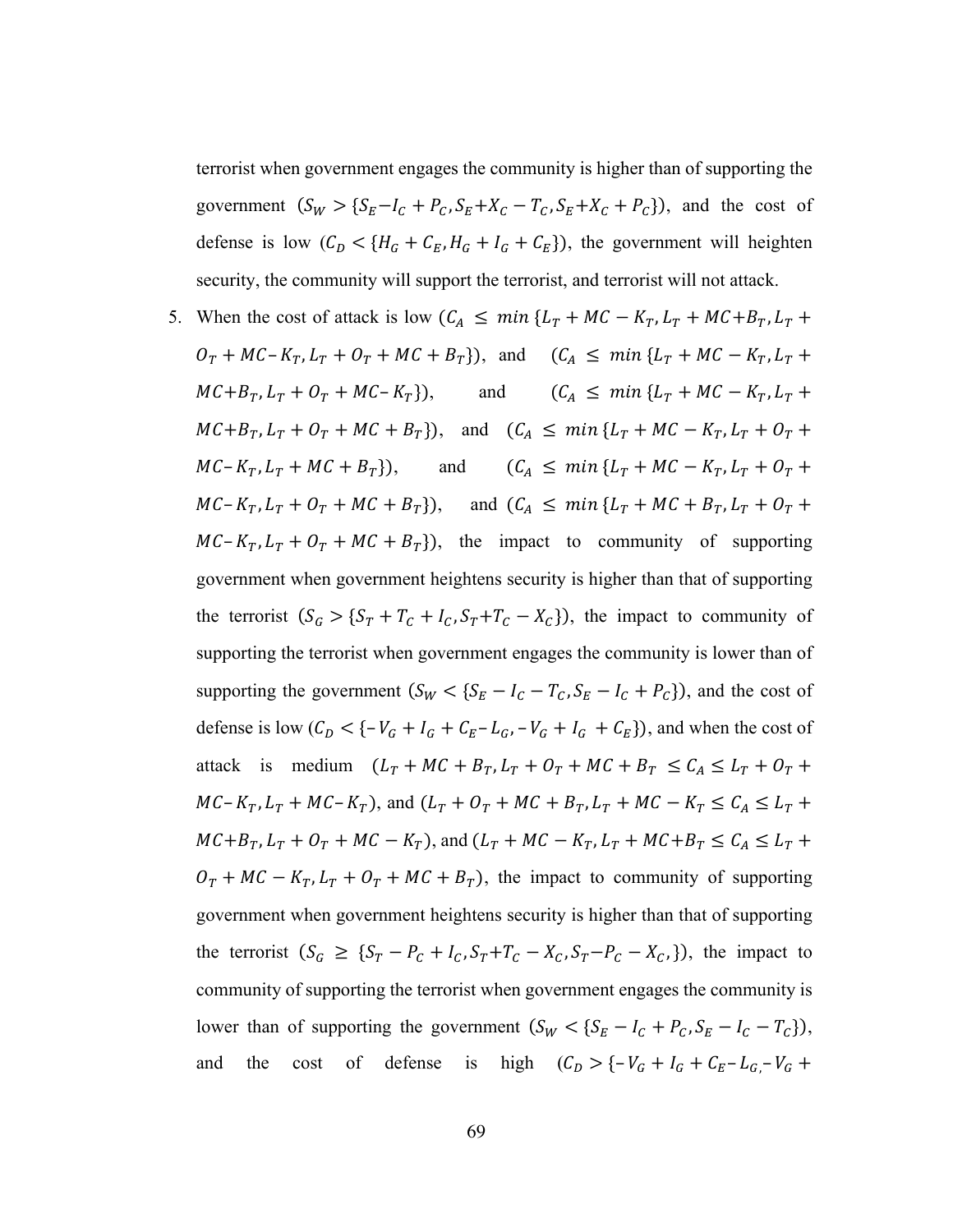terrorist when government engages the community is higher than of supporting the government ($S_W > \{S_E - I_C + P_C, S_E + X_C - T_C, S_E + X_C + P_C\}$), and the cost of defense is low ($C_D < \{H_G + C_E, H_G + I_G + C_E\}$), the government will heighten security, the community will support the terrorist, and terrorist will not attack.

5. When the cost of attack is low ($C_A \leq min\{L_T + MC - K_T, L_T + MC + B_T, L_T + O_T + MC - K_T, L_T + O_T + MC + B_T\}$), and ($C_A \leq min\{L_T + MC - K_T, L_T + MC + B_T, L_T + O_T + MC - K_T\}$), and ($C_A \leq min\{L_T + MC - K_T, L_T + MC + B_T, L_T + O_T + MC + B_T\}$), and ($C_A \leq min\{L_T + MC - K_T, L_T + O_T + MC - K_T, L_T + MC + B_T\}$), and ($C_A \leq min\{L_T + MC - K_T, L_T + O_T + MC - K_T, L_T + O_T + MC + B_T\}$), and ($C_A \leq min\{L_T + MC + B_T, L_T + O_T + MC - K_T, L_T + O_T + MC + B_T\}$), the impact to community of supporting government when government heightens security is higher than that of supporting the terrorist ($S_G > \{S_T + T_C + I_C, S_T + T_C - X_C\}$), the impact to community of supporting the terrorist when government engages the community is lower than of supporting the government ($S_W < \{S_E - I_C - T_C, S_E - I_C + P_C\}$), and the cost of defense is low ($C_D < \{-V_G + I_G + C_E - L_G, -V_G + I_G + C_E\}$), and when the cost of attack is medium ($L_T + MC + B_T, L_T + O_T + MC + B_T \leq C_A \leq L_T + O_T + MC - K_T, L_T + MC - K_T$), and ($L_T + O_T + MC + B_T, L_T + MC - K_T \leq C_A \leq L_T + MC + B_T, L_T + O_T + MC - K_T$), and ($L_T + MC - K_T, L_T + MC + B_T \leq C_A \leq L_T + O_T + MC - K_T, L_T + O_T + MC + B_T$), the impact to community of supporting government when government heightens security is higher than that of supporting the terrorist ($S_G \geq \{S_T - P_C + I_C, S_T + T_C - X_C, S_T - P_C - X_C,\}$), the impact to community of supporting the terrorist when government engages the community is lower than of supporting the government ($S_W < \{S_E - I_C + P_C, S_E - I_C - T_C\}$), and the cost of defense is high ($C_D > \{-V_G + I_G + C_E - L_{G,} - V_G +$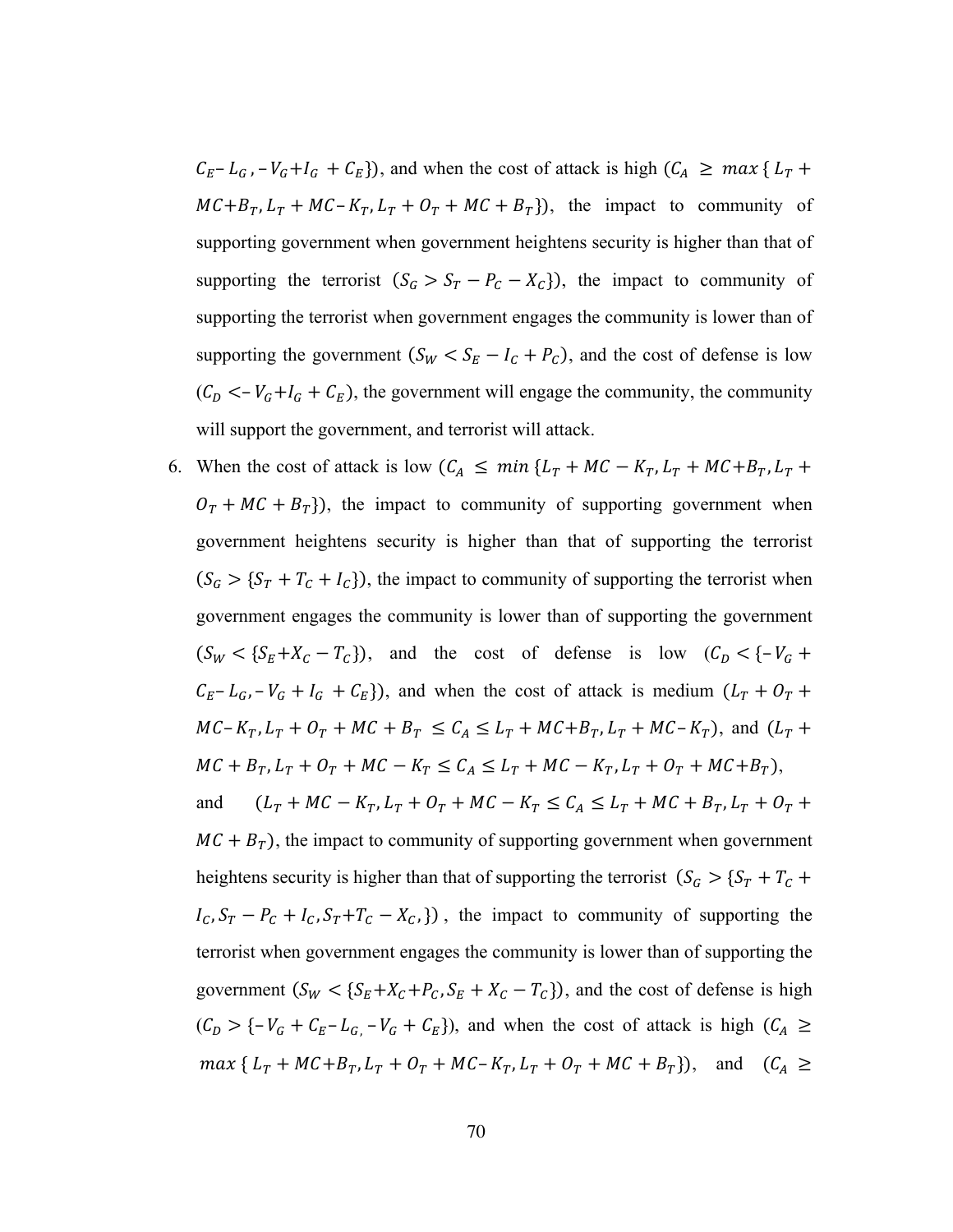$C_E - L_G, -V_G + I_G + C_E\}$), and when the cost of attack is high ($C_A \geq max\{L_T + MC + B_T, L_T + MC - K_T, L_T + O_T + MC + B_T\}$), the impact to community of supporting government when government heightens security is higher than that of supporting the terrorist ($S_G > S_T - P_C - X_C\}$), the impact to community of supporting the terrorist when government engages the community is lower than of supporting the government ($S_W < S_E - I_C + P_C$), and the cost of defense is low ($C_D < -V_G + I_G + C_E$), the government will engage the community, the community will support the government, and terrorist will attack.

6. When the cost of attack is low ($C_A \leq min\{L_T + MC - K_T, L_T + MC + B_T, L_T + O_T + MC + B_T\}$), the impact to community of supporting government when government heightens security is higher than that of supporting the terrorist ($S_G > \{S_T + T_C + I_C\}$), the impact to community of supporting the terrorist when government engages the community is lower than of supporting the government ($S_W < \{S_E + X_C - T_C\}$), and the cost of defense is low ($C_D < \{-V_G + C_E - L_G, -V_G + I_G + C_E\}$), and when the cost of attack is medium ($L_T + O_T + MC - K_T, L_T + O_T + MC + B_T \leq C_A \leq L_T + MC + B_T, L_T + MC - K_T$), and ($L_T + MC + B_T, L_T + O_T + MC - K_T \leq C_A \leq L_T + MC - K_T, L_T + O_T + MC + B_T$), and ($L_T + MC - K_T, L_T + O_T + MC - K_T \leq C_A \leq L_T + MC + B_T, L_T + O_T + MC + B_T$), the impact to community of supporting government when government heightens security is higher than that of supporting the terrorist ($S_G > \{S_T + T_C + I_C, S_T - P_C + I_C, S_T + T_C - X_C,\}$), the impact to community of supporting the terrorist when government engages the community is lower than of supporting the government ($S_W < \{S_E + X_C + P_C, S_E + X_C - T_C\}$), and the cost of defense is high ($C_D > \{-V_G + C_E - L_G, -V_G + C_E\}$), and when the cost of attack is high ($C_A \geq max\{L_T + MC + B_T, L_T + O_T + MC - K_T, L_T + O_T + MC + B_T\}$), and ($C_A \geq$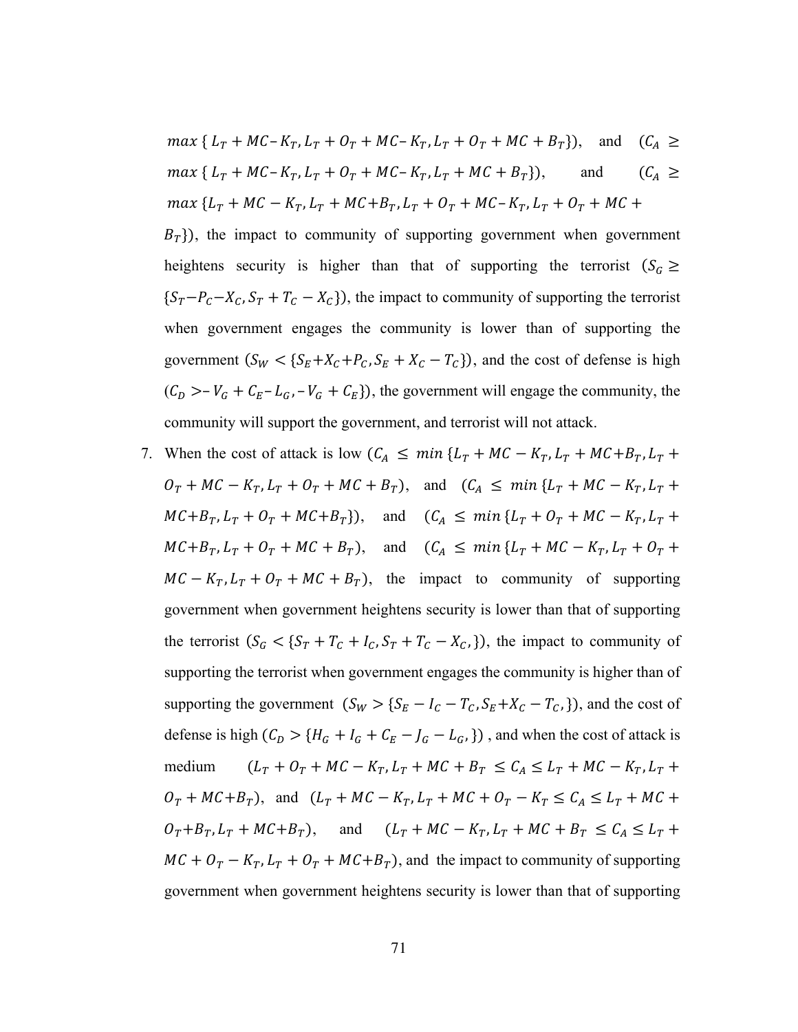$max\ \{L_T + MC – K_T, L_T + O_T + MC – K_T, L_T + O_T + MC + B_T\})$, and $(C_A \geq max\ \{L_T + MC – K_T, L_T + O_T + MC – K_T, L_T + MC + B_T\})$, and $(C_A \geq max\ \{L_T + MC - K_T, L_T + MC + B_T, L_T + O_T + MC – K_T, L_T + O_T + MC + B_T\})$, the impact to community of supporting government when government heightens security is higher than that of supporting the terrorist $(S_G \geq \{S_T - P_C - X_C, S_T + T_C - X_C\})$, the impact to community of supporting the terrorist when government engages the community is lower than of supporting the government $(S_W < \{S_E + X_C + P_C, S_E + X_C - T_C\})$, and the cost of defense is high $(C_D > – V_G + C_E – L_G, – V_G + C_E\})$, the government will engage the community, the community will support the government, and terrorist will not attack.

7. When the cost of attack is low $(C_A \leq min\ \{L_T + MC - K_T, L_T + MC + B_T, L_T + O_T + MC - K_T, L_T + O_T + MC + B_T)$, and $(C_A \leq min\ \{L_T + MC - K_T, L_T + MC + B_T, L_T + O_T + MC + B_T\})$, and $(C_A \leq min\ \{L_T + O_T + MC - K_T, L_T + MC + B_T, L_T + O_T + MC + B_T)$, and $(C_A \leq min\ \{L_T + MC - K_T, L_T + O_T + MC - K_T, L_T + O_T + MC + B_T)$, the impact to community of supporting government when government heightens security is lower than that of supporting the terrorist $(S_G < \{S_T + T_C + I_C, S_T + T_C - X_C,\})$, the impact to community of supporting the terrorist when government engages the community is higher than of supporting the government $(S_W > \{S_E - I_C - T_C, S_E + X_C - T_C,\})$, and the cost of defense is high $(C_D > \{H_G + I_G + C_E - J_G - L_G,\})$, and when the cost of attack is medium $(L_T + O_T + MC - K_T, L_T + MC + B_T \leq C_A \leq L_T + MC - K_T, L_T + O_T + MC + B_T)$, and $(L_T + MC - K_T, L_T + MC + O_T - K_T \leq C_A \leq L_T + MC + O_T + B_T, L_T + MC + B_T)$, and $(L_T + MC - K_T, L_T + MC + B_T \leq C_A \leq L_T + MC + O_T - K_T, L_T + O_T + MC + B_T)$, and the impact to community of supporting government when government heightens security is lower than that of supporting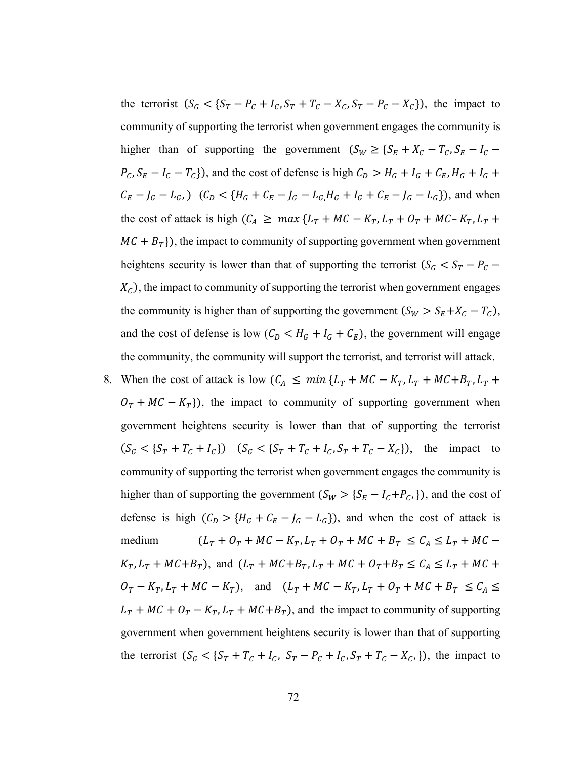the terrorist $(S_G < \{S_T - P_C + I_C, S_T + T_C - X_C, S_T - P_C - X_C\})$, the impact to community of supporting the terrorist when government engages the community is higher than of supporting the government $(S_W \geq \{S_E + X_C - T_C, S_E - I_C - P_C, S_E - I_C - T_C\})$, and the cost of defense is high $C_D > H_G + I_G + C_E, H_G + I_G + C_E - J_G - L_G,)$ $(C_D < \{H_G + C_E - J_G - L_G, H_G + I_G + C_E - J_G - L_G\})$, and when the cost of attack is high $(C_A \geq max\, \{L_T + MC - K_T, L_T + O_T + MC - K_T, L_T + MC + B_T\})$, the impact to community of supporting government when government heightens security is lower than that of supporting the terrorist $(S_G < S_T - P_C - X_C)$, the impact to community of supporting the terrorist when government engages the community is higher than of supporting the government $(S_W > S_E + X_C - T_C)$, and the cost of defense is low $(C_D < H_G + I_G + C_E)$, the government will engage the community, the community will support the terrorist, and terrorist will attack.

8. When the cost of attack is low $(C_A \leq min\, \{L_T + MC - K_T, L_T + MC + B_T, L_T + O_T + MC - K_T\})$, the impact to community of supporting government when government heightens security is lower than that of supporting the terrorist $(S_G < \{S_T + T_C + I_C\})$ $(S_G < \{S_T + T_C + I_C, S_T + T_C - X_C\})$, the impact to community of supporting the terrorist when government engages the community is higher than of supporting the government $(S_W > \{S_E - I_C + P_C,\})$, and the cost of defense is high $(C_D > \{H_G + C_E - J_G - L_G\})$, and when the cost of attack is medium $(L_T + O_T + MC - K_T, L_T + O_T + MC + B_T \leq C_A \leq L_T + MC - K_T, L_T + MC + B_T)$, and $(L_T + MC + B_T, L_T + MC + O_T + B_T \leq C_A \leq L_T + MC + O_T - K_T, L_T + MC - K_T)$, and $(L_T + MC - K_T, L_T + O_T + MC + B_T \leq C_A \leq L_T + MC + O_T - K_T, L_T + MC + B_T)$, and the impact to community of supporting government when government heightens security is lower than that of supporting the terrorist $(S_G < \{S_T + T_C + I_C,\ S_T - P_C + I_C, S_T + T_C - X_C,\})$, the impact to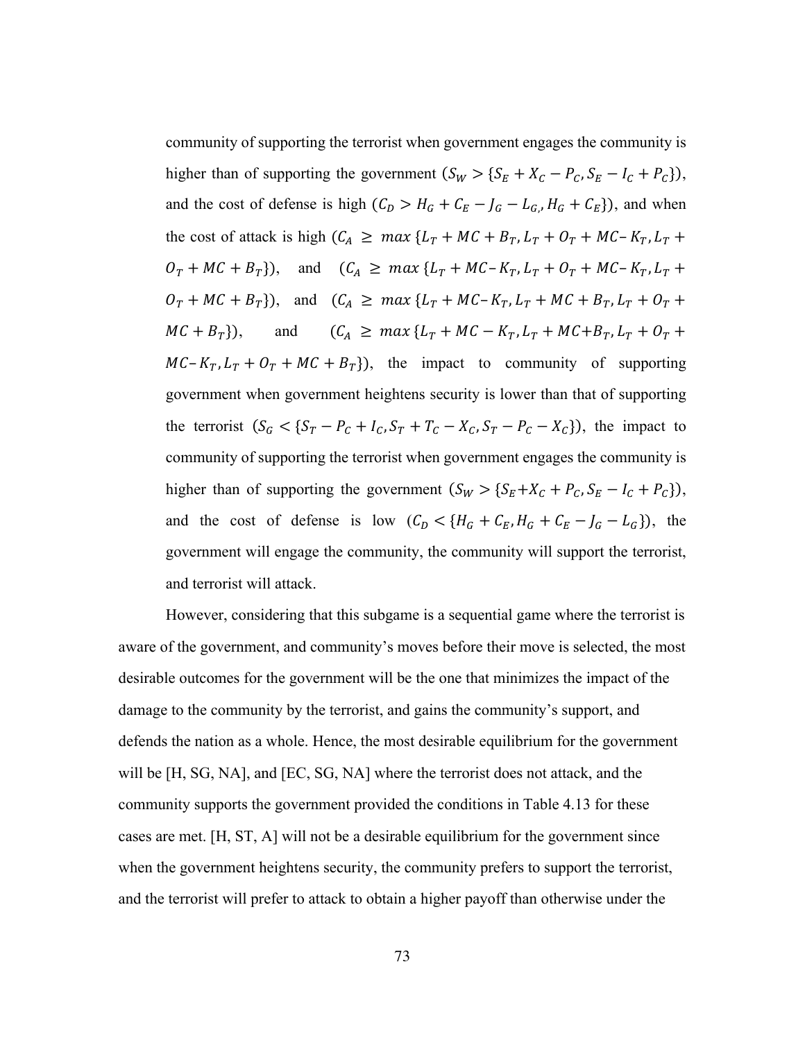community of supporting the terrorist when government engages the community is higher than of supporting the government ($S_W > \{S_E + X_C - P_C, S_E - I_C + P_C\}$), and the cost of defense is high ($C_D > H_G + C_E - J_G - L_{G,}, H_G + C_E\}$), and when the cost of attack is high ($C_A \geq max\,\{L_T + MC + B_T, L_T + O_T + MC - K_T, L_T + O_T + MC + B_T\}$), and ($C_A \geq max\,\{L_T + MC - K_T, L_T + O_T + MC - K_T, L_T + O_T + MC + B_T\}$), and ($C_A \geq max\,\{L_T + MC - K_T, L_T + MC + B_T, L_T + O_T + MC + B_T\}$), and ($C_A \geq max\,\{L_T + MC - K_T, L_T + MC + B_T, L_T + O_T + MC - K_T, L_T + O_T + MC + B_T\}$), the impact to community of supporting government when government heightens security is lower than that of supporting the terrorist ($S_G < \{S_T - P_C + I_C, S_T + T_C - X_C, S_T - P_C - X_C\}$), the impact to community of supporting the terrorist when government engages the community is higher than of supporting the government ($S_W > \{S_E + X_C + P_C, S_E - I_C + P_C\}$), and the cost of defense is low ($C_D < \{H_G + C_E, H_G + C_E - J_G - L_G\}$), the government will engage the community, the community will support the terrorist, and terrorist will attack.

However, considering that this subgame is a sequential game where the terrorist is aware of the government, and community's moves before their move is selected, the most desirable outcomes for the government will be the one that minimizes the impact of the damage to the community by the terrorist, and gains the community's support, and defends the nation as a whole. Hence, the most desirable equilibrium for the government will be [H, SG, NA], and [EC, SG, NA] where the terrorist does not attack, and the community supports the government provided the conditions in Table 4.13 for these cases are met. [H, ST, A] will not be a desirable equilibrium for the government since when the government heightens security, the community prefers to support the terrorist, and the terrorist will prefer to attack to obtain a higher payoff than otherwise under the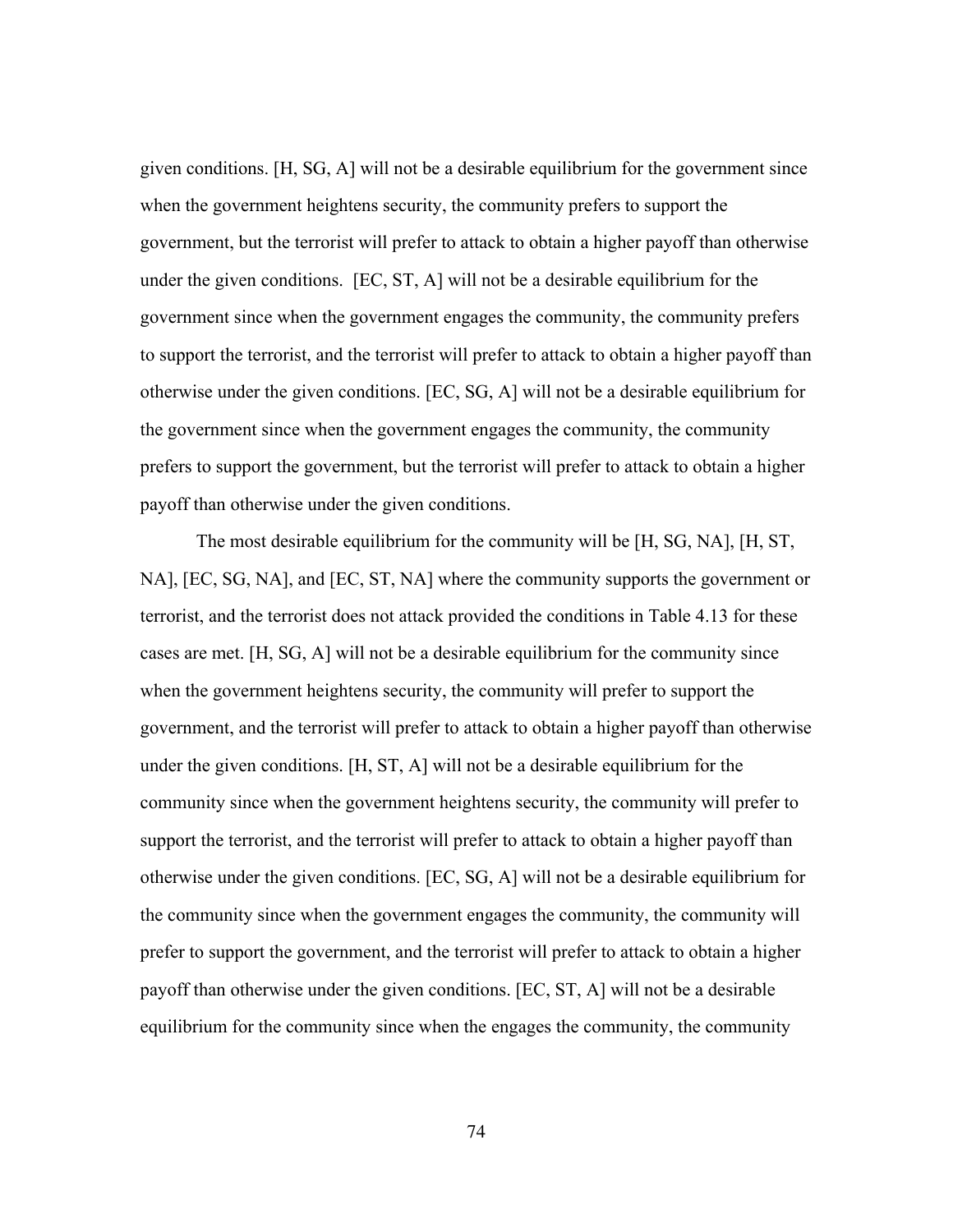given conditions. [H, SG, A] will not be a desirable equilibrium for the government since when the government heightens security, the community prefers to support the government, but the terrorist will prefer to attack to obtain a higher payoff than otherwise under the given conditions. [EC, ST, A] will not be a desirable equilibrium for the government since when the government engages the community, the community prefers to support the terrorist, and the terrorist will prefer to attack to obtain a higher payoff than otherwise under the given conditions. [EC, SG, A] will not be a desirable equilibrium for the government since when the government engages the community, the community prefers to support the government, but the terrorist will prefer to attack to obtain a higher payoff than otherwise under the given conditions.

The most desirable equilibrium for the community will be [H, SG, NA], [H, ST, NA], [EC, SG, NA], and [EC, ST, NA] where the community supports the government or terrorist, and the terrorist does not attack provided the conditions in Table 4.13 for these cases are met. [H, SG, A] will not be a desirable equilibrium for the community since when the government heightens security, the community will prefer to support the government, and the terrorist will prefer to attack to obtain a higher payoff than otherwise under the given conditions. [H, ST, A] will not be a desirable equilibrium for the community since when the government heightens security, the community will prefer to support the terrorist, and the terrorist will prefer to attack to obtain a higher payoff than otherwise under the given conditions. [EC, SG, A] will not be a desirable equilibrium for the community since when the government engages the community, the community will prefer to support the government, and the terrorist will prefer to attack to obtain a higher payoff than otherwise under the given conditions. [EC, ST, A] will not be a desirable equilibrium for the community since when the engages the community, the community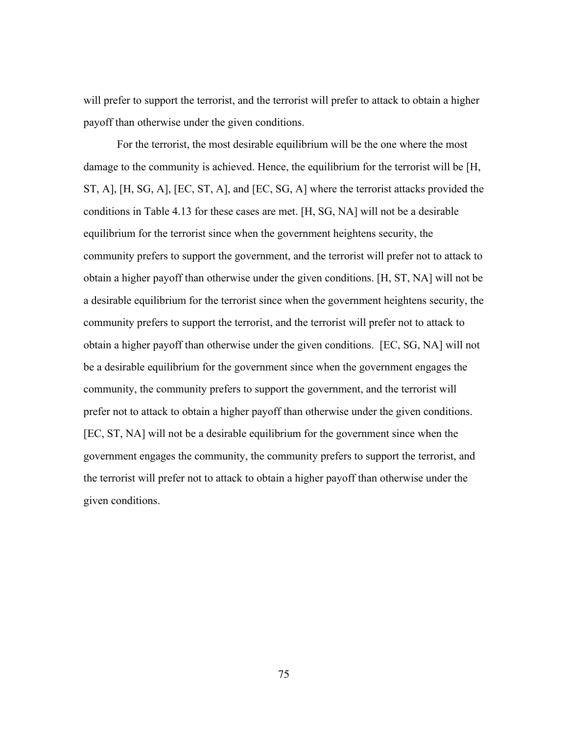will prefer to support the terrorist, and the terrorist will prefer to attack to obtain a higher payoff than otherwise under the given conditions.

For the terrorist, the most desirable equilibrium will be the one where the most damage to the community is achieved. Hence, the equilibrium for the terrorist will be [H, ST, A], [H, SG, A], [EC, ST, A], and [EC, SG, A] where the terrorist attacks provided the conditions in Table 4.13 for these cases are met. [H, SG, NA] will not be a desirable equilibrium for the terrorist since when the government heightens security, the community prefers to support the government, and the terrorist will prefer not to attack to obtain a higher payoff than otherwise under the given conditions. [H, ST, NA] will not be a desirable equilibrium for the terrorist since when the government heightens security, the community prefers to support the terrorist, and the terrorist will prefer not to attack to obtain a higher payoff than otherwise under the given conditions. [EC, SG, NA] will not be a desirable equilibrium for the government since when the government engages the community, the community prefers to support the government, and the terrorist will prefer not to attack to obtain a higher payoff than otherwise under the given conditions. [EC, ST, NA] will not be a desirable equilibrium for the government since when the government engages the community, the community prefers to support the terrorist, and the terrorist will prefer not to attack to obtain a higher payoff than otherwise under the given conditions.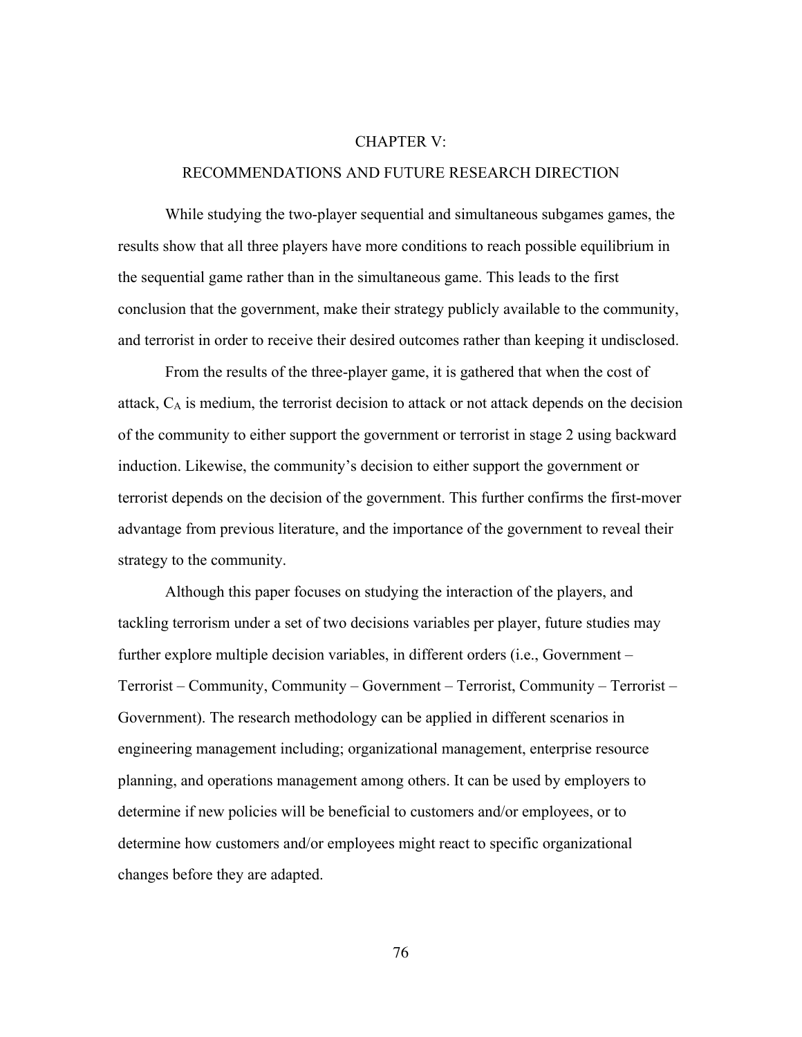# CHAPTER V:

## RECOMMENDATIONS AND FUTURE RESEARCH DIRECTION

While studying the two-player sequential and simultaneous subgames games, the results show that all three players have more conditions to reach possible equilibrium in the sequential game rather than in the simultaneous game. This leads to the first conclusion that the government, make their strategy publicly available to the community, and terrorist in order to receive their desired outcomes rather than keeping it undisclosed.

From the results of the three-player game, it is gathered that when the cost of attack, $C_A$ is medium, the terrorist decision to attack or not attack depends on the decision of the community to either support the government or terrorist in stage 2 using backward induction. Likewise, the community's decision to either support the government or terrorist depends on the decision of the government. This further confirms the first-mover advantage from previous literature, and the importance of the government to reveal their strategy to the community.

Although this paper focuses on studying the interaction of the players, and tackling terrorism under a set of two decisions variables per player, future studies may further explore multiple decision variables, in different orders (i.e., Government – Terrorist – Community, Community – Government – Terrorist, Community – Terrorist – Government). The research methodology can be applied in different scenarios in engineering management including; organizational management, enterprise resource planning, and operations management among others. It can be used by employers to determine if new policies will be beneficial to customers and/or employees, or to determine how customers and/or employees might react to specific organizational changes before they are adapted.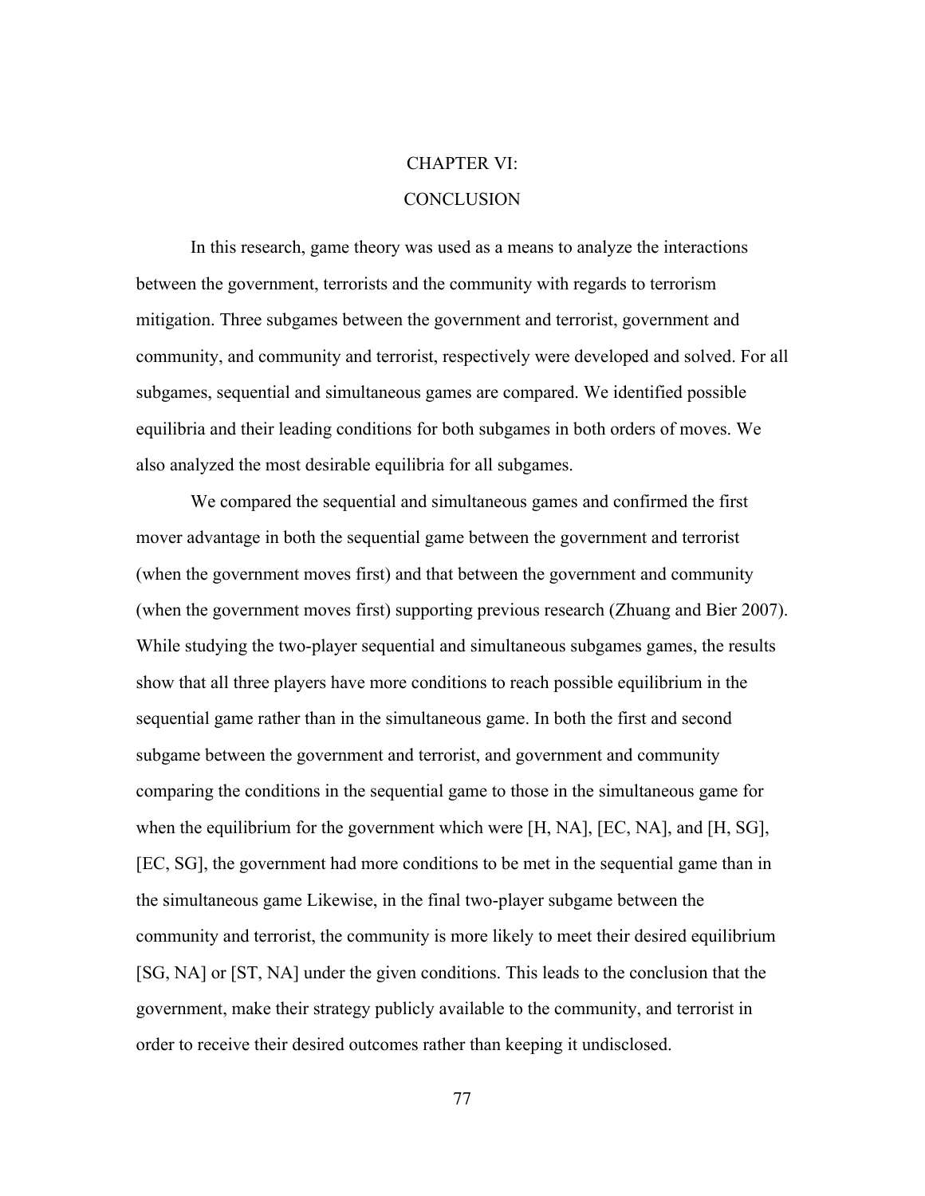# CHAPTER VI:

# CONCLUSION

In this research, game theory was used as a means to analyze the interactions between the government, terrorists and the community with regards to terrorism mitigation. Three subgames between the government and terrorist, government and community, and community and terrorist, respectively were developed and solved. For all subgames, sequential and simultaneous games are compared. We identified possible equilibria and their leading conditions for both subgames in both orders of moves. We also analyzed the most desirable equilibria for all subgames.

We compared the sequential and simultaneous games and confirmed the first mover advantage in both the sequential game between the government and terrorist (when the government moves first) and that between the government and community (when the government moves first) supporting previous research (Zhuang and Bier 2007). While studying the two-player sequential and simultaneous subgames games, the results show that all three players have more conditions to reach possible equilibrium in the sequential game rather than in the simultaneous game. In both the first and second subgame between the government and terrorist, and government and community comparing the conditions in the sequential game to those in the simultaneous game for when the equilibrium for the government which were [H, NA], [EC, NA], and [H, SG], [EC, SG], the government had more conditions to be met in the sequential game than in the simultaneous game Likewise, in the final two-player subgame between the community and terrorist, the community is more likely to meet their desired equilibrium [SG, NA] or [ST, NA] under the given conditions. This leads to the conclusion that the government, make their strategy publicly available to the community, and terrorist in order to receive their desired outcomes rather than keeping it undisclosed.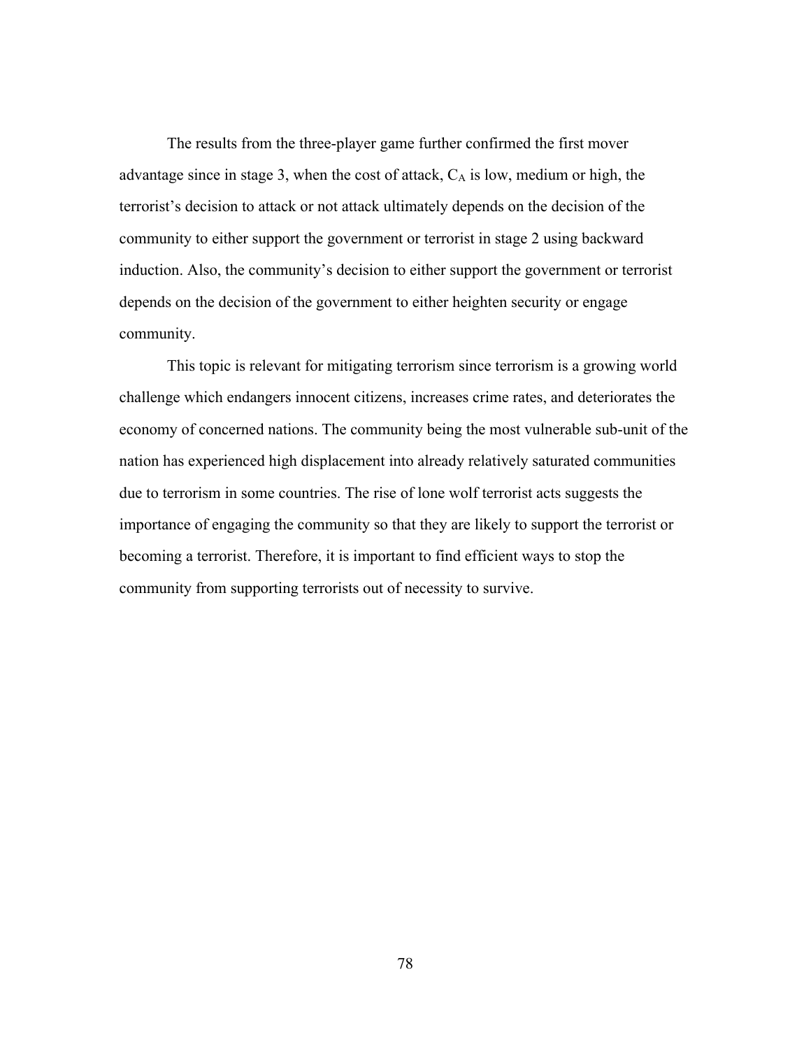The results from the three-player game further confirmed the first mover advantage since in stage 3, when the cost of attack, $C_A$ is low, medium or high, the terrorist's decision to attack or not attack ultimately depends on the decision of the community to either support the government or terrorist in stage 2 using backward induction. Also, the community's decision to either support the government or terrorist depends on the decision of the government to either heighten security or engage community.

This topic is relevant for mitigating terrorism since terrorism is a growing world challenge which endangers innocent citizens, increases crime rates, and deteriorates the economy of concerned nations. The community being the most vulnerable sub-unit of the nation has experienced high displacement into already relatively saturated communities due to terrorism in some countries. The rise of lone wolf terrorist acts suggests the importance of engaging the community so that they are likely to support the terrorist or becoming a terrorist. Therefore, it is important to find efficient ways to stop the community from supporting terrorists out of necessity to survive.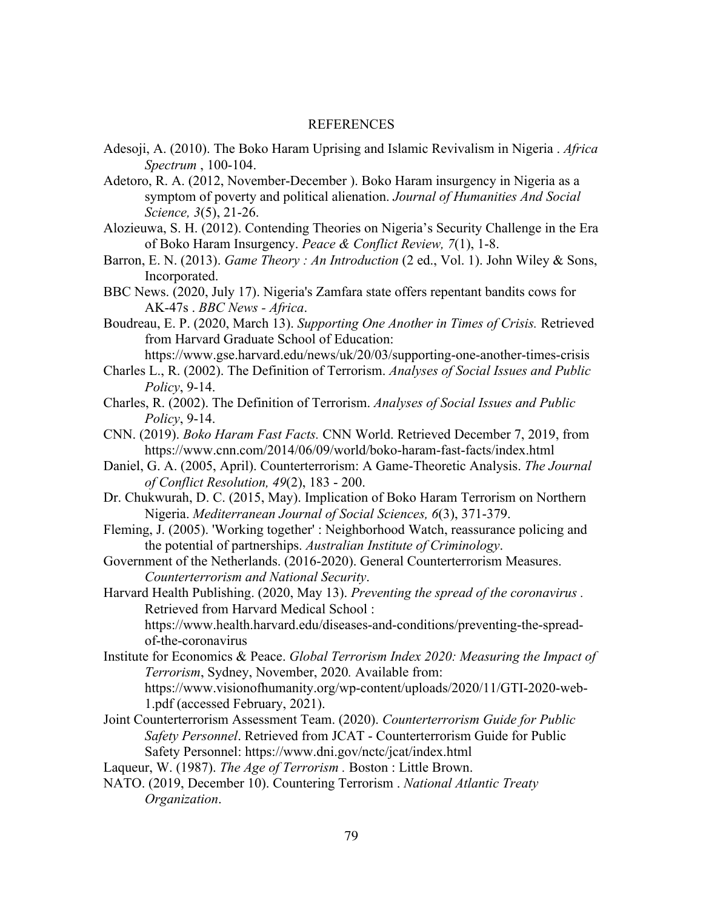# REFERENCES

Adesoji, A. (2010). The Boko Haram Uprising and Islamic Revivalism in Nigeria . *Africa Spectrum* , 100-104.

Adetoro, R. A. (2012, November-December ). Boko Haram insurgency in Nigeria as a symptom of poverty and political alienation. *Journal of Humanities And Social Science, 3*(5), 21-26.

Alozieuwa, S. H. (2012). Contending Theories on Nigeria's Security Challenge in the Era of Boko Haram Insurgency. *Peace & Conflict Review, 7*(1), 1-8.

Barron, E. N. (2013). *Game Theory : An Introduction* (2 ed., Vol. 1). John Wiley & Sons, Incorporated.

BBC News. (2020, July 17). Nigeria's Zamfara state offers repentant bandits cows for AK-47s . *BBC News - Africa*.

Boudreau, E. P. (2020, March 13). *Supporting One Another in Times of Crisis.* Retrieved from Harvard Graduate School of Education: https://www.gse.harvard.edu/news/uk/20/03/supporting-one-another-times-crisis

Charles L., R. (2002). The Definition of Terrorism. *Analyses of Social Issues and Public Policy*, 9-14.

Charles, R. (2002). The Definition of Terrorism. *Analyses of Social Issues and Public Policy*, 9-14.

CNN. (2019). *Boko Haram Fast Facts.* CNN World. Retrieved December 7, 2019, from https://www.cnn.com/2014/06/09/world/boko-haram-fast-facts/index.html

Daniel, G. A. (2005, April). Counterterrorism: A Game-Theoretic Analysis. *The Journal of Conflict Resolution, 49*(2), 183 - 200.

Dr. Chukwurah, D. C. (2015, May). Implication of Boko Haram Terrorism on Northern Nigeria. *Mediterranean Journal of Social Sciences, 6*(3), 371-379.

Fleming, J. (2005). 'Working together' : Neighborhood Watch, reassurance policing and the potential of partnerships. *Australian Institute of Criminology*.

Government of the Netherlands. (2016-2020). General Counterterrorism Measures. *Counterterrorism and National Security*.

Harvard Health Publishing. (2020, May 13). *Preventing the spread of the coronavirus .* Retrieved from Harvard Medical School : https://www.health.harvard.edu/diseases-and-conditions/preventing-the-spread-of-the-coronavirus

Institute for Economics & Peace. *Global Terrorism Index 2020: Measuring the Impact of Terrorism*, Sydney, November, 2020*.* Available from: https://www.visionofhumanity.org/wp-content/uploads/2020/11/GTI-2020-web-1.pdf (accessed February, 2021).

Joint Counterterrorism Assessment Team. (2020). *Counterterrorism Guide for Public Safety Personnel*. Retrieved from JCAT - Counterterrorism Guide for Public Safety Personnel: https://www.dni.gov/nctc/jcat/index.html

Laqueur, W. (1987). *The Age of Terrorism .* Boston : Little Brown.

NATO. (2019, December 10). Countering Terrorism . *National Atlantic Treaty Organization*.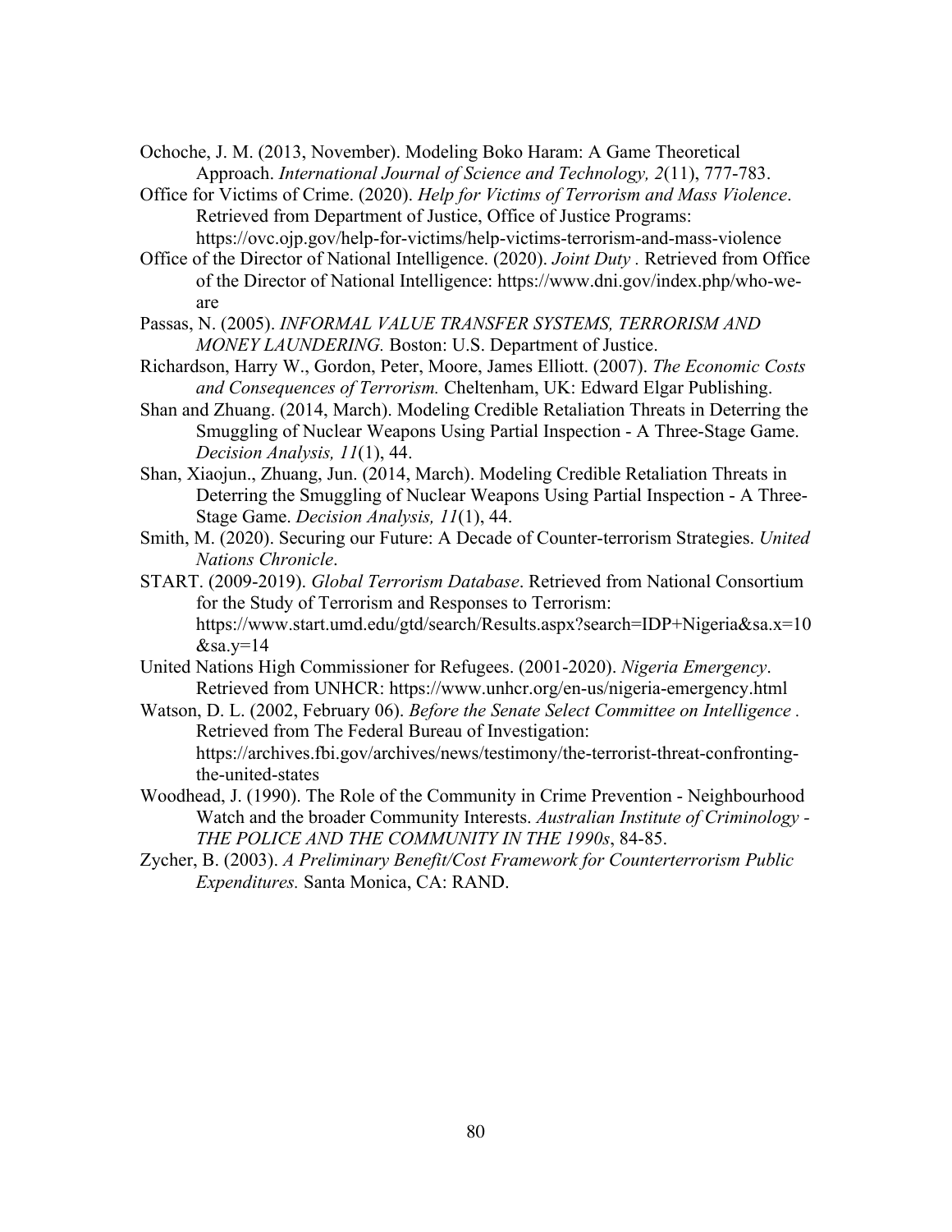Ochoche, J. M. (2013, November). Modeling Boko Haram: A Game Theoretical Approach. *International Journal of Science and Technology, 2*(11), 777-783.

Office for Victims of Crime. (2020). *Help for Victims of Terrorism and Mass Violence*. Retrieved from Department of Justice, Office of Justice Programs: https://ovc.ojp.gov/help-for-victims/help-victims-terrorism-and-mass-violence

Office of the Director of National Intelligence. (2020). *Joint Duty* . Retrieved from Office of the Director of National Intelligence: https://www.dni.gov/index.php/who-we-are

Passas, N. (2005). *INFORMAL VALUE TRANSFER SYSTEMS, TERRORISM AND MONEY LAUNDERING.* Boston: U.S. Department of Justice.

Richardson, Harry W., Gordon, Peter, Moore, James Elliott. (2007). *The Economic Costs and Consequences of Terrorism.* Cheltenham, UK: Edward Elgar Publishing.

Shan and Zhuang. (2014, March). Modeling Credible Retaliation Threats in Deterring the Smuggling of Nuclear Weapons Using Partial Inspection - A Three-Stage Game. *Decision Analysis, 11*(1), 44.

Shan, Xiaojun., Zhuang, Jun. (2014, March). Modeling Credible Retaliation Threats in Deterring the Smuggling of Nuclear Weapons Using Partial Inspection - A Three-Stage Game. *Decision Analysis, 11*(1), 44.

Smith, M. (2020). Securing our Future: A Decade of Counter-terrorism Strategies. *United Nations Chronicle*.

START. (2009-2019). *Global Terrorism Database*. Retrieved from National Consortium for the Study of Terrorism and Responses to Terrorism: https://www.start.umd.edu/gtd/search/Results.aspx?search=IDP+Nigeria&sa.x=10&sa.y=14

United Nations High Commissioner for Refugees. (2001-2020). *Nigeria Emergency*. Retrieved from UNHCR: https://www.unhcr.org/en-us/nigeria-emergency.html

Watson, D. L. (2002, February 06). *Before the Senate Select Committee on Intelligence* . Retrieved from The Federal Bureau of Investigation: https://archives.fbi.gov/archives/news/testimony/the-terrorist-threat-confronting-the-united-states

Woodhead, J. (1990). The Role of the Community in Crime Prevention - Neighbourhood Watch and the broader Community Interests. *Australian Institute of Criminology - THE POLICE AND THE COMMUNITY IN THE 1990s*, 84-85.

Zycher, B. (2003). *A Preliminary Benefit/Cost Framework for Counterterrorism Public Expenditures.* Santa Monica, CA: RAND.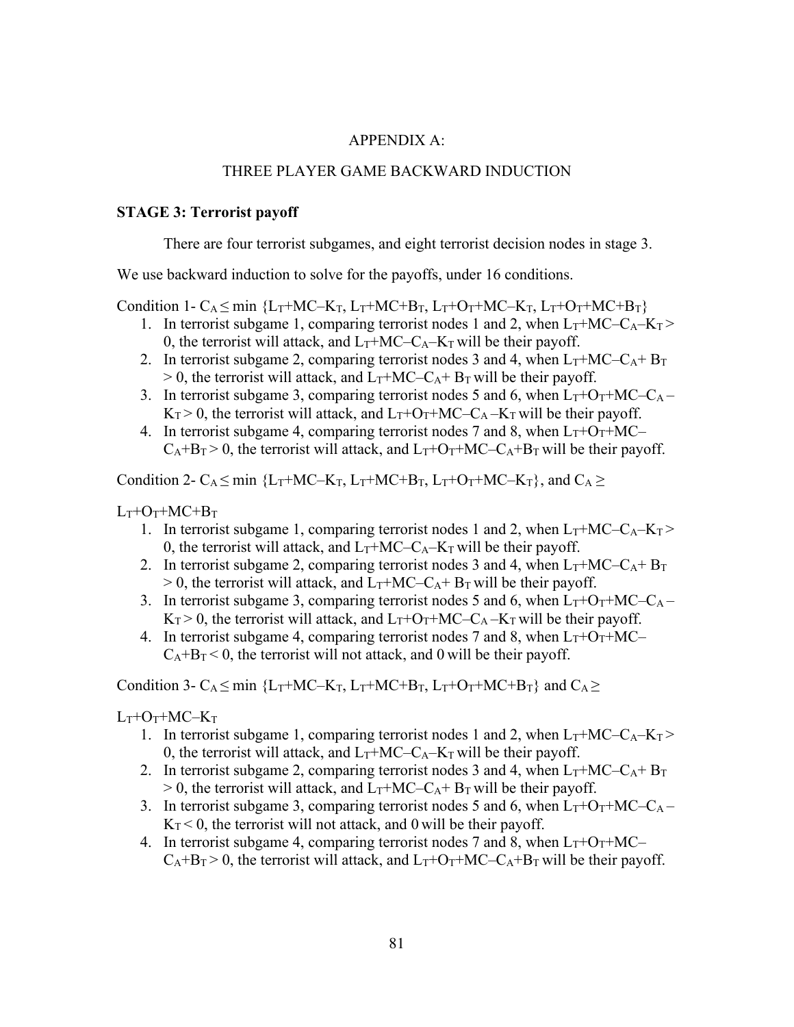# APPENDIX A:

## THREE PLAYER GAME BACKWARD INDUCTION

### STAGE 3: Terrorist payoff

There are four terrorist subgames, and eight terrorist decision nodes in stage 3.

We use backward induction to solve for the payoffs, under 16 conditions.

Condition 1- $C_A \leq \min \{L_T+MC–K_T, L_T+MC+B_T, L_T+O_T+MC–K_T, L_T+O_T+MC+B_T\}$

1. In terrorist subgame 1, comparing terrorist nodes 1 and 2, when $L_T+MC–C_A–K_T > 0$, the terrorist will attack, and $L_T+MC–C_A–K_T$ will be their payoff.
2. In terrorist subgame 2, comparing terrorist nodes 3 and 4, when $L_T+MC–C_A+ B_T > 0$, the terrorist will attack, and $L_T+MC–C_A+ B_T$ will be their payoff.
3. In terrorist subgame 3, comparing terrorist nodes 5 and 6, when $L_T+O_T+MC–C_A –K_T > 0$, the terrorist will attack, and $L_T+O_T+MC–C_A –K_T$ will be their payoff.
4. In terrorist subgame 4, comparing terrorist nodes 7 and 8, when $L_T+O_T+MC–C_A+B_T > 0$, the terrorist will attack, and $L_T+O_T+MC–C_A+B_T$ will be their payoff.

Condition 2- $C_A \leq \min \{L_T+MC–K_T, L_T+MC+B_T, L_T+O_T+MC–K_T\}$, and $C_A \geq L_T+O_T+MC+B_T$

1. In terrorist subgame 1, comparing terrorist nodes 1 and 2, when $L_T+MC–C_A–K_T > 0$, the terrorist will attack, and $L_T+MC–C_A–K_T$ will be their payoff.
2. In terrorist subgame 2, comparing terrorist nodes 3 and 4, when $L_T+MC–C_A+ B_T > 0$, the terrorist will attack, and $L_T+MC–C_A+ B_T$ will be their payoff.
3. In terrorist subgame 3, comparing terrorist nodes 5 and 6, when $L_T+O_T+MC–C_A –K_T > 0$, the terrorist will attack, and $L_T+O_T+MC–C_A –K_T$ will be their payoff.
4. In terrorist subgame 4, comparing terrorist nodes 7 and 8, when $L_T+O_T+MC–C_A+B_T < 0$, the terrorist will not attack, and 0 will be their payoff.

Condition 3- $C_A \leq \min \{L_T+MC–K_T, L_T+MC+B_T, L_T+O_T+MC+B_T\}$ and $C_A \geq L_T+O_T+MC–K_T$

1. In terrorist subgame 1, comparing terrorist nodes 1 and 2, when $L_T+MC–C_A–K_T > 0$, the terrorist will attack, and $L_T+MC–C_A–K_T$ will be their payoff.
2. In terrorist subgame 2, comparing terrorist nodes 3 and 4, when $L_T+MC–C_A+ B_T > 0$, the terrorist will attack, and $L_T+MC–C_A+ B_T$ will be their payoff.
3. In terrorist subgame 3, comparing terrorist nodes 5 and 6, when $L_T+O_T+MC–C_A –K_T < 0$, the terrorist will not attack, and 0 will be their payoff.
4. In terrorist subgame 4, comparing terrorist nodes 7 and 8, when $L_T+O_T+MC–C_A+B_T > 0$, the terrorist will attack, and $L_T+O_T+MC–C_A+B_T$ will be their payoff.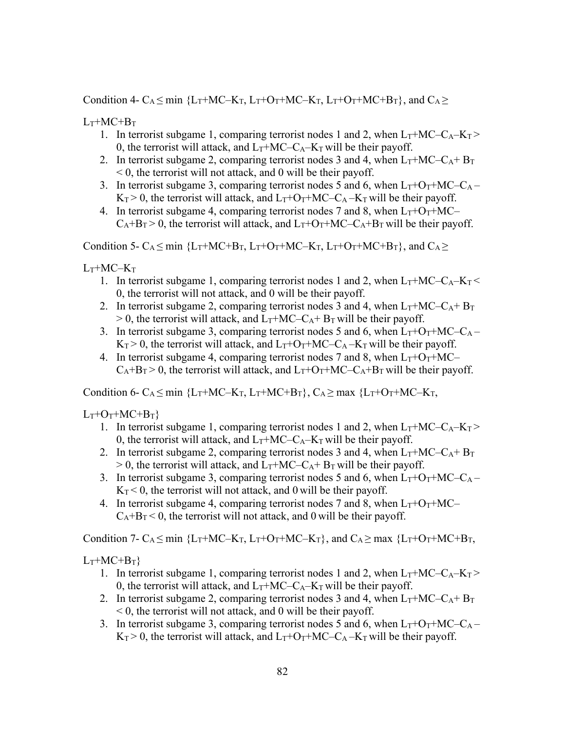Condition 4- $C_A \leq \min \{L_T+MC–K_T, L_T+O_T+MC–K_T, L_T+O_T+MC+B_T\}$, and $C_A \geq L_T+MC+B_T$

1. In terrorist subgame 1, comparing terrorist nodes 1 and 2, when $L_T+MC–C_A–K_T > 0$, the terrorist will attack, and $L_T+MC–C_A–K_T$ will be their payoff.
2. In terrorist subgame 2, comparing terrorist nodes 3 and 4, when $L_T+MC–C_A+ B_T < 0$, the terrorist will not attack, and 0 will be their payoff.
3. In terrorist subgame 3, comparing terrorist nodes 5 and 6, when $L_T+O_T+MC–C_A –K_T > 0$, the terrorist will attack, and $L_T+O_T+MC–C_A –K_T$ will be their payoff.
4. In terrorist subgame 4, comparing terrorist nodes 7 and 8, when $L_T+O_T+MC–C_A+B_T > 0$, the terrorist will attack, and $L_T+O_T+MC–C_A+B_T$ will be their payoff.

Condition 5- $C_A \leq \min \{L_T+MC+B_T, L_T+O_T+MC–K_T, L_T+O_T+MC+B_T\}$, and $C_A \geq L_T+MC–K_T$

1. In terrorist subgame 1, comparing terrorist nodes 1 and 2, when $L_T+MC–C_A–K_T < 0$, the terrorist will not attack, and 0 will be their payoff.
2. In terrorist subgame 2, comparing terrorist nodes 3 and 4, when $L_T+MC–C_A+ B_T > 0$, the terrorist will attack, and $L_T+MC–C_A+ B_T$ will be their payoff.
3. In terrorist subgame 3, comparing terrorist nodes 5 and 6, when $L_T+O_T+MC–C_A –K_T > 0$, the terrorist will attack, and $L_T+O_T+MC–C_A –K_T$ will be their payoff.
4. In terrorist subgame 4, comparing terrorist nodes 7 and 8, when $L_T+O_T+MC–C_A+B_T > 0$, the terrorist will attack, and $L_T+O_T+MC–C_A+B_T$ will be their payoff.

Condition 6- $C_A \leq \min \{L_T+MC–K_T, L_T+MC+B_T\}$, $C_A \geq \max \{L_T+O_T+MC–K_T, L_T+O_T+MC+B_T\}$

1. In terrorist subgame 1, comparing terrorist nodes 1 and 2, when $L_T+MC–C_A–K_T > 0$, the terrorist will attack, and $L_T+MC–C_A–K_T$ will be their payoff.
2. In terrorist subgame 2, comparing terrorist nodes 3 and 4, when $L_T+MC–C_A+ B_T > 0$, the terrorist will attack, and $L_T+MC–C_A+ B_T$ will be their payoff.
3. In terrorist subgame 3, comparing terrorist nodes 5 and 6, when $L_T+O_T+MC–C_A –K_T < 0$, the terrorist will not attack, and 0 will be their payoff.
4. In terrorist subgame 4, comparing terrorist nodes 7 and 8, when $L_T+O_T+MC–C_A+B_T < 0$, the terrorist will not attack, and 0 will be their payoff.

Condition 7- $C_A \leq \min \{L_T+MC–K_T, L_T+O_T+MC–K_T\}$, and $C_A \geq \max \{L_T+O_T+MC+B_T, L_T+MC+B_T\}$

1. In terrorist subgame 1, comparing terrorist nodes 1 and 2, when $L_T+MC–C_A–K_T > 0$, the terrorist will attack, and $L_T+MC–C_A–K_T$ will be their payoff.
2. In terrorist subgame 2, comparing terrorist nodes 3 and 4, when $L_T+MC–C_A+ B_T < 0$, the terrorist will not attack, and 0 will be their payoff.
3. In terrorist subgame 3, comparing terrorist nodes 5 and 6, when $L_T+O_T+MC–C_A –K_T > 0$, the terrorist will attack, and $L_T+O_T+MC–C_A –K_T$ will be their payoff.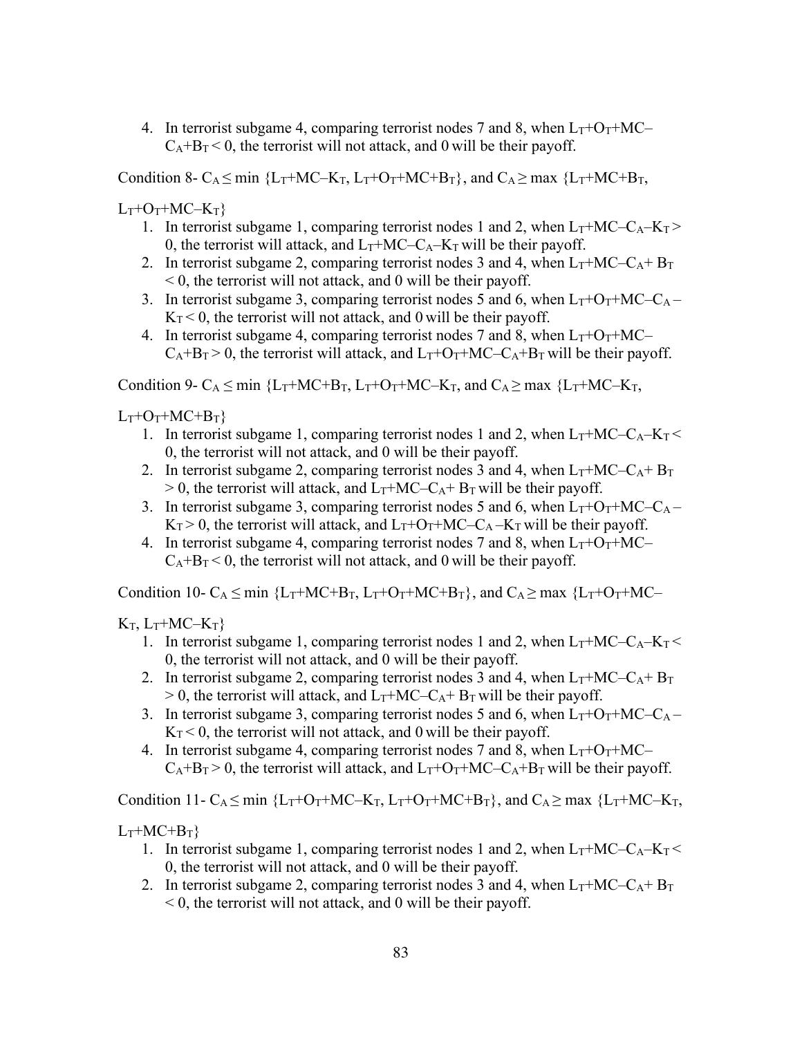4. In terrorist subgame 4, comparing terrorist nodes 7 and 8, when $L_T+O_T+MC-C_A+B_T < 0$, the terrorist will not attack, and 0 will be their payoff.

Condition 8- $C_A \leq \min\{L_T+MC-K_T, L_T+O_T+MC+B_T\}$, and $C_A \geq \max\{L_T+MC+B_T, L_T+O_T+MC-K_T\}$

1. In terrorist subgame 1, comparing terrorist nodes 1 and 2, when $L_T+MC-C_A-K_T > 0$, the terrorist will attack, and $L_T+MC-C_A-K_T$ will be their payoff.
2. In terrorist subgame 2, comparing terrorist nodes 3 and 4, when $L_T+MC-C_A+B_T < 0$, the terrorist will not attack, and 0 will be their payoff.
3. In terrorist subgame 3, comparing terrorist nodes 5 and 6, when $L_T+O_T+MC-C_A-K_T < 0$, the terrorist will not attack, and 0 will be their payoff.
4. In terrorist subgame 4, comparing terrorist nodes 7 and 8, when $L_T+O_T+MC-C_A+B_T > 0$, the terrorist will attack, and $L_T+O_T+MC-C_A+B_T$ will be their payoff.

Condition 9- $C_A \leq \min\{L_T+MC+B_T, L_T+O_T+MC-K_T$, and $C_A \geq \max\{L_T+MC-K_T, L_T+O_T+MC+B_T\}$

1. In terrorist subgame 1, comparing terrorist nodes 1 and 2, when $L_T+MC-C_A-K_T < 0$, the terrorist will not attack, and 0 will be their payoff.
2. In terrorist subgame 2, comparing terrorist nodes 3 and 4, when $L_T+MC-C_A+B_T > 0$, the terrorist will attack, and $L_T+MC-C_A+B_T$ will be their payoff.
3. In terrorist subgame 3, comparing terrorist nodes 5 and 6, when $L_T+O_T+MC-C_A-K_T > 0$, the terrorist will attack, and $L_T+O_T+MC-C_A-K_T$ will be their payoff.
4. In terrorist subgame 4, comparing terrorist nodes 7 and 8, when $L_T+O_T+MC-C_A+B_T < 0$, the terrorist will not attack, and 0 will be their payoff.

Condition 10- $C_A \leq \min\{L_T+MC+B_T, L_T+O_T+MC+B_T\}$, and $C_A \geq \max\{L_T+O_T+MC-K_T, L_T+MC-K_T\}$

1. In terrorist subgame 1, comparing terrorist nodes 1 and 2, when $L_T+MC-C_A-K_T < 0$, the terrorist will not attack, and 0 will be their payoff.
2. In terrorist subgame 2, comparing terrorist nodes 3 and 4, when $L_T+MC-C_A+B_T > 0$, the terrorist will attack, and $L_T+MC-C_A+B_T$ will be their payoff.
3. In terrorist subgame 3, comparing terrorist nodes 5 and 6, when $L_T+O_T+MC-C_A-K_T < 0$, the terrorist will not attack, and 0 will be their payoff.
4. In terrorist subgame 4, comparing terrorist nodes 7 and 8, when $L_T+O_T+MC-C_A+B_T > 0$, the terrorist will attack, and $L_T+O_T+MC-C_A+B_T$ will be their payoff.

Condition 11- $C_A \leq \min\{L_T+O_T+MC-K_T, L_T+O_T+MC+B_T\}$, and $C_A \geq \max\{L_T+MC-K_T, L_T+MC+B_T\}$

1. In terrorist subgame 1, comparing terrorist nodes 1 and 2, when $L_T+MC-C_A-K_T < 0$, the terrorist will not attack, and 0 will be their payoff.
2. In terrorist subgame 2, comparing terrorist nodes 3 and 4, when $L_T+MC-C_A+B_T < 0$, the terrorist will not attack, and 0 will be their payoff.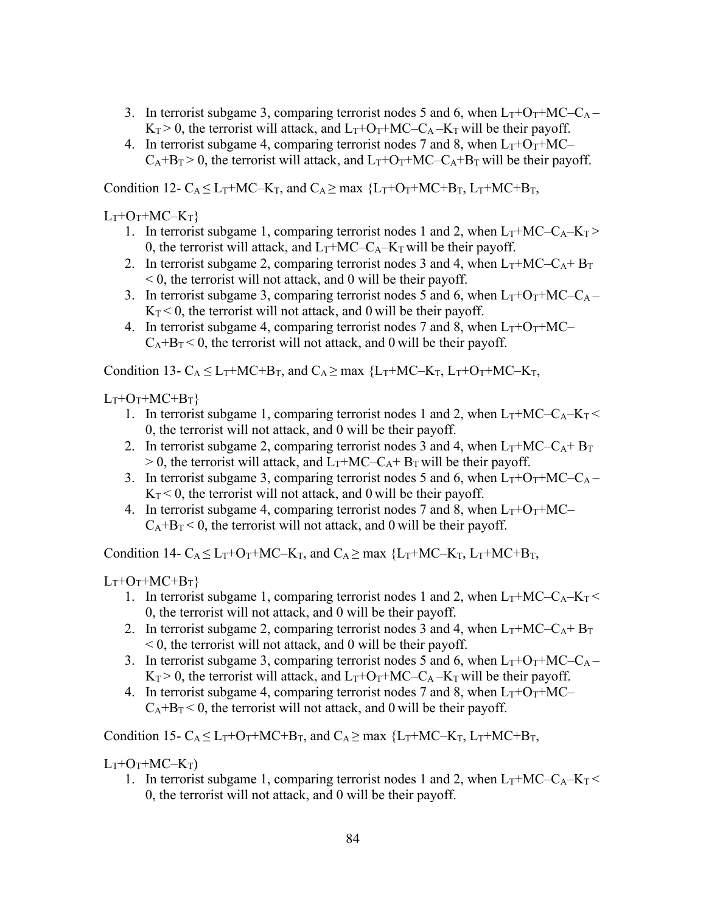3. In terrorist subgame 3, comparing terrorist nodes 5 and 6, when $L_T+O_T+MC-C_A-K_T > 0$, the terrorist will attack, and $L_T+O_T+MC-C_A-K_T$ will be their payoff.
4. In terrorist subgame 4, comparing terrorist nodes 7 and 8, when $L_T+O_T+MC-C_A+B_T > 0$, the terrorist will attack, and $L_T+O_T+MC-C_A+B_T$ will be their payoff.

Condition 12- $C_A \leq L_T+MC-K_T$, and $C_A \geq \max\ \{L_T+O_T+MC+B_T,\ L_T+MC+B_T,\ L_T+O_T+MC-K_T\}$

1. In terrorist subgame 1, comparing terrorist nodes 1 and 2, when $L_T+MC-C_A-K_T > 0$, the terrorist will attack, and $L_T+MC-C_A-K_T$ will be their payoff.
2. In terrorist subgame 2, comparing terrorist nodes 3 and 4, when $L_T+MC-C_A+B_T < 0$, the terrorist will not attack, and 0 will be their payoff.
3. In terrorist subgame 3, comparing terrorist nodes 5 and 6, when $L_T+O_T+MC-C_A-K_T < 0$, the terrorist will not attack, and 0 will be their payoff.
4. In terrorist subgame 4, comparing terrorist nodes 7 and 8, when $L_T+O_T+MC-C_A+B_T < 0$, the terrorist will not attack, and 0 will be their payoff.

Condition 13- $C_A \leq L_T+MC+B_T$, and $C_A \geq \max\ \{L_T+MC-K_T,\ L_T+O_T+MC-K_T,\ L_T+O_T+MC+B_T\}$

1. In terrorist subgame 1, comparing terrorist nodes 1 and 2, when $L_T+MC-C_A-K_T < 0$, the terrorist will not attack, and 0 will be their payoff.
2. In terrorist subgame 2, comparing terrorist nodes 3 and 4, when $L_T+MC-C_A+B_T > 0$, the terrorist will attack, and $L_T+MC-C_A+B_T$ will be their payoff.
3. In terrorist subgame 3, comparing terrorist nodes 5 and 6, when $L_T+O_T+MC-C_A-K_T < 0$, the terrorist will not attack, and 0 will be their payoff.
4. In terrorist subgame 4, comparing terrorist nodes 7 and 8, when $L_T+O_T+MC-C_A+B_T < 0$, the terrorist will not attack, and 0 will be their payoff.

Condition 14- $C_A \leq L_T+O_T+MC-K_T$, and $C_A \geq \max\ \{L_T+MC-K_T,\ L_T+MC+B_T,\ L_T+O_T+MC+B_T\}$

1. In terrorist subgame 1, comparing terrorist nodes 1 and 2, when $L_T+MC-C_A-K_T < 0$, the terrorist will not attack, and 0 will be their payoff.
2. In terrorist subgame 2, comparing terrorist nodes 3 and 4, when $L_T+MC-C_A+B_T < 0$, the terrorist will not attack, and 0 will be their payoff.
3. In terrorist subgame 3, comparing terrorist nodes 5 and 6, when $L_T+O_T+MC-C_A-K_T > 0$, the terrorist will attack, and $L_T+O_T+MC-C_A-K_T$ will be their payoff.
4. In terrorist subgame 4, comparing terrorist nodes 7 and 8, when $L_T+O_T+MC-C_A+B_T < 0$, the terrorist will not attack, and 0 will be their payoff.

Condition 15- $C_A \leq L_T+O_T+MC+B_T$, and $C_A \geq \max\ \{L_T+MC-K_T,\ L_T+MC+B_T,\ L_T+O_T+MC-K_T)$

1. In terrorist subgame 1, comparing terrorist nodes 1 and 2, when $L_T+MC-C_A-K_T < 0$, the terrorist will not attack, and 0 will be their payoff.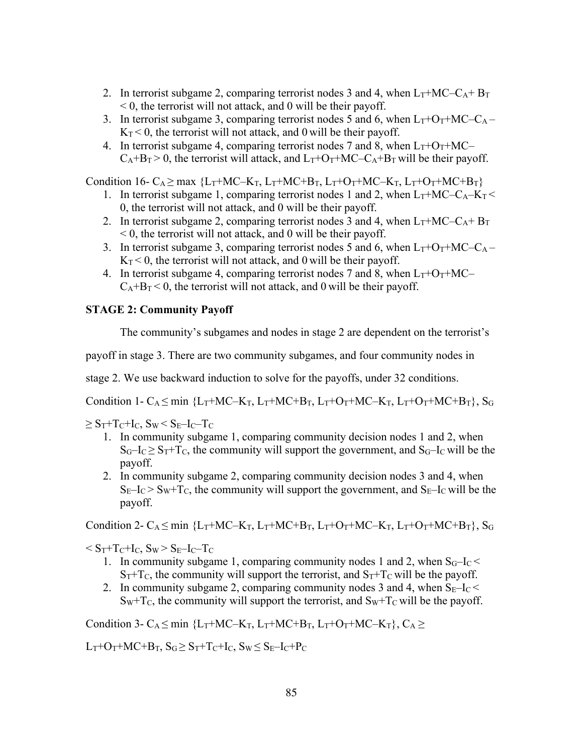2. In terrorist subgame 2, comparing terrorist nodes 3 and 4, when $L_T+MC–C_A+B_T < 0$, the terrorist will not attack, and 0 will be their payoff.
3. In terrorist subgame 3, comparing terrorist nodes 5 and 6, when $L_T+O_T+MC–C_A–K_T < 0$, the terrorist will not attack, and 0 will be their payoff.
4. In terrorist subgame 4, comparing terrorist nodes 7 and 8, when $L_T+O_T+MC–C_A+B_T > 0$, the terrorist will attack, and $L_T+O_T+MC–C_A+B_T$ will be their payoff.

Condition 16- $C_A \geq \max \{L_T+MC–K_T, L_T+MC+B_T, L_T+O_T+MC–K_T, L_T+O_T+MC+B_T\}$

1. In terrorist subgame 1, comparing terrorist nodes 1 and 2, when $L_T+MC–C_A–K_T < 0$, the terrorist will not attack, and 0 will be their payoff.
2. In terrorist subgame 2, comparing terrorist nodes 3 and 4, when $L_T+MC–C_A+B_T < 0$, the terrorist will not attack, and 0 will be their payoff.
3. In terrorist subgame 3, comparing terrorist nodes 5 and 6, when $L_T+O_T+MC–C_A–K_T < 0$, the terrorist will not attack, and 0 will be their payoff.
4. In terrorist subgame 4, comparing terrorist nodes 7 and 8, when $L_T+O_T+MC–C_A+B_T < 0$, the terrorist will not attack, and 0 will be their payoff.

**STAGE 2: Community Payoff**

The community's subgames and nodes in stage 2 are dependent on the terrorist's payoff in stage 3. There are two community subgames, and four community nodes in stage 2. We use backward induction to solve for the payoffs, under 32 conditions.

Condition 1- $C_A \leq \min \{L_T+MC–K_T, L_T+MC+B_T, L_T+O_T+MC–K_T, L_T+O_T+MC+B_T\}$, $S_G \geq S_T+T_C+I_C$, $S_W < S_E–I_C–T_C$

1. In community subgame 1, comparing community decision nodes 1 and 2, when $S_G–I_C \geq S_T+T_C$, the community will support the government, and $S_G–I_C$ will be the payoff.
2. In community subgame 2, comparing community decision nodes 3 and 4, when $S_E–I_C > S_W+T_C$, the community will support the government, and $S_E–I_C$ will be the payoff.

Condition 2- $C_A \leq \min \{L_T+MC–K_T, L_T+MC+B_T, L_T+O_T+MC–K_T, L_T+O_T+MC+B_T\}$, $S_G < S_T+T_C+I_C$, $S_W > S_E–I_C–T_C$

1. In community subgame 1, comparing community nodes 1 and 2, when $S_G–I_C < S_T+T_C$, the community will support the terrorist, and $S_T+T_C$ will be the payoff.
2. In community subgame 2, comparing community nodes 3 and 4, when $S_E–I_C < S_W+T_C$, the community will support the terrorist, and $S_W+T_C$ will be the payoff.

Condition 3- $C_A \leq \min \{L_T+MC–K_T, L_T+MC+B_T, L_T+O_T+MC–K_T\}$, $C_A \geq L_T+O_T+MC+B_T$, $S_G \geq S_T+T_C+I_C$, $S_W \leq S_E–I_C+P_C$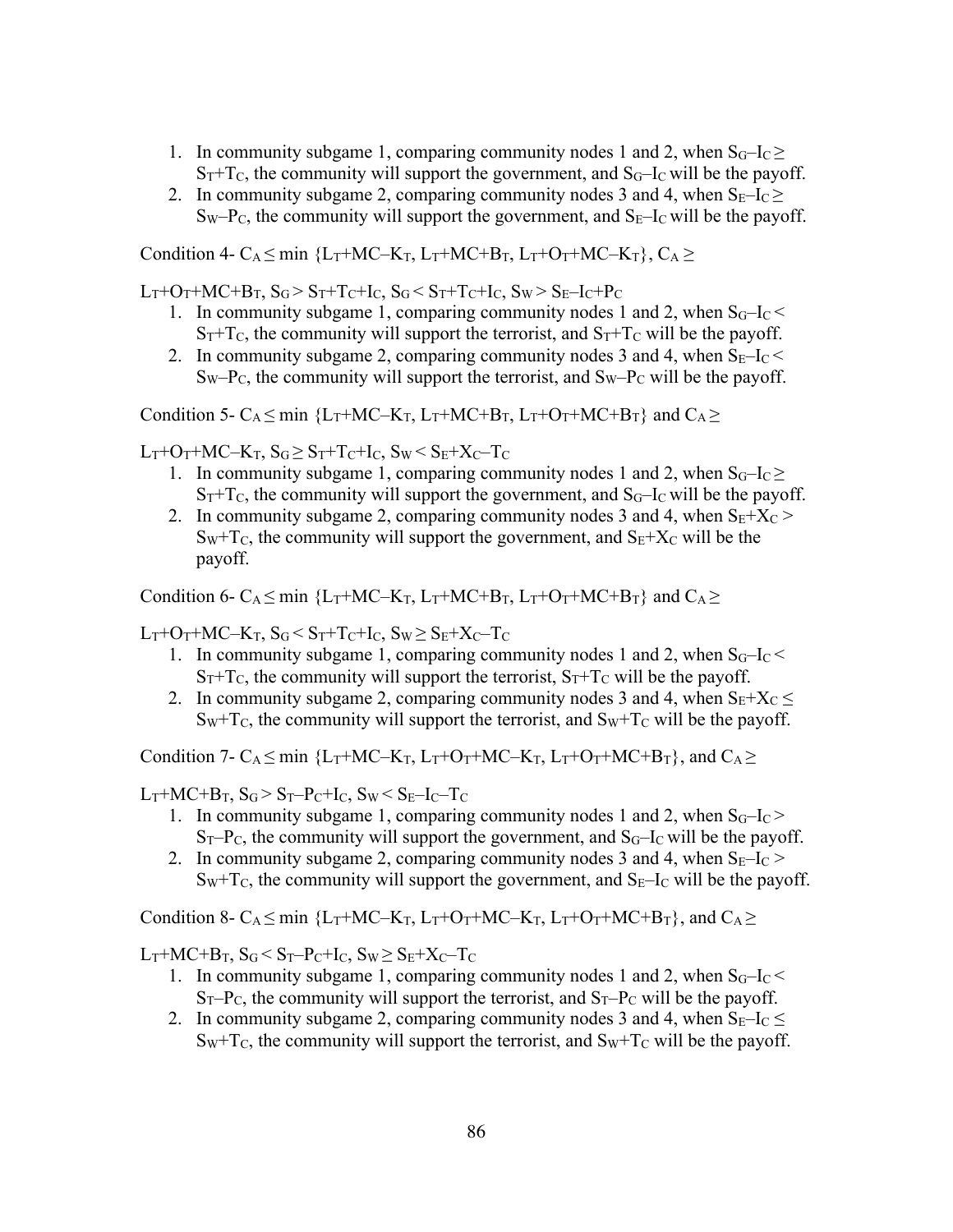1. In community subgame 1, comparing community nodes 1 and 2, when $S_G – I_C \geq S_T + T_C$, the community will support the government, and $S_G – I_C$ will be the payoff.
2. In community subgame 2, comparing community nodes 3 and 4, when $S_E – I_C \geq S_W – P_C$, the community will support the government, and $S_E – I_C$ will be the payoff.

Condition 4- $C_A \leq \min \{L_T + MC – K_T, L_T + MC + B_T, L_T + O_T + MC – K_T\}$, $C_A \geq L_T + O_T + MC + B_T$, $S_G > S_T + T_C + I_C$, $S_G < S_T + T_C + I_C$, $S_W > S_E – I_C + P_C$

1. In community subgame 1, comparing community nodes 1 and 2, when $S_G – I_C < S_T + T_C$, the community will support the terrorist, and $S_T + T_C$ will be the payoff.
2. In community subgame 2, comparing community nodes 3 and 4, when $S_E – I_C < S_W – P_C$, the community will support the terrorist, and $S_W – P_C$ will be the payoff.

Condition 5- $C_A \leq \min \{L_T + MC – K_T, L_T + MC + B_T, L_T + O_T + MC + B_T\}$ and $C_A \geq L_T + O_T + MC – K_T$, $S_G \geq S_T + T_C + I_C$, $S_W < S_E + X_C – T_C$

1. In community subgame 1, comparing community nodes 1 and 2, when $S_G – I_C \geq S_T + T_C$, the community will support the government, and $S_G – I_C$ will be the payoff.
2. In community subgame 2, comparing community nodes 3 and 4, when $S_E + X_C > S_W + T_C$, the community will support the government, and $S_E + X_C$ will be the payoff.

Condition 6- $C_A \leq \min \{L_T + MC – K_T, L_T + MC + B_T, L_T + O_T + MC + B_T\}$ and $C_A \geq L_T + O_T + MC – K_T$, $S_G < S_T + T_C + I_C$, $S_W \geq S_E + X_C – T_C$

1. In community subgame 1, comparing community nodes 1 and 2, when $S_G – I_C < S_T + T_C$, the community will support the terrorist, $S_T + T_C$ will be the payoff.
2. In community subgame 2, comparing community nodes 3 and 4, when $S_E + X_C \leq S_W + T_C$, the community will support the terrorist, and $S_W + T_C$ will be the payoff.

Condition 7- $C_A \leq \min \{L_T + MC – K_T, L_T + O_T + MC – K_T, L_T + O_T + MC + B_T\}$, and $C_A \geq L_T + MC + B_T$, $S_G > S_T – P_C + I_C$, $S_W < S_E – I_C – T_C$

1. In community subgame 1, comparing community nodes 1 and 2, when $S_G – I_C > S_T – P_C$, the community will support the government, and $S_G – I_C$ will be the payoff.
2. In community subgame 2, comparing community nodes 3 and 4, when $S_E – I_C > S_W + T_C$, the community will support the government, and $S_E – I_C$ will be the payoff.

Condition 8- $C_A \leq \min \{L_T + MC – K_T, L_T + O_T + MC – K_T, L_T + O_T + MC + B_T\}$, and $C_A \geq L_T + MC + B_T$, $S_G < S_T – P_C + I_C$, $S_W \geq S_E + X_C – T_C$

1. In community subgame 1, comparing community nodes 1 and 2, when $S_G – I_C < S_T – P_C$, the community will support the terrorist, and $S_T – P_C$ will be the payoff.
2. In community subgame 2, comparing community nodes 3 and 4, when $S_E – I_C \leq S_W + T_C$, the community will support the terrorist, and $S_W + T_C$ will be the payoff.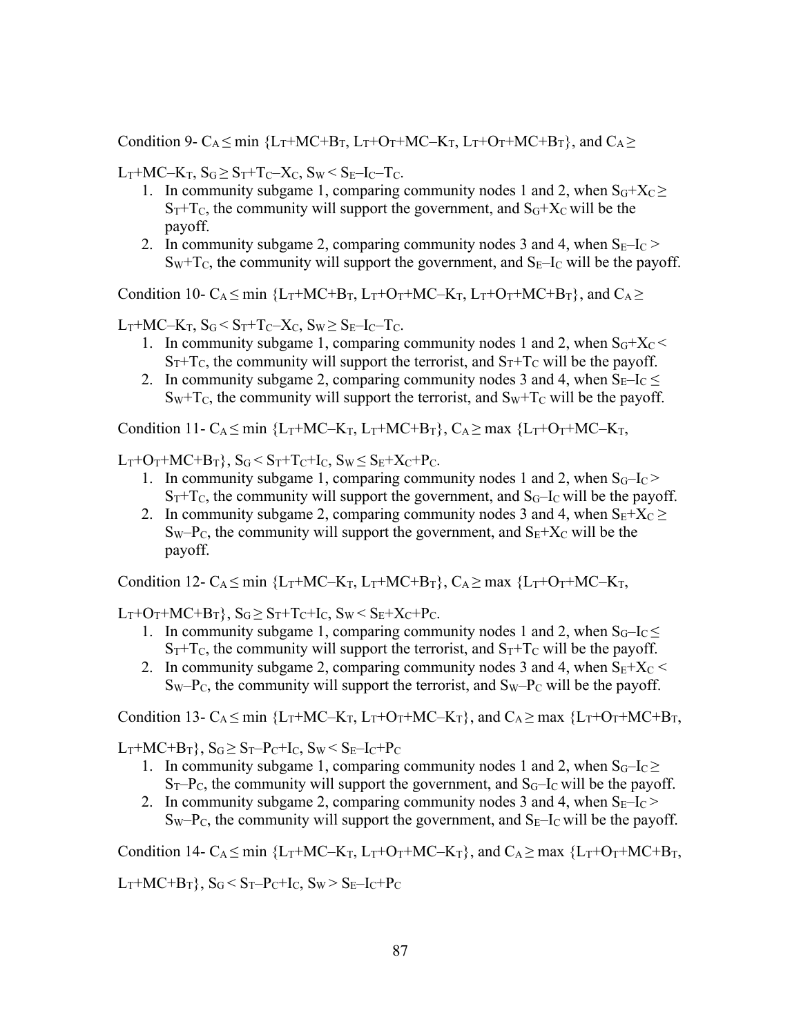Condition 9- $C_A \leq \min \{L_T+MC+B_T, L_T+O_T+MC–K_T, L_T+O_T+MC+B_T\}$, and $C_A \geq L_T+MC–K_T$, $S_G \geq S_T+T_C–X_C$, $S_W < S_E–I_C–T_C$.

1. In community subgame 1, comparing community nodes 1 and 2, when $S_G+X_C \geq S_T+T_C$, the community will support the government, and $S_G+X_C$ will be the payoff.
2. In community subgame 2, comparing community nodes 3 and 4, when $S_E–I_C > S_W+T_C$, the community will support the government, and $S_E–I_C$ will be the payoff.

Condition 10- $C_A \leq \min \{L_T+MC+B_T, L_T+O_T+MC–K_T, L_T+O_T+MC+B_T\}$, and $C_A \geq L_T+MC–K_T$, $S_G < S_T+T_C–X_C$, $S_W \geq S_E–I_C–T_C$.

1. In community subgame 1, comparing community nodes 1 and 2, when $S_G+X_C < S_T+T_C$, the community will support the terrorist, and $S_T+T_C$ will be the payoff.
2. In community subgame 2, comparing community nodes 3 and 4, when $S_E–I_C \leq S_W+T_C$, the community will support the terrorist, and $S_W+T_C$ will be the payoff.

Condition 11- $C_A \leq \min \{L_T+MC–K_T, L_T+MC+B_T\}$, $C_A \geq \max \{L_T+O_T+MC–K_T, L_T+O_T+MC+B_T\}$, $S_G < S_T+T_C+I_C$, $S_W \leq S_E+X_C+P_C$.

1. In community subgame 1, comparing community nodes 1 and 2, when $S_G–I_C > S_T+T_C$, the community will support the government, and $S_G–I_C$ will be the payoff.
2. In community subgame 2, comparing community nodes 3 and 4, when $S_E+X_C \geq S_W–P_C$, the community will support the government, and $S_E+X_C$ will be the payoff.

Condition 12- $C_A \leq \min \{L_T+MC–K_T, L_T+MC+B_T\}$, $C_A \geq \max \{L_T+O_T+MC–K_T, L_T+O_T+MC+B_T\}$, $S_G \geq S_T+T_C+I_C$, $S_W < S_E+X_C+P_C$.

1. In community subgame 1, comparing community nodes 1 and 2, when $S_G–I_C \leq S_T+T_C$, the community will support the terrorist, and $S_T+T_C$ will be the payoff.
2. In community subgame 2, comparing community nodes 3 and 4, when $S_E+X_C < S_W–P_C$, the community will support the terrorist, and $S_W–P_C$ will be the payoff.

Condition 13- $C_A \leq \min \{L_T+MC–K_T, L_T+O_T+MC–K_T\}$, and $C_A \geq \max \{L_T+O_T+MC+B_T, L_T+MC+B_T\}$, $S_G \geq S_T–P_C+I_C$, $S_W < S_E–I_C+P_C$

1. In community subgame 1, comparing community nodes 1 and 2, when $S_G–I_C \geq S_T–P_C$, the community will support the government, and $S_G–I_C$ will be the payoff.
2. In community subgame 2, comparing community nodes 3 and 4, when $S_E–I_C > S_W–P_C$, the community will support the government, and $S_E–I_C$ will be the payoff.

Condition 14- $C_A \leq \min \{L_T+MC–K_T, L_T+O_T+MC–K_T\}$, and $C_A \geq \max \{L_T+O_T+MC+B_T, L_T+MC+B_T\}$, $S_G < S_T–P_C+I_C$, $S_W > S_E–I_C+P_C$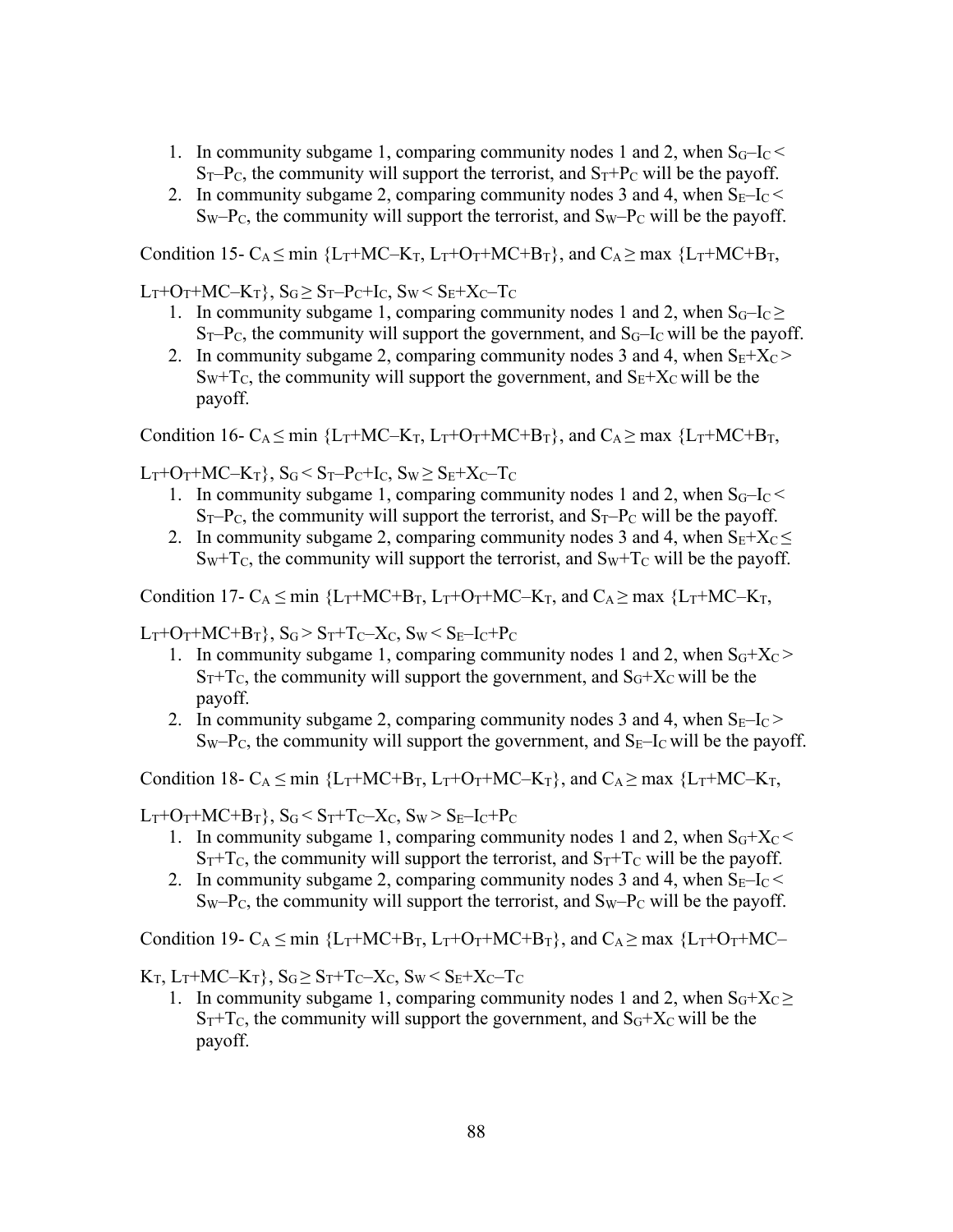1. In community subgame 1, comparing community nodes 1 and 2, when $S_G–I_C < S_T–P_C$, the community will support the terrorist, and $S_T+P_C$ will be the payoff.
2. In community subgame 2, comparing community nodes 3 and 4, when $S_E–I_C < S_W–P_C$, the community will support the terrorist, and $S_W–P_C$ will be the payoff.

Condition 15- $C_A \leq \min \{L_T+MC–K_T, L_T+O_T+MC+B_T\}$, and $C_A \geq \max \{L_T+MC+B_T, L_T+O_T+MC–K_T\}$, $S_G \geq S_T–P_C+I_C$, $S_W < S_E+X_C–T_C$

1. In community subgame 1, comparing community nodes 1 and 2, when $S_G–I_C \geq S_T–P_C$, the community will support the government, and $S_G–I_C$ will be the payoff.
2. In community subgame 2, comparing community nodes 3 and 4, when $S_E+X_C > S_W+T_C$, the community will support the government, and $S_E+X_C$ will be the payoff.

Condition 16- $C_A \leq \min \{L_T+MC–K_T, L_T+O_T+MC+B_T\}$, and $C_A \geq \max \{L_T+MC+B_T, L_T+O_T+MC–K_T\}$, $S_G < S_T–P_C+I_C$, $S_W \geq S_E+X_C–T_C$

1. In community subgame 1, comparing community nodes 1 and 2, when $S_G–I_C < S_T–P_C$, the community will support the terrorist, and $S_T–P_C$ will be the payoff.
2. In community subgame 2, comparing community nodes 3 and 4, when $S_E+X_C \leq S_W+T_C$, the community will support the terrorist, and $S_W+T_C$ will be the payoff.

Condition 17- $C_A \leq \min \{L_T+MC+B_T, L_T+O_T+MC–K_T$, and $C_A \geq \max \{L_T+MC–K_T, L_T+O_T+MC+B_T\}$, $S_G > S_T+T_C–X_C$, $S_W < S_E–I_C+P_C$

1. In community subgame 1, comparing community nodes 1 and 2, when $S_G+X_C > S_T+T_C$, the community will support the government, and $S_G+X_C$ will be the payoff.
2. In community subgame 2, comparing community nodes 3 and 4, when $S_E–I_C > S_W–P_C$, the community will support the government, and $S_E–I_C$ will be the payoff.

Condition 18- $C_A \leq \min \{L_T+MC+B_T, L_T+O_T+MC–K_T\}$, and $C_A \geq \max \{L_T+MC–K_T, L_T+O_T+MC+B_T\}$, $S_G < S_T+T_C–X_C$, $S_W > S_E–I_C+P_C$

1. In community subgame 1, comparing community nodes 1 and 2, when $S_G+X_C < S_T+T_C$, the community will support the terrorist, and $S_T+T_C$ will be the payoff.
2. In community subgame 2, comparing community nodes 3 and 4, when $S_E–I_C < S_W–P_C$, the community will support the terrorist, and $S_W–P_C$ will be the payoff.

Condition 19- $C_A \leq \min \{L_T+MC+B_T, L_T+O_T+MC+B_T\}$, and $C_A \geq \max \{L_T+O_T+MC–K_T, L_T+MC–K_T\}$, $S_G \geq S_T+T_C–X_C$, $S_W < S_E+X_C–T_C$

1. In community subgame 1, comparing community nodes 1 and 2, when $S_G+X_C \geq S_T+T_C$, the community will support the government, and $S_G+X_C$ will be the payoff.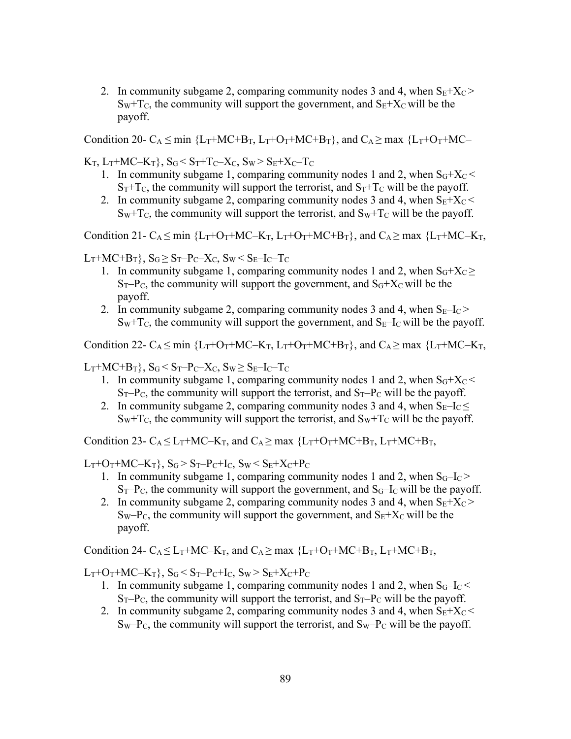2. In community subgame 2, comparing community nodes 3 and 4, when $S_E+X_C > S_W+T_C$, the community will support the government, and $S_E+X_C$ will be the payoff.

Condition 20- $C_A \leq \min \{L_T+MC+B_T, L_T+O_T+MC+B_T\}$, and $C_A \geq \max \{L_T+O_T+MC-K_T, L_T+MC-K_T\}$, $S_G < S_T+T_C-X_C$, $S_W > S_E+X_C-T_C$

1. In community subgame 1, comparing community nodes 1 and 2, when $S_G+X_C < S_T+T_C$, the community will support the terrorist, and $S_T+T_C$ will be the payoff.
2. In community subgame 2, comparing community nodes 3 and 4, when $S_E+X_C < S_W+T_C$, the community will support the terrorist, and $S_W+T_C$ will be the payoff.

Condition 21- $C_A \leq \min \{L_T+O_T+MC-K_T, L_T+O_T+MC+B_T\}$, and $C_A \geq \max \{L_T+MC-K_T, L_T+MC+B_T\}$, $S_G \geq S_T-P_C-X_C$, $S_W < S_E-I_C-T_C$

1. In community subgame 1, comparing community nodes 1 and 2, when $S_G+X_C \geq S_T-P_C$, the community will support the government, and $S_G+X_C$ will be the payoff.
2. In community subgame 2, comparing community nodes 3 and 4, when $S_E-I_C > S_W+T_C$, the community will support the government, and $S_E-I_C$ will be the payoff.

Condition 22- $C_A \leq \min \{L_T+O_T+MC-K_T, L_T+O_T+MC+B_T\}$, and $C_A \geq \max \{L_T+MC-K_T, L_T+MC+B_T\}$, $S_G < S_T-P_C-X_C$, $S_W \geq S_E-I_C-T_C$

1. In community subgame 1, comparing community nodes 1 and 2, when $S_G+X_C < S_T-P_C$, the community will support the terrorist, and $S_T-P_C$ will be the payoff.
2. In community subgame 2, comparing community nodes 3 and 4, when $S_E-I_C \leq S_W+T_C$, the community will support the terrorist, and $S_W+T_C$ will be the payoff.

Condition 23- $C_A \leq L_T+MC-K_T$, and $C_A \geq \max \{L_T+O_T+MC+B_T, L_T+MC+B_T, L_T+O_T+MC-K_T\}$, $S_G > S_T-P_C+I_C$, $S_W < S_E+X_C+P_C$

1. In community subgame 1, comparing community nodes 1 and 2, when $S_G-I_C > S_T-P_C$, the community will support the government, and $S_G-I_C$ will be the payoff.
2. In community subgame 2, comparing community nodes 3 and 4, when $S_E+X_C > S_W-P_C$, the community will support the government, and $S_E+X_C$ will be the payoff.

Condition 24- $C_A \leq L_T+MC-K_T$, and $C_A \geq \max \{L_T+O_T+MC+B_T, L_T+MC+B_T, L_T+O_T+MC-K_T\}$, $S_G < S_T-P_C+I_C$, $S_W > S_E+X_C+P_C$

1. In community subgame 1, comparing community nodes 1 and 2, when $S_G-I_C < S_T-P_C$, the community will support the terrorist, and $S_T-P_C$ will be the payoff.
2. In community subgame 2, comparing community nodes 3 and 4, when $S_E+X_C < S_W-P_C$, the community will support the terrorist, and $S_W-P_C$ will be the payoff.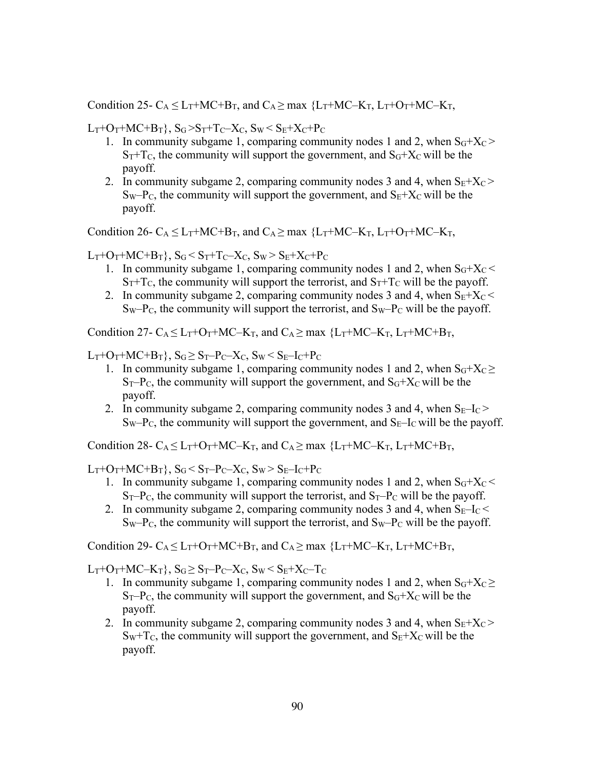Condition 25- $C_A \leq L_T+MC+B_T$, and $C_A \geq \max \{L_T+MC-K_T, L_T+O_T+MC-K_T,$ $L_T+O_T+MC+B_T\}$, $S_G > S_T+T_C-X_C$, $S_W < S_E+X_C+P_C$

1. In community subgame 1, comparing community nodes 1 and 2, when $S_G+X_C > S_T+T_C$, the community will support the government, and $S_G+X_C$ will be the payoff.
2. In community subgame 2, comparing community nodes 3 and 4, when $S_E+X_C > S_W-P_C$, the community will support the government, and $S_E+X_C$ will be the payoff.

Condition 26- $C_A \leq L_T+MC+B_T$, and $C_A \geq \max \{L_T+MC-K_T, L_T+O_T+MC-K_T,$ $L_T+O_T+MC+B_T\}$, $S_G < S_T+T_C-X_C$, $S_W > S_E+X_C+P_C$

1. In community subgame 1, comparing community nodes 1 and 2, when $S_G+X_C < S_T+T_C$, the community will support the terrorist, and $S_T+T_C$ will be the payoff.
2. In community subgame 2, comparing community nodes 3 and 4, when $S_E+X_C < S_W-P_C$, the community will support the terrorist, and $S_W-P_C$ will be the payoff.

Condition 27- $C_A \leq L_T+O_T+MC-K_T$, and $C_A \geq \max \{L_T+MC-K_T, L_T+MC+B_T,$ $L_T+O_T+MC+B_T\}$, $S_G \geq S_T-P_C-X_C$, $S_W < S_E-I_C+P_C$

1. In community subgame 1, comparing community nodes 1 and 2, when $S_G+X_C \geq S_T-P_C$, the community will support the government, and $S_G+X_C$ will be the payoff.
2. In community subgame 2, comparing community nodes 3 and 4, when $S_E-I_C > S_W-P_C$, the community will support the government, and $S_E-I_C$ will be the payoff.

Condition 28- $C_A \leq L_T+O_T+MC-K_T$, and $C_A \geq \max \{L_T+MC-K_T, L_T+MC+B_T,$ $L_T+O_T+MC+B_T\}$, $S_G < S_T-P_C-X_C$, $S_W > S_E-I_C+P_C$

1. In community subgame 1, comparing community nodes 1 and 2, when $S_G+X_C < S_T-P_C$, the community will support the terrorist, and $S_T-P_C$ will be the payoff.
2. In community subgame 2, comparing community nodes 3 and 4, when $S_E-I_C < S_W-P_C$, the community will support the terrorist, and $S_W-P_C$ will be the payoff.

Condition 29- $C_A \leq L_T+O_T+MC+B_T$, and $C_A \geq \max \{L_T+MC-K_T, L_T+MC+B_T,$ $L_T+O_T+MC-K_T\}$, $S_G \geq S_T-P_C-X_C$, $S_W < S_E+X_C-T_C$

1. In community subgame 1, comparing community nodes 1 and 2, when $S_G+X_C \geq S_T-P_C$, the community will support the government, and $S_G+X_C$ will be the payoff.
2. In community subgame 2, comparing community nodes 3 and 4, when $S_E+X_C > S_W+T_C$, the community will support the government, and $S_E+X_C$ will be the payoff.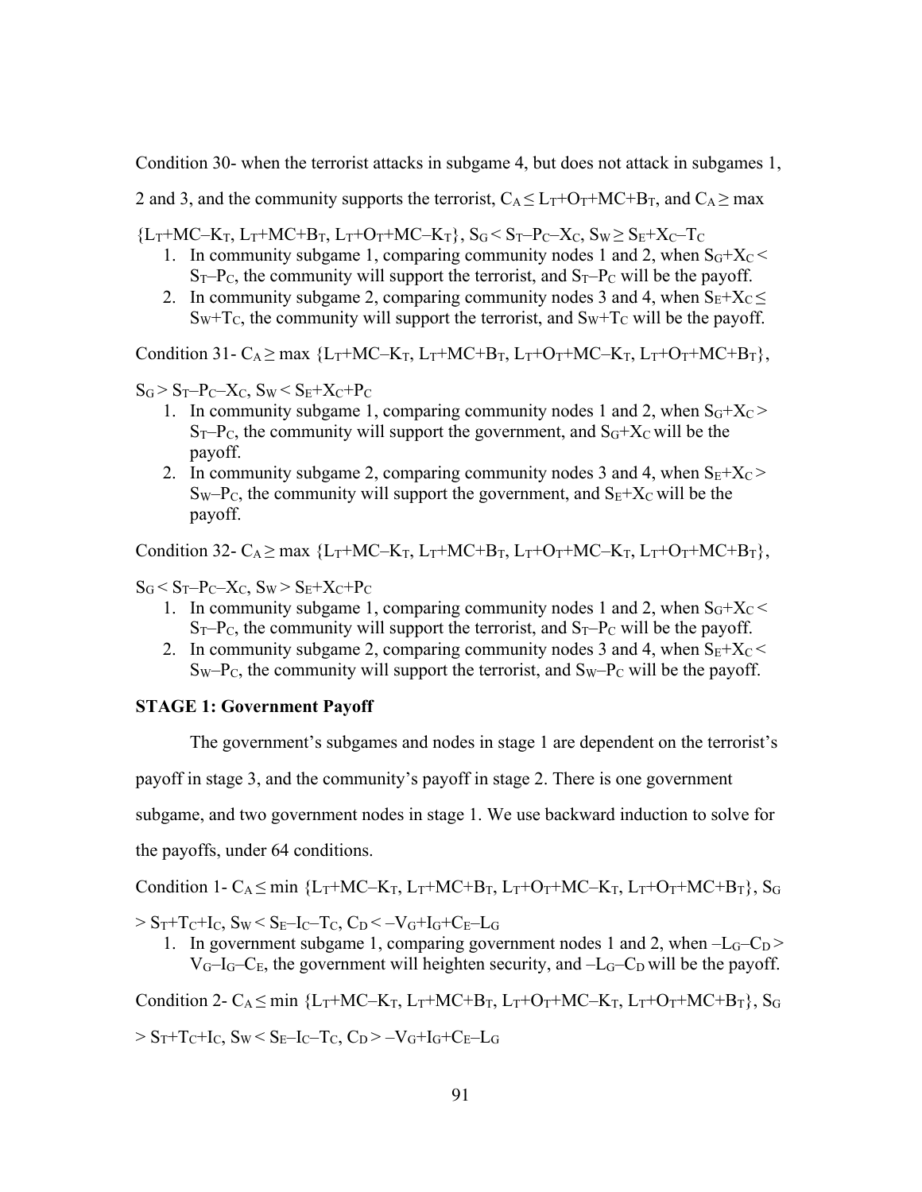Condition 30- when the terrorist attacks in subgame 4, but does not attack in subgames 1, 2 and 3, and the community supports the terrorist, $C_A \leq L_T+O_T+MC+B_T$, and $C_A \geq \max \{L_T+MC–K_T, L_T+MC+B_T, L_T+O_T+MC–K_T\}$, $S_G < S_T–P_C–X_C$, $S_W \geq S_E+X_C–T_C$

1. In community subgame 1, comparing community nodes 1 and 2, when $S_G+X_C < S_T–P_C$, the community will support the terrorist, and $S_T–P_C$ will be the payoff.
2. In community subgame 2, comparing community nodes 3 and 4, when $S_E+X_C \leq S_W+T_C$, the community will support the terrorist, and $S_W+T_C$ will be the payoff.

Condition 31- $C_A \geq \max \{L_T+MC–K_T, L_T+MC+B_T, L_T+O_T+MC–K_T, L_T+O_T+MC+B_T\}$, $S_G > S_T–P_C–X_C$, $S_W < S_E+X_C+P_C$

1. In community subgame 1, comparing community nodes 1 and 2, when $S_G+X_C > S_T–P_C$, the community will support the government, and $S_G+X_C$ will be the payoff.
2. In community subgame 2, comparing community nodes 3 and 4, when $S_E+X_C > S_W–P_C$, the community will support the government, and $S_E+X_C$ will be the payoff.

Condition 32- $C_A \geq \max \{L_T+MC–K_T, L_T+MC+B_T, L_T+O_T+MC–K_T, L_T+O_T+MC+B_T\}$, $S_G < S_T–P_C–X_C$, $S_W > S_E+X_C+P_C$

1. In community subgame 1, comparing community nodes 1 and 2, when $S_G+X_C < S_T–P_C$, the community will support the terrorist, and $S_T–P_C$ will be the payoff.
2. In community subgame 2, comparing community nodes 3 and 4, when $S_E+X_C < S_W–P_C$, the community will support the terrorist, and $S_W–P_C$ will be the payoff.

**STAGE 1: Government Payoff**

The government's subgames and nodes in stage 1 are dependent on the terrorist's payoff in stage 3, and the community's payoff in stage 2. There is one government subgame, and two government nodes in stage 1. We use backward induction to solve for the payoffs, under 64 conditions.

Condition 1- $C_A \leq \min \{L_T+MC–K_T, L_T+MC+B_T, L_T+O_T+MC–K_T, L_T+O_T+MC+B_T\}$, $S_G > S_T+T_C+I_C$, $S_W < S_E–I_C–T_C$, $C_D < –V_G+I_G+C_E–L_G$

1. In government subgame 1, comparing government nodes 1 and 2, when $–L_G–C_D > V_G–I_G–C_E$, the government will heighten security, and $–L_G–C_D$ will be the payoff.

Condition 2- $C_A \leq \min \{L_T+MC–K_T, L_T+MC+B_T, L_T+O_T+MC–K_T, L_T+O_T+MC+B_T\}$, $S_G > S_T+T_C+I_C$, $S_W < S_E–I_C–T_C$, $C_D > –V_G+I_G+C_E–L_G$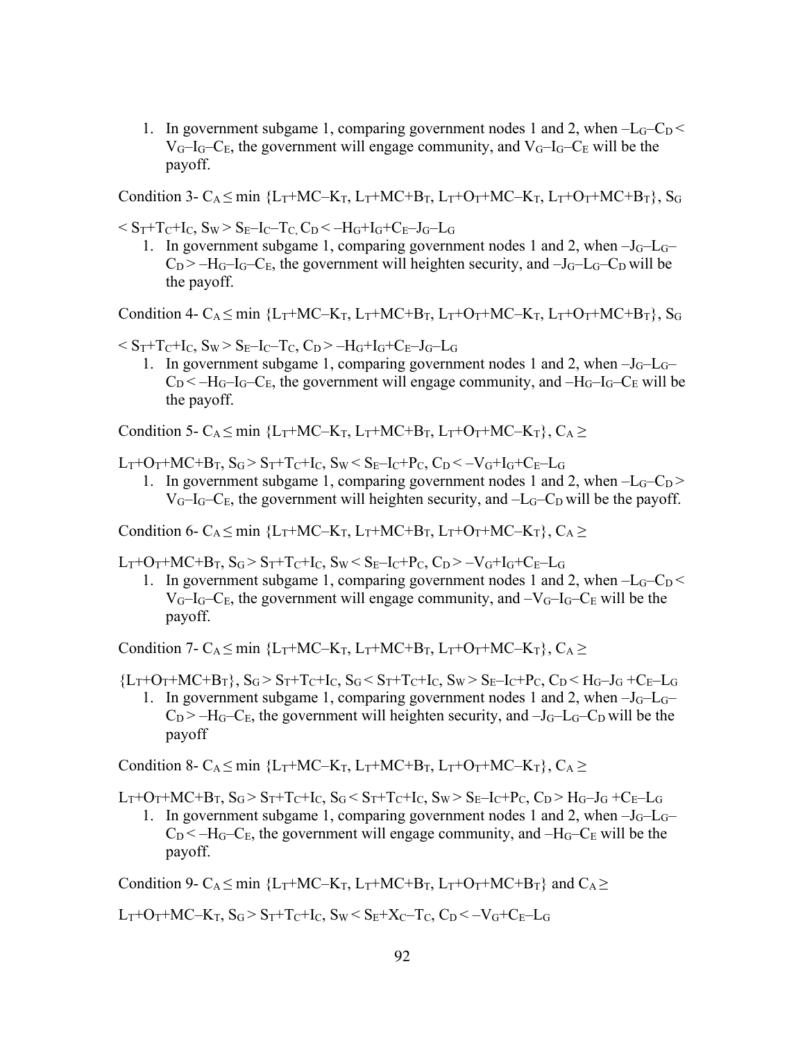1. In government subgame 1, comparing government nodes 1 and 2, when $–L_G–C_D < V_G–I_G–C_E$, the government will engage community, and $V_G–I_G–C_E$ will be the payoff.

Condition 3- $C_A \leq \min \{L_T+MC–K_T, L_T+MC+B_T, L_T+O_T+MC–K_T, L_T+O_T+MC+B_T\}$, $S_G < S_T+T_C+I_C$, $S_W > S_E–I_C–T_C$, $C_D < –H_G+I_G+C_E–J_G–L_G$

1. In government subgame 1, comparing government nodes 1 and 2, when $–J_G–L_G–C_D > –H_G–I_G–C_E$, the government will heighten security, and $–J_G–L_G–C_D$ will be the payoff.

Condition 4- $C_A \leq \min \{L_T+MC–K_T, L_T+MC+B_T, L_T+O_T+MC–K_T, L_T+O_T+MC+B_T\}$, $S_G < S_T+T_C+I_C$, $S_W > S_E–I_C–T_C$, $C_D > –H_G+I_G+C_E–J_G–L_G$

1. In government subgame 1, comparing government nodes 1 and 2, when $–J_G–L_G–C_D < –H_G–I_G–C_E$, the government will engage community, and $–H_G–I_G–C_E$ will be the payoff.

Condition 5- $C_A \leq \min \{L_T+MC–K_T, L_T+MC+B_T, L_T+O_T+MC–K_T\}$, $C_A \geq L_T+O_T+MC+B_T$, $S_G > S_T+T_C+I_C$, $S_W < S_E–I_C+P_C$, $C_D < –V_G+I_G+C_E–L_G$

1. In government subgame 1, comparing government nodes 1 and 2, when $–L_G–C_D > V_G–I_G–C_E$, the government will heighten security, and $–L_G–C_D$ will be the payoff.

Condition 6- $C_A \leq \min \{L_T+MC–K_T, L_T+MC+B_T, L_T+O_T+MC–K_T\}$, $C_A \geq L_T+O_T+MC+B_T$, $S_G > S_T+T_C+I_C$, $S_W < S_E–I_C+P_C$, $C_D > –V_G+I_G+C_E–L_G$

1. In government subgame 1, comparing government nodes 1 and 2, when $–L_G–C_D < V_G–I_G–C_E$, the government will engage community, and $–V_G–I_G–C_E$ will be the payoff.

Condition 7- $C_A \leq \min \{L_T+MC–K_T, L_T+MC+B_T, L_T+O_T+MC–K_T\}$, $C_A \geq \{L_T+O_T+MC+B_T\}$, $S_G > S_T+T_C+I_C$, $S_G < S_T+T_C+I_C$, $S_W > S_E–I_C+P_C$, $C_D < H_G–J_G+C_E–L_G$

1. In government subgame 1, comparing government nodes 1 and 2, when $–J_G–L_G–C_D > –H_G–C_E$, the government will heighten security, and $–J_G–L_G–C_D$ will be the payoff

Condition 8- $C_A \leq \min \{L_T+MC–K_T, L_T+MC+B_T, L_T+O_T+MC–K_T\}$, $C_A \geq L_T+O_T+MC+B_T$, $S_G > S_T+T_C+I_C$, $S_G < S_T+T_C+I_C$, $S_W > S_E–I_C+P_C$, $C_D > H_G–J_G+C_E–L_G$

1. In government subgame 1, comparing government nodes 1 and 2, when $–J_G–L_G–C_D < –H_G–C_E$, the government will engage community, and $–H_G–C_E$ will be the payoff.

Condition 9- $C_A \leq \min \{L_T+MC–K_T, L_T+MC+B_T, L_T+O_T+MC+B_T\}$ and $C_A \geq L_T+O_T+MC–K_T$, $S_G > S_T+T_C+I_C$, $S_W < S_E+X_C–T_C$, $C_D < –V_G+C_E–L_G$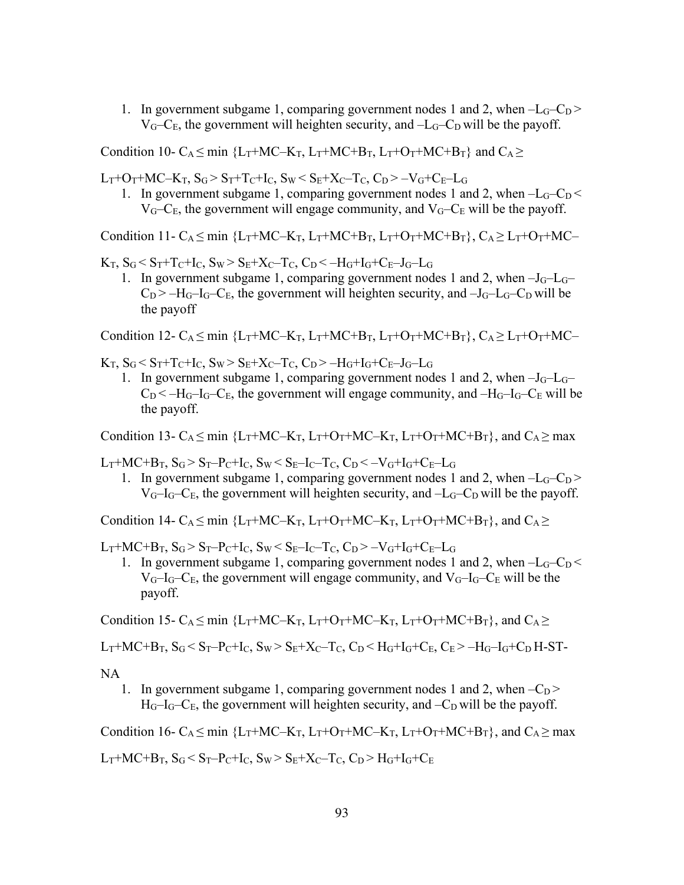1. In government subgame 1, comparing government nodes 1 and 2, when $-L_G-C_D > V_G-C_E$, the government will heighten security, and $-L_G-C_D$ will be the payoff.

Condition 10- $C_A \leq \min \{L_T+MC-K_T, L_T+MC+B_T, L_T+O_T+MC+B_T\}$ and $C_A \geq L_T+O_T+MC-K_T$, $S_G > S_T+T_C+I_C$, $S_W < S_E+X_C-T_C$, $C_D > -V_G+C_E-L_G$

1. In government subgame 1, comparing government nodes 1 and 2, when $-L_G-C_D < V_G-C_E$, the government will engage community, and $V_G-C_E$ will be the payoff.

Condition 11- $C_A \leq \min \{L_T+MC-K_T, L_T+MC+B_T, L_T+O_T+MC+B_T\}$, $C_A \geq L_T+O_T+MC-K_T$, $S_G < S_T+T_C+I_C$, $S_W > S_E+X_C-T_C$, $C_D < -H_G+I_G+C_E-J_G-L_G$

1. In government subgame 1, comparing government nodes 1 and 2, when $-J_G-L_G-C_D > -H_G-I_G-C_E$, the government will heighten security, and $-J_G-L_G-C_D$ will be the payoff

Condition 12- $C_A \leq \min \{L_T+MC-K_T, L_T+MC+B_T, L_T+O_T+MC+B_T\}$, $C_A \geq L_T+O_T+MC-K_T$, $S_G < S_T+T_C+I_C$, $S_W > S_E+X_C-T_C$, $C_D > -H_G+I_G+C_E-J_G-L_G$

1. In government subgame 1, comparing government nodes 1 and 2, when $-J_G-L_G-C_D < -H_G-I_G-C_E$, the government will engage community, and $-H_G-I_G-C_E$ will be the payoff.

Condition 13- $C_A \leq \min \{L_T+MC-K_T, L_T+O_T+MC-K_T, L_T+O_T+MC+B_T\}$, and $C_A \geq \max L_T+MC+B_T$, $S_G > S_T-P_C+I_C$, $S_W < S_E-I_C-T_C$, $C_D < -V_G+I_G+C_E-L_G$

1. In government subgame 1, comparing government nodes 1 and 2, when $-L_G-C_D > V_G-I_G-C_E$, the government will heighten security, and $-L_G-C_D$ will be the payoff.

Condition 14- $C_A \leq \min \{L_T+MC-K_T, L_T+O_T+MC-K_T, L_T+O_T+MC+B_T\}$, and $C_A \geq L_T+MC+B_T$, $S_G > S_T-P_C+I_C$, $S_W < S_E-I_C-T_C$, $C_D > -V_G+I_G+C_E-L_G$

1. In government subgame 1, comparing government nodes 1 and 2, when $-L_G-C_D < V_G-I_G-C_E$, the government will engage community, and $V_G-I_G-C_E$ will be the payoff.

Condition 15- $C_A \leq \min \{L_T+MC-K_T, L_T+O_T+MC-K_T, L_T+O_T+MC+B_T\}$, and $C_A \geq L_T+MC+B_T$, $S_G < S_T-P_C+I_C$, $S_W > S_E+X_C-T_C$, $C_D < H_G+I_G+C_E$, $C_E > -H_G-I_G+C_D$ H-ST-NA

1. In government subgame 1, comparing government nodes 1 and 2, when $-C_D > H_G-I_G-C_E$, the government will heighten security, and $-C_D$ will be the payoff.

Condition 16- $C_A \leq \min \{L_T+MC-K_T, L_T+O_T+MC-K_T, L_T+O_T+MC+B_T\}$, and $C_A \geq \max L_T+MC+B_T$, $S_G < S_T-P_C+I_C$, $S_W > S_E+X_C-T_C$, $C_D > H_G+I_G+C_E$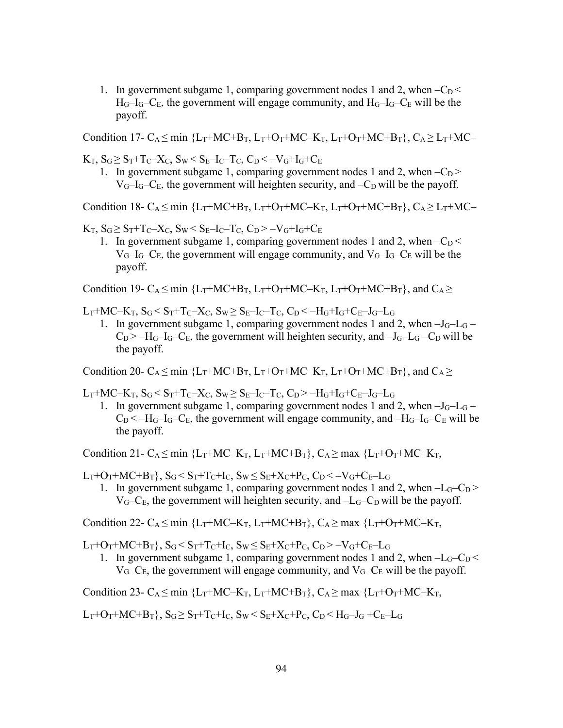1. In government subgame 1, comparing government nodes 1 and 2, when $-C_D < H_G–I_G–C_E$, the government will engage community, and $H_G–I_G–C_E$ will be the payoff.

Condition 17- $C_A \leq \min \{L_T+MC+B_T, L_T+O_T+MC–K_T, L_T+O_T+MC+B_T\}$, $C_A \geq L_T+MC–K_T$, $S_G \geq S_T+T_C–X_C$, $S_W < S_E–I_C–T_C$, $C_D < –V_G+I_G+C_E$

1. In government subgame 1, comparing government nodes 1 and 2, when $-C_D > V_G–I_G–C_E$, the government will heighten security, and $-C_D$ will be the payoff.

Condition 18- $C_A \leq \min \{L_T+MC+B_T, L_T+O_T+MC–K_T, L_T+O_T+MC+B_T\}$, $C_A \geq L_T+MC–K_T$, $S_G \geq S_T+T_C–X_C$, $S_W < S_E–I_C–T_C$, $C_D > –V_G+I_G+C_E$

1. In government subgame 1, comparing government nodes 1 and 2, when $-C_D < V_G–I_G–C_E$, the government will engage community, and $V_G–I_G–C_E$ will be the payoff.

Condition 19- $C_A \leq \min \{L_T+MC+B_T, L_T+O_T+MC–K_T, L_T+O_T+MC+B_T\}$, and $C_A \geq L_T+MC–K_T$, $S_G < S_T+T_C–X_C$, $S_W \geq S_E–I_C–T_C$, $C_D < –H_G+I_G+C_E–J_G–L_G$

1. In government subgame 1, comparing government nodes 1 and 2, when $-J_G–L_G – C_D > –H_G–I_G–C_E$, the government will heighten security, and $-J_G–L_G –C_D$ will be the payoff.

Condition 20- $C_A \leq \min \{L_T+MC+B_T, L_T+O_T+MC–K_T, L_T+O_T+MC+B_T\}$, and $C_A \geq L_T+MC–K_T$, $S_G < S_T+T_C–X_C$, $S_W \geq S_E–I_C–T_C$, $C_D > –H_G+I_G+C_E–J_G–L_G$

1. In government subgame 1, comparing government nodes 1 and 2, when $-J_G–L_G – C_D < –H_G–I_G–C_E$, the government will engage community, and $-H_G–I_G–C_E$ will be the payoff.

Condition 21- $C_A \leq \min \{L_T+MC–K_T, L_T+MC+B_T\}$, $C_A \geq \max \{L_T+O_T+MC–K_T, L_T+O_T+MC+B_T\}$, $S_G < S_T+T_C+I_C$, $S_W \leq S_E+X_C+P_C$, $C_D < –V_G+C_E–L_G$

1. In government subgame 1, comparing government nodes 1 and 2, when $-L_G–C_D > V_G–C_E$, the government will heighten security, and $-L_G–C_D$ will be the payoff.

Condition 22- $C_A \leq \min \{L_T+MC–K_T, L_T+MC+B_T\}$, $C_A \geq \max \{L_T+O_T+MC–K_T, L_T+O_T+MC+B_T\}$, $S_G < S_T+T_C+I_C$, $S_W \leq S_E+X_C+P_C$, $C_D > –V_G+C_E–L_G$

1. In government subgame 1, comparing government nodes 1 and 2, when $-L_G–C_D < V_G–C_E$, the government will engage community, and $V_G–C_E$ will be the payoff.

Condition 23- $C_A \leq \min \{L_T+MC–K_T, L_T+MC+B_T\}$, $C_A \geq \max \{L_T+O_T+MC–K_T, L_T+O_T+MC+B_T\}$, $S_G \geq S_T+T_C+I_C$, $S_W < S_E+X_C+P_C$, $C_D < H_G–J_G +C_E–L_G$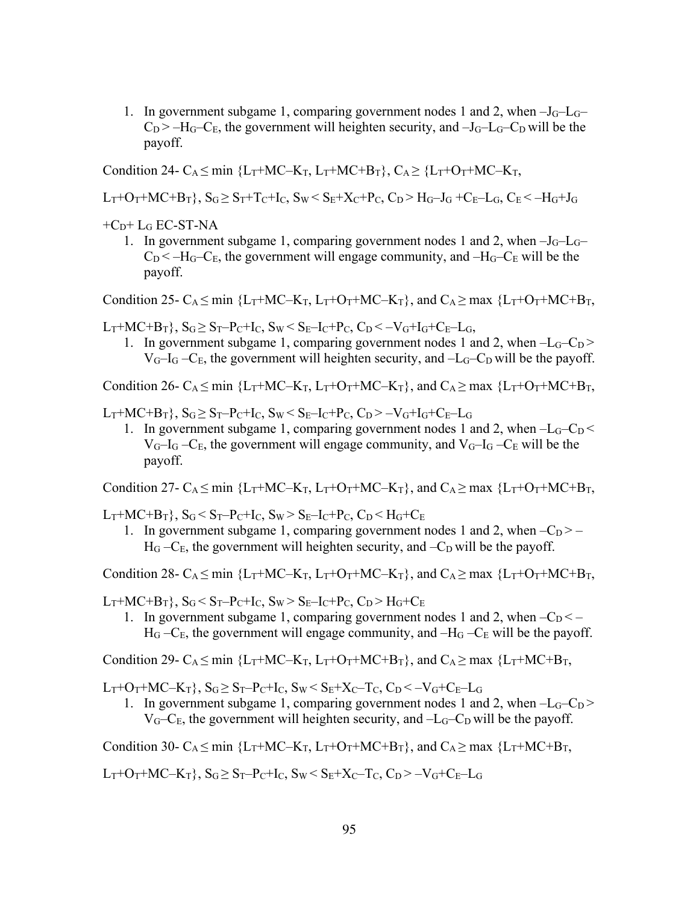1. In government subgame 1, comparing government nodes 1 and 2, when $–J_G–L_G–C_D > –H_G–C_E$, the government will heighten security, and $–J_G–L_G–C_D$ will be the payoff.

Condition 24- $C_A \leq \min \{L_T+MC–K_T, L_T+MC+B_T\}$, $C_A \geq \{L_T+O_T+MC–K_T, L_T+O_T+MC+B_T\}$, $S_G \geq S_T+T_C+I_C$, $S_W < S_E+X_C+P_C$, $C_D > H_G–J_G +C_E–L_G$, $C_E < –H_G+J_G +C_D+ L_G$ EC-ST-NA

1. In government subgame 1, comparing government nodes 1 and 2, when $–J_G–L_G–C_D < –H_G–C_E$, the government will engage community, and $–H_G–C_E$ will be the payoff.

Condition 25- $C_A \leq \min \{L_T+MC–K_T, L_T+O_T+MC–K_T\}$, and $C_A \geq \max \{L_T+O_T+MC+B_T, L_T+MC+B_T\}$, $S_G \geq S_T–P_C+I_C$, $S_W < S_E–I_C+P_C$, $C_D < –V_G+I_G+C_E–L_G$,

1. In government subgame 1, comparing government nodes 1 and 2, when $–L_G–C_D > V_G–I_G –C_E$, the government will heighten security, and $–L_G–C_D$ will be the payoff.

Condition 26- $C_A \leq \min \{L_T+MC–K_T, L_T+O_T+MC–K_T\}$, and $C_A \geq \max \{L_T+O_T+MC+B_T, L_T+MC+B_T\}$, $S_G \geq S_T–P_C+I_C$, $S_W < S_E–I_C+P_C$, $C_D > –V_G+I_G+C_E–L_G$

1. In government subgame 1, comparing government nodes 1 and 2, when $–L_G–C_D < V_G–I_G –C_E$, the government will engage community, and $V_G–I_G –C_E$ will be the payoff.

Condition 27- $C_A \leq \min \{L_T+MC–K_T, L_T+O_T+MC–K_T\}$, and $C_A \geq \max \{L_T+O_T+MC+B_T, L_T+MC+B_T\}$, $S_G < S_T–P_C+I_C$, $S_W > S_E–I_C+P_C$, $C_D < H_G+C_E$

1. In government subgame 1, comparing government nodes 1 and 2, when $–C_D > –H_G –C_E$, the government will heighten security, and $–C_D$ will be the payoff.

Condition 28- $C_A \leq \min \{L_T+MC–K_T, L_T+O_T+MC–K_T\}$, and $C_A \geq \max \{L_T+O_T+MC+B_T, L_T+MC+B_T\}$, $S_G < S_T–P_C+I_C$, $S_W > S_E–I_C+P_C$, $C_D > H_G+C_E$

1. In government subgame 1, comparing government nodes 1 and 2, when $–C_D < –H_G –C_E$, the government will engage community, and $–H_G –C_E$ will be the payoff.

Condition 29- $C_A \leq \min \{L_T+MC–K_T, L_T+O_T+MC+B_T\}$, and $C_A \geq \max \{L_T+MC+B_T, L_T+O_T+MC–K_T\}$, $S_G \geq S_T–P_C+I_C$, $S_W < S_E+X_C–T_C$, $C_D < –V_G+C_E–L_G$

1. In government subgame 1, comparing government nodes 1 and 2, when $–L_G–C_D > V_G–C_E$, the government will heighten security, and $–L_G–C_D$ will be the payoff.

Condition 30- $C_A \leq \min \{L_T+MC–K_T, L_T+O_T+MC+B_T\}$, and $C_A \geq \max \{L_T+MC+B_T, L_T+O_T+MC–K_T\}$, $S_G \geq S_T–P_C+I_C$, $S_W < S_E+X_C–T_C$, $C_D > –V_G+C_E–L_G$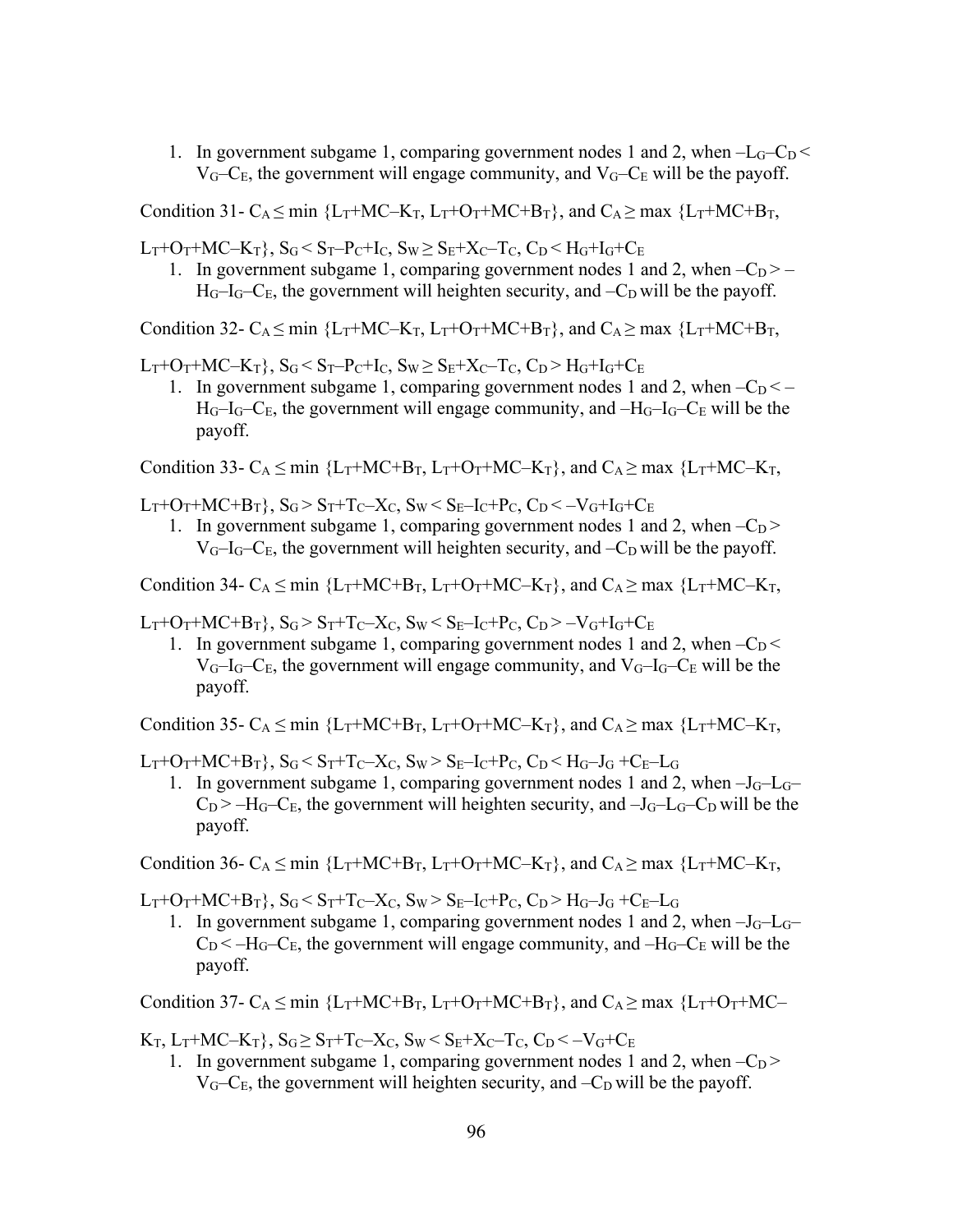1. In government subgame 1, comparing government nodes 1 and 2, when $-L_G-C_D < V_G-C_E$, the government will engage community, and $V_G-C_E$ will be the payoff.

Condition 31- $C_A \leq \min\{L_T+MC-K_T, L_T+O_T+MC+B_T\}$, and $C_A \geq \max\{L_T+MC+B_T, L_T+O_T+MC-K_T\}$, $S_G < S_T-P_C+I_C$, $S_W \geq S_E+X_C-T_C$, $C_D < H_G+I_G+C_E$

1. In government subgame 1, comparing government nodes 1 and 2, when $-C_D > -H_G-I_G-C_E$, the government will heighten security, and $-C_D$ will be the payoff.

Condition 32- $C_A \leq \min\{L_T+MC-K_T, L_T+O_T+MC+B_T\}$, and $C_A \geq \max\{L_T+MC+B_T, L_T+O_T+MC-K_T\}$, $S_G < S_T-P_C+I_C$, $S_W \geq S_E+X_C-T_C$, $C_D > H_G+I_G+C_E$

1. In government subgame 1, comparing government nodes 1 and 2, when $-C_D < -H_G-I_G-C_E$, the government will engage community, and $-H_G-I_G-C_E$ will be the payoff.

Condition 33- $C_A \leq \min\{L_T+MC+B_T, L_T+O_T+MC-K_T\}$, and $C_A \geq \max\{L_T+MC-K_T, L_T+O_T+MC+B_T\}$, $S_G > S_T+T_C-X_C$, $S_W < S_E-I_C+P_C$, $C_D < -V_G+I_G+C_E$

1. In government subgame 1, comparing government nodes 1 and 2, when $-C_D > V_G-I_G-C_E$, the government will heighten security, and $-C_D$ will be the payoff.

Condition 34- $C_A \leq \min\{L_T+MC+B_T, L_T+O_T+MC-K_T\}$, and $C_A \geq \max\{L_T+MC-K_T, L_T+O_T+MC+B_T\}$, $S_G > S_T+T_C-X_C$, $S_W < S_E-I_C+P_C$, $C_D > -V_G+I_G+C_E$

1. In government subgame 1, comparing government nodes 1 and 2, when $-C_D < V_G-I_G-C_E$, the government will engage community, and $V_G-I_G-C_E$ will be the payoff.

Condition 35- $C_A \leq \min\{L_T+MC+B_T, L_T+O_T+MC-K_T\}$, and $C_A \geq \max\{L_T+MC-K_T, L_T+O_T+MC+B_T\}$, $S_G < S_T+T_C-X_C$, $S_W > S_E-I_C+P_C$, $C_D < H_G-J_G+C_E-L_G$

1. In government subgame 1, comparing government nodes 1 and 2, when $-J_G-L_G-C_D > -H_G-C_E$, the government will heighten security, and $-J_G-L_G-C_D$ will be the payoff.

Condition 36- $C_A \leq \min\{L_T+MC+B_T, L_T+O_T+MC-K_T\}$, and $C_A \geq \max\{L_T+MC-K_T, L_T+O_T+MC+B_T\}$, $S_G < S_T+T_C-X_C$, $S_W > S_E-I_C+P_C$, $C_D > H_G-J_G+C_E-L_G$

1. In government subgame 1, comparing government nodes 1 and 2, when $-J_G-L_G-C_D < -H_G-C_E$, the government will engage community, and $-H_G-C_E$ will be the payoff.

Condition 37- $C_A \leq \min\{L_T+MC+B_T, L_T+O_T+MC+B_T\}$, and $C_A \geq \max\{L_T+O_T+MC-K_T, L_T+MC-K_T\}$, $S_G \geq S_T+T_C-X_C$, $S_W < S_E+X_C-T_C$, $C_D < -V_G+C_E$

1. In government subgame 1, comparing government nodes 1 and 2, when $-C_D > V_G-C_E$, the government will heighten security, and $-C_D$ will be the payoff.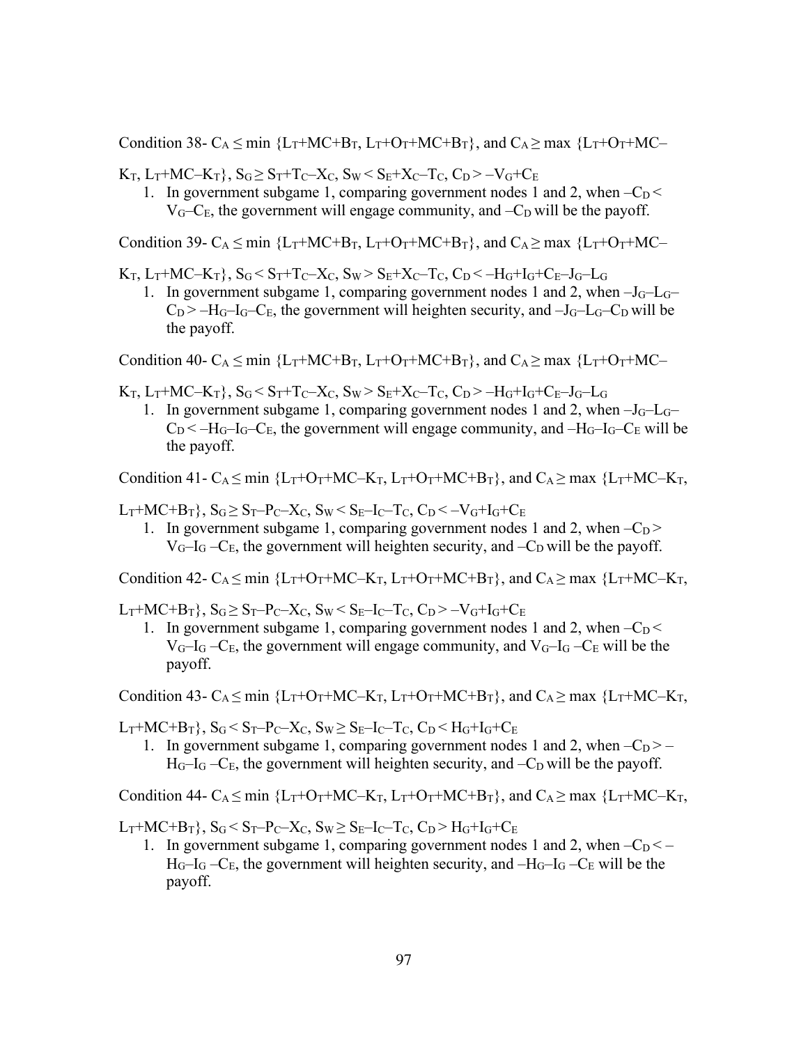Condition 38- $C_A \leq \min \{L_T+MC+B_T, L_T+O_T+MC+B_T\}$, and $C_A \geq \max \{L_T+O_T+MC–K_T, L_T+MC–K_T\}$, $S_G \geq S_T+T_C–X_C$, $S_W < S_E+X_C–T_C$, $C_D > –V_G+C_E$

1. In government subgame 1, comparing government nodes 1 and 2, when $–C_D < V_G–C_E$, the government will engage community, and $–C_D$ will be the payoff.

Condition 39- $C_A \leq \min \{L_T+MC+B_T, L_T+O_T+MC+B_T\}$, and $C_A \geq \max \{L_T+O_T+MC–K_T, L_T+MC–K_T\}$, $S_G < S_T+T_C–X_C$, $S_W > S_E+X_C–T_C$, $C_D < –H_G+I_G+C_E–J_G–L_G$

1. In government subgame 1, comparing government nodes 1 and 2, when $–J_G–L_G–C_D > –H_G–I_G–C_E$, the government will heighten security, and $–J_G–L_G–C_D$ will be the payoff.

Condition 40- $C_A \leq \min \{L_T+MC+B_T, L_T+O_T+MC+B_T\}$, and $C_A \geq \max \{L_T+O_T+MC–K_T, L_T+MC–K_T\}$, $S_G < S_T+T_C–X_C$, $S_W > S_E+X_C–T_C$, $C_D > –H_G+I_G+C_E–J_G–L_G$

1. In government subgame 1, comparing government nodes 1 and 2, when $–J_G–L_G–C_D < –H_G–I_G–C_E$, the government will engage community, and $–H_G–I_G–C_E$ will be the payoff.

Condition 41- $C_A \leq \min \{L_T+O_T+MC–K_T, L_T+O_T+MC+B_T\}$, and $C_A \geq \max \{L_T+MC–K_T, L_T+MC+B_T\}$, $S_G \geq S_T–P_C–X_C$, $S_W < S_E–I_C–T_C$, $C_D < –V_G+I_G+C_E$

1. In government subgame 1, comparing government nodes 1 and 2, when $–C_D > V_G–I_G –C_E$, the government will heighten security, and $–C_D$ will be the payoff.

Condition 42- $C_A \leq \min \{L_T+O_T+MC–K_T, L_T+O_T+MC+B_T\}$, and $C_A \geq \max \{L_T+MC–K_T, L_T+MC+B_T\}$, $S_G \geq S_T–P_C–X_C$, $S_W < S_E–I_C–T_C$, $C_D > –V_G+I_G+C_E$

1. In government subgame 1, comparing government nodes 1 and 2, when $–C_D < V_G–I_G –C_E$, the government will engage community, and $V_G–I_G –C_E$ will be the payoff.

Condition 43- $C_A \leq \min \{L_T+O_T+MC–K_T, L_T+O_T+MC+B_T\}$, and $C_A \geq \max \{L_T+MC–K_T, L_T+MC+B_T\}$, $S_G < S_T–P_C–X_C$, $S_W \geq S_E–I_C–T_C$, $C_D < H_G+I_G+C_E$

1. In government subgame 1, comparing government nodes 1 and 2, when $–C_D > –H_G–I_G –C_E$, the government will heighten security, and $–C_D$ will be the payoff.

Condition 44- $C_A \leq \min \{L_T+O_T+MC–K_T, L_T+O_T+MC+B_T\}$, and $C_A \geq \max \{L_T+MC–K_T, L_T+MC+B_T\}$, $S_G < S_T–P_C–X_C$, $S_W \geq S_E–I_C–T_C$, $C_D > H_G+I_G+C_E$

1. In government subgame 1, comparing government nodes 1 and 2, when $–C_D < –H_G–I_G –C_E$, the government will heighten security, and $–H_G–I_G –C_E$ will be the payoff.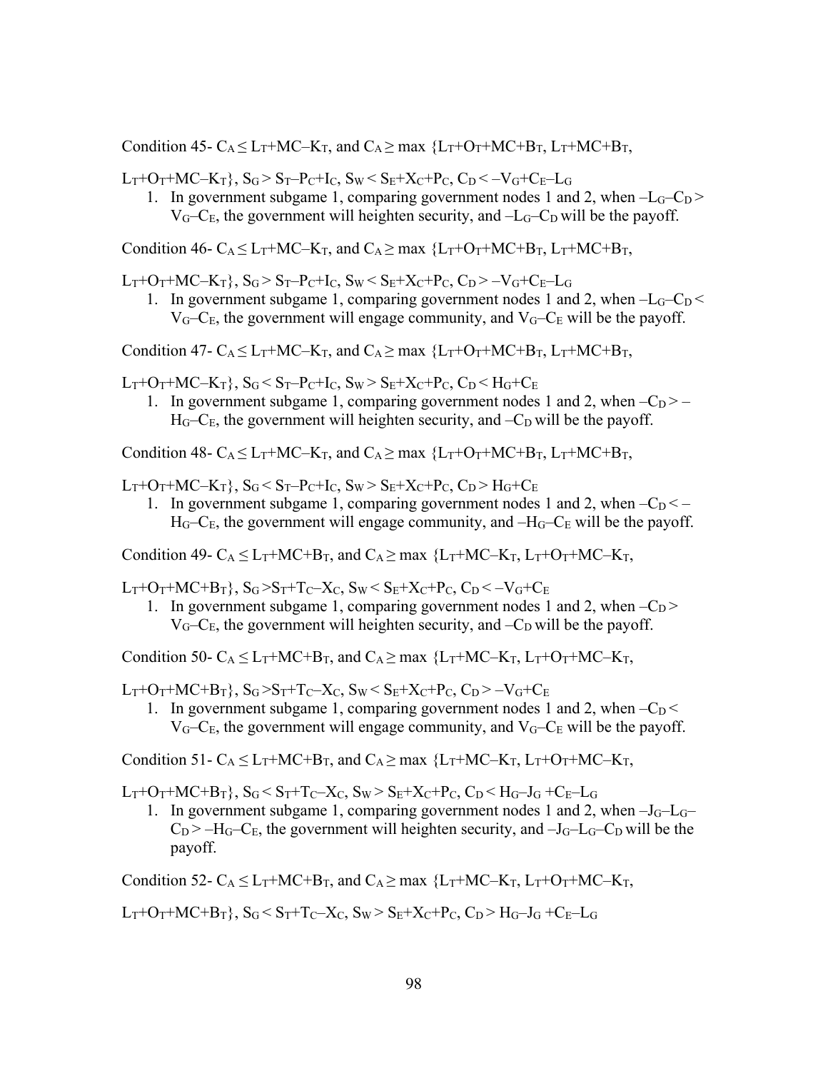Condition 45- $C_A \leq L_T+MC-K_T$, and $C_A \geq \max \{L_T+O_T+MC+B_T, L_T+MC+B_T,$

$L_T+O_T+MC-K_T\}$, $S_G > S_T-P_C+I_C$, $S_W < S_E+X_C+P_C$, $C_D < -V_G+C_E-L_G$

1. In government subgame 1, comparing government nodes 1 and 2, when $-L_G-C_D > V_G-C_E$, the government will heighten security, and $-L_G-C_D$ will be the payoff.

Condition 46- $C_A \leq L_T+MC-K_T$, and $C_A \geq \max \{L_T+O_T+MC+B_T, L_T+MC+B_T,$

$L_T+O_T+MC-K_T\}$, $S_G > S_T-P_C+I_C$, $S_W < S_E+X_C+P_C$, $C_D > -V_G+C_E-L_G$

1. In government subgame 1, comparing government nodes 1 and 2, when $-L_G-C_D < V_G-C_E$, the government will engage community, and $V_G-C_E$ will be the payoff.

Condition 47- $C_A \leq L_T+MC-K_T$, and $C_A \geq \max \{L_T+O_T+MC+B_T, L_T+MC+B_T,$

$L_T+O_T+MC-K_T\}$, $S_G < S_T-P_C+I_C$, $S_W > S_E+X_C+P_C$, $C_D < H_G+C_E$

1. In government subgame 1, comparing government nodes 1 and 2, when $-C_D > -H_G-C_E$, the government will heighten security, and $-C_D$ will be the payoff.

Condition 48- $C_A \leq L_T+MC-K_T$, and $C_A \geq \max \{L_T+O_T+MC+B_T, L_T+MC+B_T,$

$L_T+O_T+MC-K_T\}$, $S_G < S_T-P_C+I_C$, $S_W > S_E+X_C+P_C$, $C_D > H_G+C_E$

1. In government subgame 1, comparing government nodes 1 and 2, when $-C_D < -H_G-C_E$, the government will engage community, and $-H_G-C_E$ will be the payoff.

Condition 49- $C_A \leq L_T+MC+B_T$, and $C_A \geq \max \{L_T+MC-K_T, L_T+O_T+MC-K_T,$

$L_T+O_T+MC+B_T\}$, $S_G > S_T+T_C-X_C$, $S_W < S_E+X_C+P_C$, $C_D < -V_G+C_E$

1. In government subgame 1, comparing government nodes 1 and 2, when $-C_D > V_G-C_E$, the government will heighten security, and $-C_D$ will be the payoff.

Condition 50- $C_A \leq L_T+MC+B_T$, and $C_A \geq \max \{L_T+MC-K_T, L_T+O_T+MC-K_T,$

$L_T+O_T+MC+B_T\}$, $S_G > S_T+T_C-X_C$, $S_W < S_E+X_C+P_C$, $C_D > -V_G+C_E$

1. In government subgame 1, comparing government nodes 1 and 2, when $-C_D < V_G-C_E$, the government will engage community, and $V_G-C_E$ will be the payoff.

Condition 51- $C_A \leq L_T+MC+B_T$, and $C_A \geq \max \{L_T+MC-K_T, L_T+O_T+MC-K_T,$

$L_T+O_T+MC+B_T\}$, $S_G < S_T+T_C-X_C$, $S_W > S_E+X_C+P_C$, $C_D < H_G-J_G+C_E-L_G$

1. In government subgame 1, comparing government nodes 1 and 2, when $-J_G-L_G-C_D > -H_G-C_E$, the government will heighten security, and $-J_G-L_G-C_D$ will be the payoff.

Condition 52- $C_A \leq L_T+MC+B_T$, and $C_A \geq \max \{L_T+MC-K_T, L_T+O_T+MC-K_T,$

$L_T+O_T+MC+B_T\}$, $S_G < S_T+T_C-X_C$, $S_W > S_E+X_C+P_C$, $C_D > H_G-J_G+C_E-L_G$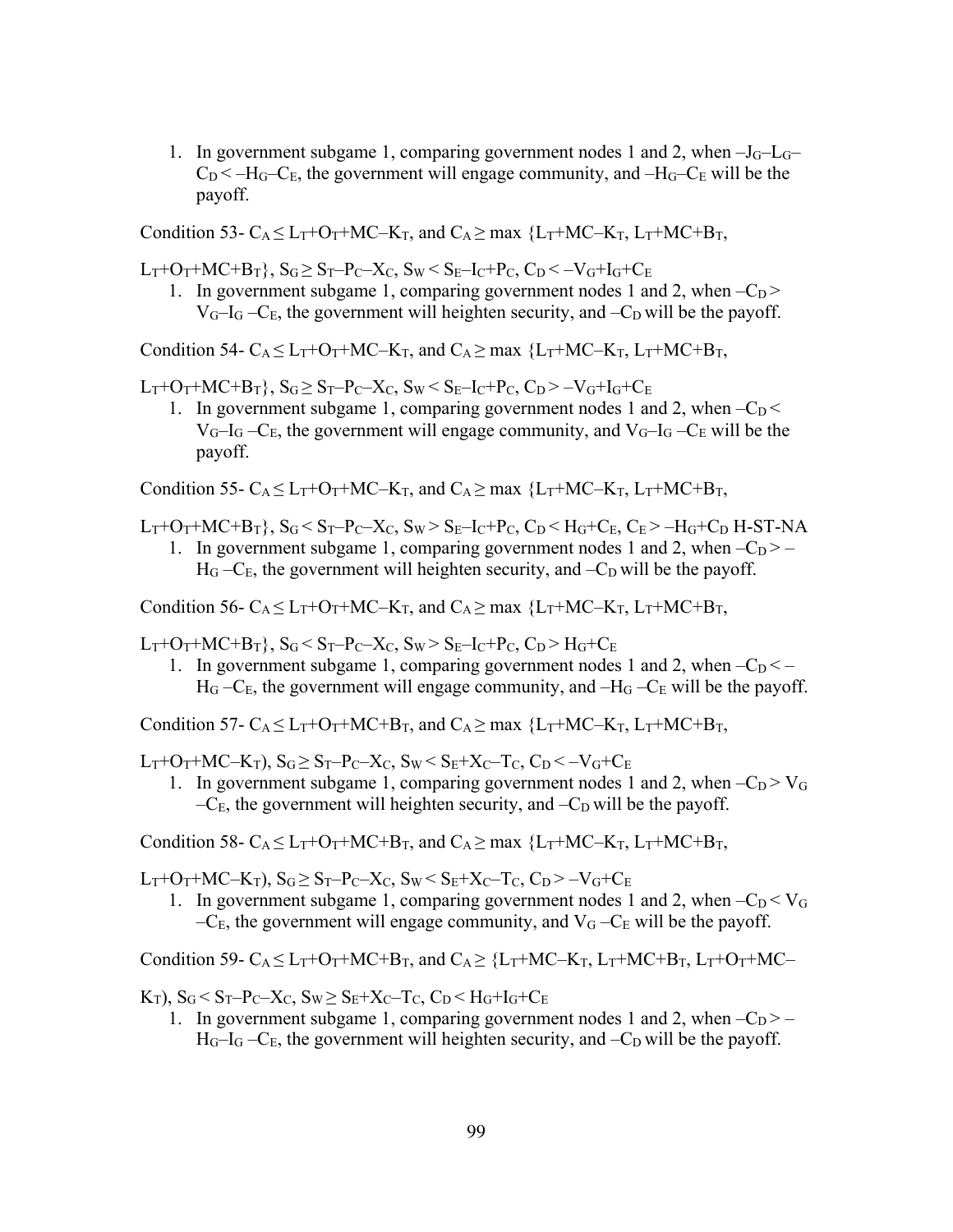1. In government subgame 1, comparing government nodes 1 and 2, when $-J_G-L_G-C_D < -H_G-C_E$, the government will engage community, and $-H_G-C_E$ will be the payoff.

Condition 53- $C_A \leq L_T+O_T+MC-K_T$, and $C_A \geq \max \{L_T+MC-K_T, L_T+MC+B_T, L_T+O_T+MC+B_T\}$, $S_G \geq S_T-P_C-X_C$, $S_W < S_E-I_C+P_C$, $C_D < -V_G+I_G+C_E$

1. In government subgame 1, comparing government nodes 1 and 2, when $-C_D > V_G-I_G-C_E$, the government will heighten security, and $-C_D$ will be the payoff.

Condition 54- $C_A \leq L_T+O_T+MC-K_T$, and $C_A \geq \max \{L_T+MC-K_T, L_T+MC+B_T, L_T+O_T+MC+B_T\}$, $S_G \geq S_T-P_C-X_C$, $S_W < S_E-I_C+P_C$, $C_D > -V_G+I_G+C_E$

1. In government subgame 1, comparing government nodes 1 and 2, when $-C_D < V_G-I_G-C_E$, the government will engage community, and $V_G-I_G-C_E$ will be the payoff.

Condition 55- $C_A \leq L_T+O_T+MC-K_T$, and $C_A \geq \max \{L_T+MC-K_T, L_T+MC+B_T, L_T+O_T+MC+B_T\}$, $S_G < S_T-P_C-X_C$, $S_W > S_E-I_C+P_C$, $C_D < H_G+C_E$, $C_E > -H_G+C_D$ H-ST-NA

1. In government subgame 1, comparing government nodes 1 and 2, when $-C_D > -H_G-C_E$, the government will heighten security, and $-C_D$ will be the payoff.

Condition 56- $C_A \leq L_T+O_T+MC-K_T$, and $C_A \geq \max \{L_T+MC-K_T, L_T+MC+B_T, L_T+O_T+MC+B_T\}$, $S_G < S_T-P_C-X_C$, $S_W > S_E-I_C+P_C$, $C_D > H_G+C_E$

1. In government subgame 1, comparing government nodes 1 and 2, when $-C_D < -H_G-C_E$, the government will engage community, and $-H_G-C_E$ will be the payoff.

Condition 57- $C_A \leq L_T+O_T+MC+B_T$, and $C_A \geq \max \{L_T+MC-K_T, L_T+MC+B_T, L_T+O_T+MC-K_T)$, $S_G \geq S_T-P_C-X_C$, $S_W < S_E+X_C-T_C$, $C_D < -V_G+C_E$

1. In government subgame 1, comparing government nodes 1 and 2, when $-C_D > V_G-C_E$, the government will heighten security, and $-C_D$ will be the payoff.

Condition 58- $C_A \leq L_T+O_T+MC+B_T$, and $C_A \geq \max \{L_T+MC-K_T, L_T+MC+B_T, L_T+O_T+MC-K_T)$, $S_G \geq S_T-P_C-X_C$, $S_W < S_E+X_C-T_C$, $C_D > -V_G+C_E$

1. In government subgame 1, comparing government nodes 1 and 2, when $-C_D < V_G-C_E$, the government will engage community, and $V_G-C_E$ will be the payoff.

Condition 59- $C_A \leq L_T+O_T+MC+B_T$, and $C_A \geq \{L_T+MC-K_T, L_T+MC+B_T, L_T+O_T+MC-K_T)$, $S_G < S_T-P_C-X_C$, $S_W \geq S_E+X_C-T_C$, $C_D < H_G+I_G+C_E$

1. In government subgame 1, comparing government nodes 1 and 2, when $-C_D > -H_G-I_G-C_E$, the government will heighten security, and $-C_D$ will be the payoff.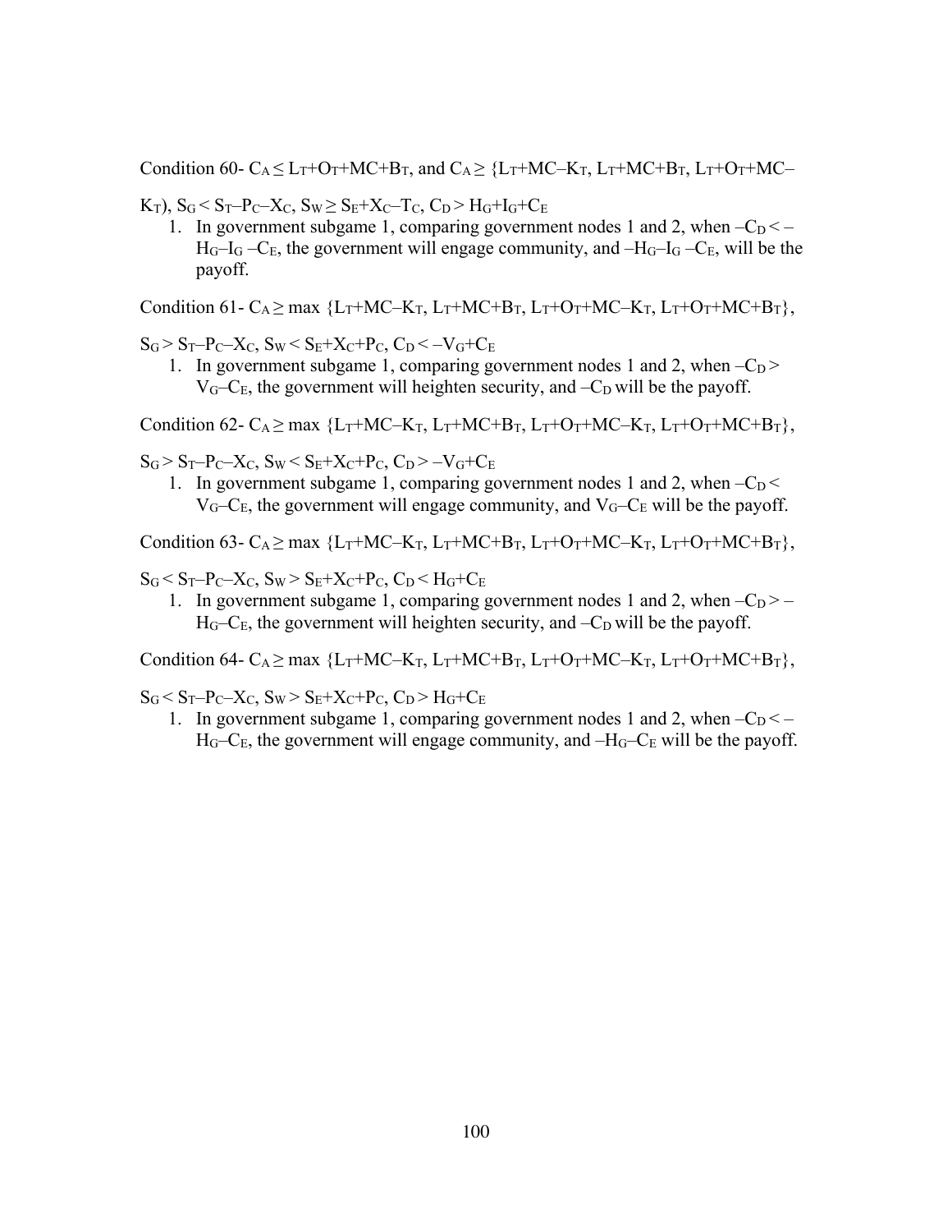Condition 60- $C_A \leq L_T+O_T+MC+B_T$, and $C_A \geq \{L_T+MC–K_T, L_T+MC+B_T, L_T+O_T+MC–K_T)$, $S_G < S_T–P_C–X_C$, $S_W \geq S_E+X_C–T_C$, $C_D > H_G+I_G+C_E$

1. In government subgame 1, comparing government nodes 1 and 2, when $–C_D < –H_G–I_G –C_E$, the government will engage community, and $–H_G–I_G –C_E$, will be the payoff.

Condition 61- $C_A \geq \max \{L_T+MC–K_T, L_T+MC+B_T, L_T+O_T+MC–K_T, L_T+O_T+MC+B_T\}$, $S_G > S_T–P_C–X_C$, $S_W < S_E+X_C+P_C$, $C_D < –V_G+C_E$

1. In government subgame 1, comparing government nodes 1 and 2, when $–C_D > V_G–C_E$, the government will heighten security, and $–C_D$ will be the payoff.

Condition 62- $C_A \geq \max \{L_T+MC–K_T, L_T+MC+B_T, L_T+O_T+MC–K_T, L_T+O_T+MC+B_T\}$, $S_G > S_T–P_C–X_C$, $S_W < S_E+X_C+P_C$, $C_D > –V_G+C_E$

1. In government subgame 1, comparing government nodes 1 and 2, when $–C_D < V_G–C_E$, the government will engage community, and $V_G–C_E$ will be the payoff.

Condition 63- $C_A \geq \max \{L_T+MC–K_T, L_T+MC+B_T, L_T+O_T+MC–K_T, L_T+O_T+MC+B_T\}$, $S_G < S_T–P_C–X_C$, $S_W > S_E+X_C+P_C$, $C_D < H_G+C_E$

1. In government subgame 1, comparing government nodes 1 and 2, when $–C_D > –H_G–C_E$, the government will heighten security, and $–C_D$ will be the payoff.

Condition 64- $C_A \geq \max \{L_T+MC–K_T, L_T+MC+B_T, L_T+O_T+MC–K_T, L_T+O_T+MC+B_T\}$, $S_G < S_T–P_C–X_C$, $S_W > S_E+X_C+P_C$, $C_D > H_G+C_E$

1. In government subgame 1, comparing government nodes 1 and 2, when $–C_D < –H_G–C_E$, the government will engage community, and $–H_G–C_E$ will be the payoff.